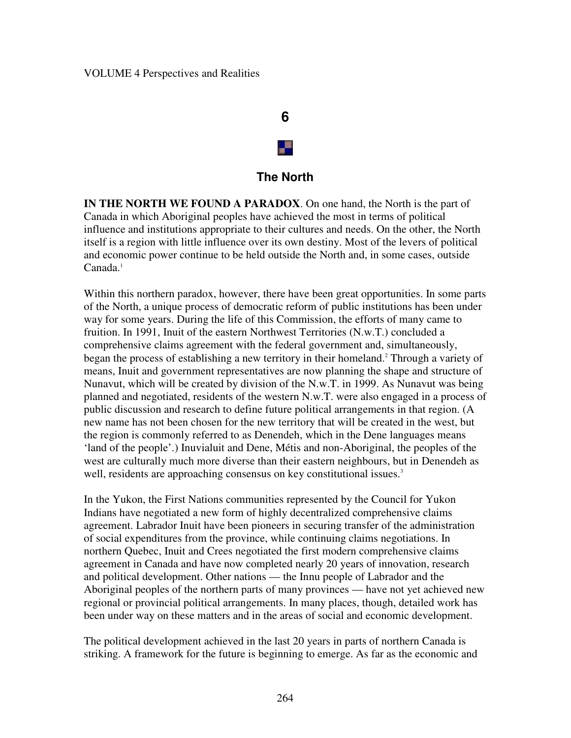VOLUME 4 Perspectives and Realities

# 6

# The North

**IN THE NORTH WE FOUND A PARADOX**. On one hand, the North is the part of Canada in which Aboriginal peoples have achieved the most in terms of political influence and institutions appropriate to their cultures and needs. On the other, the North itself is a region with little influence over its own destiny. Most of the levers of political and economic power continue to be held outside the North and, in some cases, outside Canada.[1]

Within this northern paradox, however, there have been great opportunities. In some parts of the North, a unique process of democratic reform of public institutions has been under way for some years. During the life of this Commission, the efforts of many came to fruition. In 1991, Inuit of the eastern Northwest Territories (N.w.T.) concluded a comprehensive claims agreement with the federal government and, simultaneously, began the process of establishing a new territory in their homeland.[2] Through a variety of means, Inuit and government representatives are now planning the shape and structure of Nunavut, which will be created by division of the N.w.T. in 1999. As Nunavut was being planned and negotiated, residents of the western N.w.T. were also engaged in a process of public discussion and research to define future political arrangements in that region. (A new name has not been chosen for the new territory that will be created in the west, but the region is commonly referred to as Denendeh, which in the Dene languages means 'land of the people'.) Inuvialuit and Dene, Métis and non-Aboriginal, the peoples of the west are culturally much more diverse than their eastern neighbours, but in Denendeh as well, residents are approaching consensus on key constitutional issues.[3]

In the Yukon, the First Nations communities represented by the Council for Yukon Indians have negotiated a new form of highly decentralized comprehensive claims agreement. Labrador Inuit have been pioneers in securing transfer of the administration of social expenditures from the province, while continuing claims negotiations. In northern Quebec, Inuit and Crees negotiated the first modern comprehensive claims agreement in Canada and have now completed nearly 20 years of innovation, research and political development. Other nations — the Innu people of Labrador and the Aboriginal peoples of the northern parts of many provinces — have not yet achieved new regional or provincial political arrangements. In many places, though, detailed work has been under way on these matters and in the areas of social and economic development.

The political development achieved in the last 20 years in parts of northern Canada is striking. A framework for the future is beginning to emerge. As far as the economic and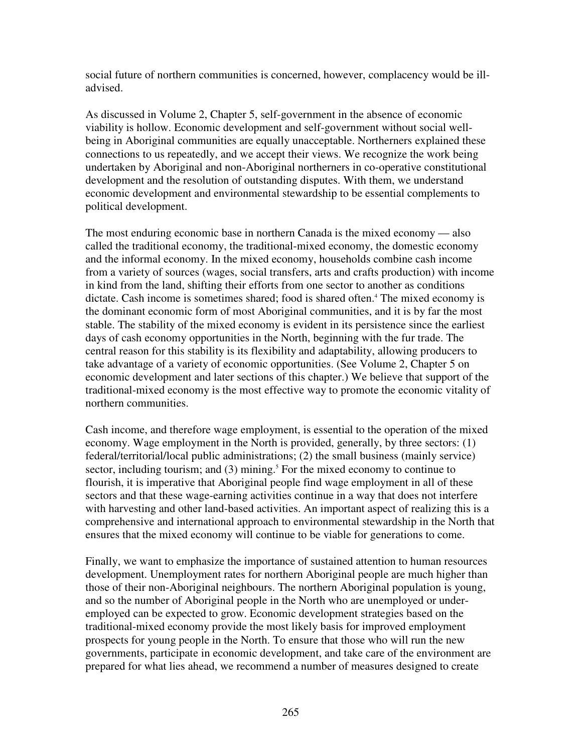social future of northern communities is concerned, however, complacency would be ill-advised.

As discussed in Volume 2, Chapter 5, self-government in the absence of economic viability is hollow. Economic development and self-government without social well-being in Aboriginal communities are equally unacceptable. Northerners explained these connections to us repeatedly, and we accept their views. We recognize the work being undertaken by Aboriginal and non-Aboriginal northerners in co-operative constitutional development and the resolution of outstanding disputes. With them, we understand economic development and environmental stewardship to be essential complements to political development.

The most enduring economic base in northern Canada is the mixed economy — also called the traditional economy, the traditional-mixed economy, the domestic economy and the informal economy. In the mixed economy, households combine cash income from a variety of sources (wages, social transfers, arts and crafts production) with income in kind from the land, shifting their efforts from one sector to another as conditions dictate. Cash income is sometimes shared; food is shared often.[4] The mixed economy is the dominant economic form of most Aboriginal communities, and it is by far the most stable. The stability of the mixed economy is evident in its persistence since the earliest days of cash economy opportunities in the North, beginning with the fur trade. The central reason for this stability is its flexibility and adaptability, allowing producers to take advantage of a variety of economic opportunities. (See Volume 2, Chapter 5 on economic development and later sections of this chapter.) We believe that support of the traditional-mixed economy is the most effective way to promote the economic vitality of northern communities.

Cash income, and therefore wage employment, is essential to the operation of the mixed economy. Wage employment in the North is provided, generally, by three sectors: (1) federal/territorial/local public administrations; (2) the small business (mainly service) sector, including tourism; and (3) mining.[5] For the mixed economy to continue to flourish, it is imperative that Aboriginal people find wage employment in all of these sectors and that these wage-earning activities continue in a way that does not interfere with harvesting and other land-based activities. An important aspect of realizing this is a comprehensive and international approach to environmental stewardship in the North that ensures that the mixed economy will continue to be viable for generations to come.

Finally, we want to emphasize the importance of sustained attention to human resources development. Unemployment rates for northern Aboriginal people are much higher than those of their non-Aboriginal neighbours. The northern Aboriginal population is young, and so the number of Aboriginal people in the North who are unemployed or under-employed can be expected to grow. Economic development strategies based on the traditional-mixed economy provide the most likely basis for improved employment prospects for young people in the North. To ensure that those who will run the new governments, participate in economic development, and take care of the environment are prepared for what lies ahead, we recommend a number of measures designed to create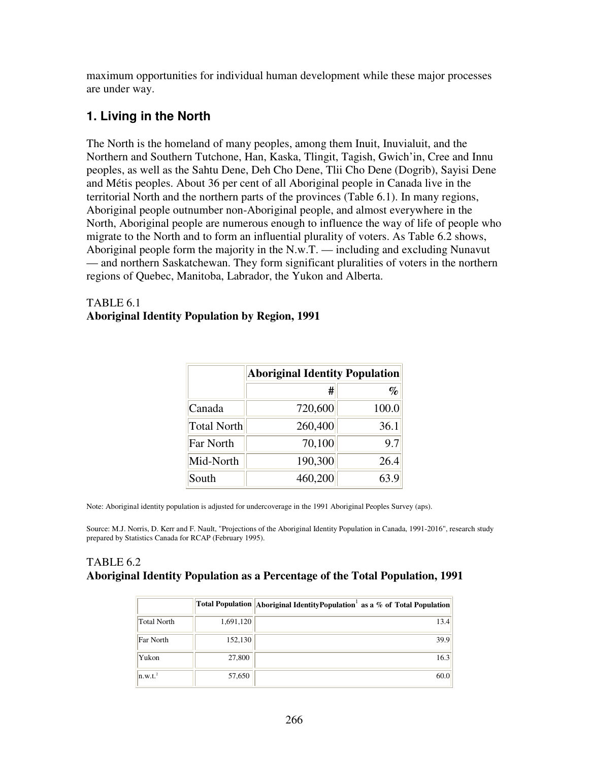maximum opportunities for individual human development while these major processes are under way.

## 1. Living in the North

The North is the homeland of many peoples, among them Inuit, Inuvialuit, and the Northern and Southern Tutchone, Han, Kaska, Tlingit, Tagish, Gwich'in, Cree and Innu peoples, as well as the Sahtu Dene, Deh Cho Dene, Tlii Cho Dene (Dogrib), Sayisi Dene and Métis peoples. About 36 per cent of all Aboriginal people in Canada live in the territorial North and the northern parts of the provinces (Table 6.1). In many regions, Aboriginal people outnumber non-Aboriginal people, and almost everywhere in the North, Aboriginal people are numerous enough to influence the way of life of people who migrate to the North and to form an influential plurality of voters. As Table 6.2 shows, Aboriginal people form the majority in the N.w.T. — including and excluding Nunavut — and northern Saskatchewan. They form significant pluralities of voters in the northern regions of Quebec, Manitoba, Labrador, the Yukon and Alberta.

TABLE 6.1
**Aboriginal Identity Population by Region, 1991**

| | **Aboriginal Identity Population** | |
|---|---|---|
| | **#** | **%** |
| Canada | 720,600 | 100.0 |
| Total North | 260,400 | 36.1 |
| Far North | 70,100 | 9.7 |
| Mid-North | 190,300 | 26.4 |
| South | 460,200 | 63.9 |

Note: Aboriginal identity population is adjusted for undercoverage in the 1991 Aboriginal Peoples Survey (aps).

Source: M.J. Norris, D. Kerr and F. Nault, "Projections of the Aboriginal Identity Population in Canada, 1991-2016", research study prepared by Statistics Canada for RCAP (February 1995).

TABLE 6.2
**Aboriginal Identity Population as a Percentage of the Total Population, 1991**

| | **Total Population** | **Aboriginal IdentityPopulation[1] as a % of Total Population** |
|---|---|---|
| Total North | 1,691,120 | 13.4 |
| Far North | 152,130 | 39.9 |
| Yukon | 27,800 | 16.3 |
| n.w.t.[2] | 57,650 | 60.0 |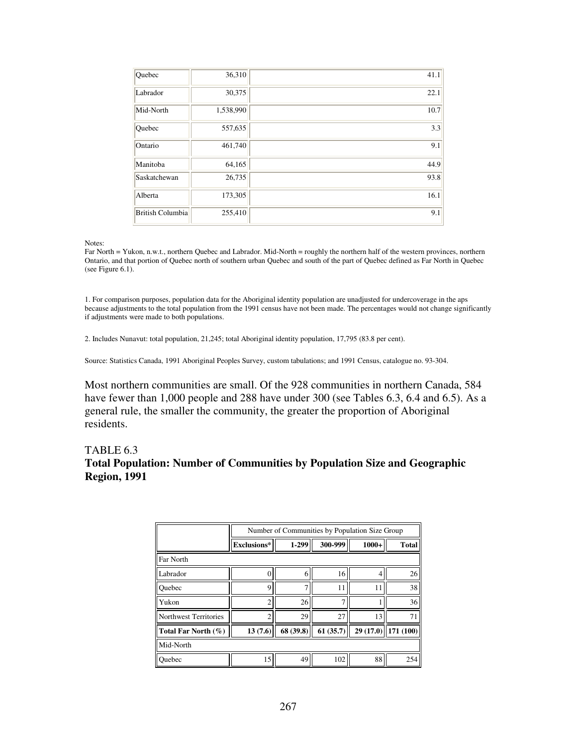| | | |
|---|---|---|
| Quebec | 36,310 | 41.1 |
| Labrador | 30,375 | 22.1 |
| Mid-North | 1,538,990 | 10.7 |
| Quebec | 557,635 | 3.3 |
| Ontario | 461,740 | 9.1 |
| Manitoba | 64,165 | 44.9 |
| Saskatchewan | 26,735 | 93.8 |
| Alberta | 173,305 | 16.1 |
| British Columbia | 255,410 | 9.1 |

Notes:
Far North = Yukon, n.w.t., northern Quebec and Labrador. Mid-North = roughly the northern half of the western provinces, northern Ontario, and that portion of Quebec north of southern urban Quebec and south of the part of Quebec defined as Far North in Quebec (see Figure 6.1).

1. For comparison purposes, population data for the Aboriginal identity population are unadjusted for undercoverage in the aps because adjustments to the total population from the 1991 census have not been made. The percentages would not change significantly if adjustments were made to both populations.

2. Includes Nunavut: total population, 21,245; total Aboriginal identity population, 17,795 (83.8 per cent).

Source: Statistics Canada, 1991 Aboriginal Peoples Survey, custom tabulations; and 1991 Census, catalogue no. 93-304.

Most northern communities are small. Of the 928 communities in northern Canada, 584 have fewer than 1,000 people and 288 have under 300 (see Tables 6.3, 6.4 and 6.5). As a general rule, the smaller the community, the greater the proportion of Aboriginal residents.

## TABLE 6.3
**Total Population: Number of Communities by Population Size and Geographic Region, 1991**

| | Number of Communities by Population Size Group | | | | |
|---|---|---|---|---|---|
| | **Exclusions*** | **1-299** | **300-999** | **1000+** | **Total** |
| Far North | | | | | |
| Labrador | 0 | 6 | 16 | 4 | 26 |
| Quebec | 9 | 7 | 11 | 11 | 38 |
| Yukon | 2 | 26 | 7 | 1 | 36 |
| Northwest Territories | 2 | 29 | 27 | 13 | 71 |
| **Total Far North (%)** | **13 (7.6)** | **68 (39.8)** | **61 (35.7)** | **29 (17.0)** | **171 (100)** |
| Mid-North | | | | | |
| Quebec | 15 | 49 | 102 | 88 | 254 |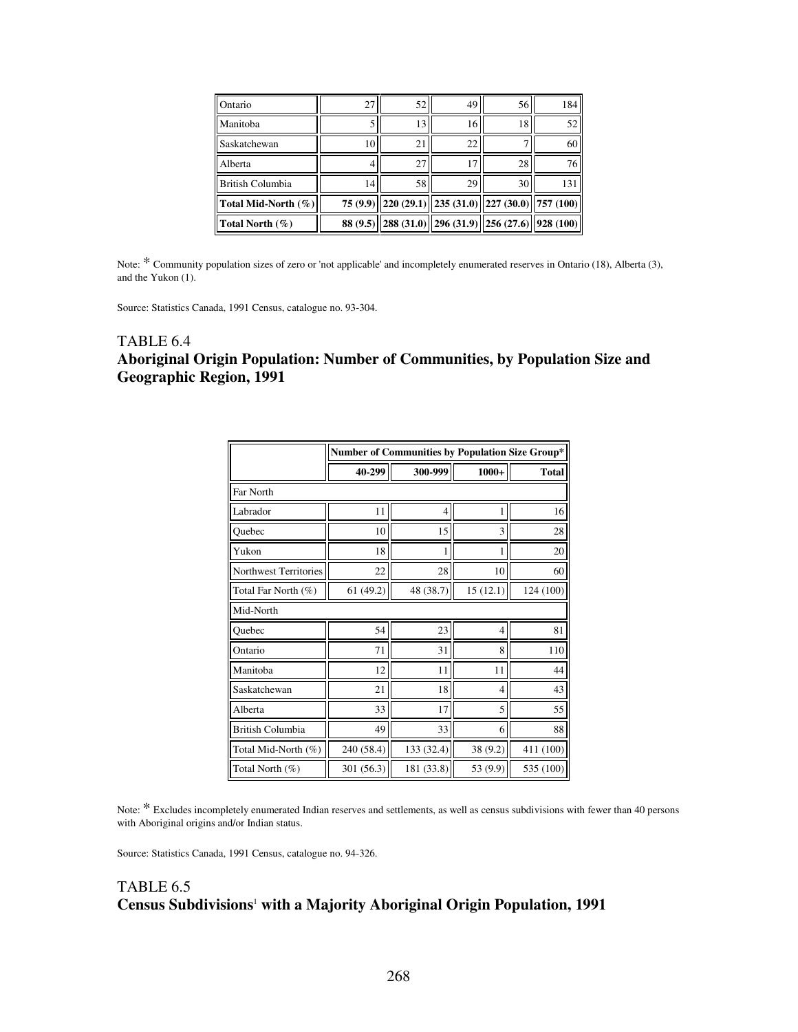| Ontario | 27 | 52 | 49 | 56 | 184 |
|---|---|---|---|---|---|
| Manitoba | 5 | 13 | 16 | 18 | 52 |
| Saskatchewan | 10 | 21 | 22 | 7 | 60 |
| Alberta | 4 | 27 | 17 | 28 | 76 |
| British Columbia | 14 | 58 | 29 | 30 | 131 |
| **Total Mid-North (%)** | **75 (9.9)** | **220 (29.1)** | **235 (31.0)** | **227 (30.0)** | **757 (100)** |
| **Total North (%)** | **88 (9.5)** | **288 (31.0)** | **296 (31.9)** | **256 (27.6)** | **928 (100)** |

Note: * Community population sizes of zero or 'not applicable' and incompletely enumerated reserves in Ontario (18), Alberta (3), and the Yukon (1).

Source: Statistics Canada, 1991 Census, catalogue no. 93-304.

## TABLE 6.4
## Aboriginal Origin Population: Number of Communities, by Population Size and Geographic Region, 1991

| | **Number of Communities by Population Size Group*** | | | |
|---|---|---|---|---|
| | **40-299** | **300-999** | **1000+** | **Total** |
| Far North | | | | |
| Labrador | 11 | 4 | 1 | 16 |
| Quebec | 10 | 15 | 3 | 28 |
| Yukon | 18 | 1 | 1 | 20 |
| Northwest Territories | 22 | 28 | 10 | 60 |
| Total Far North (%) | 61 (49.2) | 48 (38.7) | 15 (12.1) | 124 (100) |
| Mid-North | | | | |
| Quebec | 54 | 23 | 4 | 81 |
| Ontario | 71 | 31 | 8 | 110 |
| Manitoba | 12 | 11 | 11 | 44 |
| Saskatchewan | 21 | 18 | 4 | 43 |
| Alberta | 33 | 17 | 5 | 55 |
| British Columbia | 49 | 33 | 6 | 88 |
| Total Mid-North (%) | 240 (58.4) | 133 (32.4) | 38 (9.2) | 411 (100) |
| Total North (%) | 301 (56.3) | 181 (33.8) | 53 (9.9) | 535 (100) |

Note: * Excludes incompletely enumerated Indian reserves and settlements, as well as census subdivisions with fewer than 40 persons with Aboriginal origins and/or Indian status.

Source: Statistics Canada, 1991 Census, catalogue no. 94-326.

## TABLE 6.5
## Census Subdivisions[1] with a Majority Aboriginal Origin Population, 1991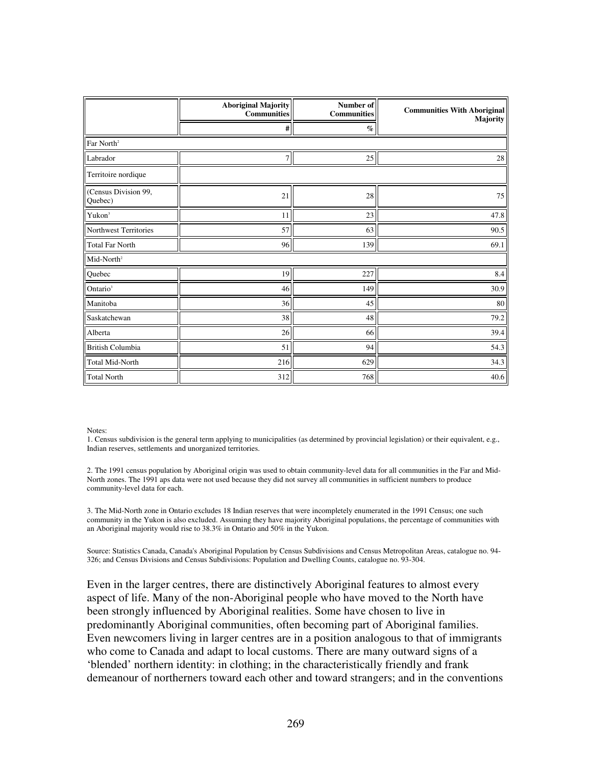| | Aboriginal Majority Communities | Number of Communities | Communities With Aboriginal Majority |
|---|---|---|---|
| | # | % | |
| Far North[2] | | | |
| Labrador | 7 | 25 | 28 |
| Territoire nordique | | | |
| (Census Division 99, Quebec) | 21 | 28 | 75 |
| Yukon[3] | 11 | 23 | 47.8 |
| Northwest Territories | 57 | 63 | 90.5 |
| Total Far North | 96 | 139 | 69.1 |
| Mid-North[2] | | | |
| Quebec | 19 | 227 | 8.4 |
| Ontario[3] | 46 | 149 | 30.9 |
| Manitoba | 36 | 45 | 80 |
| Saskatchewan | 38 | 48 | 79.2 |
| Alberta | 26 | 66 | 39.4 |
| British Columbia | 51 | 94 | 54.3 |
| Total Mid-North | 216 | 629 | 34.3 |
| Total North | 312 | 768 | 40.6 |

Notes:

1. Census subdivision is the general term applying to municipalities (as determined by provincial legislation) or their equivalent, e.g., Indian reserves, settlements and unorganized territories.

2. The 1991 census population by Aboriginal origin was used to obtain community-level data for all communities in the Far and Mid-North zones. The 1991 aps data were not used because they did not survey all communities in sufficient numbers to produce community-level data for each.

3. The Mid-North zone in Ontario excludes 18 Indian reserves that were incompletely enumerated in the 1991 Census; one such community in the Yukon is also excluded. Assuming they have majority Aboriginal populations, the percentage of communities with an Aboriginal majority would rise to 38.3% in Ontario and 50% in the Yukon.

Source: Statistics Canada, Canada's Aboriginal Population by Census Subdivisions and Census Metropolitan Areas, catalogue no. 94-326; and Census Divisions and Census Subdivisions: Population and Dwelling Counts, catalogue no. 93-304.

Even in the larger centres, there are distinctively Aboriginal features to almost every aspect of life. Many of the non-Aboriginal people who have moved to the North have been strongly influenced by Aboriginal realities. Some have chosen to live in predominantly Aboriginal communities, often becoming part of Aboriginal families. Even newcomers living in larger centres are in a position analogous to that of immigrants who come to Canada and adapt to local customs. There are many outward signs of a 'blended' northern identity: in clothing; in the characteristically friendly and frank demeanour of northerners toward each other and toward strangers; and in the conventions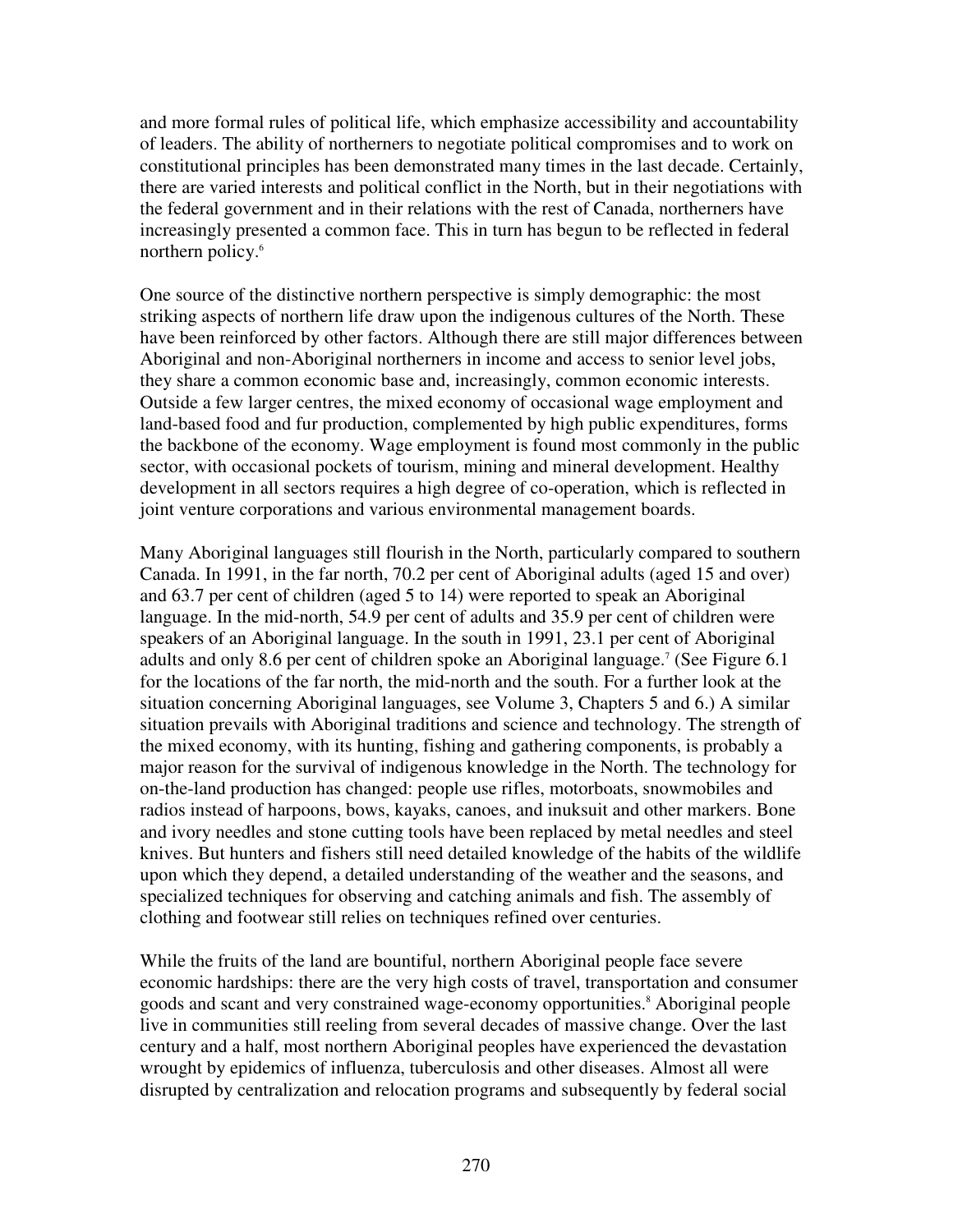and more formal rules of political life, which emphasize accessibility and accountability of leaders. The ability of northerners to negotiate political compromises and to work on constitutional principles has been demonstrated many times in the last decade. Certainly, there are varied interests and political conflict in the North, but in their negotiations with the federal government and in their relations with the rest of Canada, northerners have increasingly presented a common face. This in turn has begun to be reflected in federal northern policy.[6]

One source of the distinctive northern perspective is simply demographic: the most striking aspects of northern life draw upon the indigenous cultures of the North. These have been reinforced by other factors. Although there are still major differences between Aboriginal and non-Aboriginal northerners in income and access to senior level jobs, they share a common economic base and, increasingly, common economic interests. Outside a few larger centres, the mixed economy of occasional wage employment and land-based food and fur production, complemented by high public expenditures, forms the backbone of the economy. Wage employment is found most commonly in the public sector, with occasional pockets of tourism, mining and mineral development. Healthy development in all sectors requires a high degree of co-operation, which is reflected in joint venture corporations and various environmental management boards.

Many Aboriginal languages still flourish in the North, particularly compared to southern Canada. In 1991, in the far north, 70.2 per cent of Aboriginal adults (aged 15 and over) and 63.7 per cent of children (aged 5 to 14) were reported to speak an Aboriginal language. In the mid-north, 54.9 per cent of adults and 35.9 per cent of children were speakers of an Aboriginal language. In the south in 1991, 23.1 per cent of Aboriginal adults and only 8.6 per cent of children spoke an Aboriginal language.[7] (See Figure 6.1 for the locations of the far north, the mid-north and the south. For a further look at the situation concerning Aboriginal languages, see Volume 3, Chapters 5 and 6.) A similar situation prevails with Aboriginal traditions and science and technology. The strength of the mixed economy, with its hunting, fishing and gathering components, is probably a major reason for the survival of indigenous knowledge in the North. The technology for on-the-land production has changed: people use rifles, motorboats, snowmobiles and radios instead of harpoons, bows, kayaks, canoes, and inuksuit and other markers. Bone and ivory needles and stone cutting tools have been replaced by metal needles and steel knives. But hunters and fishers still need detailed knowledge of the habits of the wildlife upon which they depend, a detailed understanding of the weather and the seasons, and specialized techniques for observing and catching animals and fish. The assembly of clothing and footwear still relies on techniques refined over centuries.

While the fruits of the land are bountiful, northern Aboriginal people face severe economic hardships: there are the very high costs of travel, transportation and consumer goods and scant and very constrained wage-economy opportunities.[8] Aboriginal people live in communities still reeling from several decades of massive change. Over the last century and a half, most northern Aboriginal peoples have experienced the devastation wrought by epidemics of influenza, tuberculosis and other diseases. Almost all were disrupted by centralization and relocation programs and subsequently by federal social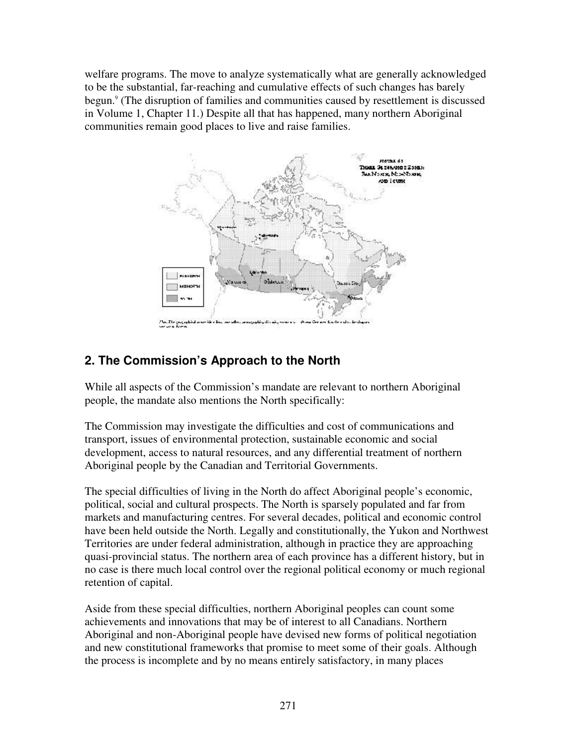welfare programs. The move to analyze systematically what are generally acknowledged to be the substantial, far-reaching and cumulative effects of such changes has barely begun.[9] (The disruption of families and communities caused by resettlement is discussed in Volume 1, Chapter 11.) Despite all that has happened, many northern Aboriginal communities remain good places to live and raise families.

## 2. The Commission's Approach to the North

While all aspects of the Commission's mandate are relevant to northern Aboriginal people, the mandate also mentions the North specifically:

The Commission may investigate the difficulties and cost of communications and transport, issues of environmental protection, sustainable economic and social development, access to natural resources, and any differential treatment of northern Aboriginal people by the Canadian and Territorial Governments.

The special difficulties of living in the North do affect Aboriginal people's economic, political, social and cultural prospects. The North is sparsely populated and far from markets and manufacturing centres. For several decades, political and economic control have been held outside the North. Legally and constitutionally, the Yukon and Northwest Territories are under federal administration, although in practice they are approaching quasi-provincial status. The northern area of each province has a different history, but in no case is there much local control over the regional political economy or much regional retention of capital.

Aside from these special difficulties, northern Aboriginal peoples can count some achievements and innovations that may be of interest to all Canadians. Northern Aboriginal and non-Aboriginal people have devised new forms of political negotiation and new constitutional frameworks that promise to meet some of their goals. Although the process is incomplete and by no means entirely satisfactory, in many places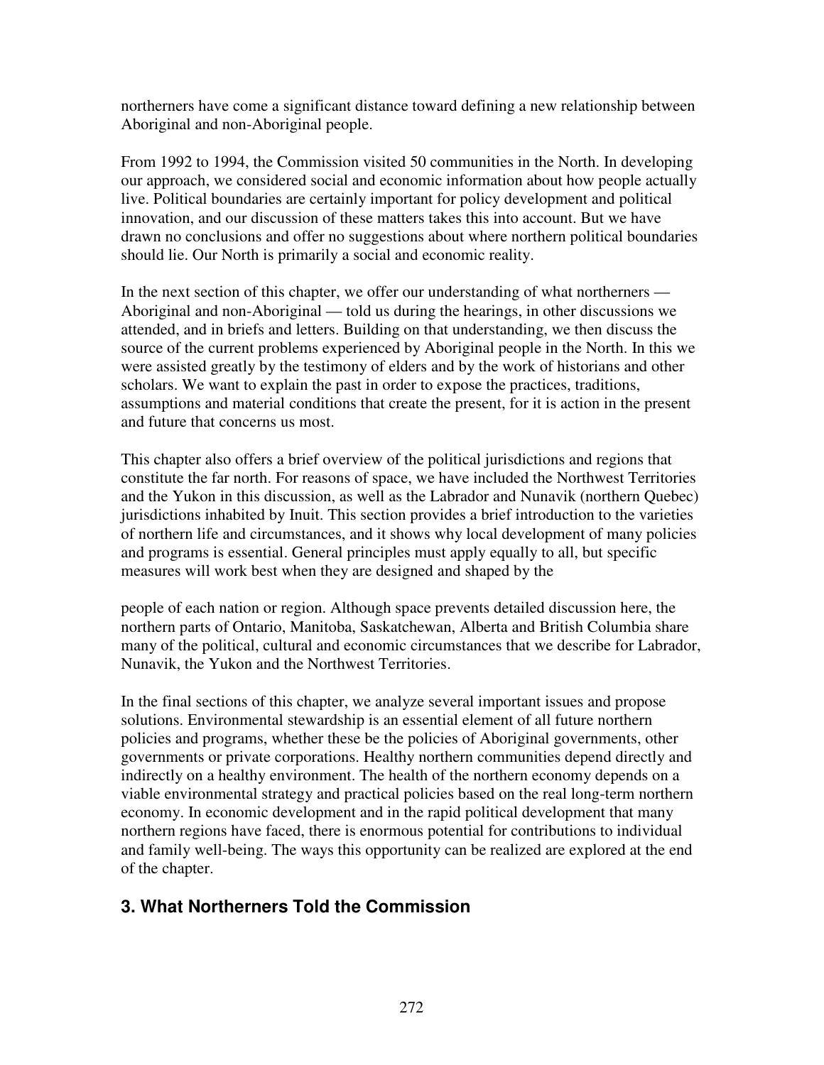northerners have come a significant distance toward defining a new relationship between Aboriginal and non-Aboriginal people.

From 1992 to 1994, the Commission visited 50 communities in the North. In developing our approach, we considered social and economic information about how people actually live. Political boundaries are certainly important for policy development and political innovation, and our discussion of these matters takes this into account. But we have drawn no conclusions and offer no suggestions about where northern political boundaries should lie. Our North is primarily a social and economic reality.

In the next section of this chapter, we offer our understanding of what northerners — Aboriginal and non-Aboriginal — told us during the hearings, in other discussions we attended, and in briefs and letters. Building on that understanding, we then discuss the source of the current problems experienced by Aboriginal people in the North. In this we were assisted greatly by the testimony of elders and by the work of historians and other scholars. We want to explain the past in order to expose the practices, traditions, assumptions and material conditions that create the present, for it is action in the present and future that concerns us most.

This chapter also offers a brief overview of the political jurisdictions and regions that constitute the far north. For reasons of space, we have included the Northwest Territories and the Yukon in this discussion, as well as the Labrador and Nunavik (northern Quebec) jurisdictions inhabited by Inuit. This section provides a brief introduction to the varieties of northern life and circumstances, and it shows why local development of many policies and programs is essential. General principles must apply equally to all, but specific measures will work best when they are designed and shaped by the people of each nation or region. Although space prevents detailed discussion here, the northern parts of Ontario, Manitoba, Saskatchewan, Alberta and British Columbia share many of the political, cultural and economic circumstances that we describe for Labrador, Nunavik, the Yukon and the Northwest Territories.

In the final sections of this chapter, we analyze several important issues and propose solutions. Environmental stewardship is an essential element of all future northern policies and programs, whether these be the policies of Aboriginal governments, other governments or private corporations. Healthy northern communities depend directly and indirectly on a healthy environment. The health of the northern economy depends on a viable environmental strategy and practical policies based on the real long-term northern economy. In economic development and in the rapid political development that many northern regions have faced, there is enormous potential for contributions to individual and family well-being. The ways this opportunity can be realized are explored at the end of the chapter.

## 3. What Northerners Told the Commission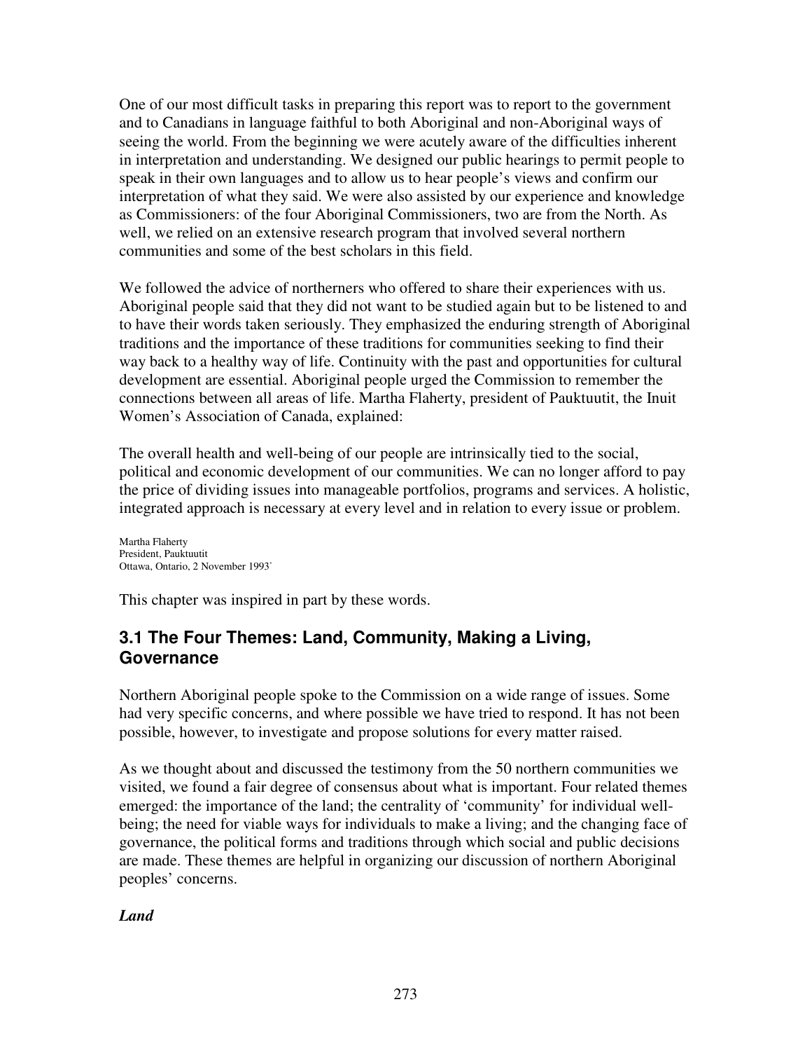One of our most difficult tasks in preparing this report was to report to the government and to Canadians in language faithful to both Aboriginal and non-Aboriginal ways of seeing the world. From the beginning we were acutely aware of the difficulties inherent in interpretation and understanding. We designed our public hearings to permit people to speak in their own languages and to allow us to hear people's views and confirm our interpretation of what they said. We were also assisted by our experience and knowledge as Commissioners: of the four Aboriginal Commissioners, two are from the North. As well, we relied on an extensive research program that involved several northern communities and some of the best scholars in this field.

We followed the advice of northerners who offered to share their experiences with us. Aboriginal people said that they did not want to be studied again but to be listened to and to have their words taken seriously. They emphasized the enduring strength of Aboriginal traditions and the importance of these traditions for communities seeking to find their way back to a healthy way of life. Continuity with the past and opportunities for cultural development are essential. Aboriginal people urged the Commission to remember the connections between all areas of life. Martha Flaherty, president of Pauktuutit, the Inuit Women's Association of Canada, explained:

The overall health and well-being of our people are intrinsically tied to the social, political and economic development of our communities. We can no longer afford to pay the price of dividing issues into manageable portfolios, programs and services. A holistic, integrated approach is necessary at every level and in relation to every issue or problem.

Martha Flaherty
President, Pauktuutit
Ottawa, Ontario, 2 November 1993*

This chapter was inspired in part by these words.

## 3.1 The Four Themes: Land, Community, Making a Living, Governance

Northern Aboriginal people spoke to the Commission on a wide range of issues. Some had very specific concerns, and where possible we have tried to respond. It has not been possible, however, to investigate and propose solutions for every matter raised.

As we thought about and discussed the testimony from the 50 northern communities we visited, we found a fair degree of consensus about what is important. Four related themes emerged: the importance of the land; the centrality of 'community' for individual well-being; the need for viable ways for individuals to make a living; and the changing face of governance, the political forms and traditions through which social and public decisions are made. These themes are helpful in organizing our discussion of northern Aboriginal peoples' concerns.

***Land***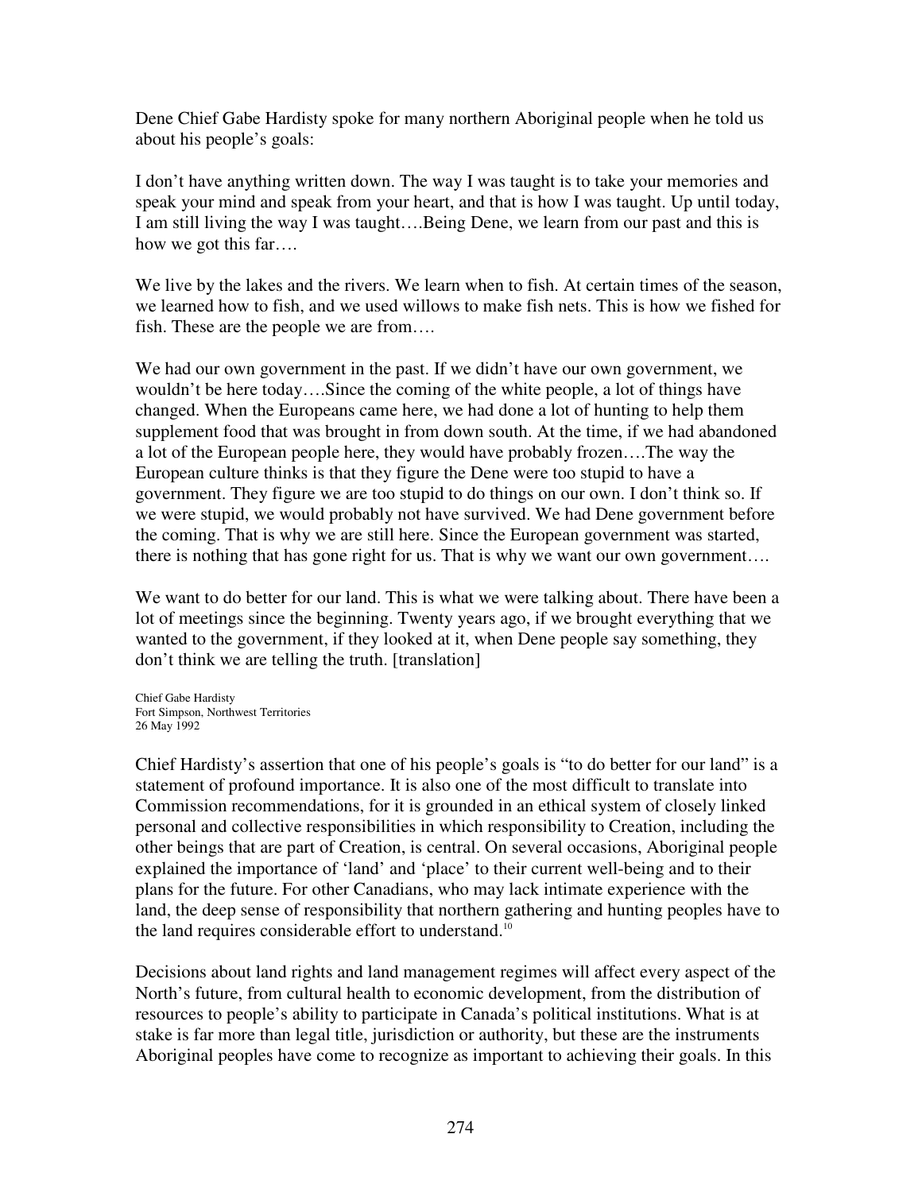Dene Chief Gabe Hardisty spoke for many northern Aboriginal people when he told us about his people's goals:

> I don't have anything written down. The way I was taught is to take your memories and speak your mind and speak from your heart, and that is how I was taught. Up until today, I am still living the way I was taught….Being Dene, we learn from our past and this is how we got this far….
>
> We live by the lakes and the rivers. We learn when to fish. At certain times of the season, we learned how to fish, and we used willows to make fish nets. This is how we fished for fish. These are the people we are from….
>
> We had our own government in the past. If we didn't have our own government, we wouldn't be here today….Since the coming of the white people, a lot of things have changed. When the Europeans came here, we had done a lot of hunting to help them supplement food that was brought in from down south. At the time, if we had abandoned a lot of the European people here, they would have probably frozen….The way the European culture thinks is that they figure the Dene were too stupid to have a government. They figure we are too stupid to do things on our own. I don't think so. If we were stupid, we would probably not have survived. We had Dene government before the coming. That is why we are still here. Since the European government was started, there is nothing that has gone right for us. That is why we want our own government….
>
> We want to do better for our land. This is what we were talking about. There have been a lot of meetings since the beginning. Twenty years ago, if we brought everything that we wanted to the government, if they looked at it, when Dene people say something, they don't think we are telling the truth. [translation]
>
> Chief Gabe Hardisty
> Fort Simpson, Northwest Territories
> 26 May 1992

Chief Hardisty's assertion that one of his people's goals is "to do better for our land" is a statement of profound importance. It is also one of the most difficult to translate into Commission recommendations, for it is grounded in an ethical system of closely linked personal and collective responsibilities in which responsibility to Creation, including the other beings that are part of Creation, is central. On several occasions, Aboriginal people explained the importance of 'land' and 'place' to their current well-being and to their plans for the future. For other Canadians, who may lack intimate experience with the land, the deep sense of responsibility that northern gathering and hunting peoples have to the land requires considerable effort to understand.[10]

Decisions about land rights and land management regimes will affect every aspect of the North's future, from cultural health to economic development, from the distribution of resources to people's ability to participate in Canada's political institutions. What is at stake is far more than legal title, jurisdiction or authority, but these are the instruments Aboriginal peoples have come to recognize as important to achieving their goals. In this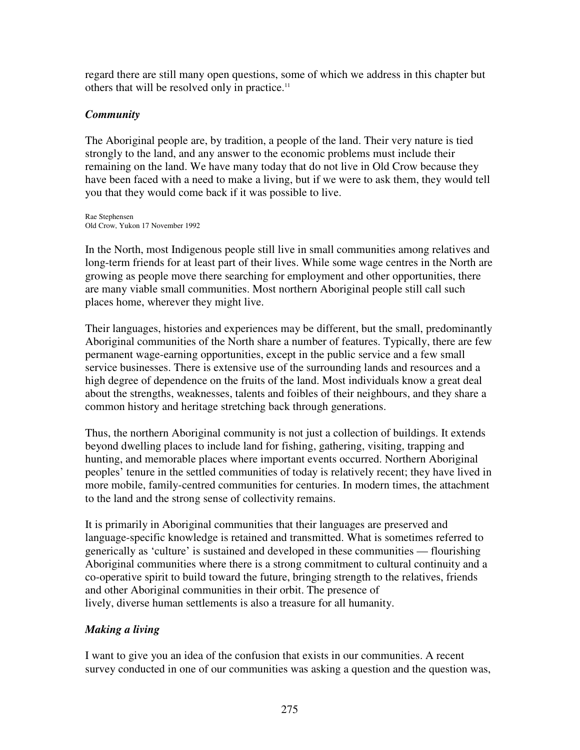regard there are still many open questions, some of which we address in this chapter but others that will be resolved only in practice.[11]

### *Community*

The Aboriginal people are, by tradition, a people of the land. Their very nature is tied strongly to the land, and any answer to the economic problems must include their remaining on the land. We have many today that do not live in Old Crow because they have been faced with a need to make a living, but if we were to ask them, they would tell you that they would come back if it was possible to live.

Rae Stephensen
Old Crow, Yukon 17 November 1992

In the North, most Indigenous people still live in small communities among relatives and long-term friends for at least part of their lives. While some wage centres in the North are growing as people move there searching for employment and other opportunities, there are many viable small communities. Most northern Aboriginal people still call such places home, wherever they might live.

Their languages, histories and experiences may be different, but the small, predominantly Aboriginal communities of the North share a number of features. Typically, there are few permanent wage-earning opportunities, except in the public service and a few small service businesses. There is extensive use of the surrounding lands and resources and a high degree of dependence on the fruits of the land. Most individuals know a great deal about the strengths, weaknesses, talents and foibles of their neighbours, and they share a common history and heritage stretching back through generations.

Thus, the northern Aboriginal community is not just a collection of buildings. It extends beyond dwelling places to include land for fishing, gathering, visiting, trapping and hunting, and memorable places where important events occurred. Northern Aboriginal peoples' tenure in the settled communities of today is relatively recent; they have lived in more mobile, family-centred communities for centuries. In modern times, the attachment to the land and the strong sense of collectivity remains.

It is primarily in Aboriginal communities that their languages are preserved and language-specific knowledge is retained and transmitted. What is sometimes referred to generically as 'culture' is sustained and developed in these communities — flourishing Aboriginal communities where there is a strong commitment to cultural continuity and a co-operative spirit to build toward the future, bringing strength to the relatives, friends and other Aboriginal communities in their orbit. The presence of lively, diverse human settlements is also a treasure for all humanity.

### *Making a living*

I want to give you an idea of the confusion that exists in our communities. A recent survey conducted in one of our communities was asking a question and the question was,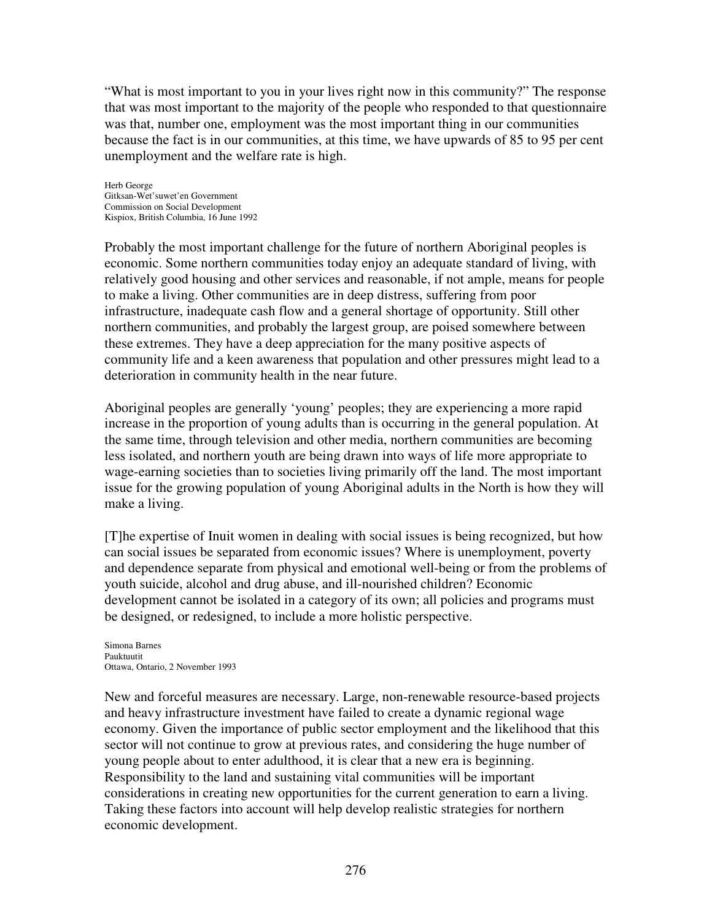"What is most important to you in your lives right now in this community?" The response that was most important to the majority of the people who responded to that questionnaire was that, number one, employment was the most important thing in our communities because the fact is in our communities, at this time, we have upwards of 85 to 95 per cent unemployment and the welfare rate is high.

Herb George
Gitksan-Wet'suwet'en Government
Commission on Social Development
Kispiox, British Columbia, 16 June 1992

Probably the most important challenge for the future of northern Aboriginal peoples is economic. Some northern communities today enjoy an adequate standard of living, with relatively good housing and other services and reasonable, if not ample, means for people to make a living. Other communities are in deep distress, suffering from poor infrastructure, inadequate cash flow and a general shortage of opportunity. Still other northern communities, and probably the largest group, are poised somewhere between these extremes. They have a deep appreciation for the many positive aspects of community life and a keen awareness that population and other pressures might lead to a deterioration in community health in the near future.

Aboriginal peoples are generally 'young' peoples; they are experiencing a more rapid increase in the proportion of young adults than is occurring in the general population. At the same time, through television and other media, northern communities are becoming less isolated, and northern youth are being drawn into ways of life more appropriate to wage-earning societies than to societies living primarily off the land. The most important issue for the growing population of young Aboriginal adults in the North is how they will make a living.

[T]he expertise of Inuit women in dealing with social issues is being recognized, but how can social issues be separated from economic issues? Where is unemployment, poverty and dependence separate from physical and emotional well-being or from the problems of youth suicide, alcohol and drug abuse, and ill-nourished children? Economic development cannot be isolated in a category of its own; all policies and programs must be designed, or redesigned, to include a more holistic perspective.

Simona Barnes
Pauktuutit
Ottawa, Ontario, 2 November 1993

New and forceful measures are necessary. Large, non-renewable resource-based projects and heavy infrastructure investment have failed to create a dynamic regional wage economy. Given the importance of public sector employment and the likelihood that this sector will not continue to grow at previous rates, and considering the huge number of young people about to enter adulthood, it is clear that a new era is beginning. Responsibility to the land and sustaining vital communities will be important considerations in creating new opportunities for the current generation to earn a living. Taking these factors into account will help develop realistic strategies for northern economic development.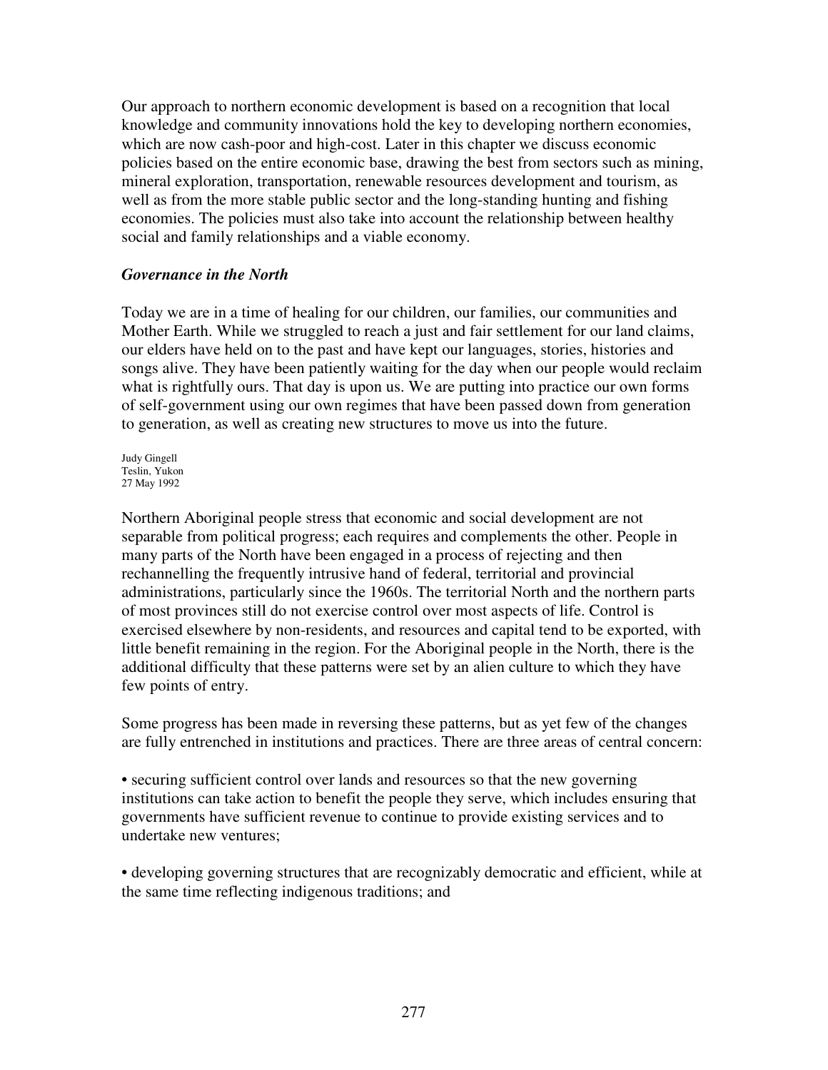Our approach to northern economic development is based on a recognition that local knowledge and community innovations hold the key to developing northern economies, which are now cash-poor and high-cost. Later in this chapter we discuss economic policies based on the entire economic base, drawing the best from sectors such as mining, mineral exploration, transportation, renewable resources development and tourism, as well as from the more stable public sector and the long-standing hunting and fishing economies. The policies must also take into account the relationship between healthy social and family relationships and a viable economy.

### *Governance in the North*

Today we are in a time of healing for our children, our families, our communities and Mother Earth. While we struggled to reach a just and fair settlement for our land claims, our elders have held on to the past and have kept our languages, stories, histories and songs alive. They have been patiently waiting for the day when our people would reclaim what is rightfully ours. That day is upon us. We are putting into practice our own forms of self-government using our own regimes that have been passed down from generation to generation, as well as creating new structures to move us into the future.

Judy Gingell
Teslin, Yukon
27 May 1992

Northern Aboriginal people stress that economic and social development are not separable from political progress; each requires and complements the other. People in many parts of the North have been engaged in a process of rejecting and then rechannelling the frequently intrusive hand of federal, territorial and provincial administrations, particularly since the 1960s. The territorial North and the northern parts of most provinces still do not exercise control over most aspects of life. Control is exercised elsewhere by non-residents, and resources and capital tend to be exported, with little benefit remaining in the region. For the Aboriginal people in the North, there is the additional difficulty that these patterns were set by an alien culture to which they have few points of entry.

Some progress has been made in reversing these patterns, but as yet few of the changes are fully entrenched in institutions and practices. There are three areas of central concern:

- securing sufficient control over lands and resources so that the new governing institutions can take action to benefit the people they serve, which includes ensuring that governments have sufficient revenue to continue to provide existing services and to undertake new ventures;

- developing governing structures that are recognizably democratic and efficient, while at the same time reflecting indigenous traditions; and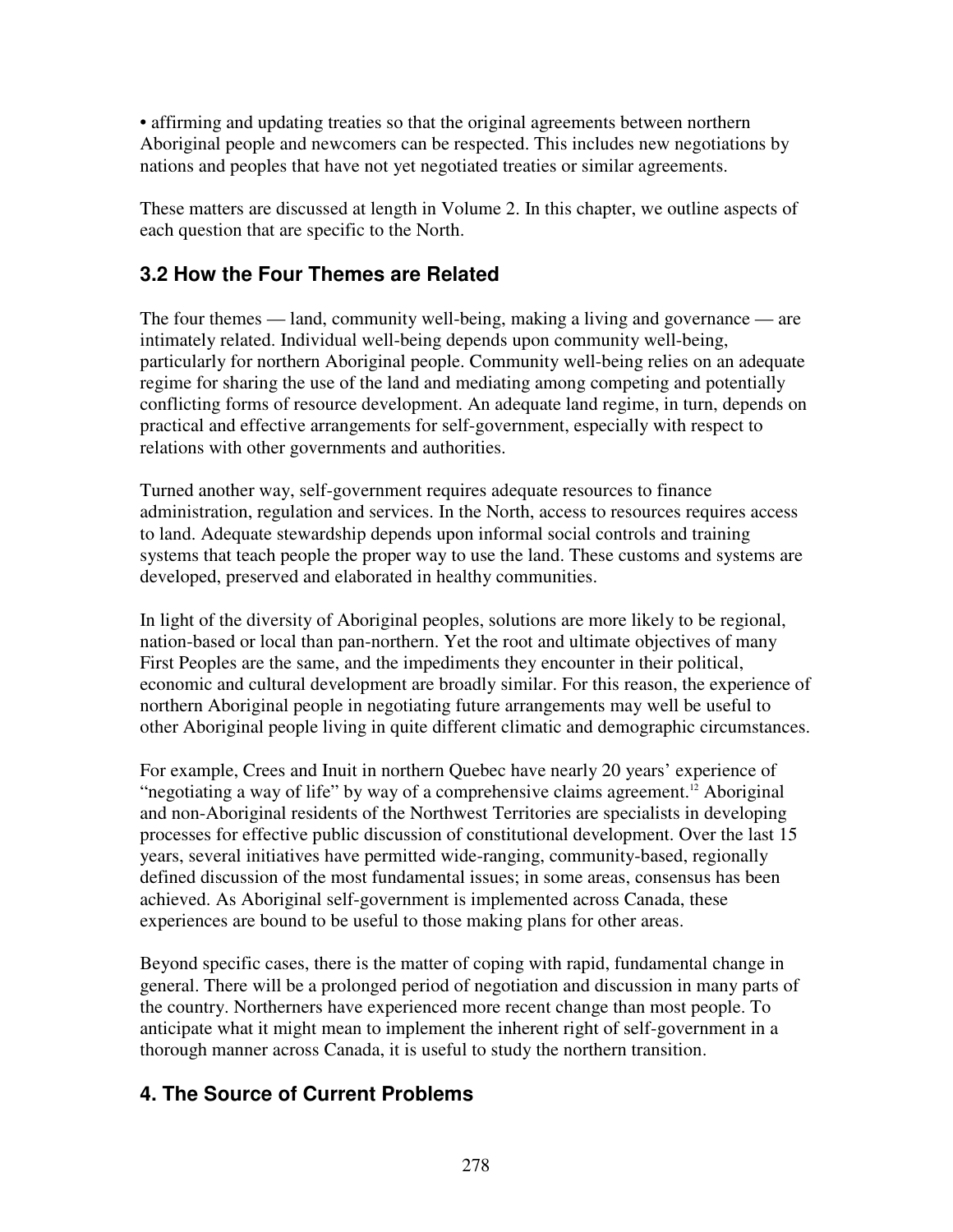• affirming and updating treaties so that the original agreements between northern Aboriginal people and newcomers can be respected. This includes new negotiations by nations and peoples that have not yet negotiated treaties or similar agreements.

These matters are discussed at length in Volume 2. In this chapter, we outline aspects of each question that are specific to the North.

### 3.2 How the Four Themes are Related

The four themes — land, community well-being, making a living and governance — are intimately related. Individual well-being depends upon community well-being, particularly for northern Aboriginal people. Community well-being relies on an adequate regime for sharing the use of the land and mediating among competing and potentially conflicting forms of resource development. An adequate land regime, in turn, depends on practical and effective arrangements for self-government, especially with respect to relations with other governments and authorities.

Turned another way, self-government requires adequate resources to finance administration, regulation and services. In the North, access to resources requires access to land. Adequate stewardship depends upon informal social controls and training systems that teach people the proper way to use the land. These customs and systems are developed, preserved and elaborated in healthy communities.

In light of the diversity of Aboriginal peoples, solutions are more likely to be regional, nation-based or local than pan-northern. Yet the root and ultimate objectives of many First Peoples are the same, and the impediments they encounter in their political, economic and cultural development are broadly similar. For this reason, the experience of northern Aboriginal people in negotiating future arrangements may well be useful to other Aboriginal people living in quite different climatic and demographic circumstances.

For example, Crees and Inuit in northern Quebec have nearly 20 years' experience of "negotiating a way of life" by way of a comprehensive claims agreement.[12] Aboriginal and non-Aboriginal residents of the Northwest Territories are specialists in developing processes for effective public discussion of constitutional development. Over the last 15 years, several initiatives have permitted wide-ranging, community-based, regionally defined discussion of the most fundamental issues; in some areas, consensus has been achieved. As Aboriginal self-government is implemented across Canada, these experiences are bound to be useful to those making plans for other areas.

Beyond specific cases, there is the matter of coping with rapid, fundamental change in general. There will be a prolonged period of negotiation and discussion in many parts of the country. Northerners have experienced more recent change than most people. To anticipate what it might mean to implement the inherent right of self-government in a thorough manner across Canada, it is useful to study the northern transition.

## 4. The Source of Current Problems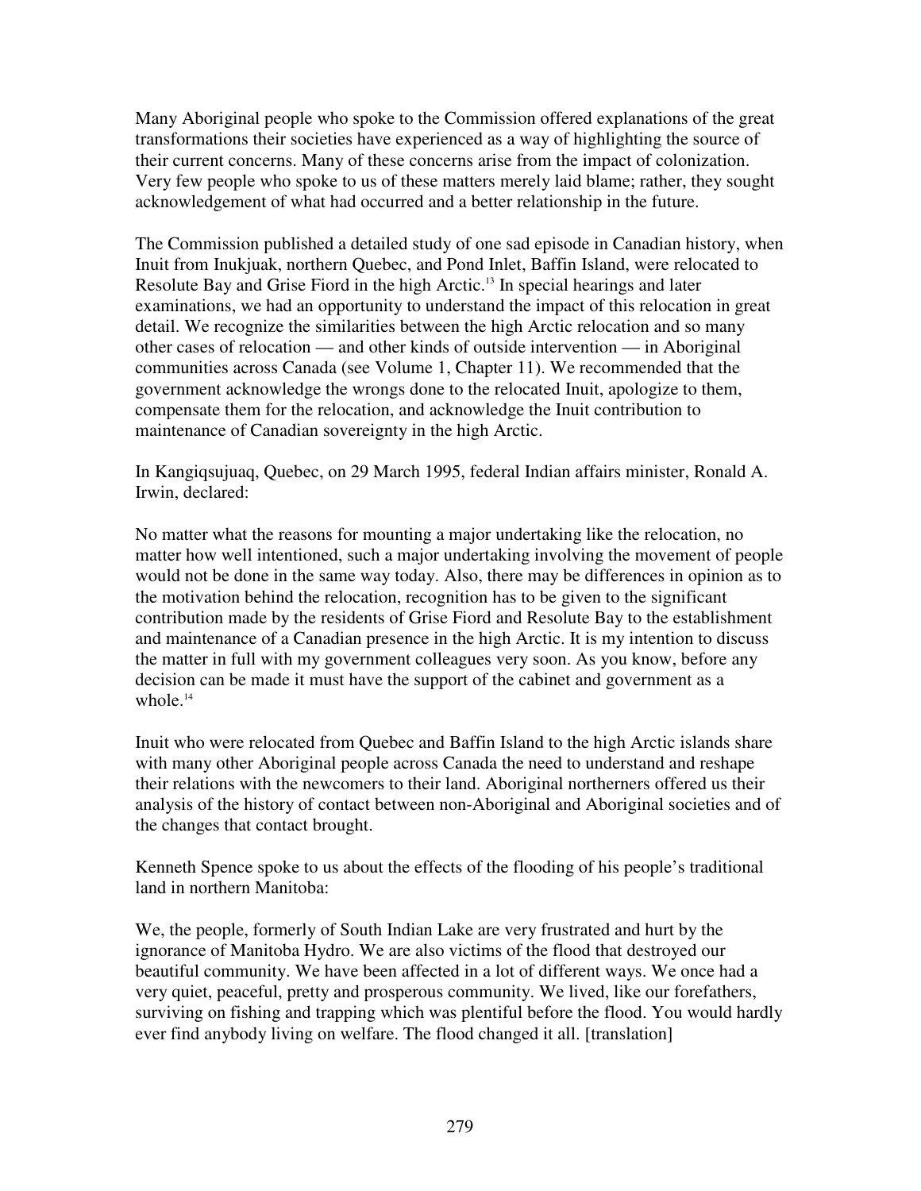Many Aboriginal people who spoke to the Commission offered explanations of the great transformations their societies have experienced as a way of highlighting the source of their current concerns. Many of these concerns arise from the impact of colonization. Very few people who spoke to us of these matters merely laid blame; rather, they sought acknowledgement of what had occurred and a better relationship in the future.

The Commission published a detailed study of one sad episode in Canadian history, when Inuit from Inukjuak, northern Quebec, and Pond Inlet, Baffin Island, were relocated to Resolute Bay and Grise Fiord in the high Arctic.[13] In special hearings and later examinations, we had an opportunity to understand the impact of this relocation in great detail. We recognize the similarities between the high Arctic relocation and so many other cases of relocation — and other kinds of outside intervention — in Aboriginal communities across Canada (see Volume 1, Chapter 11). We recommended that the government acknowledge the wrongs done to the relocated Inuit, apologize to them, compensate them for the relocation, and acknowledge the Inuit contribution to maintenance of Canadian sovereignty in the high Arctic.

In Kangiqsujuaq, Quebec, on 29 March 1995, federal Indian affairs minister, Ronald A. Irwin, declared:

> No matter what the reasons for mounting a major undertaking like the relocation, no matter how well intentioned, such a major undertaking involving the movement of people would not be done in the same way today. Also, there may be differences in opinion as to the motivation behind the relocation, recognition has to be given to the significant contribution made by the residents of Grise Fiord and Resolute Bay to the establishment and maintenance of a Canadian presence in the high Arctic. It is my intention to discuss the matter in full with my government colleagues very soon. As you know, before any decision can be made it must have the support of the cabinet and government as a whole.[14]

Inuit who were relocated from Quebec and Baffin Island to the high Arctic islands share with many other Aboriginal people across Canada the need to understand and reshape their relations with the newcomers to their land. Aboriginal northerners offered us their analysis of the history of contact between non-Aboriginal and Aboriginal societies and of the changes that contact brought.

Kenneth Spence spoke to us about the effects of the flooding of his people's traditional land in northern Manitoba:

> We, the people, formerly of South Indian Lake are very frustrated and hurt by the ignorance of Manitoba Hydro. We are also victims of the flood that destroyed our beautiful community. We have been affected in a lot of different ways. We once had a very quiet, peaceful, pretty and prosperous community. We lived, like our forefathers, surviving on fishing and trapping which was plentiful before the flood. You would hardly ever find anybody living on welfare. The flood changed it all. [translation]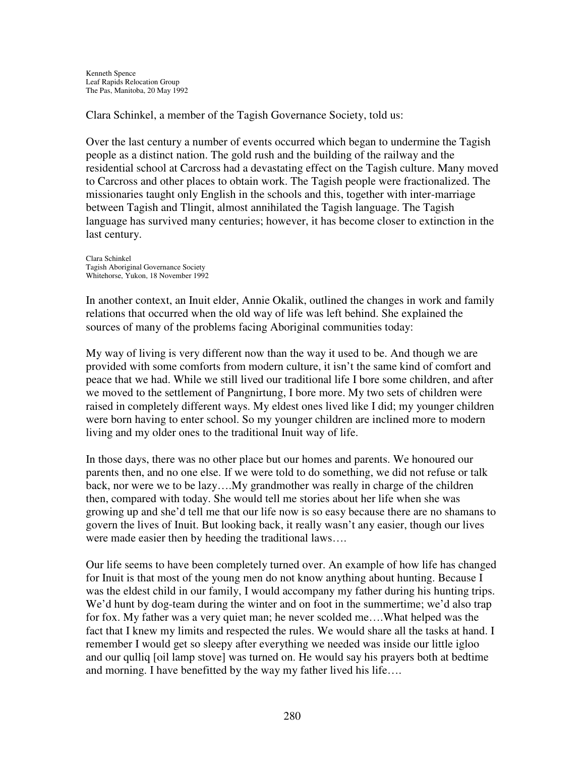Kenneth Spence
Leaf Rapids Relocation Group
The Pas, Manitoba, 20 May 1992

Clara Schinkel, a member of the Tagish Governance Society, told us:

Over the last century a number of events occurred which began to undermine the Tagish people as a distinct nation. The gold rush and the building of the railway and the residential school at Carcross had a devastating effect on the Tagish culture. Many moved to Carcross and other places to obtain work. The Tagish people were fractionalized. The missionaries taught only English in the schools and this, together with inter-marriage between Tagish and Tlingit, almost annihilated the Tagish language. The Tagish language has survived many centuries; however, it has become closer to extinction in the last century.

Clara Schinkel
Tagish Aboriginal Governance Society
Whitehorse, Yukon, 18 November 1992

In another context, an Inuit elder, Annie Okalik, outlined the changes in work and family relations that occurred when the old way of life was left behind. She explained the sources of many of the problems facing Aboriginal communities today:

My way of living is very different now than the way it used to be. And though we are provided with some comforts from modern culture, it isn't the same kind of comfort and peace that we had. While we still lived our traditional life I bore some children, and after we moved to the settlement of Pangnirtung, I bore more. My two sets of children were raised in completely different ways. My eldest ones lived like I did; my younger children were born having to enter school. So my younger children are inclined more to modern living and my older ones to the traditional Inuit way of life.

In those days, there was no other place but our homes and parents. We honoured our parents then, and no one else. If we were told to do something, we did not refuse or talk back, nor were we to be lazy….My grandmother was really in charge of the children then, compared with today. She would tell me stories about her life when she was growing up and she'd tell me that our life now is so easy because there are no shamans to govern the lives of Inuit. But looking back, it really wasn't any easier, though our lives were made easier then by heeding the traditional laws….

Our life seems to have been completely turned over. An example of how life has changed for Inuit is that most of the young men do not know anything about hunting. Because I was the eldest child in our family, I would accompany my father during his hunting trips. We'd hunt by dog-team during the winter and on foot in the summertime; we'd also trap for fox. My father was a very quiet man; he never scolded me….What helped was the fact that I knew my limits and respected the rules. We would share all the tasks at hand. I remember I would get so sleepy after everything we needed was inside our little igloo and our qulliq [oil lamp stove] was turned on. He would say his prayers both at bedtime and morning. I have benefitted by the way my father lived his life….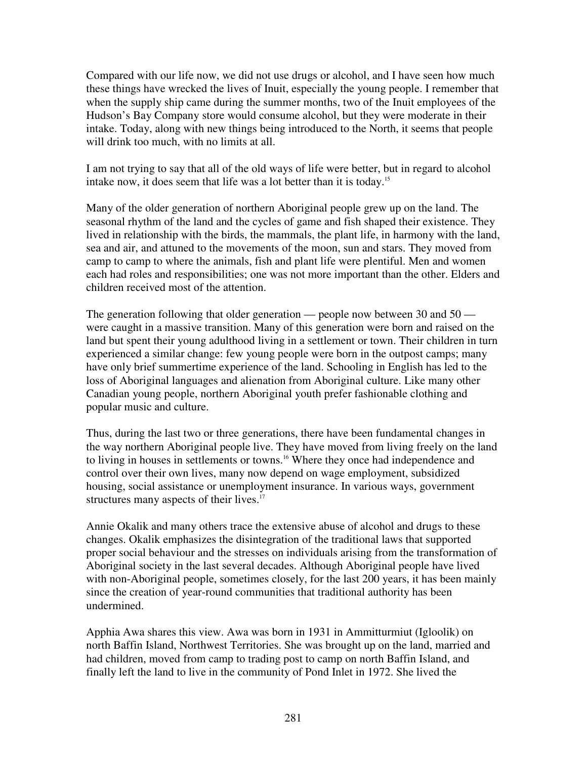Compared with our life now, we did not use drugs or alcohol, and I have seen how much these things have wrecked the lives of Inuit, especially the young people. I remember that when the supply ship came during the summer months, two of the Inuit employees of the Hudson's Bay Company store would consume alcohol, but they were moderate in their intake. Today, along with new things being introduced to the North, it seems that people will drink too much, with no limits at all.

I am not trying to say that all of the old ways of life were better, but in regard to alcohol intake now, it does seem that life was a lot better than it is today.[15]

Many of the older generation of northern Aboriginal people grew up on the land. The seasonal rhythm of the land and the cycles of game and fish shaped their existence. They lived in relationship with the birds, the mammals, the plant life, in harmony with the land, sea and air, and attuned to the movements of the moon, sun and stars. They moved from camp to camp to where the animals, fish and plant life were plentiful. Men and women each had roles and responsibilities; one was not more important than the other. Elders and children received most of the attention.

The generation following that older generation — people now between 30 and 50 — were caught in a massive transition. Many of this generation were born and raised on the land but spent their young adulthood living in a settlement or town. Their children in turn experienced a similar change: few young people were born in the outpost camps; many have only brief summertime experience of the land. Schooling in English has led to the loss of Aboriginal languages and alienation from Aboriginal culture. Like many other Canadian young people, northern Aboriginal youth prefer fashionable clothing and popular music and culture.

Thus, during the last two or three generations, there have been fundamental changes in the way northern Aboriginal people live. They have moved from living freely on the land to living in houses in settlements or towns.[16] Where they once had independence and control over their own lives, many now depend on wage employment, subsidized housing, social assistance or unemployment insurance. In various ways, government structures many aspects of their lives.[17]

Annie Okalik and many others trace the extensive abuse of alcohol and drugs to these changes. Okalik emphasizes the disintegration of the traditional laws that supported proper social behaviour and the stresses on individuals arising from the transformation of Aboriginal society in the last several decades. Although Aboriginal people have lived with non-Aboriginal people, sometimes closely, for the last 200 years, it has been mainly since the creation of year-round communities that traditional authority has been undermined.

Apphia Awa shares this view. Awa was born in 1931 in Ammitturmiut (Igloolik) on north Baffin Island, Northwest Territories. She was brought up on the land, married and had children, moved from camp to trading post to camp on north Baffin Island, and finally left the land to live in the community of Pond Inlet in 1972. She lived the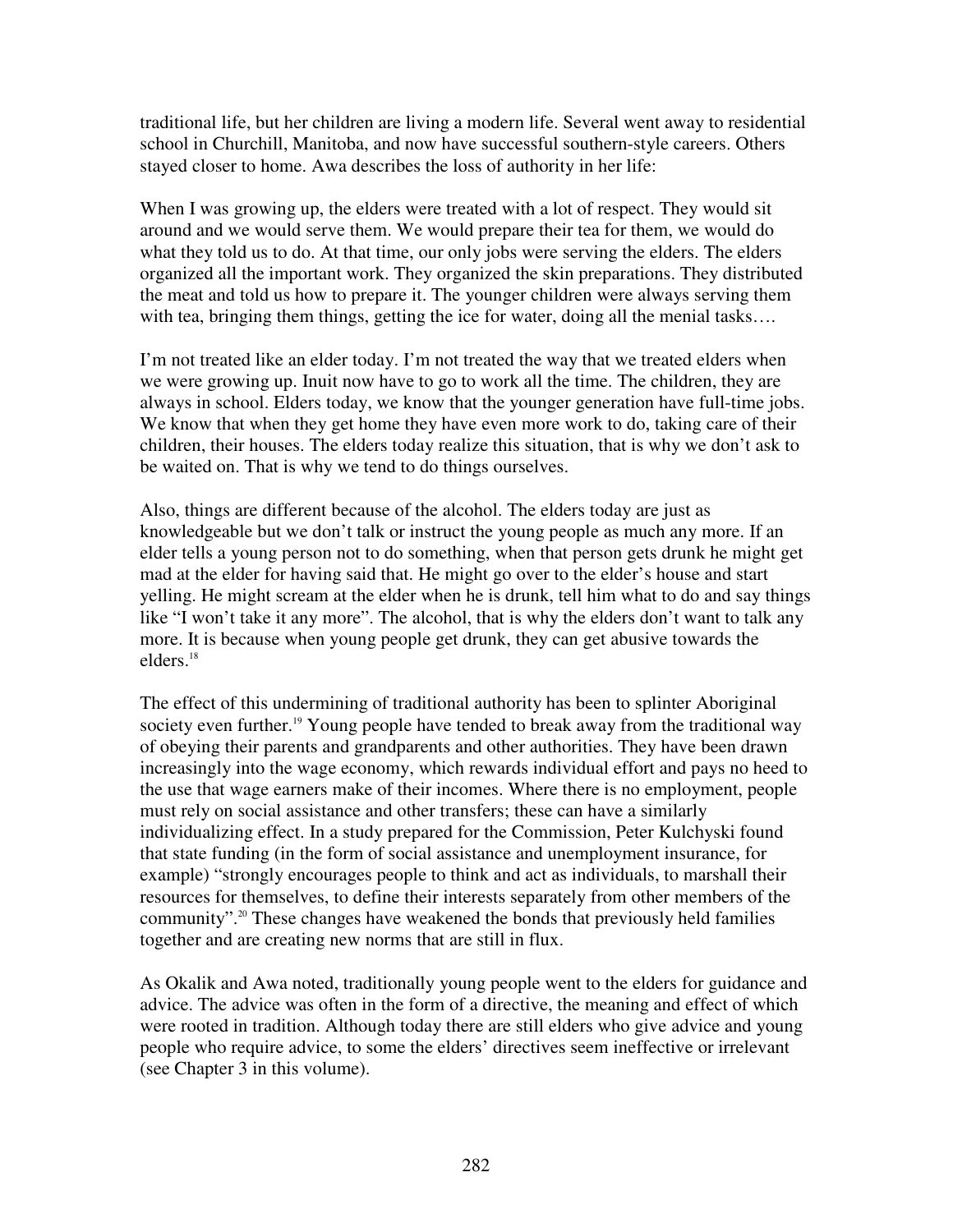traditional life, but her children are living a modern life. Several went away to residential school in Churchill, Manitoba, and now have successful southern-style careers. Others stayed closer to home. Awa describes the loss of authority in her life:

When I was growing up, the elders were treated with a lot of respect. They would sit around and we would serve them. We would prepare their tea for them, we would do what they told us to do. At that time, our only jobs were serving the elders. The elders organized all the important work. They organized the skin preparations. They distributed the meat and told us how to prepare it. The younger children were always serving them with tea, bringing them things, getting the ice for water, doing all the menial tasks….

I'm not treated like an elder today. I'm not treated the way that we treated elders when we were growing up. Inuit now have to go to work all the time. The children, they are always in school. Elders today, we know that the younger generation have full-time jobs. We know that when they get home they have even more work to do, taking care of their children, their houses. The elders today realize this situation, that is why we don't ask to be waited on. That is why we tend to do things ourselves.

Also, things are different because of the alcohol. The elders today are just as knowledgeable but we don't talk or instruct the young people as much any more. If an elder tells a young person not to do something, when that person gets drunk he might get mad at the elder for having said that. He might go over to the elder's house and start yelling. He might scream at the elder when he is drunk, tell him what to do and say things like "I won't take it any more". The alcohol, that is why the elders don't want to talk any more. It is because when young people get drunk, they can get abusive towards the elders.[18]

The effect of this undermining of traditional authority has been to splinter Aboriginal society even further.[19] Young people have tended to break away from the traditional way of obeying their parents and grandparents and other authorities. They have been drawn increasingly into the wage economy, which rewards individual effort and pays no heed to the use that wage earners make of their incomes. Where there is no employment, people must rely on social assistance and other transfers; these can have a similarly individualizing effect. In a study prepared for the Commission, Peter Kulchyski found that state funding (in the form of social assistance and unemployment insurance, for example) "strongly encourages people to think and act as individuals, to marshall their resources for themselves, to define their interests separately from other members of the community".[20] These changes have weakened the bonds that previously held families together and are creating new norms that are still in flux.

As Okalik and Awa noted, traditionally young people went to the elders for guidance and advice. The advice was often in the form of a directive, the meaning and effect of which were rooted in tradition. Although today there are still elders who give advice and young people who require advice, to some the elders' directives seem ineffective or irrelevant (see Chapter 3 in this volume).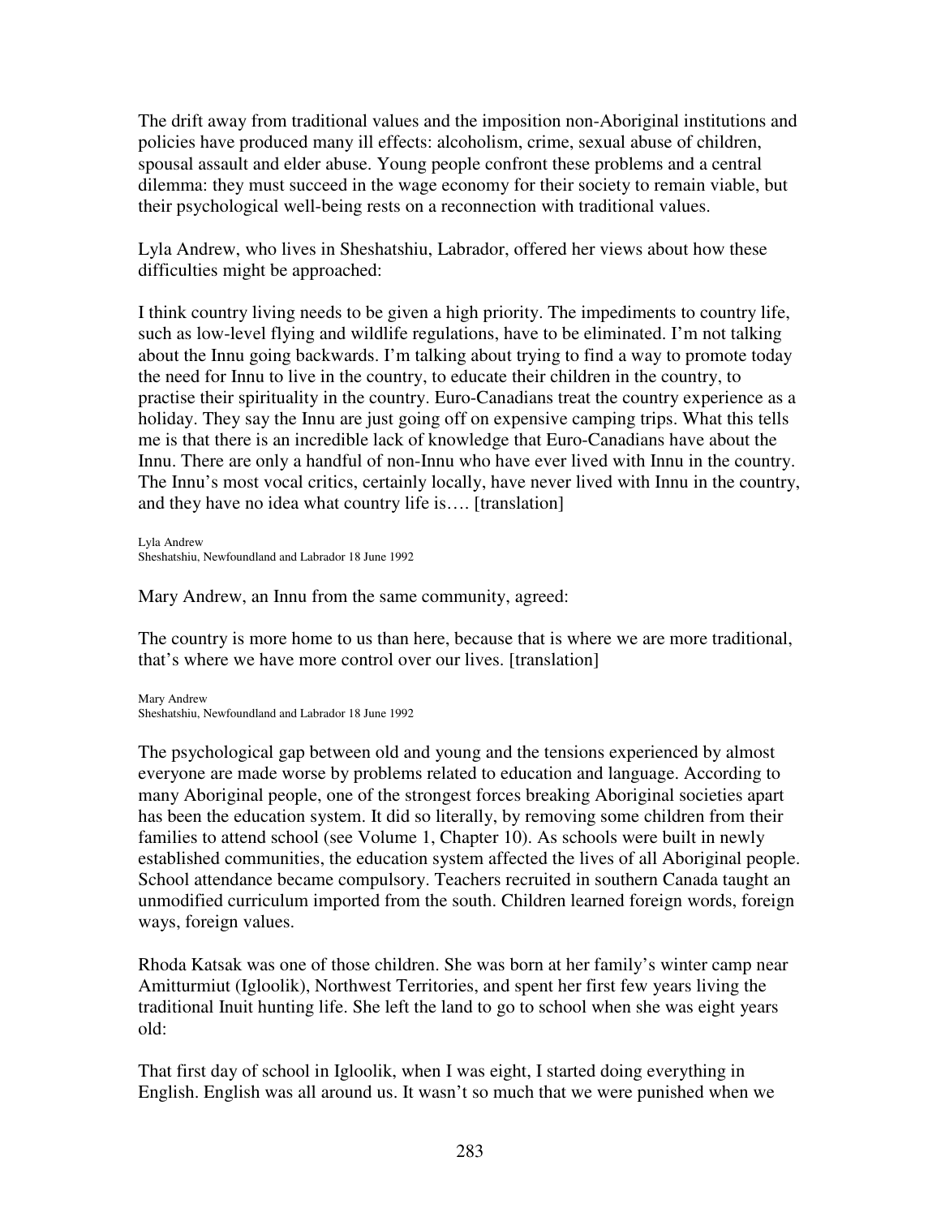The drift away from traditional values and the imposition non-Aboriginal institutions and policies have produced many ill effects: alcoholism, crime, sexual abuse of children, spousal assault and elder abuse. Young people confront these problems and a central dilemma: they must succeed in the wage economy for their society to remain viable, but their psychological well-being rests on a reconnection with traditional values.

Lyla Andrew, who lives in Sheshatshiu, Labrador, offered her views about how these difficulties might be approached:

I think country living needs to be given a high priority. The impediments to country life, such as low-level flying and wildlife regulations, have to be eliminated. I'm not talking about the Innu going backwards. I'm talking about trying to find a way to promote today the need for Innu to live in the country, to educate their children in the country, to practise their spirituality in the country. Euro-Canadians treat the country experience as a holiday. They say the Innu are just going off on expensive camping trips. What this tells me is that there is an incredible lack of knowledge that Euro-Canadians have about the Innu. There are only a handful of non-Innu who have ever lived with Innu in the country. The Innu's most vocal critics, certainly locally, have never lived with Innu in the country, and they have no idea what country life is…. [translation]

Lyla Andrew
Sheshatshiu, Newfoundland and Labrador 18 June 1992

Mary Andrew, an Innu from the same community, agreed:

The country is more home to us than here, because that is where we are more traditional, that's where we have more control over our lives. [translation]

Mary Andrew
Sheshatshiu, Newfoundland and Labrador 18 June 1992

The psychological gap between old and young and the tensions experienced by almost everyone are made worse by problems related to education and language. According to many Aboriginal people, one of the strongest forces breaking Aboriginal societies apart has been the education system. It did so literally, by removing some children from their families to attend school (see Volume 1, Chapter 10). As schools were built in newly established communities, the education system affected the lives of all Aboriginal people. School attendance became compulsory. Teachers recruited in southern Canada taught an unmodified curriculum imported from the south. Children learned foreign words, foreign ways, foreign values.

Rhoda Katsak was one of those children. She was born at her family's winter camp near Amitturmiut (Igloolik), Northwest Territories, and spent her first few years living the traditional Inuit hunting life. She left the land to go to school when she was eight years old:

That first day of school in Igloolik, when I was eight, I started doing everything in English. English was all around us. It wasn't so much that we were punished when we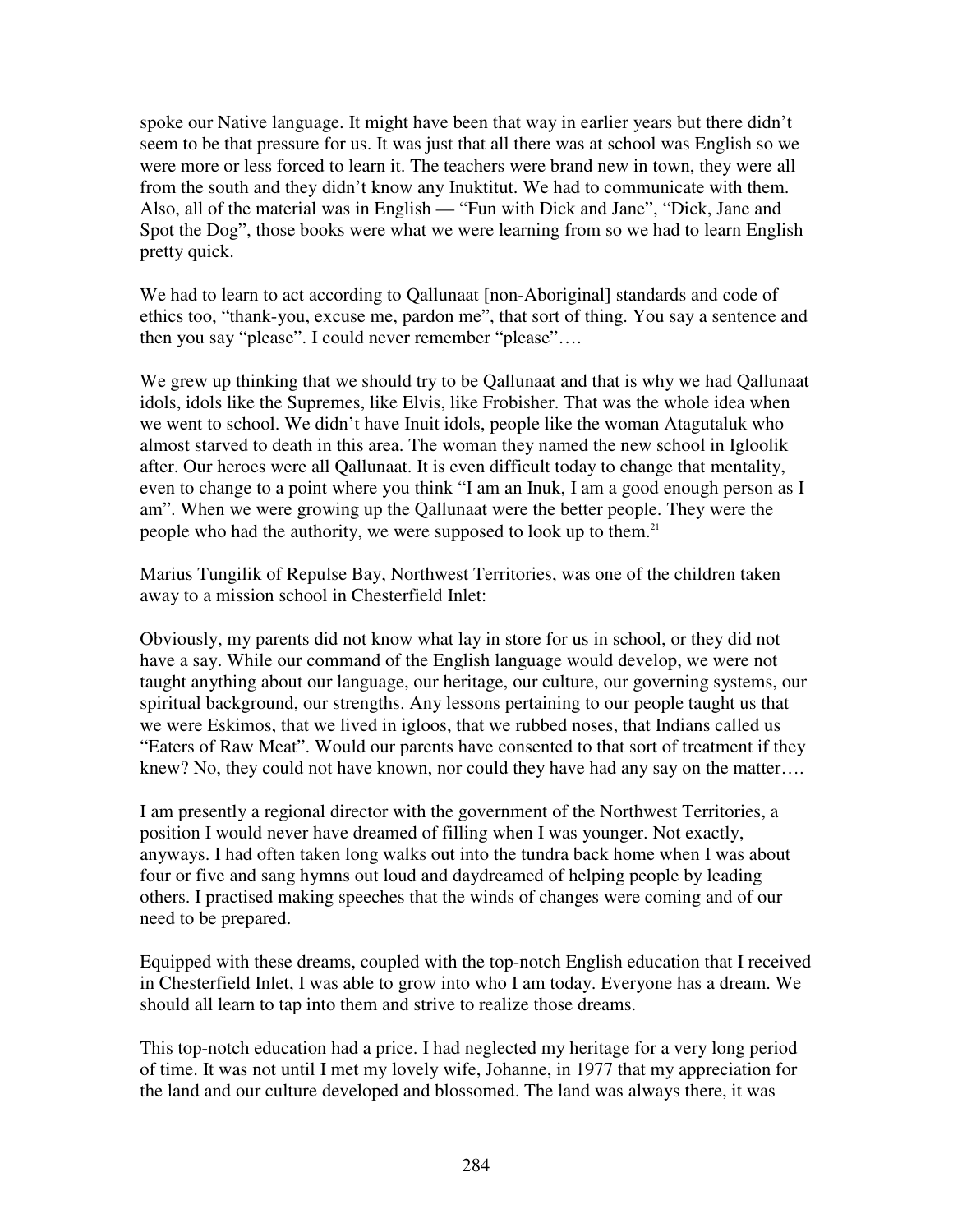spoke our Native language. It might have been that way in earlier years but there didn't seem to be that pressure for us. It was just that all there was at school was English so we were more or less forced to learn it. The teachers were brand new in town, they were all from the south and they didn't know any Inuktitut. We had to communicate with them. Also, all of the material was in English — "Fun with Dick and Jane", "Dick, Jane and Spot the Dog", those books were what we were learning from so we had to learn English pretty quick.

We had to learn to act according to Qallunaat [non-Aboriginal] standards and code of ethics too, "thank-you, excuse me, pardon me", that sort of thing. You say a sentence and then you say "please". I could never remember "please"….

We grew up thinking that we should try to be Qallunaat and that is why we had Qallunaat idols, idols like the Supremes, like Elvis, like Frobisher. That was the whole idea when we went to school. We didn't have Inuit idols, people like the woman Atagutaluk who almost starved to death in this area. The woman they named the new school in Igloolik after. Our heroes were all Qallunaat. It is even difficult today to change that mentality, even to change to a point where you think "I am an Inuk, I am a good enough person as I am". When we were growing up the Qallunaat were the better people. They were the people who had the authority, we were supposed to look up to them.[21]

Marius Tungilik of Repulse Bay, Northwest Territories, was one of the children taken away to a mission school in Chesterfield Inlet:

Obviously, my parents did not know what lay in store for us in school, or they did not have a say. While our command of the English language would develop, we were not taught anything about our language, our heritage, our culture, our governing systems, our spiritual background, our strengths. Any lessons pertaining to our people taught us that we were Eskimos, that we lived in igloos, that we rubbed noses, that Indians called us "Eaters of Raw Meat". Would our parents have consented to that sort of treatment if they knew? No, they could not have known, nor could they have had any say on the matter….

I am presently a regional director with the government of the Northwest Territories, a position I would never have dreamed of filling when I was younger. Not exactly, anyways. I had often taken long walks out into the tundra back home when I was about four or five and sang hymns out loud and daydreamed of helping people by leading others. I practised making speeches that the winds of changes were coming and of our need to be prepared.

Equipped with these dreams, coupled with the top-notch English education that I received in Chesterfield Inlet, I was able to grow into who I am today. Everyone has a dream. We should all learn to tap into them and strive to realize those dreams.

This top-notch education had a price. I had neglected my heritage for a very long period of time. It was not until I met my lovely wife, Johanne, in 1977 that my appreciation for the land and our culture developed and blossomed. The land was always there, it was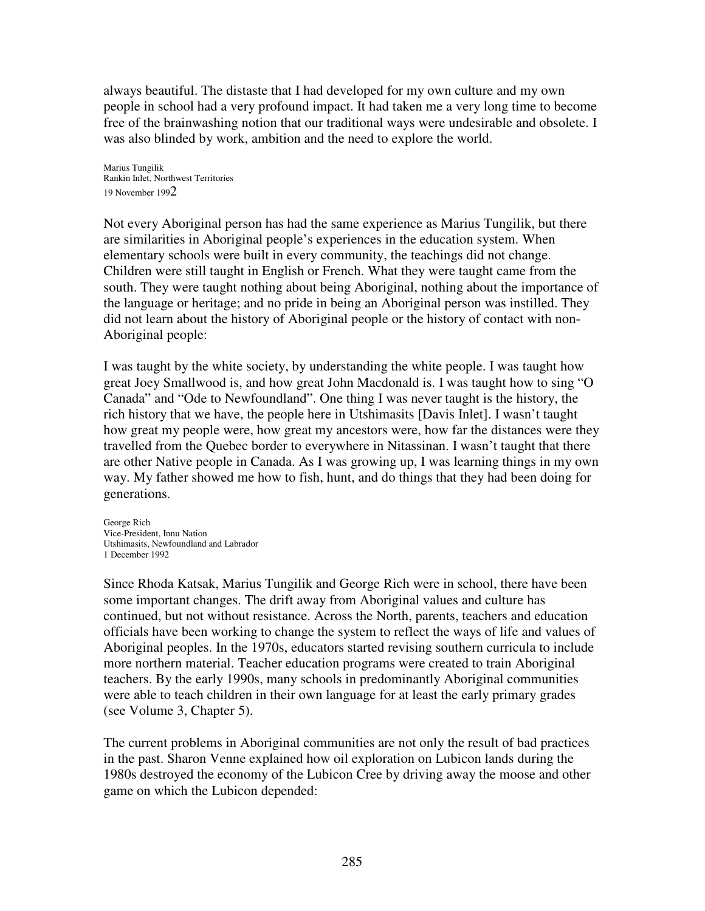always beautiful. The distaste that I had developed for my own culture and my own people in school had a very profound impact. It had taken me a very long time to become free of the brainwashing notion that our traditional ways were undesirable and obsolete. I was also blinded by work, ambition and the need to explore the world.

Marius Tungilik
Rankin Inlet, Northwest Territories
19 November 1992

Not every Aboriginal person has had the same experience as Marius Tungilik, but there are similarities in Aboriginal people's experiences in the education system. When elementary schools were built in every community, the teachings did not change. Children were still taught in English or French. What they were taught came from the south. They were taught nothing about being Aboriginal, nothing about the importance of the language or heritage; and no pride in being an Aboriginal person was instilled. They did not learn about the history of Aboriginal people or the history of contact with non-Aboriginal people:

I was taught by the white society, by understanding the white people. I was taught how great Joey Smallwood is, and how great John Macdonald is. I was taught how to sing "O Canada" and "Ode to Newfoundland". One thing I was never taught is the history, the rich history that we have, the people here in Utshimasits [Davis Inlet]. I wasn't taught how great my people were, how great my ancestors were, how far the distances were they travelled from the Quebec border to everywhere in Nitassinan. I wasn't taught that there are other Native people in Canada. As I was growing up, I was learning things in my own way. My father showed me how to fish, hunt, and do things that they had been doing for generations.

George Rich
Vice-President, Innu Nation
Utshimasits, Newfoundland and Labrador
1 December 1992

Since Rhoda Katsak, Marius Tungilik and George Rich were in school, there have been some important changes. The drift away from Aboriginal values and culture has continued, but not without resistance. Across the North, parents, teachers and education officials have been working to change the system to reflect the ways of life and values of Aboriginal peoples. In the 1970s, educators started revising southern curricula to include more northern material. Teacher education programs were created to train Aboriginal teachers. By the early 1990s, many schools in predominantly Aboriginal communities were able to teach children in their own language for at least the early primary grades (see Volume 3, Chapter 5).

The current problems in Aboriginal communities are not only the result of bad practices in the past. Sharon Venne explained how oil exploration on Lubicon lands during the 1980s destroyed the economy of the Lubicon Cree by driving away the moose and other game on which the Lubicon depended: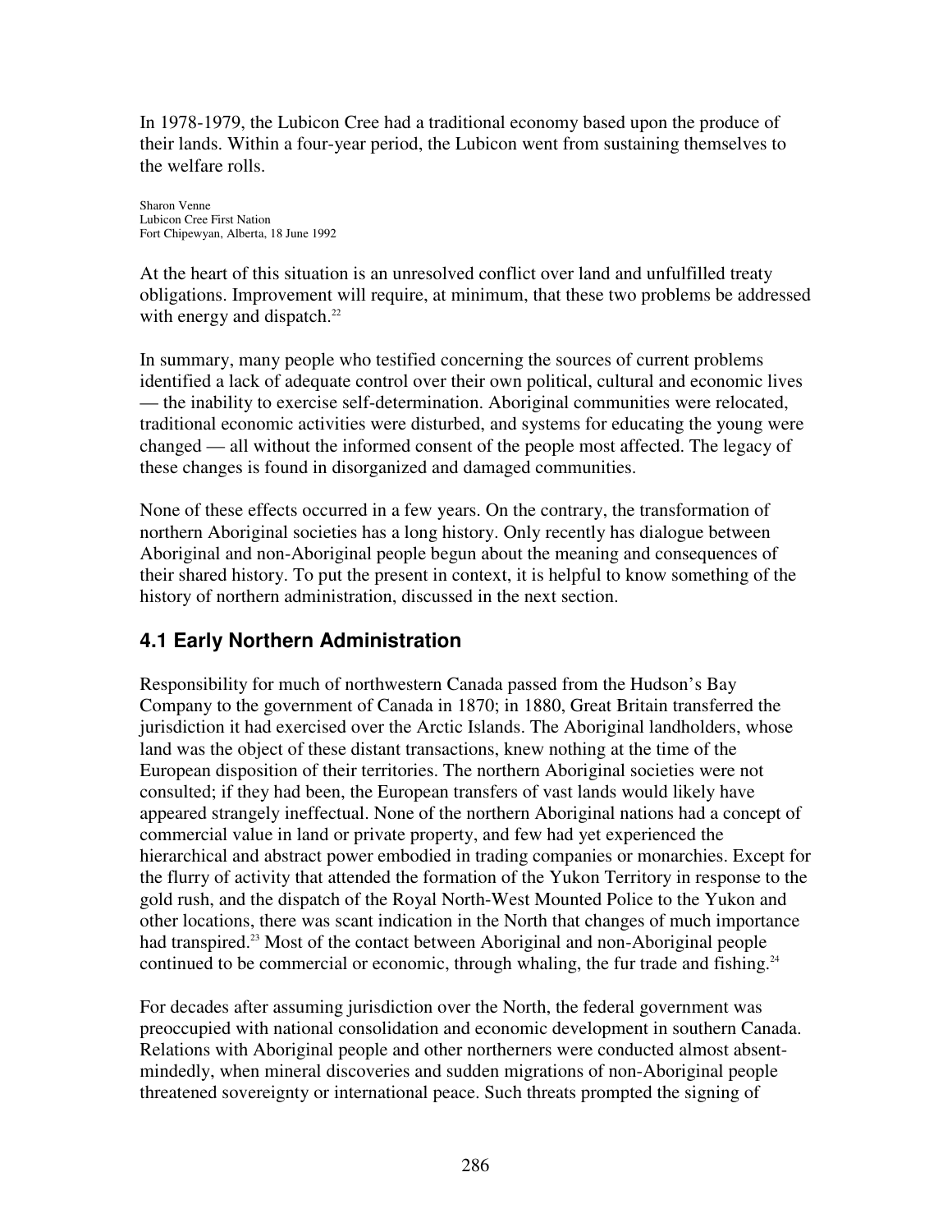In 1978-1979, the Lubicon Cree had a traditional economy based upon the produce of their lands. Within a four-year period, the Lubicon went from sustaining themselves to the welfare rolls.

Sharon Venne
Lubicon Cree First Nation
Fort Chipewyan, Alberta, 18 June 1992

At the heart of this situation is an unresolved conflict over land and unfulfilled treaty obligations. Improvement will require, at minimum, that these two problems be addressed with energy and dispatch.[22]

In summary, many people who testified concerning the sources of current problems identified a lack of adequate control over their own political, cultural and economic lives — the inability to exercise self-determination. Aboriginal communities were relocated, traditional economic activities were disturbed, and systems for educating the young were changed — all without the informed consent of the people most affected. The legacy of these changes is found in disorganized and damaged communities.

None of these effects occurred in a few years. On the contrary, the transformation of northern Aboriginal societies has a long history. Only recently has dialogue between Aboriginal and non-Aboriginal people begun about the meaning and consequences of their shared history. To put the present in context, it is helpful to know something of the history of northern administration, discussed in the next section.

## 4.1 Early Northern Administration

Responsibility for much of northwestern Canada passed from the Hudson's Bay Company to the government of Canada in 1870; in 1880, Great Britain transferred the jurisdiction it had exercised over the Arctic Islands. The Aboriginal landholders, whose land was the object of these distant transactions, knew nothing at the time of the European disposition of their territories. The northern Aboriginal societies were not consulted; if they had been, the European transfers of vast lands would likely have appeared strangely ineffectual. None of the northern Aboriginal nations had a concept of commercial value in land or private property, and few had yet experienced the hierarchical and abstract power embodied in trading companies or monarchies. Except for the flurry of activity that attended the formation of the Yukon Territory in response to the gold rush, and the dispatch of the Royal North-West Mounted Police to the Yukon and other locations, there was scant indication in the North that changes of much importance had transpired.[23] Most of the contact between Aboriginal and non-Aboriginal people continued to be commercial or economic, through whaling, the fur trade and fishing.[24]

For decades after assuming jurisdiction over the North, the federal government was preoccupied with national consolidation and economic development in southern Canada. Relations with Aboriginal people and other northerners were conducted almost absent-mindedly, when mineral discoveries and sudden migrations of non-Aboriginal people threatened sovereignty or international peace. Such threats prompted the signing of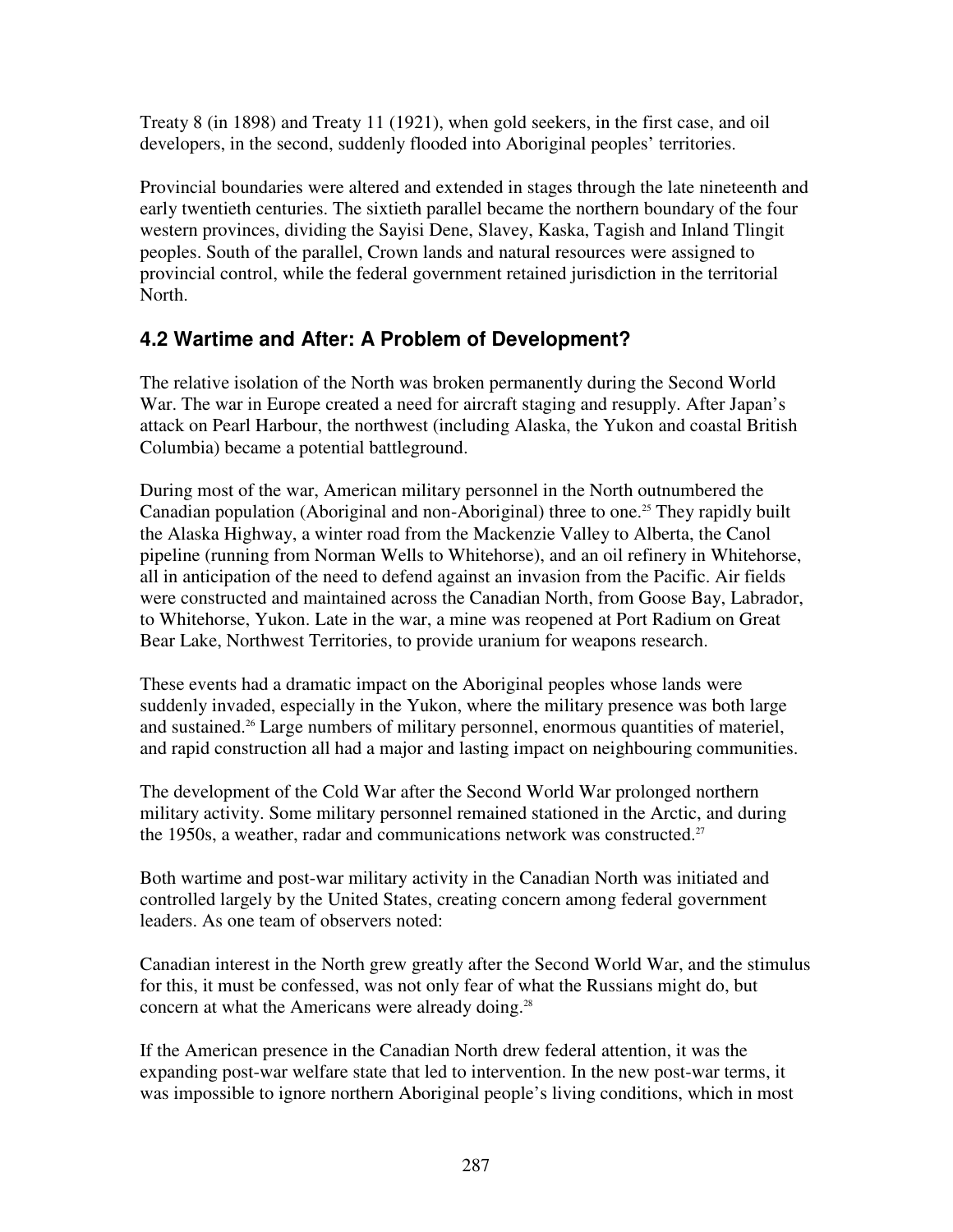Treaty 8 (in 1898) and Treaty 11 (1921), when gold seekers, in the first case, and oil developers, in the second, suddenly flooded into Aboriginal peoples' territories.

Provincial boundaries were altered and extended in stages through the late nineteenth and early twentieth centuries. The sixtieth parallel became the northern boundary of the four western provinces, dividing the Sayisi Dene, Slavey, Kaska, Tagish and Inland Tlingit peoples. South of the parallel, Crown lands and natural resources were assigned to provincial control, while the federal government retained jurisdiction in the territorial North.

## 4.2 Wartime and After: A Problem of Development?

The relative isolation of the North was broken permanently during the Second World War. The war in Europe created a need for aircraft staging and resupply. After Japan's attack on Pearl Harbour, the northwest (including Alaska, the Yukon and coastal British Columbia) became a potential battleground.

During most of the war, American military personnel in the North outnumbered the Canadian population (Aboriginal and non-Aboriginal) three to one.[25] They rapidly built the Alaska Highway, a winter road from the Mackenzie Valley to Alberta, the Canol pipeline (running from Norman Wells to Whitehorse), and an oil refinery in Whitehorse, all in anticipation of the need to defend against an invasion from the Pacific. Air fields were constructed and maintained across the Canadian North, from Goose Bay, Labrador, to Whitehorse, Yukon. Late in the war, a mine was reopened at Port Radium on Great Bear Lake, Northwest Territories, to provide uranium for weapons research.

These events had a dramatic impact on the Aboriginal peoples whose lands were suddenly invaded, especially in the Yukon, where the military presence was both large and sustained.[26] Large numbers of military personnel, enormous quantities of materiel, and rapid construction all had a major and lasting impact on neighbouring communities.

The development of the Cold War after the Second World War prolonged northern military activity. Some military personnel remained stationed in the Arctic, and during the 1950s, a weather, radar and communications network was constructed.[27]

Both wartime and post-war military activity in the Canadian North was initiated and controlled largely by the United States, creating concern among federal government leaders. As one team of observers noted:

Canadian interest in the North grew greatly after the Second World War, and the stimulus for this, it must be confessed, was not only fear of what the Russians might do, but concern at what the Americans were already doing.[28]

If the American presence in the Canadian North drew federal attention, it was the expanding post-war welfare state that led to intervention. In the new post-war terms, it was impossible to ignore northern Aboriginal people's living conditions, which in most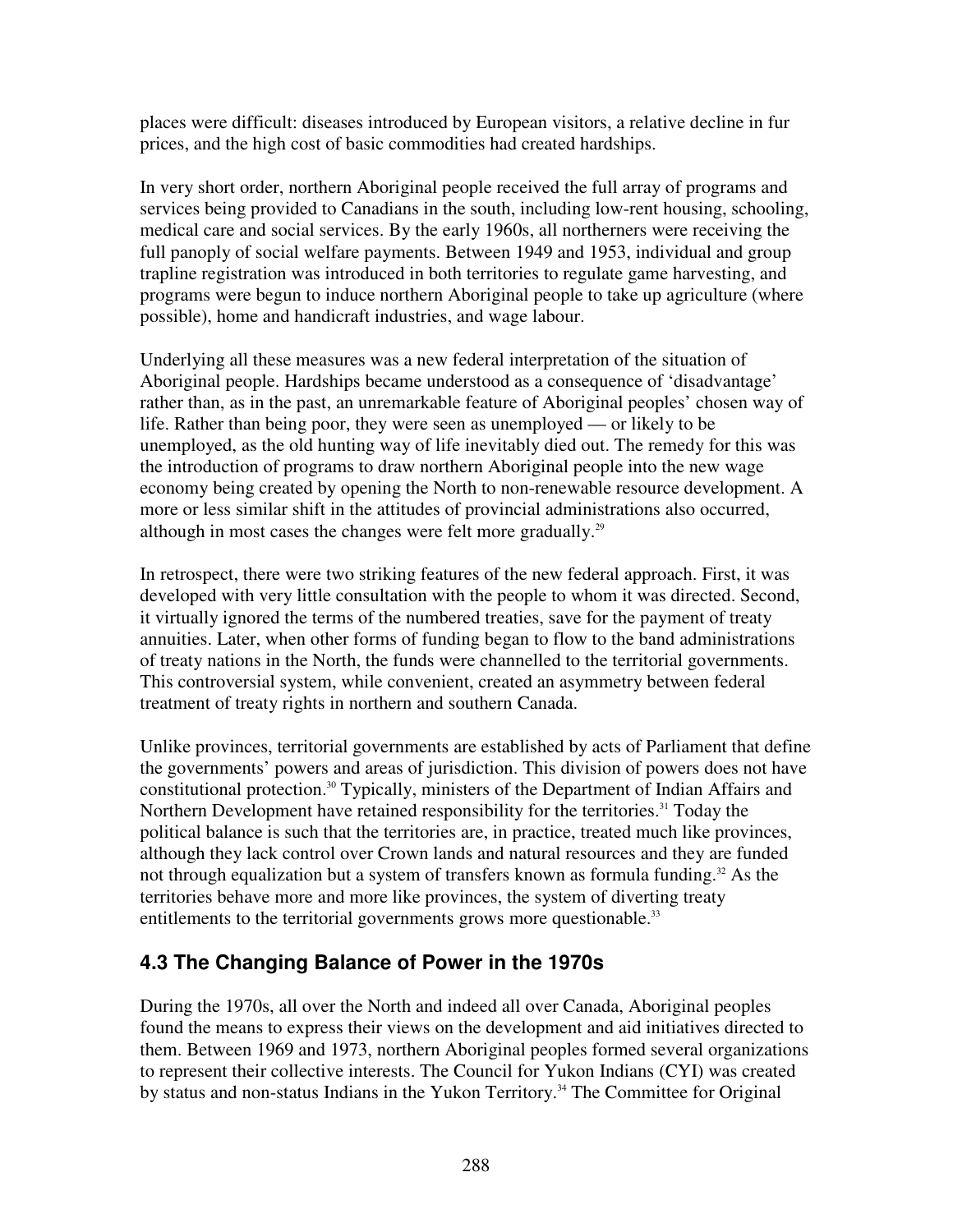places were difficult: diseases introduced by European visitors, a relative decline in fur prices, and the high cost of basic commodities had created hardships.

In very short order, northern Aboriginal people received the full array of programs and services being provided to Canadians in the south, including low-rent housing, schooling, medical care and social services. By the early 1960s, all northerners were receiving the full panoply of social welfare payments. Between 1949 and 1953, individual and group trapline registration was introduced in both territories to regulate game harvesting, and programs were begun to induce northern Aboriginal people to take up agriculture (where possible), home and handicraft industries, and wage labour.

Underlying all these measures was a new federal interpretation of the situation of Aboriginal people. Hardships became understood as a consequence of 'disadvantage' rather than, as in the past, an unremarkable feature of Aboriginal peoples' chosen way of life. Rather than being poor, they were seen as unemployed — or likely to be unemployed, as the old hunting way of life inevitably died out. The remedy for this was the introduction of programs to draw northern Aboriginal people into the new wage economy being created by opening the North to non-renewable resource development. A more or less similar shift in the attitudes of provincial administrations also occurred, although in most cases the changes were felt more gradually.[29]

In retrospect, there were two striking features of the new federal approach. First, it was developed with very little consultation with the people to whom it was directed. Second, it virtually ignored the terms of the numbered treaties, save for the payment of treaty annuities. Later, when other forms of funding began to flow to the band administrations of treaty nations in the North, the funds were channelled to the territorial governments. This controversial system, while convenient, created an asymmetry between federal treatment of treaty rights in northern and southern Canada.

Unlike provinces, territorial governments are established by acts of Parliament that define the governments' powers and areas of jurisdiction. This division of powers does not have constitutional protection.[30] Typically, ministers of the Department of Indian Affairs and Northern Development have retained responsibility for the territories.[31] Today the political balance is such that the territories are, in practice, treated much like provinces, although they lack control over Crown lands and natural resources and they are funded not through equalization but a system of transfers known as formula funding.[32] As the territories behave more and more like provinces, the system of diverting treaty entitlements to the territorial governments grows more questionable.[33]

## 4.3 The Changing Balance of Power in the 1970s

During the 1970s, all over the North and indeed all over Canada, Aboriginal peoples found the means to express their views on the development and aid initiatives directed to them. Between 1969 and 1973, northern Aboriginal peoples formed several organizations to represent their collective interests. The Council for Yukon Indians (CYI) was created by status and non-status Indians in the Yukon Territory.[34] The Committee for Original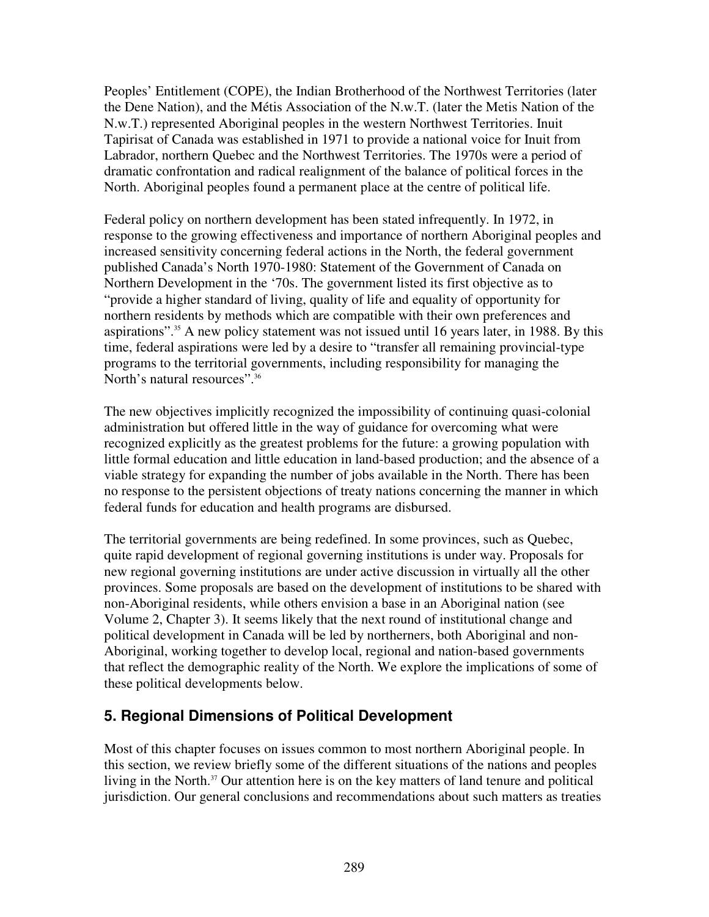Peoples' Entitlement (COPE), the Indian Brotherhood of the Northwest Territories (later the Dene Nation), and the Métis Association of the N.w.T. (later the Metis Nation of the N.w.T.) represented Aboriginal peoples in the western Northwest Territories. Inuit Tapirisat of Canada was established in 1971 to provide a national voice for Inuit from Labrador, northern Quebec and the Northwest Territories. The 1970s were a period of dramatic confrontation and radical realignment of the balance of political forces in the North. Aboriginal peoples found a permanent place at the centre of political life.

Federal policy on northern development has been stated infrequently. In 1972, in response to the growing effectiveness and importance of northern Aboriginal peoples and increased sensitivity concerning federal actions in the North, the federal government published Canada's North 1970-1980: Statement of the Government of Canada on Northern Development in the '70s. The government listed its first objective as to "provide a higher standard of living, quality of life and equality of opportunity for northern residents by methods which are compatible with their own preferences and aspirations".[35] A new policy statement was not issued until 16 years later, in 1988. By this time, federal aspirations were led by a desire to "transfer all remaining provincial-type programs to the territorial governments, including responsibility for managing the North's natural resources".[36]

The new objectives implicitly recognized the impossibility of continuing quasi-colonial administration but offered little in the way of guidance for overcoming what were recognized explicitly as the greatest problems for the future: a growing population with little formal education and little education in land-based production; and the absence of a viable strategy for expanding the number of jobs available in the North. There has been no response to the persistent objections of treaty nations concerning the manner in which federal funds for education and health programs are disbursed.

The territorial governments are being redefined. In some provinces, such as Quebec, quite rapid development of regional governing institutions is under way. Proposals for new regional governing institutions are under active discussion in virtually all the other provinces. Some proposals are based on the development of institutions to be shared with non-Aboriginal residents, while others envision a base in an Aboriginal nation (see Volume 2, Chapter 3). It seems likely that the next round of institutional change and political development in Canada will be led by northerners, both Aboriginal and non-Aboriginal, working together to develop local, regional and nation-based governments that reflect the demographic reality of the North. We explore the implications of some of these political developments below.

## 5. Regional Dimensions of Political Development

Most of this chapter focuses on issues common to most northern Aboriginal people. In this section, we review briefly some of the different situations of the nations and peoples living in the North.[37] Our attention here is on the key matters of land tenure and political jurisdiction. Our general conclusions and recommendations about such matters as treaties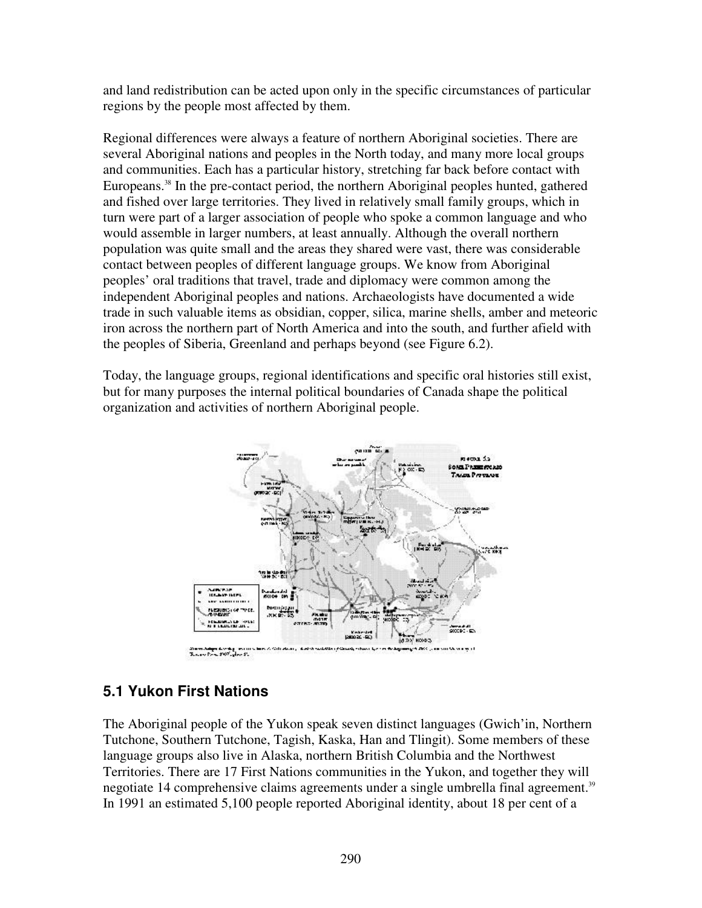and land redistribution can be acted upon only in the specific circumstances of particular regions by the people most affected by them.

Regional differences were always a feature of northern Aboriginal societies. There are several Aboriginal nations and peoples in the North today, and many more local groups and communities. Each has a particular history, stretching far back before contact with Europeans.[38] In the pre-contact period, the northern Aboriginal peoples hunted, gathered and fished over large territories. They lived in relatively small family groups, which in turn were part of a larger association of people who spoke a common language and who would assemble in larger numbers, at least annually. Although the overall northern population was quite small and the areas they shared were vast, there was considerable contact between peoples of different language groups. We know from Aboriginal peoples' oral traditions that travel, trade and diplomacy were common among the independent Aboriginal peoples and nations. Archaeologists have documented a wide trade in such valuable items as obsidian, copper, silica, marine shells, amber and meteoric iron across the northern part of North America and into the south, and further afield with the peoples of Siberia, Greenland and perhaps beyond (see Figure 6.2).

Today, the language groups, regional identifications and specific oral histories still exist, but for many purposes the internal political boundaries of Canada shape the political organization and activities of northern Aboriginal people.

## 5.1 Yukon First Nations

The Aboriginal people of the Yukon speak seven distinct languages (Gwich'in, Northern Tutchone, Southern Tutchone, Tagish, Kaska, Han and Tlingit). Some members of these language groups also live in Alaska, northern British Columbia and the Northwest Territories. There are 17 First Nations communities in the Yukon, and together they will negotiate 14 comprehensive claims agreements under a single umbrella final agreement.[39] In 1991 an estimated 5,100 people reported Aboriginal identity, about 18 per cent of a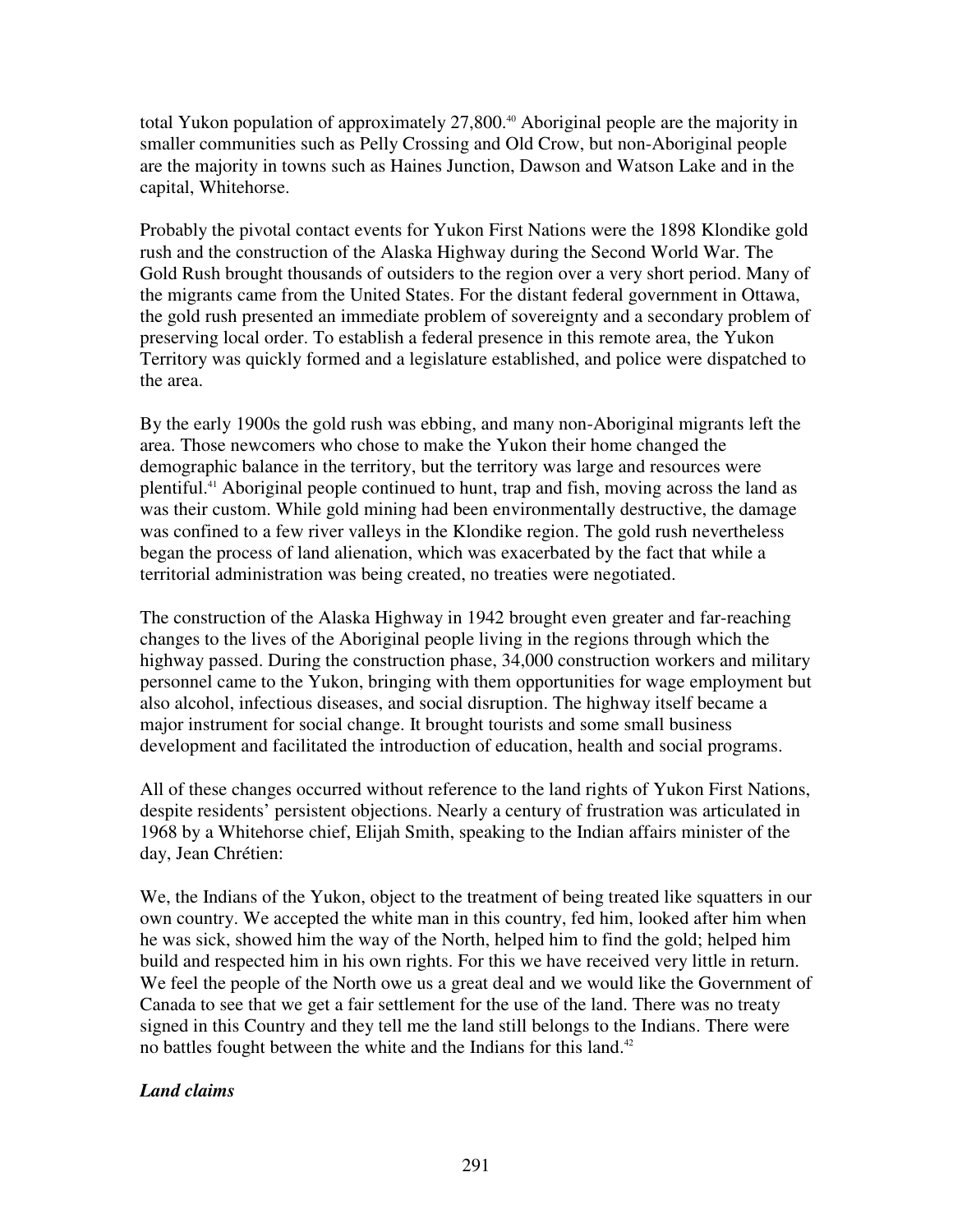total Yukon population of approximately 27,800.[40] Aboriginal people are the majority in smaller communities such as Pelly Crossing and Old Crow, but non-Aboriginal people are the majority in towns such as Haines Junction, Dawson and Watson Lake and in the capital, Whitehorse.

Probably the pivotal contact events for Yukon First Nations were the 1898 Klondike gold rush and the construction of the Alaska Highway during the Second World War. The Gold Rush brought thousands of outsiders to the region over a very short period. Many of the migrants came from the United States. For the distant federal government in Ottawa, the gold rush presented an immediate problem of sovereignty and a secondary problem of preserving local order. To establish a federal presence in this remote area, the Yukon Territory was quickly formed and a legislature established, and police were dispatched to the area.

By the early 1900s the gold rush was ebbing, and many non-Aboriginal migrants left the area. Those newcomers who chose to make the Yukon their home changed the demographic balance in the territory, but the territory was large and resources were plentiful.[41] Aboriginal people continued to hunt, trap and fish, moving across the land as was their custom. While gold mining had been environmentally destructive, the damage was confined to a few river valleys in the Klondike region. The gold rush nevertheless began the process of land alienation, which was exacerbated by the fact that while a territorial administration was being created, no treaties were negotiated.

The construction of the Alaska Highway in 1942 brought even greater and far-reaching changes to the lives of the Aboriginal people living in the regions through which the highway passed. During the construction phase, 34,000 construction workers and military personnel came to the Yukon, bringing with them opportunities for wage employment but also alcohol, infectious diseases, and social disruption. The highway itself became a major instrument for social change. It brought tourists and some small business development and facilitated the introduction of education, health and social programs.

All of these changes occurred without reference to the land rights of Yukon First Nations, despite residents' persistent objections. Nearly a century of frustration was articulated in 1968 by a Whitehorse chief, Elijah Smith, speaking to the Indian affairs minister of the day, Jean Chrétien:

We, the Indians of the Yukon, object to the treatment of being treated like squatters in our own country. We accepted the white man in this country, fed him, looked after him when he was sick, showed him the way of the North, helped him to find the gold; helped him build and respected him in his own rights. For this we have received very little in return. We feel the people of the North owe us a great deal and we would like the Government of Canada to see that we get a fair settlement for the use of the land. There was no treaty signed in this Country and they tell me the land still belongs to the Indians. There were no battles fought between the white and the Indians for this land.[42]

### *Land claims*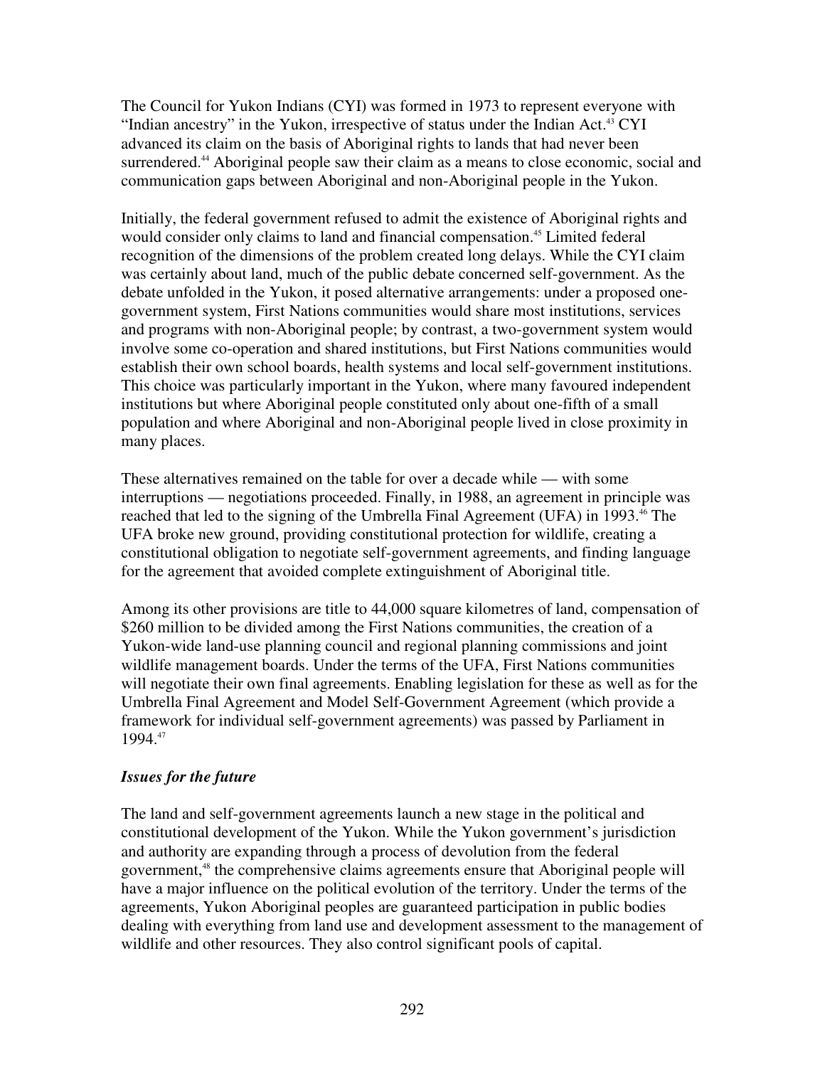The Council for Yukon Indians (CYI) was formed in 1973 to represent everyone with "Indian ancestry" in the Yukon, irrespective of status under the Indian Act.[43] CYI advanced its claim on the basis of Aboriginal rights to lands that had never been surrendered.[44] Aboriginal people saw their claim as a means to close economic, social and communication gaps between Aboriginal and non-Aboriginal people in the Yukon.

Initially, the federal government refused to admit the existence of Aboriginal rights and would consider only claims to land and financial compensation.[45] Limited federal recognition of the dimensions of the problem created long delays. While the CYI claim was certainly about land, much of the public debate concerned self-government. As the debate unfolded in the Yukon, it posed alternative arrangements: under a proposed one-government system, First Nations communities would share most institutions, services and programs with non-Aboriginal people; by contrast, a two-government system would involve some co-operation and shared institutions, but First Nations communities would establish their own school boards, health systems and local self-government institutions. This choice was particularly important in the Yukon, where many favoured independent institutions but where Aboriginal people constituted only about one-fifth of a small population and where Aboriginal and non-Aboriginal people lived in close proximity in many places.

These alternatives remained on the table for over a decade while — with some interruptions — negotiations proceeded. Finally, in 1988, an agreement in principle was reached that led to the signing of the Umbrella Final Agreement (UFA) in 1993.[46] The UFA broke new ground, providing constitutional protection for wildlife, creating a constitutional obligation to negotiate self-government agreements, and finding language for the agreement that avoided complete extinguishment of Aboriginal title.

Among its other provisions are title to 44,000 square kilometres of land, compensation of $260 million to be divided among the First Nations communities, the creation of a Yukon-wide land-use planning council and regional planning commissions and joint wildlife management boards. Under the terms of the UFA, First Nations communities will negotiate their own final agreements. Enabling legislation for these as well as for the Umbrella Final Agreement and Model Self-Government Agreement (which provide a framework for individual self-government agreements) was passed by Parliament in 1994.[47]

### *Issues for the future*

The land and self-government agreements launch a new stage in the political and constitutional development of the Yukon. While the Yukon government's jurisdiction and authority are expanding through a process of devolution from the federal government,[48] the comprehensive claims agreements ensure that Aboriginal people will have a major influence on the political evolution of the territory. Under the terms of the agreements, Yukon Aboriginal peoples are guaranteed participation in public bodies dealing with everything from land use and development assessment to the management of wildlife and other resources. They also control significant pools of capital.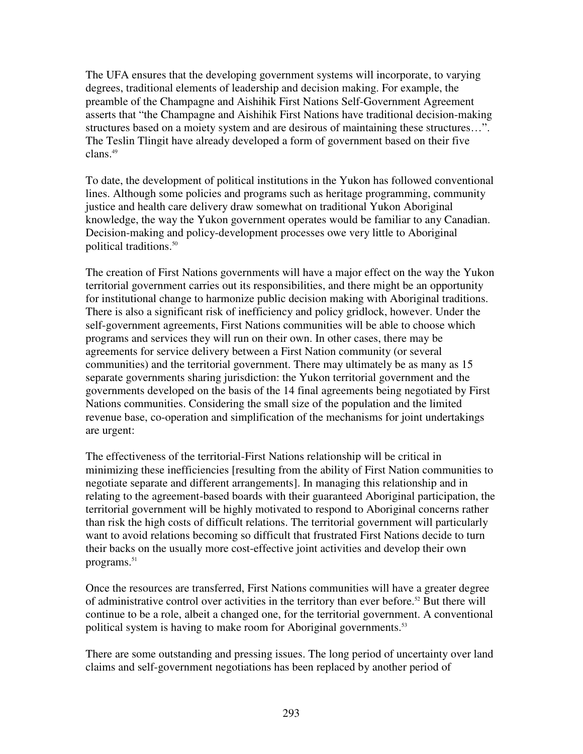The UFA ensures that the developing government systems will incorporate, to varying degrees, traditional elements of leadership and decision making. For example, the preamble of the Champagne and Aishihik First Nations Self-Government Agreement asserts that "the Champagne and Aishihik First Nations have traditional decision-making structures based on a moiety system and are desirous of maintaining these structures…". The Teslin Tlingit have already developed a form of government based on their five clans.[49]

To date, the development of political institutions in the Yukon has followed conventional lines. Although some policies and programs such as heritage programming, community justice and health care delivery draw somewhat on traditional Yukon Aboriginal knowledge, the way the Yukon government operates would be familiar to any Canadian. Decision-making and policy-development processes owe very little to Aboriginal political traditions.[50]

The creation of First Nations governments will have a major effect on the way the Yukon territorial government carries out its responsibilities, and there might be an opportunity for institutional change to harmonize public decision making with Aboriginal traditions. There is also a significant risk of inefficiency and policy gridlock, however. Under the self-government agreements, First Nations communities will be able to choose which programs and services they will run on their own. In other cases, there may be agreements for service delivery between a First Nation community (or several communities) and the territorial government. There may ultimately be as many as 15 separate governments sharing jurisdiction: the Yukon territorial government and the governments developed on the basis of the 14 final agreements being negotiated by First Nations communities. Considering the small size of the population and the limited revenue base, co-operation and simplification of the mechanisms for joint undertakings are urgent:

> The effectiveness of the territorial-First Nations relationship will be critical in minimizing these inefficiencies [resulting from the ability of First Nation communities to negotiate separate and different arrangements]. In managing this relationship and in relating to the agreement-based boards with their guaranteed Aboriginal participation, the territorial government will be highly motivated to respond to Aboriginal concerns rather than risk the high costs of difficult relations. The territorial government will particularly want to avoid relations becoming so difficult that frustrated First Nations decide to turn their backs on the usually more cost-effective joint activities and develop their own programs.[51]

Once the resources are transferred, First Nations communities will have a greater degree of administrative control over activities in the territory than ever before.[52] But there will continue to be a role, albeit a changed one, for the territorial government. A conventional political system is having to make room for Aboriginal governments.[53]

There are some outstanding and pressing issues. The long period of uncertainty over land claims and self-government negotiations has been replaced by another period of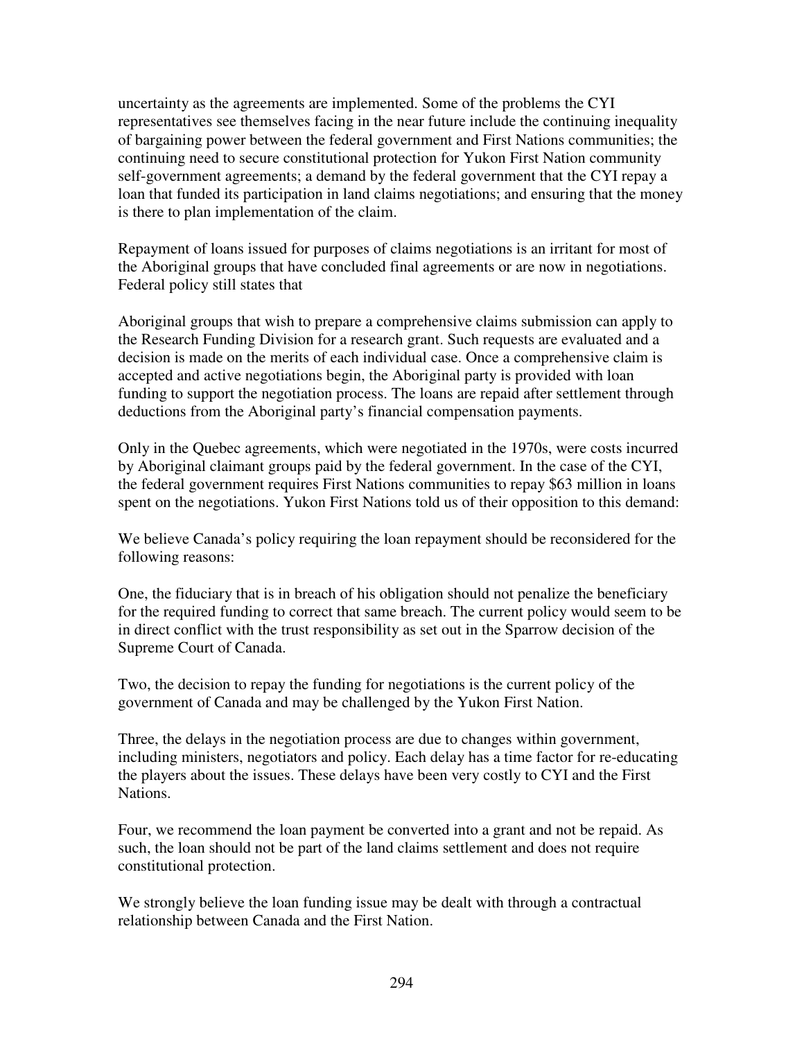uncertainty as the agreements are implemented. Some of the problems the CYI representatives see themselves facing in the near future include the continuing inequality of bargaining power between the federal government and First Nations communities; the continuing need to secure constitutional protection for Yukon First Nation community self-government agreements; a demand by the federal government that the CYI repay a loan that funded its participation in land claims negotiations; and ensuring that the money is there to plan implementation of the claim.

Repayment of loans issued for purposes of claims negotiations is an irritant for most of the Aboriginal groups that have concluded final agreements or are now in negotiations. Federal policy still states that

Aboriginal groups that wish to prepare a comprehensive claims submission can apply to the Research Funding Division for a research grant. Such requests are evaluated and a decision is made on the merits of each individual case. Once a comprehensive claim is accepted and active negotiations begin, the Aboriginal party is provided with loan funding to support the negotiation process. The loans are repaid after settlement through deductions from the Aboriginal party's financial compensation payments.

Only in the Quebec agreements, which were negotiated in the 1970s, were costs incurred by Aboriginal claimant groups paid by the federal government. In the case of the CYI, the federal government requires First Nations communities to repay $63 million in loans spent on the negotiations. Yukon First Nations told us of their opposition to this demand:

We believe Canada's policy requiring the loan repayment should be reconsidered for the following reasons:

One, the fiduciary that is in breach of his obligation should not penalize the beneficiary for the required funding to correct that same breach. The current policy would seem to be in direct conflict with the trust responsibility as set out in the Sparrow decision of the Supreme Court of Canada.

Two, the decision to repay the funding for negotiations is the current policy of the government of Canada and may be challenged by the Yukon First Nation.

Three, the delays in the negotiation process are due to changes within government, including ministers, negotiators and policy. Each delay has a time factor for re-educating the players about the issues. These delays have been very costly to CYI and the First Nations.

Four, we recommend the loan payment be converted into a grant and not be repaid. As such, the loan should not be part of the land claims settlement and does not require constitutional protection.

We strongly believe the loan funding issue may be dealt with through a contractual relationship between Canada and the First Nation.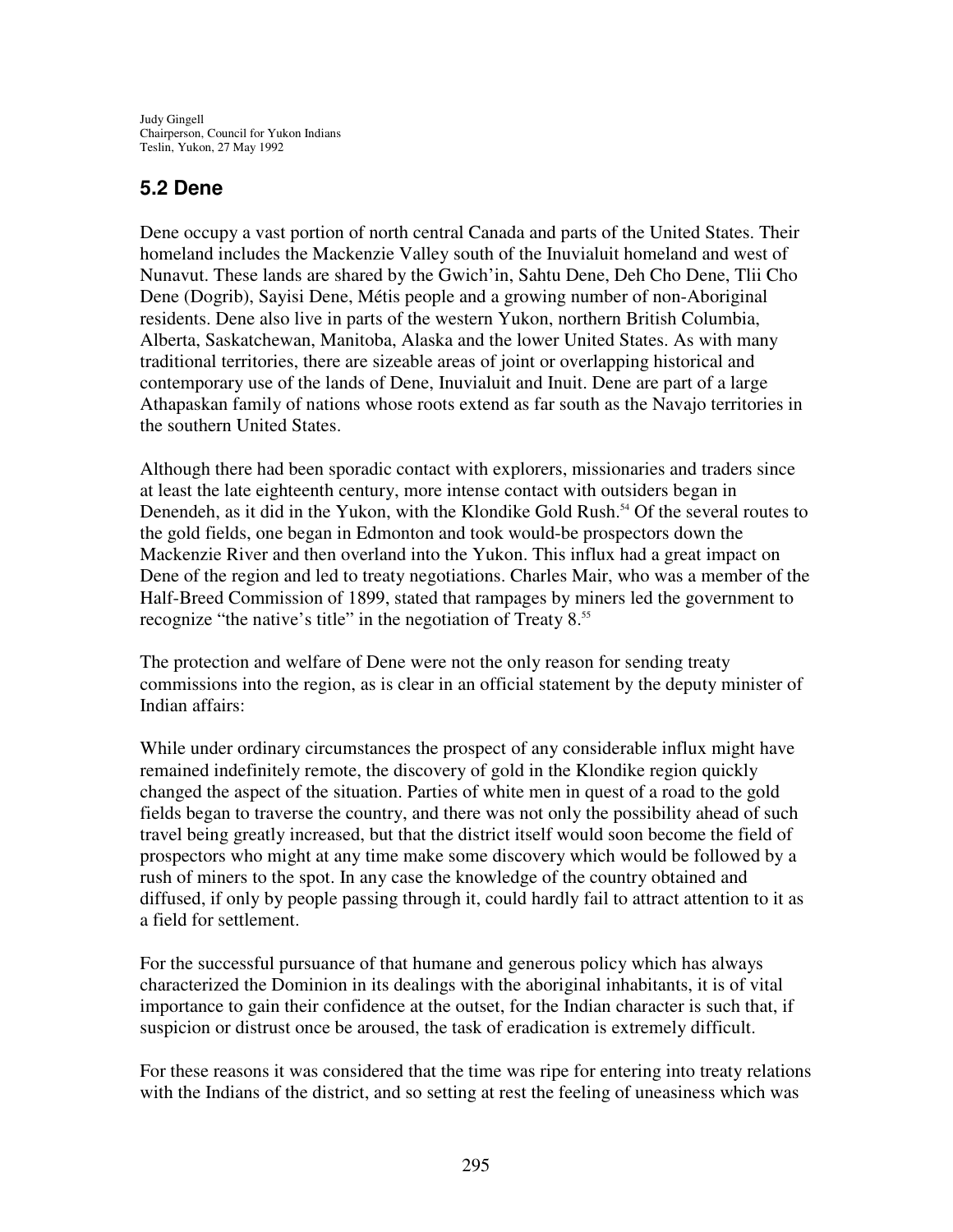Judy Gingell
Chairperson, Council for Yukon Indians
Teslin, Yukon, 27 May 1992

## 5.2 Dene

Dene occupy a vast portion of north central Canada and parts of the United States. Their homeland includes the Mackenzie Valley south of the Inuvialuit homeland and west of Nunavut. These lands are shared by the Gwich'in, Sahtu Dene, Deh Cho Dene, Tlii Cho Dene (Dogrib), Sayisi Dene, Métis people and a growing number of non-Aboriginal residents. Dene also live in parts of the western Yukon, northern British Columbia, Alberta, Saskatchewan, Manitoba, Alaska and the lower United States. As with many traditional territories, there are sizeable areas of joint or overlapping historical and contemporary use of the lands of Dene, Inuvialuit and Inuit. Dene are part of a large Athapaskan family of nations whose roots extend as far south as the Navajo territories in the southern United States.

Although there had been sporadic contact with explorers, missionaries and traders since at least the late eighteenth century, more intense contact with outsiders began in Denendeh, as it did in the Yukon, with the Klondike Gold Rush.[54] Of the several routes to the gold fields, one began in Edmonton and took would-be prospectors down the Mackenzie River and then overland into the Yukon. This influx had a great impact on Dene of the region and led to treaty negotiations. Charles Mair, who was a member of the Half-Breed Commission of 1899, stated that rampages by miners led the government to recognize "the native's title" in the negotiation of Treaty 8.[55]

The protection and welfare of Dene were not the only reason for sending treaty commissions into the region, as is clear in an official statement by the deputy minister of Indian affairs:

While under ordinary circumstances the prospect of any considerable influx might have remained indefinitely remote, the discovery of gold in the Klondike region quickly changed the aspect of the situation. Parties of white men in quest of a road to the gold fields began to traverse the country, and there was not only the possibility ahead of such travel being greatly increased, but that the district itself would soon become the field of prospectors who might at any time make some discovery which would be followed by a rush of miners to the spot. In any case the knowledge of the country obtained and diffused, if only by people passing through it, could hardly fail to attract attention to it as a field for settlement.

For the successful pursuance of that humane and generous policy which has always characterized the Dominion in its dealings with the aboriginal inhabitants, it is of vital importance to gain their confidence at the outset, for the Indian character is such that, if suspicion or distrust once be aroused, the task of eradication is extremely difficult.

For these reasons it was considered that the time was ripe for entering into treaty relations with the Indians of the district, and so setting at rest the feeling of uneasiness which was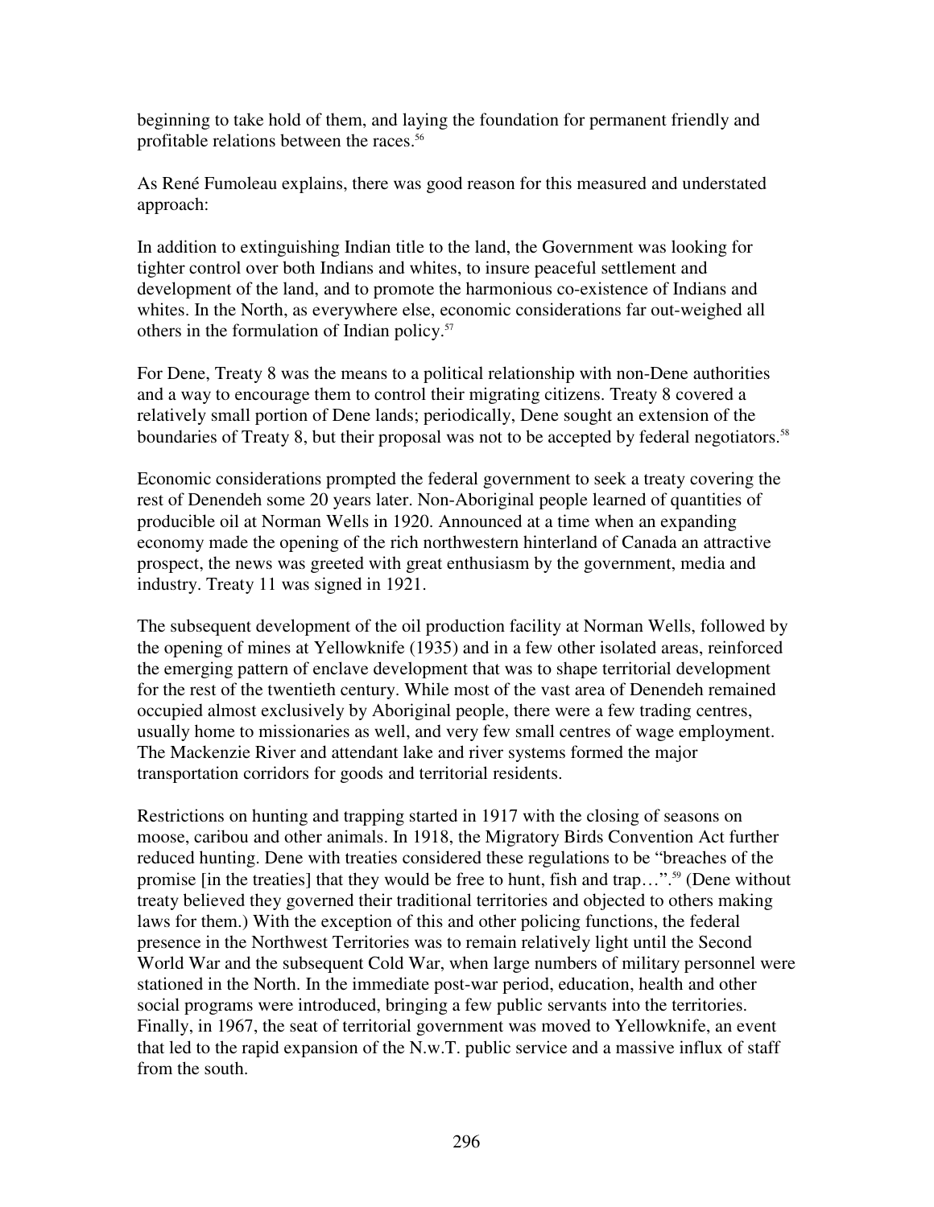beginning to take hold of them, and laying the foundation for permanent friendly and profitable relations between the races.[56]

As René Fumoleau explains, there was good reason for this measured and understated approach:

In addition to extinguishing Indian title to the land, the Government was looking for tighter control over both Indians and whites, to insure peaceful settlement and development of the land, and to promote the harmonious co-existence of Indians and whites. In the North, as everywhere else, economic considerations far out-weighed all others in the formulation of Indian policy.[57]

For Dene, Treaty 8 was the means to a political relationship with non-Dene authorities and a way to encourage them to control their migrating citizens. Treaty 8 covered a relatively small portion of Dene lands; periodically, Dene sought an extension of the boundaries of Treaty 8, but their proposal was not to be accepted by federal negotiators.[58]

Economic considerations prompted the federal government to seek a treaty covering the rest of Denendeh some 20 years later. Non-Aboriginal people learned of quantities of producible oil at Norman Wells in 1920. Announced at a time when an expanding economy made the opening of the rich northwestern hinterland of Canada an attractive prospect, the news was greeted with great enthusiasm by the government, media and industry. Treaty 11 was signed in 1921.

The subsequent development of the oil production facility at Norman Wells, followed by the opening of mines at Yellowknife (1935) and in a few other isolated areas, reinforced the emerging pattern of enclave development that was to shape territorial development for the rest of the twentieth century. While most of the vast area of Denendeh remained occupied almost exclusively by Aboriginal people, there were a few trading centres, usually home to missionaries as well, and very few small centres of wage employment. The Mackenzie River and attendant lake and river systems formed the major transportation corridors for goods and territorial residents.

Restrictions on hunting and trapping started in 1917 with the closing of seasons on moose, caribou and other animals. In 1918, the Migratory Birds Convention Act further reduced hunting. Dene with treaties considered these regulations to be "breaches of the promise [in the treaties] that they would be free to hunt, fish and trap…".[59] (Dene without treaty believed they governed their traditional territories and objected to others making laws for them.) With the exception of this and other policing functions, the federal presence in the Northwest Territories was to remain relatively light until the Second World War and the subsequent Cold War, when large numbers of military personnel were stationed in the North. In the immediate post-war period, education, health and other social programs were introduced, bringing a few public servants into the territories. Finally, in 1967, the seat of territorial government was moved to Yellowknife, an event that led to the rapid expansion of the N.w.T. public service and a massive influx of staff from the south.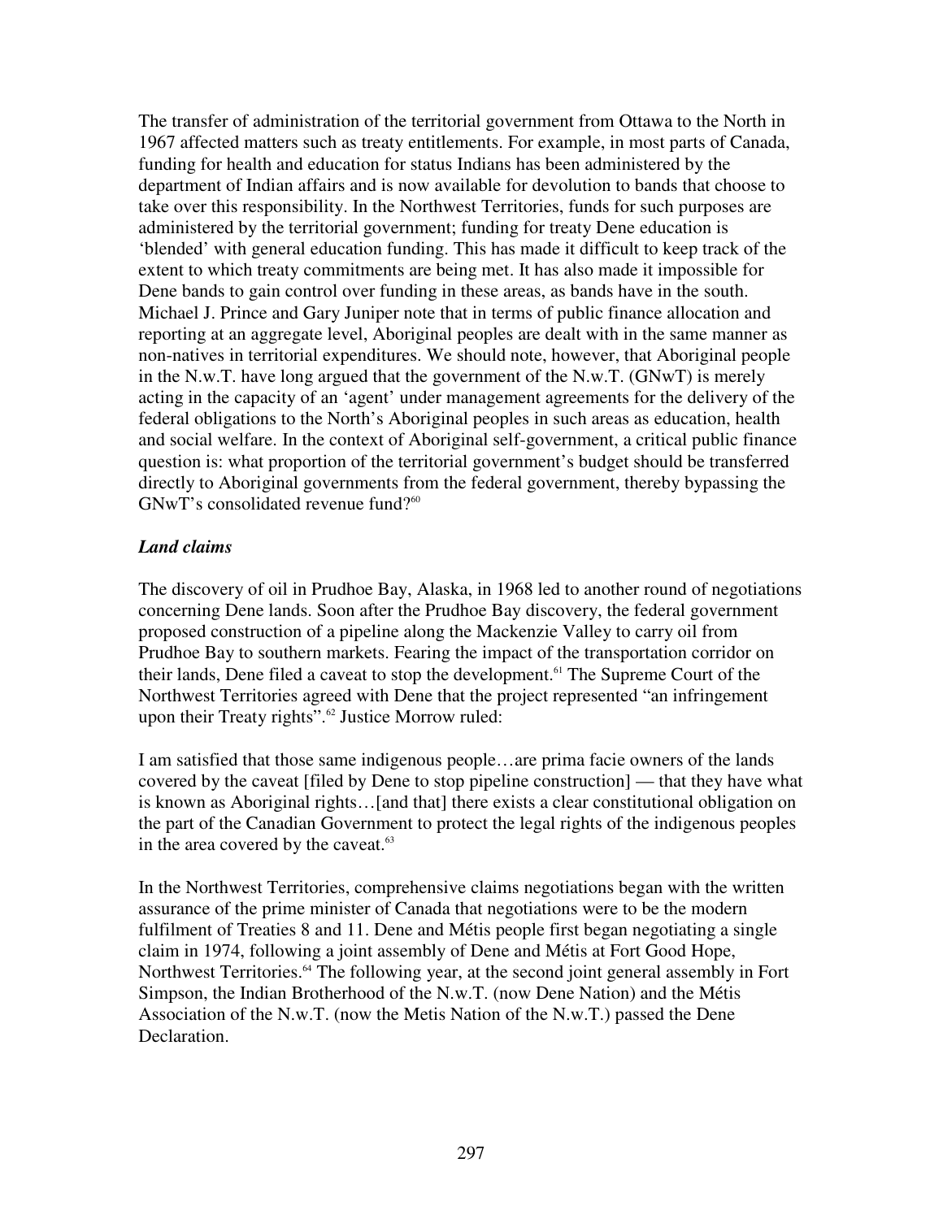The transfer of administration of the territorial government from Ottawa to the North in 1967 affected matters such as treaty entitlements. For example, in most parts of Canada, funding for health and education for status Indians has been administered by the department of Indian affairs and is now available for devolution to bands that choose to take over this responsibility. In the Northwest Territories, funds for such purposes are administered by the territorial government; funding for treaty Dene education is 'blended' with general education funding. This has made it difficult to keep track of the extent to which treaty commitments are being met. It has also made it impossible for Dene bands to gain control over funding in these areas, as bands have in the south. Michael J. Prince and Gary Juniper note that in terms of public finance allocation and reporting at an aggregate level, Aboriginal peoples are dealt with in the same manner as non-natives in territorial expenditures. We should note, however, that Aboriginal people in the N.w.T. have long argued that the government of the N.w.T. (GNwT) is merely acting in the capacity of an 'agent' under management agreements for the delivery of the federal obligations to the North's Aboriginal peoples in such areas as education, health and social welfare. In the context of Aboriginal self-government, a critical public finance question is: what proportion of the territorial government's budget should be transferred directly to Aboriginal governments from the federal government, thereby bypassing the GNwT's consolidated revenue fund?[60]

### *Land claims*

The discovery of oil in Prudhoe Bay, Alaska, in 1968 led to another round of negotiations concerning Dene lands. Soon after the Prudhoe Bay discovery, the federal government proposed construction of a pipeline along the Mackenzie Valley to carry oil from Prudhoe Bay to southern markets. Fearing the impact of the transportation corridor on their lands, Dene filed a caveat to stop the development.[61] The Supreme Court of the Northwest Territories agreed with Dene that the project represented "an infringement upon their Treaty rights".[62] Justice Morrow ruled:

I am satisfied that those same indigenous people…are prima facie owners of the lands covered by the caveat [filed by Dene to stop pipeline construction] — that they have what is known as Aboriginal rights…[and that] there exists a clear constitutional obligation on the part of the Canadian Government to protect the legal rights of the indigenous peoples in the area covered by the caveat.[63]

In the Northwest Territories, comprehensive claims negotiations began with the written assurance of the prime minister of Canada that negotiations were to be the modern fulfilment of Treaties 8 and 11. Dene and Métis people first began negotiating a single claim in 1974, following a joint assembly of Dene and Métis at Fort Good Hope, Northwest Territories.[64] The following year, at the second joint general assembly in Fort Simpson, the Indian Brotherhood of the N.w.T. (now Dene Nation) and the Métis Association of the N.w.T. (now the Metis Nation of the N.w.T.) passed the Dene Declaration.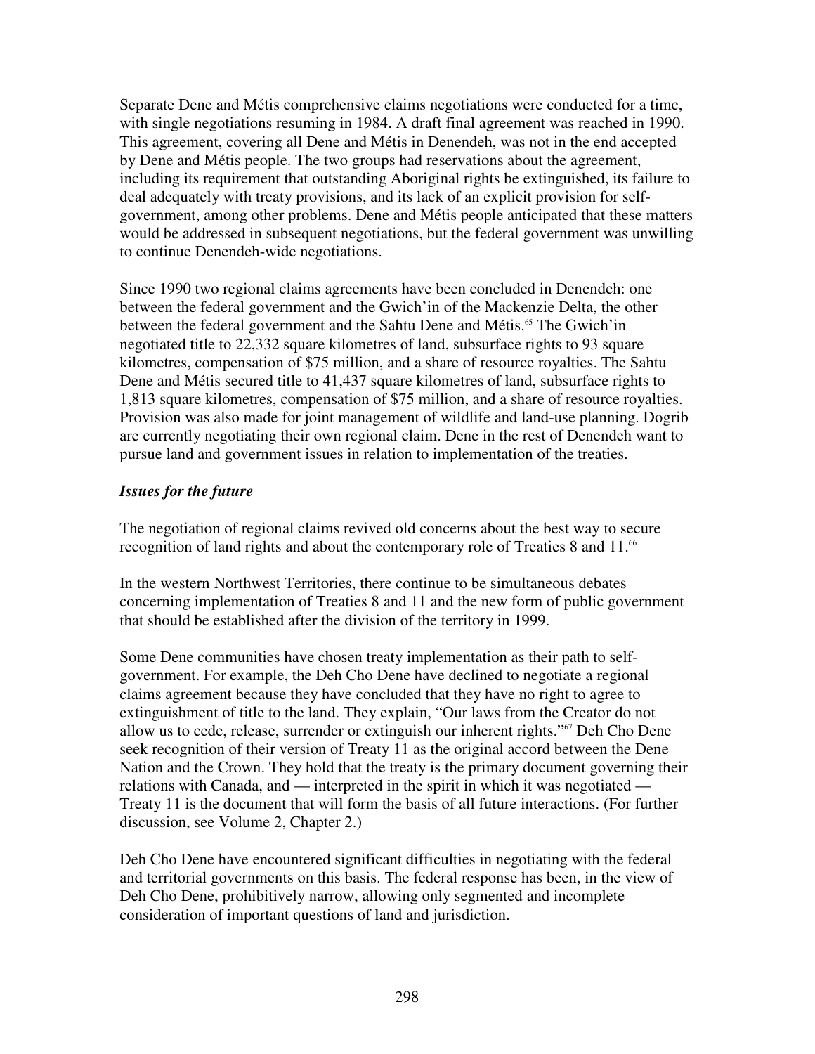Separate Dene and Métis comprehensive claims negotiations were conducted for a time, with single negotiations resuming in 1984. A draft final agreement was reached in 1990. This agreement, covering all Dene and Métis in Denendeh, was not in the end accepted by Dene and Métis people. The two groups had reservations about the agreement, including its requirement that outstanding Aboriginal rights be extinguished, its failure to deal adequately with treaty provisions, and its lack of an explicit provision for self-government, among other problems. Dene and Métis people anticipated that these matters would be addressed in subsequent negotiations, but the federal government was unwilling to continue Denendeh-wide negotiations.

Since 1990 two regional claims agreements have been concluded in Denendeh: one between the federal government and the Gwich'in of the Mackenzie Delta, the other between the federal government and the Sahtu Dene and Métis.[65] The Gwich'in negotiated title to 22,332 square kilometres of land, subsurface rights to 93 square kilometres, compensation of $75 million, and a share of resource royalties. The Sahtu Dene and Métis secured title to 41,437 square kilometres of land, subsurface rights to 1,813 square kilometres, compensation of $75 million, and a share of resource royalties. Provision was also made for joint management of wildlife and land-use planning. Dogrib are currently negotiating their own regional claim. Dene in the rest of Denendeh want to pursue land and government issues in relation to implementation of the treaties.

### *Issues for the future*

The negotiation of regional claims revived old concerns about the best way to secure recognition of land rights and about the contemporary role of Treaties 8 and 11.[66]

In the western Northwest Territories, there continue to be simultaneous debates concerning implementation of Treaties 8 and 11 and the new form of public government that should be established after the division of the territory in 1999.

Some Dene communities have chosen treaty implementation as their path to self-government. For example, the Deh Cho Dene have declined to negotiate a regional claims agreement because they have concluded that they have no right to agree to extinguishment of title to the land. They explain, "Our laws from the Creator do not allow us to cede, release, surrender or extinguish our inherent rights."[67] Deh Cho Dene seek recognition of their version of Treaty 11 as the original accord between the Dene Nation and the Crown. They hold that the treaty is the primary document governing their relations with Canada, and — interpreted in the spirit in which it was negotiated — Treaty 11 is the document that will form the basis of all future interactions. (For further discussion, see Volume 2, Chapter 2.)

Deh Cho Dene have encountered significant difficulties in negotiating with the federal and territorial governments on this basis. The federal response has been, in the view of Deh Cho Dene, prohibitively narrow, allowing only segmented and incomplete consideration of important questions of land and jurisdiction.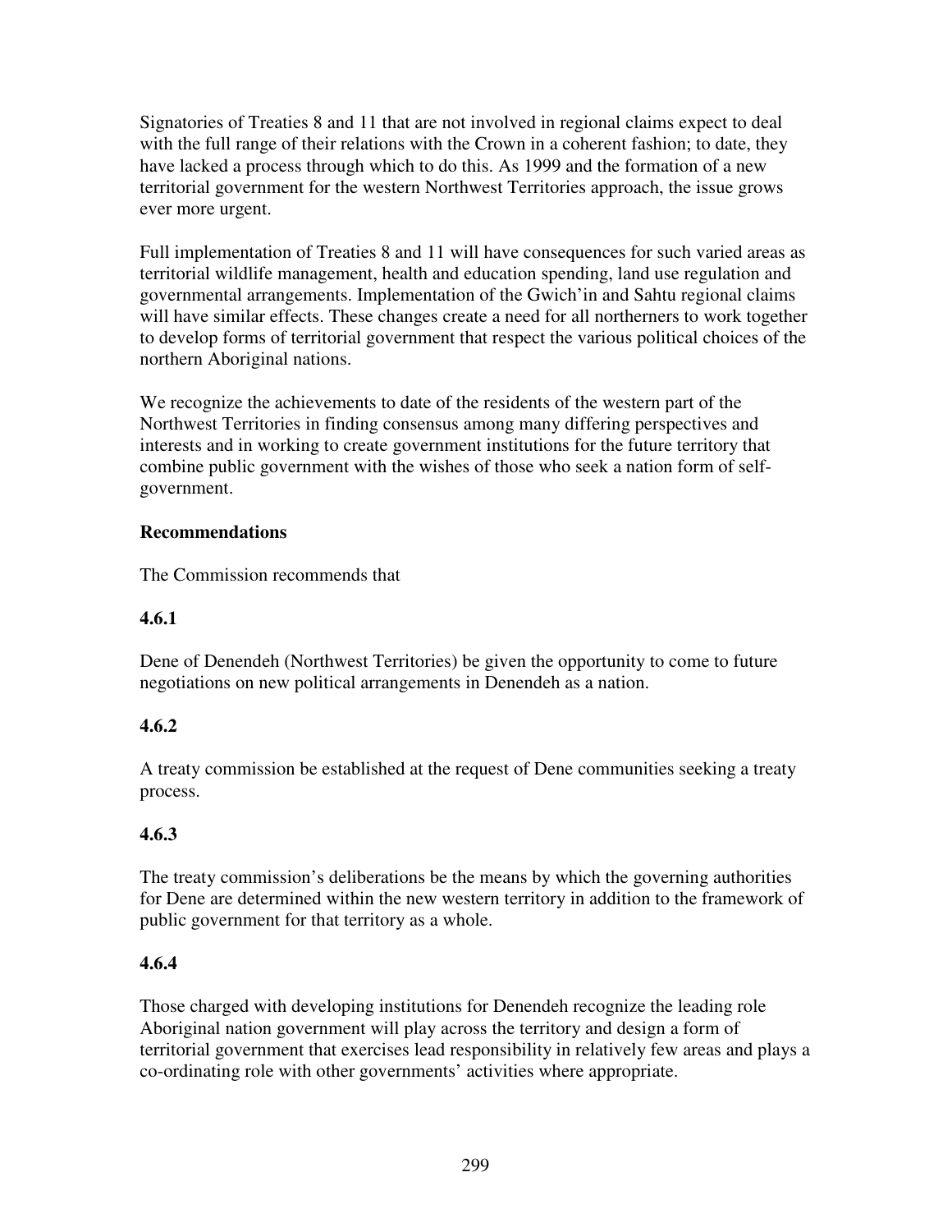Signatories of Treaties 8 and 11 that are not involved in regional claims expect to deal with the full range of their relations with the Crown in a coherent fashion; to date, they have lacked a process through which to do this. As 1999 and the formation of a new territorial government for the western Northwest Territories approach, the issue grows ever more urgent.

Full implementation of Treaties 8 and 11 will have consequences for such varied areas as territorial wildlife management, health and education spending, land use regulation and governmental arrangements. Implementation of the Gwich'in and Sahtu regional claims will have similar effects. These changes create a need for all northerners to work together to develop forms of territorial government that respect the various political choices of the northern Aboriginal nations.

We recognize the achievements to date of the residents of the western part of the Northwest Territories in finding consensus among many differing perspectives and interests and in working to create government institutions for the future territory that combine public government with the wishes of those who seek a nation form of self-government.

**Recommendations**

The Commission recommends that

**4.6.1**

Dene of Denendeh (Northwest Territories) be given the opportunity to come to future negotiations on new political arrangements in Denendeh as a nation.

**4.6.2**

A treaty commission be established at the request of Dene communities seeking a treaty process.

**4.6.3**

The treaty commission's deliberations be the means by which the governing authorities for Dene are determined within the new western territory in addition to the framework of public government for that territory as a whole.

**4.6.4**

Those charged with developing institutions for Denendeh recognize the leading role Aboriginal nation government will play across the territory and design a form of territorial government that exercises lead responsibility in relatively few areas and plays a co-ordinating role with other governments' activities where appropriate.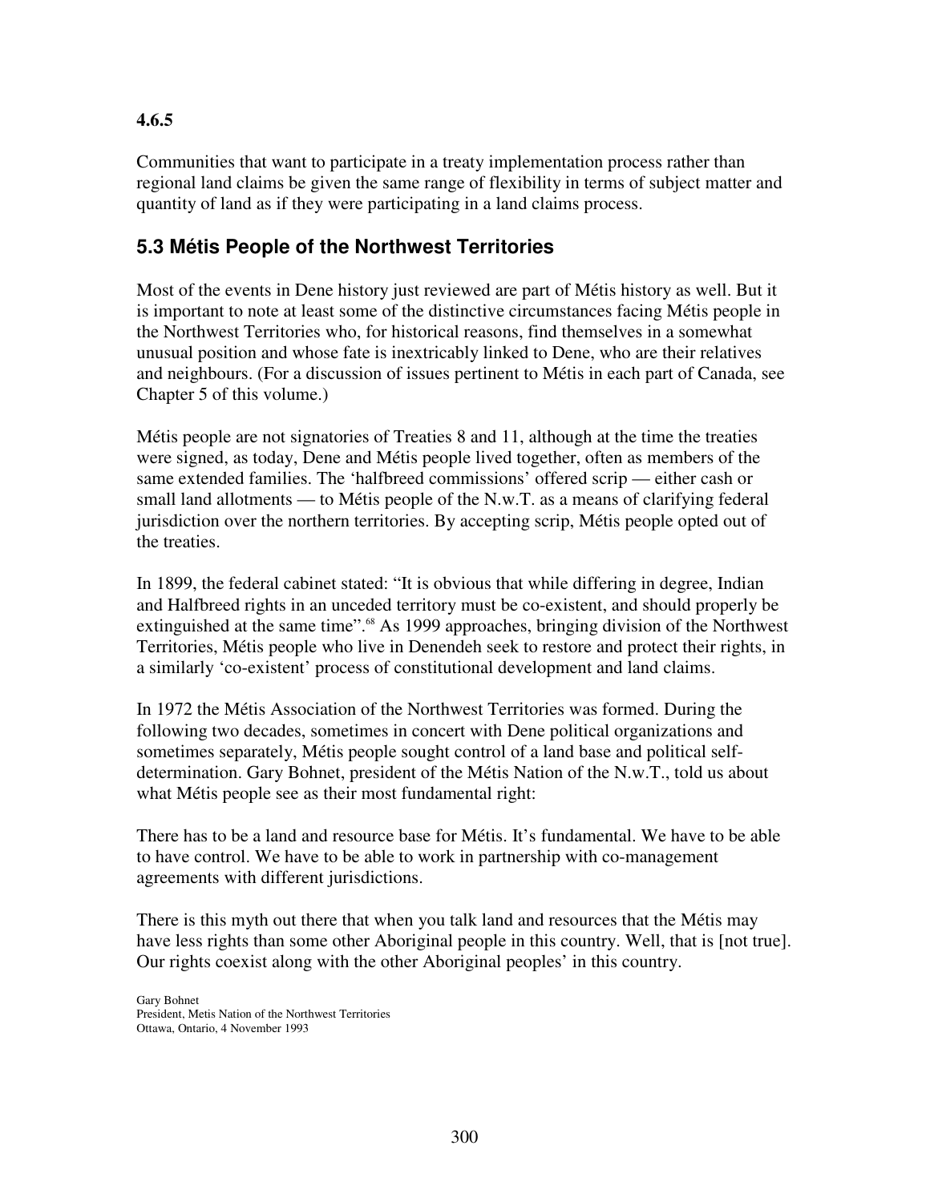**4.6.5**

Communities that want to participate in a treaty implementation process rather than regional land claims be given the same range of flexibility in terms of subject matter and quantity of land as if they were participating in a land claims process.

## 5.3 Métis People of the Northwest Territories

Most of the events in Dene history just reviewed are part of Métis history as well. But it is important to note at least some of the distinctive circumstances facing Métis people in the Northwest Territories who, for historical reasons, find themselves in a somewhat unusual position and whose fate is inextricably linked to Dene, who are their relatives and neighbours. (For a discussion of issues pertinent to Métis in each part of Canada, see Chapter 5 of this volume.)

Métis people are not signatories of Treaties 8 and 11, although at the time the treaties were signed, as today, Dene and Métis people lived together, often as members of the same extended families. The 'halfbreed commissions' offered scrip — either cash or small land allotments — to Métis people of the N.w.T. as a means of clarifying federal jurisdiction over the northern territories. By accepting scrip, Métis people opted out of the treaties.

In 1899, the federal cabinet stated: "It is obvious that while differing in degree, Indian and Halfbreed rights in an unceded territory must be co-existent, and should properly be extinguished at the same time".[68] As 1999 approaches, bringing division of the Northwest Territories, Métis people who live in Denendeh seek to restore and protect their rights, in a similarly 'co-existent' process of constitutional development and land claims.

In 1972 the Métis Association of the Northwest Territories was formed. During the following two decades, sometimes in concert with Dene political organizations and sometimes separately, Métis people sought control of a land base and political self-determination. Gary Bohnet, president of the Métis Nation of the N.w.T., told us about what Métis people see as their most fundamental right:

> There has to be a land and resource base for Métis. It's fundamental. We have to be able to have control. We have to be able to work in partnership with co-management agreements with different jurisdictions.
>
> There is this myth out there that when you talk land and resources that the Métis may have less rights than some other Aboriginal people in this country. Well, that is [not true]. Our rights coexist along with the other Aboriginal peoples' in this country.
>
> Gary Bohnet
> President, Metis Nation of the Northwest Territories
> Ottawa, Ontario, 4 November 1993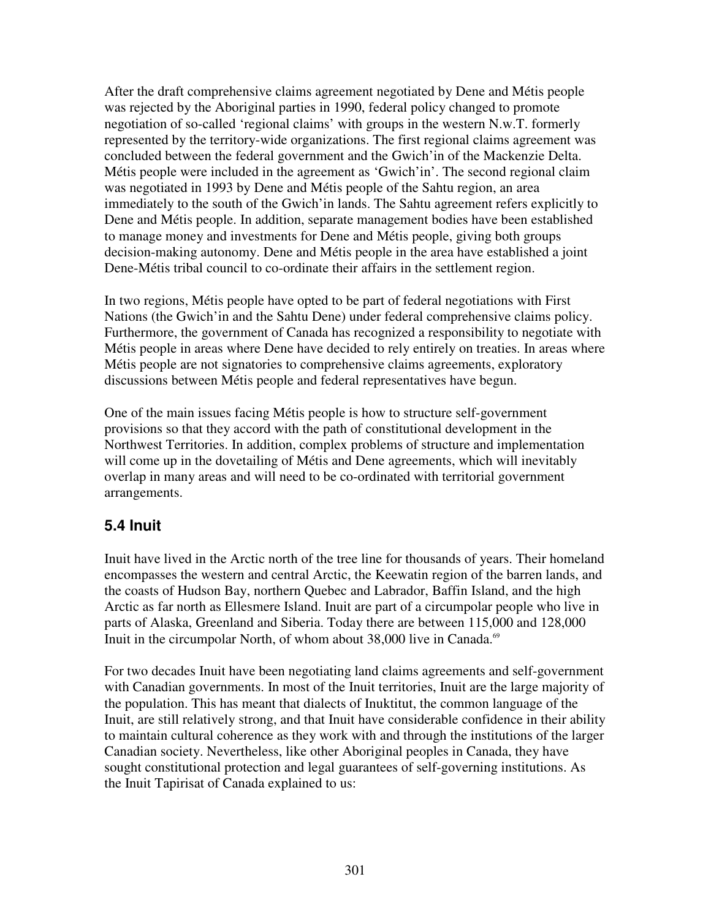After the draft comprehensive claims agreement negotiated by Dene and Métis people was rejected by the Aboriginal parties in 1990, federal policy changed to promote negotiation of so-called 'regional claims' with groups in the western N.w.T. formerly represented by the territory-wide organizations. The first regional claims agreement was concluded between the federal government and the Gwich'in of the Mackenzie Delta. Métis people were included in the agreement as 'Gwich'in'. The second regional claim was negotiated in 1993 by Dene and Métis people of the Sahtu region, an area immediately to the south of the Gwich'in lands. The Sahtu agreement refers explicitly to Dene and Métis people. In addition, separate management bodies have been established to manage money and investments for Dene and Métis people, giving both groups decision-making autonomy. Dene and Métis people in the area have established a joint Dene-Métis tribal council to co-ordinate their affairs in the settlement region.

In two regions, Métis people have opted to be part of federal negotiations with First Nations (the Gwich'in and the Sahtu Dene) under federal comprehensive claims policy. Furthermore, the government of Canada has recognized a responsibility to negotiate with Métis people in areas where Dene have decided to rely entirely on treaties. In areas where Métis people are not signatories to comprehensive claims agreements, exploratory discussions between Métis people and federal representatives have begun.

One of the main issues facing Métis people is how to structure self-government provisions so that they accord with the path of constitutional development in the Northwest Territories. In addition, complex problems of structure and implementation will come up in the dovetailing of Métis and Dene agreements, which will inevitably overlap in many areas and will need to be co-ordinated with territorial government arrangements.

## 5.4 Inuit

Inuit have lived in the Arctic north of the tree line for thousands of years. Their homeland encompasses the western and central Arctic, the Keewatin region of the barren lands, and the coasts of Hudson Bay, northern Quebec and Labrador, Baffin Island, and the high Arctic as far north as Ellesmere Island. Inuit are part of a circumpolar people who live in parts of Alaska, Greenland and Siberia. Today there are between 115,000 and 128,000 Inuit in the circumpolar North, of whom about 38,000 live in Canada.[69]

For two decades Inuit have been negotiating land claims agreements and self-government with Canadian governments. In most of the Inuit territories, Inuit are the large majority of the population. This has meant that dialects of Inuktitut, the common language of the Inuit, are still relatively strong, and that Inuit have considerable confidence in their ability to maintain cultural coherence as they work with and through the institutions of the larger Canadian society. Nevertheless, like other Aboriginal peoples in Canada, they have sought constitutional protection and legal guarantees of self-governing institutions. As the Inuit Tapirisat of Canada explained to us: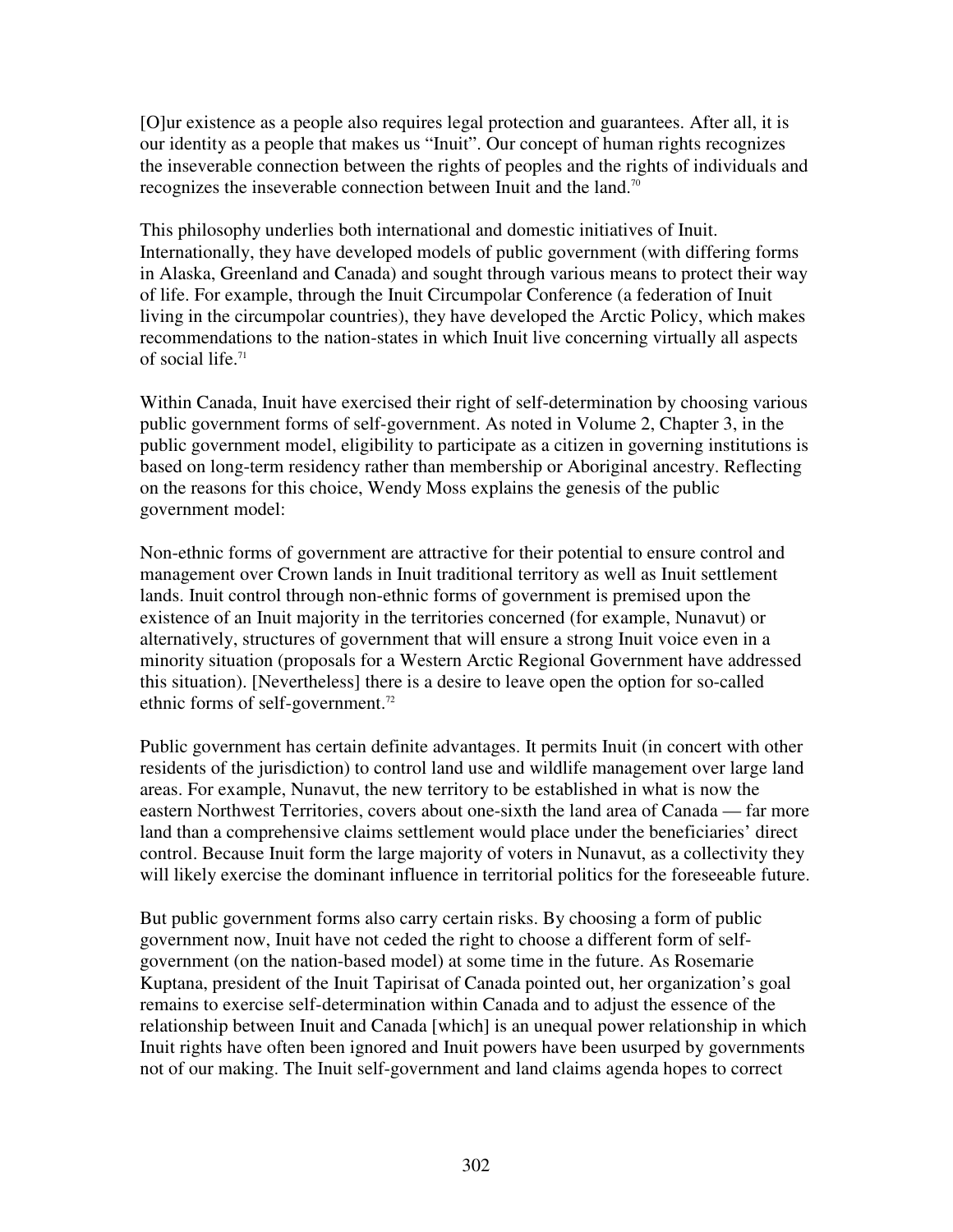[O]ur existence as a people also requires legal protection and guarantees. After all, it is our identity as a people that makes us "Inuit". Our concept of human rights recognizes the inseverable connection between the rights of peoples and the rights of individuals and recognizes the inseverable connection between Inuit and the land.[70]

This philosophy underlies both international and domestic initiatives of Inuit. Internationally, they have developed models of public government (with differing forms in Alaska, Greenland and Canada) and sought through various means to protect their way of life. For example, through the Inuit Circumpolar Conference (a federation of Inuit living in the circumpolar countries), they have developed the Arctic Policy, which makes recommendations to the nation-states in which Inuit live concerning virtually all aspects of social life.[71]

Within Canada, Inuit have exercised their right of self-determination by choosing various public government forms of self-government. As noted in Volume 2, Chapter 3, in the public government model, eligibility to participate as a citizen in governing institutions is based on long-term residency rather than membership or Aboriginal ancestry. Reflecting on the reasons for this choice, Wendy Moss explains the genesis of the public government model:

Non-ethnic forms of government are attractive for their potential to ensure control and management over Crown lands in Inuit traditional territory as well as Inuit settlement lands. Inuit control through non-ethnic forms of government is premised upon the existence of an Inuit majority in the territories concerned (for example, Nunavut) or alternatively, structures of government that will ensure a strong Inuit voice even in a minority situation (proposals for a Western Arctic Regional Government have addressed this situation). [Nevertheless] there is a desire to leave open the option for so-called ethnic forms of self-government.[72]

Public government has certain definite advantages. It permits Inuit (in concert with other residents of the jurisdiction) to control land use and wildlife management over large land areas. For example, Nunavut, the new territory to be established in what is now the eastern Northwest Territories, covers about one-sixth the land area of Canada — far more land than a comprehensive claims settlement would place under the beneficiaries' direct control. Because Inuit form the large majority of voters in Nunavut, as a collectivity they will likely exercise the dominant influence in territorial politics for the foreseeable future.

But public government forms also carry certain risks. By choosing a form of public government now, Inuit have not ceded the right to choose a different form of self-government (on the nation-based model) at some time in the future. As Rosemarie Kuptana, president of the Inuit Tapirisat of Canada pointed out, her organization's goal remains to exercise self-determination within Canada and to adjust the essence of the relationship between Inuit and Canada [which] is an unequal power relationship in which Inuit rights have often been ignored and Inuit powers have been usurped by governments not of our making. The Inuit self-government and land claims agenda hopes to correct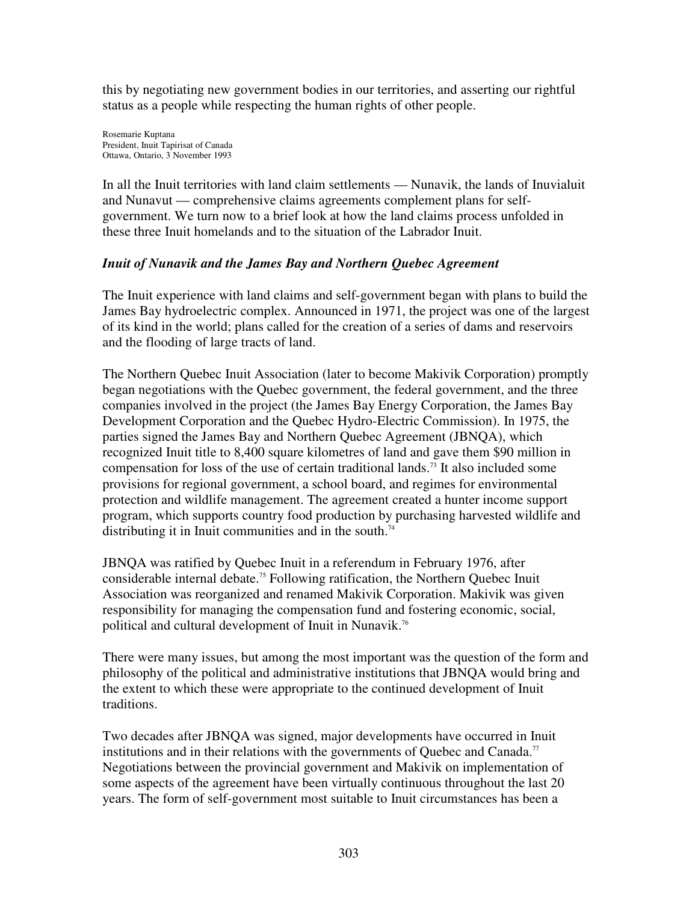this by negotiating new government bodies in our territories, and asserting our rightful status as a people while respecting the human rights of other people.

Rosemarie Kuptana
President, Inuit Tapirisat of Canada
Ottawa, Ontario, 3 November 1993

In all the Inuit territories with land claim settlements — Nunavik, the lands of Inuvialuit and Nunavut — comprehensive claims agreements complement plans for self-government. We turn now to a brief look at how the land claims process unfolded in these three Inuit homelands and to the situation of the Labrador Inuit.

### *Inuit of Nunavik and the James Bay and Northern Quebec Agreement*

The Inuit experience with land claims and self-government began with plans to build the James Bay hydroelectric complex. Announced in 1971, the project was one of the largest of its kind in the world; plans called for the creation of a series of dams and reservoirs and the flooding of large tracts of land.

The Northern Quebec Inuit Association (later to become Makivik Corporation) promptly began negotiations with the Quebec government, the federal government, and the three companies involved in the project (the James Bay Energy Corporation, the James Bay Development Corporation and the Quebec Hydro-Electric Commission). In 1975, the parties signed the James Bay and Northern Quebec Agreement (JBNQA), which recognized Inuit title to 8,400 square kilometres of land and gave them $90 million in compensation for loss of the use of certain traditional lands.[73] It also included some provisions for regional government, a school board, and regimes for environmental protection and wildlife management. The agreement created a hunter income support program, which supports country food production by purchasing harvested wildlife and distributing it in Inuit communities and in the south.[74]

JBNQA was ratified by Quebec Inuit in a referendum in February 1976, after considerable internal debate.[75] Following ratification, the Northern Quebec Inuit Association was reorganized and renamed Makivik Corporation. Makivik was given responsibility for managing the compensation fund and fostering economic, social, political and cultural development of Inuit in Nunavik.[76]

There were many issues, but among the most important was the question of the form and philosophy of the political and administrative institutions that JBNQA would bring and the extent to which these were appropriate to the continued development of Inuit traditions.

Two decades after JBNQA was signed, major developments have occurred in Inuit institutions and in their relations with the governments of Quebec and Canada.[77] Negotiations between the provincial government and Makivik on implementation of some aspects of the agreement have been virtually continuous throughout the last 20 years. The form of self-government most suitable to Inuit circumstances has been a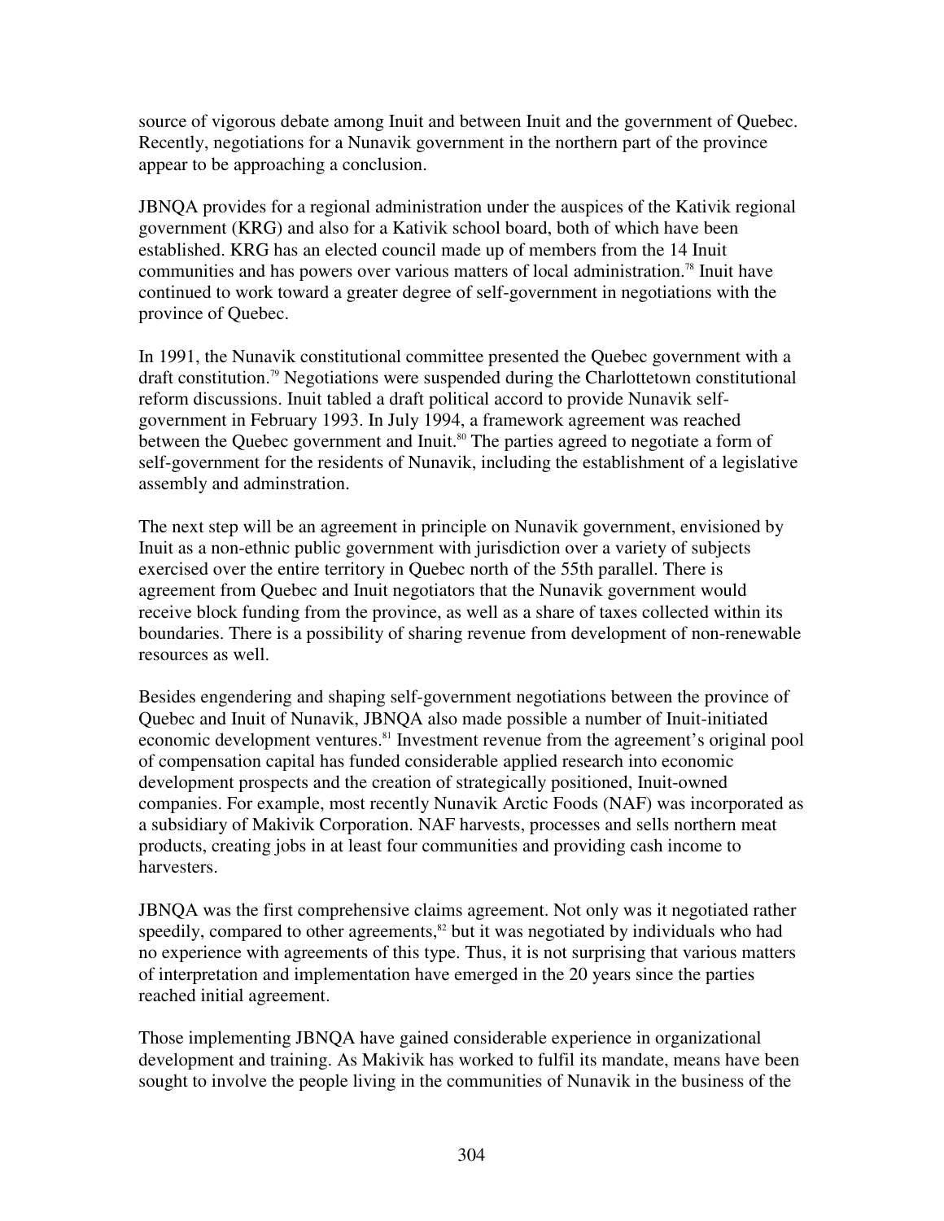source of vigorous debate among Inuit and between Inuit and the government of Quebec. Recently, negotiations for a Nunavik government in the northern part of the province appear to be approaching a conclusion.

JBNQA provides for a regional administration under the auspices of the Kativik regional government (KRG) and also for a Kativik school board, both of which have been established. KRG has an elected council made up of members from the 14 Inuit communities and has powers over various matters of local administration.[78] Inuit have continued to work toward a greater degree of self-government in negotiations with the province of Quebec.

In 1991, the Nunavik constitutional committee presented the Quebec government with a draft constitution.[79] Negotiations were suspended during the Charlottetown constitutional reform discussions. Inuit tabled a draft political accord to provide Nunavik self-government in February 1993. In July 1994, a framework agreement was reached between the Quebec government and Inuit.[80] The parties agreed to negotiate a form of self-government for the residents of Nunavik, including the establishment of a legislative assembly and adminstration.

The next step will be an agreement in principle on Nunavik government, envisioned by Inuit as a non-ethnic public government with jurisdiction over a variety of subjects exercised over the entire territory in Quebec north of the 55th parallel. There is agreement from Quebec and Inuit negotiators that the Nunavik government would receive block funding from the province, as well as a share of taxes collected within its boundaries. There is a possibility of sharing revenue from development of non-renewable resources as well.

Besides engendering and shaping self-government negotiations between the province of Quebec and Inuit of Nunavik, JBNQA also made possible a number of Inuit-initiated economic development ventures.[81] Investment revenue from the agreement's original pool of compensation capital has funded considerable applied research into economic development prospects and the creation of strategically positioned, Inuit-owned companies. For example, most recently Nunavik Arctic Foods (NAF) was incorporated as a subsidiary of Makivik Corporation. NAF harvests, processes and sells northern meat products, creating jobs in at least four communities and providing cash income to harvesters.

JBNQA was the first comprehensive claims agreement. Not only was it negotiated rather speedily, compared to other agreements,[82] but it was negotiated by individuals who had no experience with agreements of this type. Thus, it is not surprising that various matters of interpretation and implementation have emerged in the 20 years since the parties reached initial agreement.

Those implementing JBNQA have gained considerable experience in organizational development and training. As Makivik has worked to fulfil its mandate, means have been sought to involve the people living in the communities of Nunavik in the business of the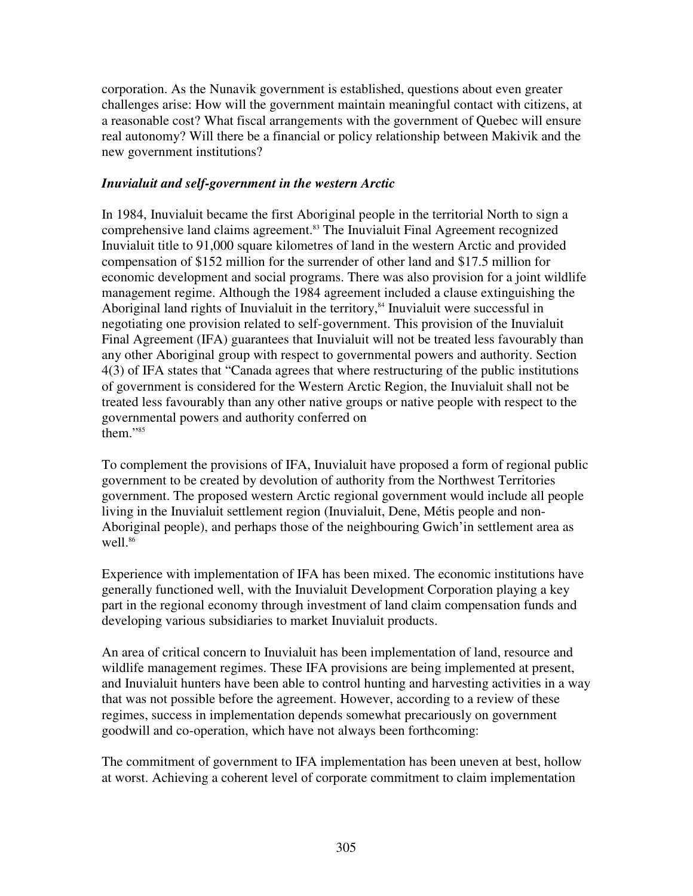corporation. As the Nunavik government is established, questions about even greater challenges arise: How will the government maintain meaningful contact with citizens, at a reasonable cost? What fiscal arrangements with the government of Quebec will ensure real autonomy? Will there be a financial or policy relationship between Makivik and the new government institutions?

### *Inuvialuit and self-government in the western Arctic*

In 1984, Inuvialuit became the first Aboriginal people in the territorial North to sign a comprehensive land claims agreement.[83] The Inuvialuit Final Agreement recognized Inuvialuit title to 91,000 square kilometres of land in the western Arctic and provided compensation of $152 million for the surrender of other land and $17.5 million for economic development and social programs. There was also provision for a joint wildlife management regime. Although the 1984 agreement included a clause extinguishing the Aboriginal land rights of Inuvialuit in the territory,[84] Inuvialuit were successful in negotiating one provision related to self-government. This provision of the Inuvialuit Final Agreement (IFA) guarantees that Inuvialuit will not be treated less favourably than any other Aboriginal group with respect to governmental powers and authority. Section 4(3) of IFA states that "Canada agrees that where restructuring of the public institutions of government is considered for the Western Arctic Region, the Inuvialuit shall not be treated less favourably than any other native groups or native people with respect to the governmental powers and authority conferred on them."[85]

To complement the provisions of IFA, Inuvialuit have proposed a form of regional public government to be created by devolution of authority from the Northwest Territories government. The proposed western Arctic regional government would include all people living in the Inuvialuit settlement region (Inuvialuit, Dene, Métis people and non-Aboriginal people), and perhaps those of the neighbouring Gwich'in settlement area as well.[86]

Experience with implementation of IFA has been mixed. The economic institutions have generally functioned well, with the Inuvialuit Development Corporation playing a key part in the regional economy through investment of land claim compensation funds and developing various subsidiaries to market Inuvialuit products.

An area of critical concern to Inuvialuit has been implementation of land, resource and wildlife management regimes. These IFA provisions are being implemented at present, and Inuvialuit hunters have been able to control hunting and harvesting activities in a way that was not possible before the agreement. However, according to a review of these regimes, success in implementation depends somewhat precariously on government goodwill and co-operation, which have not always been forthcoming:

The commitment of government to IFA implementation has been uneven at best, hollow at worst. Achieving a coherent level of corporate commitment to claim implementation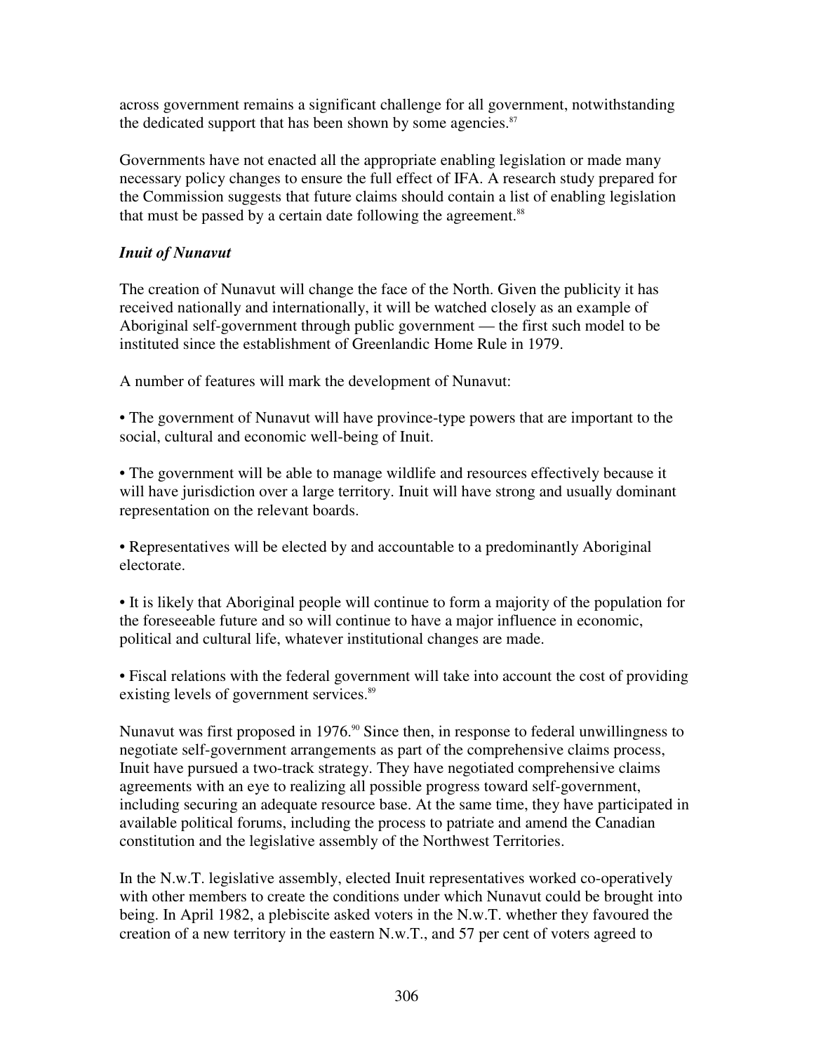across government remains a significant challenge for all government, notwithstanding the dedicated support that has been shown by some agencies.[87]

Governments have not enacted all the appropriate enabling legislation or made many necessary policy changes to ensure the full effect of IFA. A research study prepared for the Commission suggests that future claims should contain a list of enabling legislation that must be passed by a certain date following the agreement.[88]

### *Inuit of Nunavut*

The creation of Nunavut will change the face of the North. Given the publicity it has received nationally and internationally, it will be watched closely as an example of Aboriginal self-government through public government — the first such model to be instituted since the establishment of Greenlandic Home Rule in 1979.

A number of features will mark the development of Nunavut:

• The government of Nunavut will have province-type powers that are important to the social, cultural and economic well-being of Inuit.

• The government will be able to manage wildlife and resources effectively because it will have jurisdiction over a large territory. Inuit will have strong and usually dominant representation on the relevant boards.

• Representatives will be elected by and accountable to a predominantly Aboriginal electorate.

• It is likely that Aboriginal people will continue to form a majority of the population for the foreseeable future and so will continue to have a major influence in economic, political and cultural life, whatever institutional changes are made.

• Fiscal relations with the federal government will take into account the cost of providing existing levels of government services.[89]

Nunavut was first proposed in 1976.[90] Since then, in response to federal unwillingness to negotiate self-government arrangements as part of the comprehensive claims process, Inuit have pursued a two-track strategy. They have negotiated comprehensive claims agreements with an eye to realizing all possible progress toward self-government, including securing an adequate resource base. At the same time, they have participated in available political forums, including the process to patriate and amend the Canadian constitution and the legislative assembly of the Northwest Territories.

In the N.w.T. legislative assembly, elected Inuit representatives worked co-operatively with other members to create the conditions under which Nunavut could be brought into being. In April 1982, a plebiscite asked voters in the N.w.T. whether they favoured the creation of a new territory in the eastern N.w.T., and 57 per cent of voters agreed to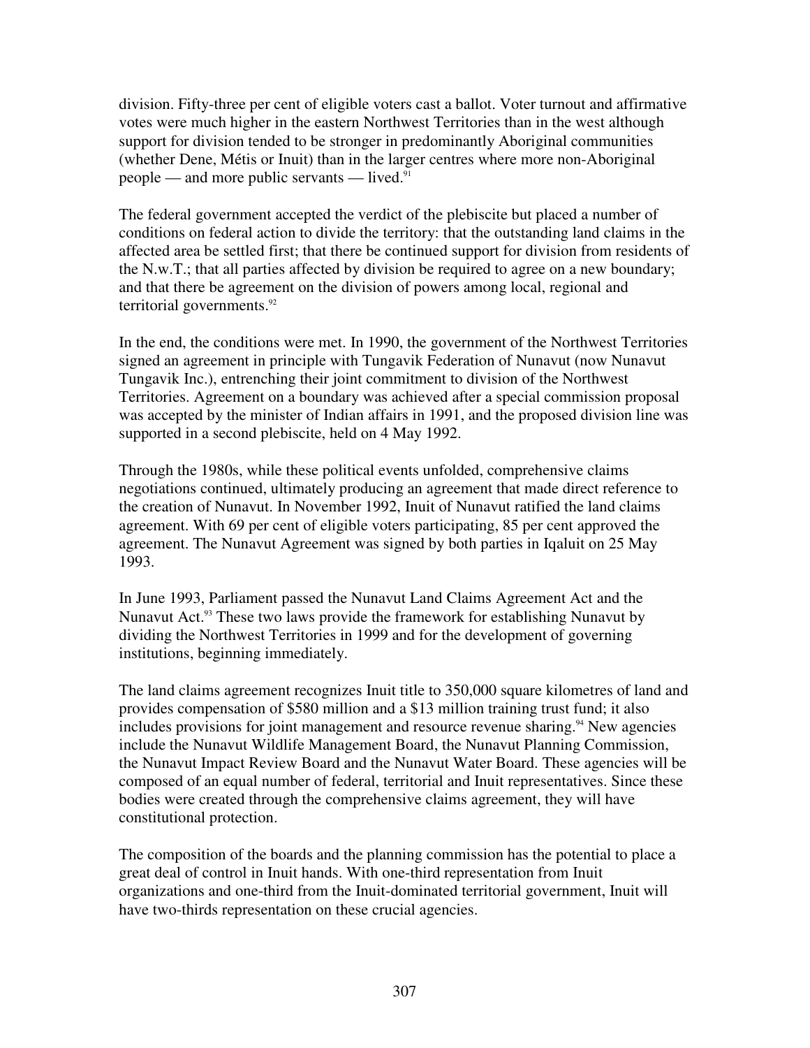division. Fifty-three per cent of eligible voters cast a ballot. Voter turnout and affirmative votes were much higher in the eastern Northwest Territories than in the west although support for division tended to be stronger in predominantly Aboriginal communities (whether Dene, Métis or Inuit) than in the larger centres where more non-Aboriginal people — and more public servants — lived.[91]

The federal government accepted the verdict of the plebiscite but placed a number of conditions on federal action to divide the territory: that the outstanding land claims in the affected area be settled first; that there be continued support for division from residents of the N.w.T.; that all parties affected by division be required to agree on a new boundary; and that there be agreement on the division of powers among local, regional and territorial governments.[92]

In the end, the conditions were met. In 1990, the government of the Northwest Territories signed an agreement in principle with Tungavik Federation of Nunavut (now Nunavut Tungavik Inc.), entrenching their joint commitment to division of the Northwest Territories. Agreement on a boundary was achieved after a special commission proposal was accepted by the minister of Indian affairs in 1991, and the proposed division line was supported in a second plebiscite, held on 4 May 1992.

Through the 1980s, while these political events unfolded, comprehensive claims negotiations continued, ultimately producing an agreement that made direct reference to the creation of Nunavut. In November 1992, Inuit of Nunavut ratified the land claims agreement. With 69 per cent of eligible voters participating, 85 per cent approved the agreement. The Nunavut Agreement was signed by both parties in Iqaluit on 25 May 1993.

In June 1993, Parliament passed the Nunavut Land Claims Agreement Act and the Nunavut Act.[93] These two laws provide the framework for establishing Nunavut by dividing the Northwest Territories in 1999 and for the development of governing institutions, beginning immediately.

The land claims agreement recognizes Inuit title to 350,000 square kilometres of land and provides compensation of $580 million and a $13 million training trust fund; it also includes provisions for joint management and resource revenue sharing.[94] New agencies include the Nunavut Wildlife Management Board, the Nunavut Planning Commission, the Nunavut Impact Review Board and the Nunavut Water Board. These agencies will be composed of an equal number of federal, territorial and Inuit representatives. Since these bodies were created through the comprehensive claims agreement, they will have constitutional protection.

The composition of the boards and the planning commission has the potential to place a great deal of control in Inuit hands. With one-third representation from Inuit organizations and one-third from the Inuit-dominated territorial government, Inuit will have two-thirds representation on these crucial agencies.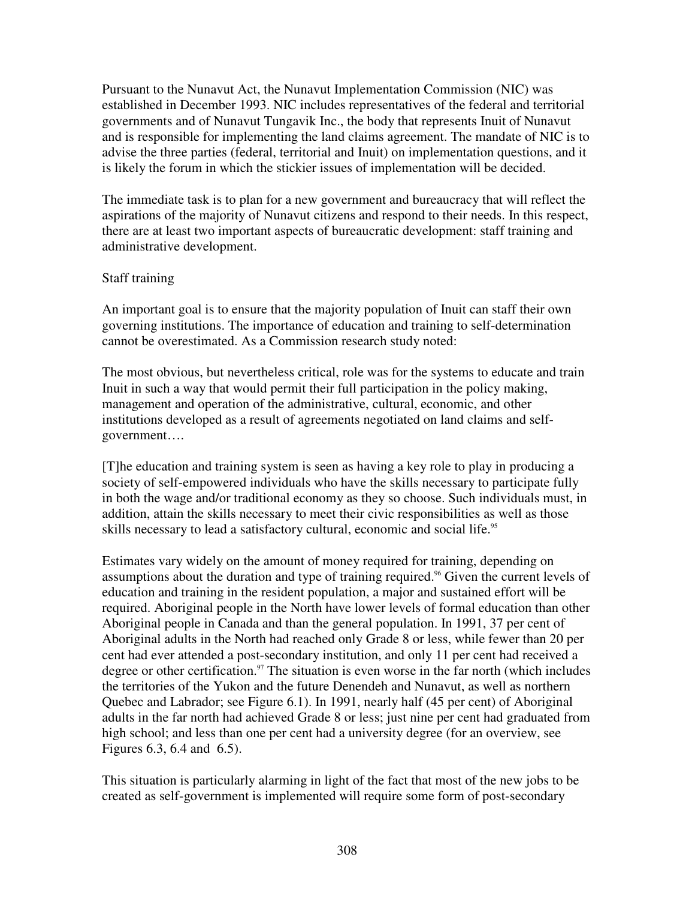Pursuant to the Nunavut Act, the Nunavut Implementation Commission (NIC) was established in December 1993. NIC includes representatives of the federal and territorial governments and of Nunavut Tungavik Inc., the body that represents Inuit of Nunavut and is responsible for implementing the land claims agreement. The mandate of NIC is to advise the three parties (federal, territorial and Inuit) on implementation questions, and it is likely the forum in which the stickier issues of implementation will be decided.

The immediate task is to plan for a new government and bureaucracy that will reflect the aspirations of the majority of Nunavut citizens and respond to their needs. In this respect, there are at least two important aspects of bureaucratic development: staff training and administrative development.

### Staff training

An important goal is to ensure that the majority population of Inuit can staff their own governing institutions. The importance of education and training to self-determination cannot be overestimated. As a Commission research study noted:

> The most obvious, but nevertheless critical, role was for the systems to educate and train Inuit in such a way that would permit their full participation in the policy making, management and operation of the administrative, cultural, economic, and other institutions developed as a result of agreements negotiated on land claims and self-government….
>
> [T]he education and training system is seen as having a key role to play in producing a society of self-empowered individuals who have the skills necessary to participate fully in both the wage and/or traditional economy as they so choose. Such individuals must, in addition, attain the skills necessary to meet their civic responsibilities as well as those skills necessary to lead a satisfactory cultural, economic and social life.[95]

Estimates vary widely on the amount of money required for training, depending on assumptions about the duration and type of training required.[96] Given the current levels of education and training in the resident population, a major and sustained effort will be required. Aboriginal people in the North have lower levels of formal education than other Aboriginal people in Canada and than the general population. In 1991, 37 per cent of Aboriginal adults in the North had reached only Grade 8 or less, while fewer than 20 per cent had ever attended a post-secondary institution, and only 11 per cent had received a degree or other certification.[97] The situation is even worse in the far north (which includes the territories of the Yukon and the future Denendeh and Nunavut, as well as northern Quebec and Labrador; see Figure 6.1). In 1991, nearly half (45 per cent) of Aboriginal adults in the far north had achieved Grade 8 or less; just nine per cent had graduated from high school; and less than one per cent had a university degree (for an overview, see Figures 6.3, 6.4 and 6.5).

This situation is particularly alarming in light of the fact that most of the new jobs to be created as self-government is implemented will require some form of post-secondary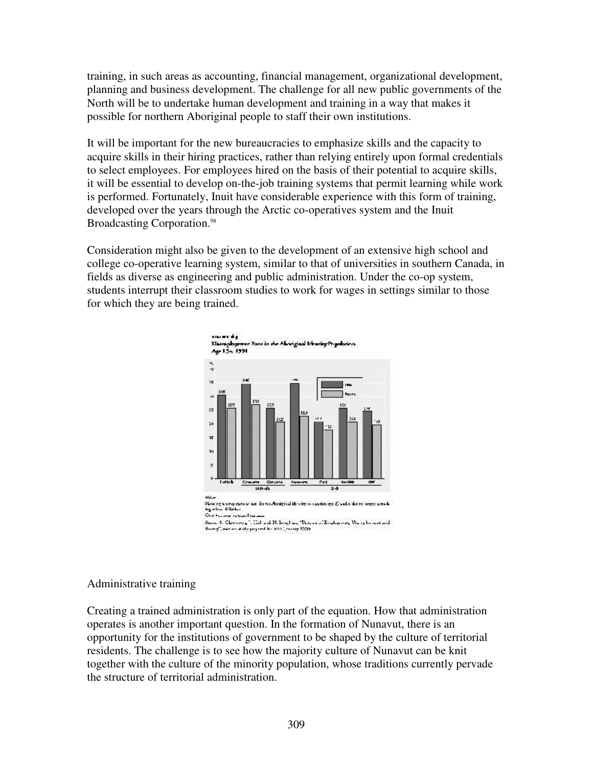training, in such areas as accounting, financial management, organizational development, planning and business development. The challenge for all new public governments of the North will be to undertake human development and training in a way that makes it possible for northern Aboriginal people to staff their own institutions.

It will be important for the new bureaucracies to emphasize skills and the capacity to acquire skills in their hiring practices, rather than relying entirely upon formal credentials to select employees. For employees hired on the basis of their potential to acquire skills, it will be essential to develop on-the-job training systems that permit learning while work is performed. Fortunately, Inuit have considerable experience with this form of training, developed over the years through the Arctic co-operatives system and the Inuit Broadcasting Corporation.[98]

Consideration might also be given to the development of an extensive high school and college co-operative learning system, similar to that of universities in southern Canada, in fields as diverse as engineering and public administration. Under the co-op system, students interrupt their classroom studies to work for wages in settings similar to those for which they are being trained.

Unemployment Rate in the Aboriginal Identity Population Age 15+, 1991

### Administrative training

Creating a trained administration is only part of the equation. How that administration operates is another important question. In the formation of Nunavut, there is an opportunity for the institutions of government to be shaped by the culture of territorial residents. The challenge is to see how the majority culture of Nunavut can be knit together with the culture of the minority population, whose traditions currently pervade the structure of territorial administration.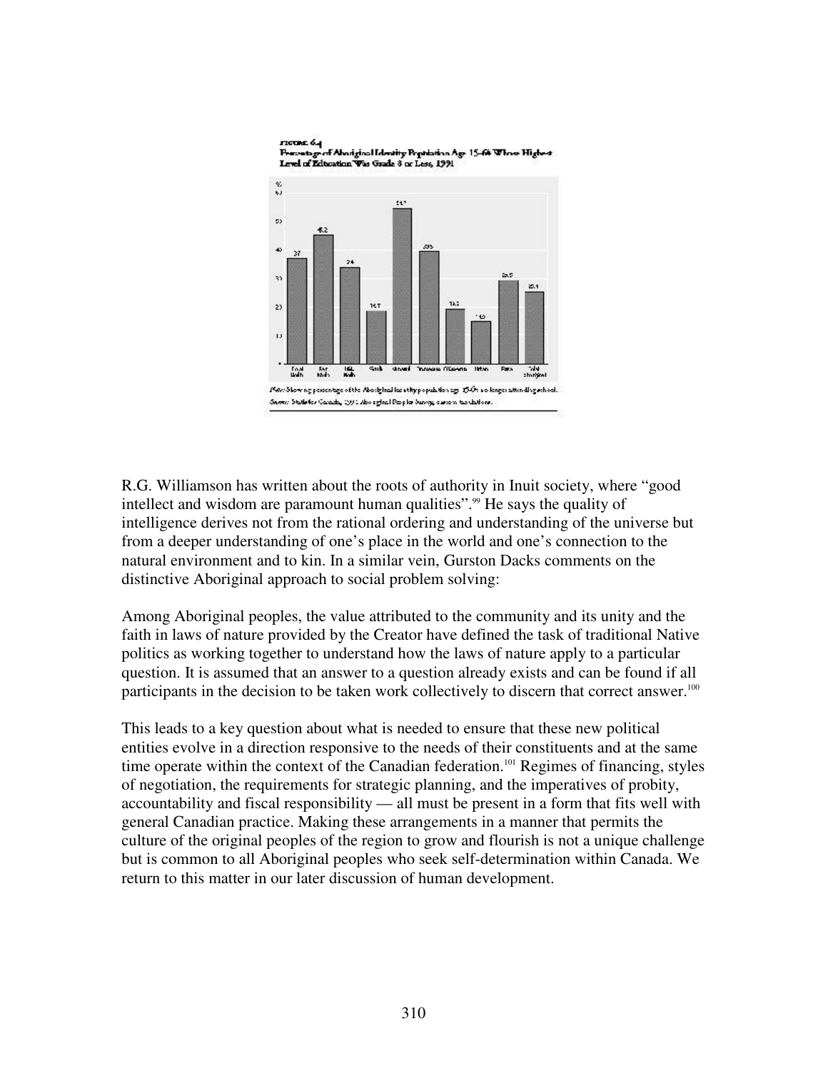FIGURE 6.4
Percentage of Aboriginal Identity Population Age 15-64 Whose Highest Level of Education Was Grade 8 or Less, 1991

Note: Showing percentage of the Aboriginal identity population age 15-64 no longer attending school.
Source: Statistics Canada, 1991 Aboriginal Peoples Survey, custom tabulations.

R.G. Williamson has written about the roots of authority in Inuit society, where "good intellect and wisdom are paramount human qualities".[99] He says the quality of intelligence derives not from the rational ordering and understanding of the universe but from a deeper understanding of one's place in the world and one's connection to the natural environment and to kin. In a similar vein, Gurston Dacks comments on the distinctive Aboriginal approach to social problem solving:

Among Aboriginal peoples, the value attributed to the community and its unity and the faith in laws of nature provided by the Creator have defined the task of traditional Native politics as working together to understand how the laws of nature apply to a particular question. It is assumed that an answer to a question already exists and can be found if all participants in the decision to be taken work collectively to discern that correct answer.[100]

This leads to a key question about what is needed to ensure that these new political entities evolve in a direction responsive to the needs of their constituents and at the same time operate within the context of the Canadian federation.[101] Regimes of financing, styles of negotiation, the requirements for strategic planning, and the imperatives of probity, accountability and fiscal responsibility — all must be present in a form that fits well with general Canadian practice. Making these arrangements in a manner that permits the culture of the original peoples of the region to grow and flourish is not a unique challenge but is common to all Aboriginal peoples who seek self-determination within Canada. We return to this matter in our later discussion of human development.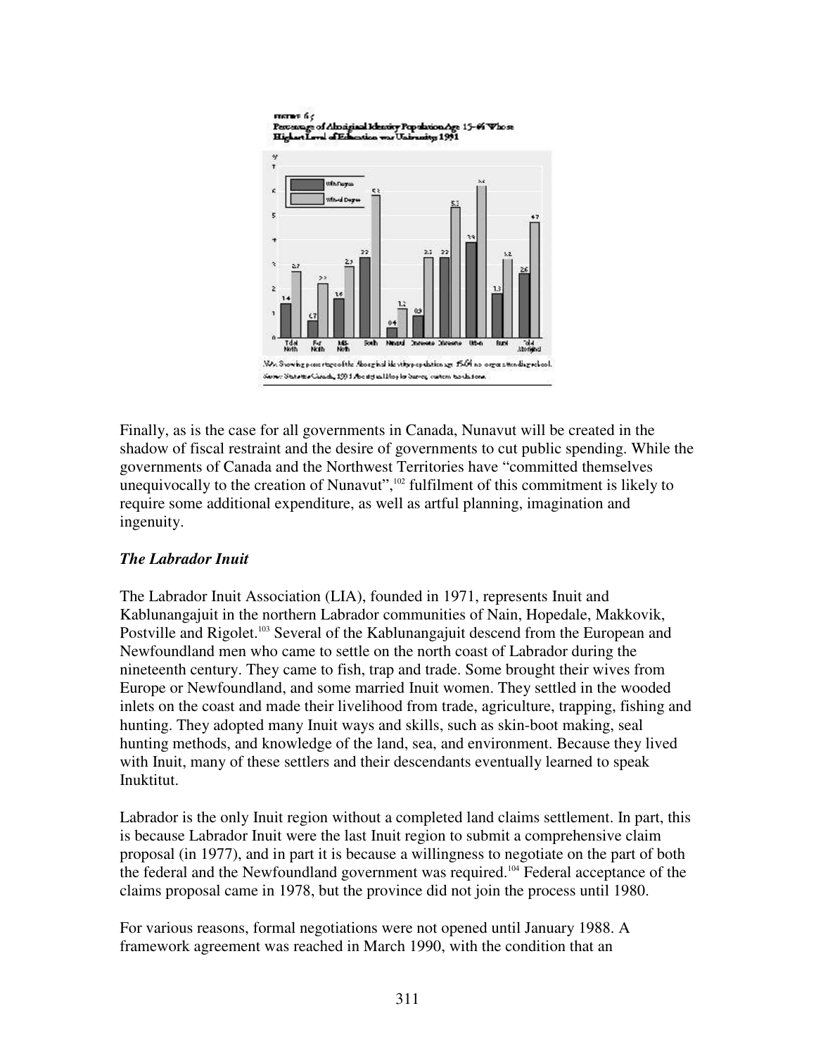FIGURE 65
Percentage of Aboriginal Identity Population Age 15-64 Whose Highest Level of Education was University 1991

| | Total North | Far North | Mid-North | South | Nunavut | On-reserve | Off-reserve | Urban | Rural | Total Aboriginal |
|---|---|---|---|---|---|---|---|---|---|---|
| With Degree | 1.4 | 0.7 | 1.6 | 3.3 | 0.4 | 0.9 | 3.3 | 3.9 | 1.8 | 2.6 |
| Without Degree | 2.7 | 2.2 | 2.9 | 5.8 | 1.2 | 3.3 | 5.3 | 6.2 | 3.2 | 4.7 |

Note: Showing percentage of the Aboriginal identity population age 15-64 no longer attending school.
Source: Statistics Canada, 1991 Aboriginal Peoples Survey, custom tabulations.

Finally, as is the case for all governments in Canada, Nunavut will be created in the shadow of fiscal restraint and the desire of governments to cut public spending. While the governments of Canada and the Northwest Territories have "committed themselves unequivocally to the creation of Nunavut",[102] fulfilment of this commitment is likely to require some additional expenditure, as well as artful planning, imagination and ingenuity.

### *The Labrador Inuit*

The Labrador Inuit Association (LIA), founded in 1971, represents Inuit and Kablunangajuit in the northern Labrador communities of Nain, Hopedale, Makkovik, Postville and Rigolet.[103] Several of the Kablunangajuit descend from the European and Newfoundland men who came to settle on the north coast of Labrador during the nineteenth century. They came to fish, trap and trade. Some brought their wives from Europe or Newfoundland, and some married Inuit women. They settled in the wooded inlets on the coast and made their livelihood from trade, agriculture, trapping, fishing and hunting. They adopted many Inuit ways and skills, such as skin-boot making, seal hunting methods, and knowledge of the land, sea, and environment. Because they lived with Inuit, many of these settlers and their descendants eventually learned to speak Inuktitut.

Labrador is the only Inuit region without a completed land claims settlement. In part, this is because Labrador Inuit were the last Inuit region to submit a comprehensive claim proposal (in 1977), and in part it is because a willingness to negotiate on the part of both the federal and the Newfoundland government was required.[104] Federal acceptance of the claims proposal came in 1978, but the province did not join the process until 1980.

For various reasons, formal negotiations were not opened until January 1988. A framework agreement was reached in March 1990, with the condition that an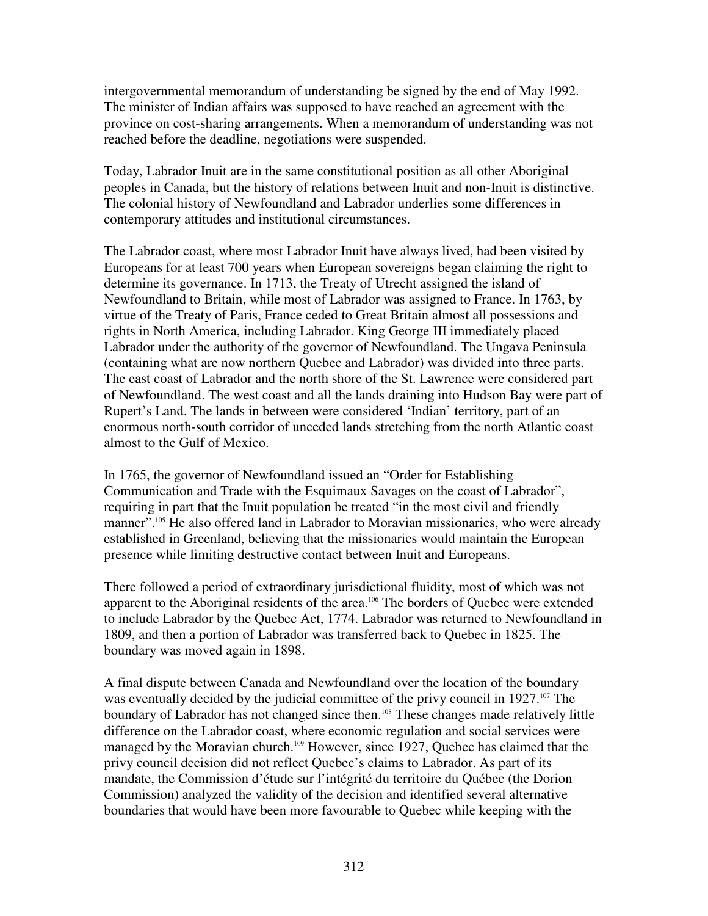intergovernmental memorandum of understanding be signed by the end of May 1992. The minister of Indian affairs was supposed to have reached an agreement with the province on cost-sharing arrangements. When a memorandum of understanding was not reached before the deadline, negotiations were suspended.

Today, Labrador Inuit are in the same constitutional position as all other Aboriginal peoples in Canada, but the history of relations between Inuit and non-Inuit is distinctive. The colonial history of Newfoundland and Labrador underlies some differences in contemporary attitudes and institutional circumstances.

The Labrador coast, where most Labrador Inuit have always lived, had been visited by Europeans for at least 700 years when European sovereigns began claiming the right to determine its governance. In 1713, the Treaty of Utrecht assigned the island of Newfoundland to Britain, while most of Labrador was assigned to France. In 1763, by virtue of the Treaty of Paris, France ceded to Great Britain almost all possessions and rights in North America, including Labrador. King George III immediately placed Labrador under the authority of the governor of Newfoundland. The Ungava Peninsula (containing what are now northern Quebec and Labrador) was divided into three parts. The east coast of Labrador and the north shore of the St. Lawrence were considered part of Newfoundland. The west coast and all the lands draining into Hudson Bay were part of Rupert's Land. The lands in between were considered 'Indian' territory, part of an enormous north-south corridor of unceded lands stretching from the north Atlantic coast almost to the Gulf of Mexico.

In 1765, the governor of Newfoundland issued an "Order for Establishing Communication and Trade with the Esquimaux Savages on the coast of Labrador", requiring in part that the Inuit population be treated "in the most civil and friendly manner".[105] He also offered land in Labrador to Moravian missionaries, who were already established in Greenland, believing that the missionaries would maintain the European presence while limiting destructive contact between Inuit and Europeans.

There followed a period of extraordinary jurisdictional fluidity, most of which was not apparent to the Aboriginal residents of the area.[106] The borders of Quebec were extended to include Labrador by the Quebec Act, 1774. Labrador was returned to Newfoundland in 1809, and then a portion of Labrador was transferred back to Quebec in 1825. The boundary was moved again in 1898.

A final dispute between Canada and Newfoundland over the location of the boundary was eventually decided by the judicial committee of the privy council in 1927.[107] The boundary of Labrador has not changed since then.[108] These changes made relatively little difference on the Labrador coast, where economic regulation and social services were managed by the Moravian church.[109] However, since 1927, Quebec has claimed that the privy council decision did not reflect Quebec's claims to Labrador. As part of its mandate, the Commission d'étude sur l'intégrité du territoire du Québec (the Dorion Commission) analyzed the validity of the decision and identified several alternative boundaries that would have been more favourable to Quebec while keeping with the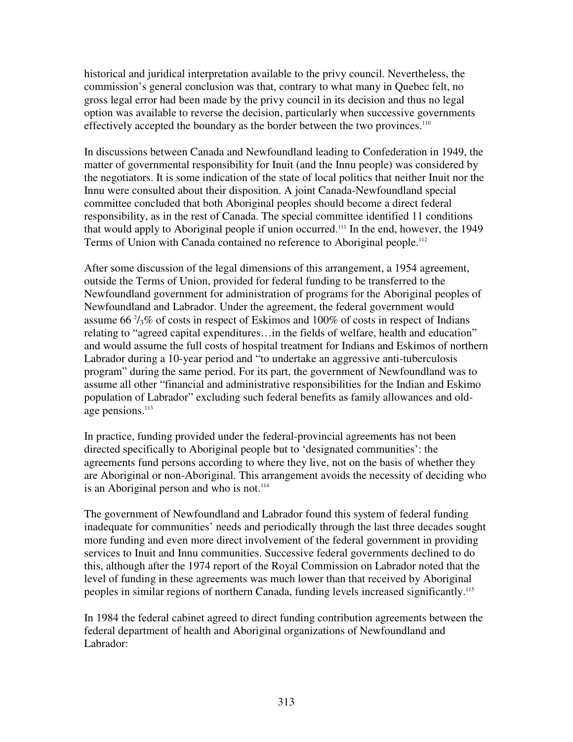historical and juridical interpretation available to the privy council. Nevertheless, the commission's general conclusion was that, contrary to what many in Quebec felt, no gross legal error had been made by the privy council in its decision and thus no legal option was available to reverse the decision, particularly when successive governments effectively accepted the boundary as the border between the two provinces.[110]

In discussions between Canada and Newfoundland leading to Confederation in 1949, the matter of governmental responsibility for Inuit (and the Innu people) was considered by the negotiators. It is some indication of the state of local politics that neither Inuit nor the Innu were consulted about their disposition. A joint Canada-Newfoundland special committee concluded that both Aboriginal peoples should become a direct federal responsibility, as in the rest of Canada. The special committee identified 11 conditions that would apply to Aboriginal people if union occurred.[111] In the end, however, the 1949 Terms of Union with Canada contained no reference to Aboriginal people.[112]

After some discussion of the legal dimensions of this arrangement, a 1954 agreement, outside the Terms of Union, provided for federal funding to be transferred to the Newfoundland government for administration of programs for the Aboriginal peoples of Newfoundland and Labrador. Under the agreement, the federal government would assume 66 $^{2}/_{3}$% of costs in respect of Eskimos and 100% of costs in respect of Indians relating to "agreed capital expenditures…in the fields of welfare, health and education" and would assume the full costs of hospital treatment for Indians and Eskimos of northern Labrador during a 10-year period and "to undertake an aggressive anti-tuberculosis program" during the same period. For its part, the government of Newfoundland was to assume all other "financial and administrative responsibilities for the Indian and Eskimo population of Labrador" excluding such federal benefits as family allowances and old-age pensions.[113]

In practice, funding provided under the federal-provincial agreements has not been directed specifically to Aboriginal people but to 'designated communities': the agreements fund persons according to where they live, not on the basis of whether they are Aboriginal or non-Aboriginal. This arrangement avoids the necessity of deciding who is an Aboriginal person and who is not.[114]

The government of Newfoundland and Labrador found this system of federal funding inadequate for communities' needs and periodically through the last three decades sought more funding and even more direct involvement of the federal government in providing services to Inuit and Innu communities. Successive federal governments declined to do this, although after the 1974 report of the Royal Commission on Labrador noted that the level of funding in these agreements was much lower than that received by Aboriginal peoples in similar regions of northern Canada, funding levels increased significantly.[115]

In 1984 the federal cabinet agreed to direct funding contribution agreements between the federal department of health and Aboriginal organizations of Newfoundland and Labrador: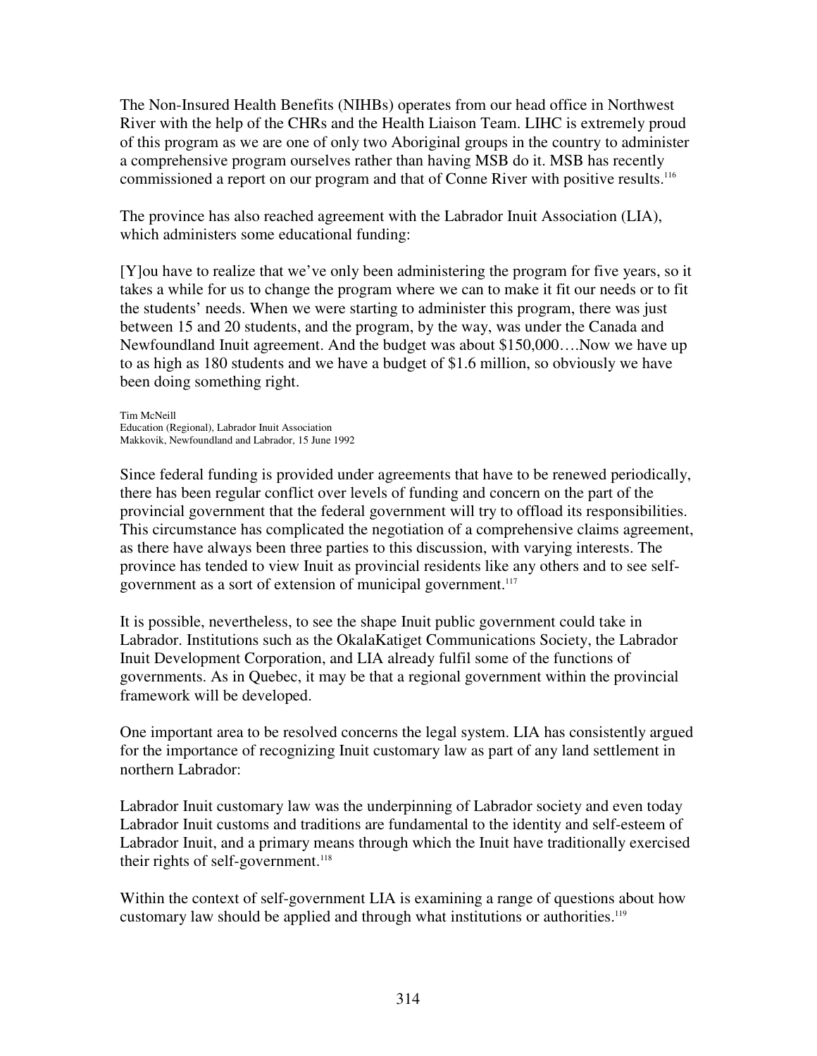The Non-Insured Health Benefits (NIHBs) operates from our head office in Northwest River with the help of the CHRs and the Health Liaison Team. LIHC is extremely proud of this program as we are one of only two Aboriginal groups in the country to administer a comprehensive program ourselves rather than having MSB do it. MSB has recently commissioned a report on our program and that of Conne River with positive results.[116]

The province has also reached agreement with the Labrador Inuit Association (LIA), which administers some educational funding:

[Y]ou have to realize that we've only been administering the program for five years, so it takes a while for us to change the program where we can to make it fit our needs or to fit the students' needs. When we were starting to administer this program, there was just between 15 and 20 students, and the program, by the way, was under the Canada and Newfoundland Inuit agreement. And the budget was about $150,000….Now we have up to as high as 180 students and we have a budget of $1.6 million, so obviously we have been doing something right.

Tim McNeill
Education (Regional), Labrador Inuit Association
Makkovik, Newfoundland and Labrador, 15 June 1992

Since federal funding is provided under agreements that have to be renewed periodically, there has been regular conflict over levels of funding and concern on the part of the provincial government that the federal government will try to offload its responsibilities. This circumstance has complicated the negotiation of a comprehensive claims agreement, as there have always been three parties to this discussion, with varying interests. The province has tended to view Inuit as provincial residents like any others and to see self-government as a sort of extension of municipal government.[117]

It is possible, nevertheless, to see the shape Inuit public government could take in Labrador. Institutions such as the OkalaKatiget Communications Society, the Labrador Inuit Development Corporation, and LIA already fulfil some of the functions of governments. As in Quebec, it may be that a regional government within the provincial framework will be developed.

One important area to be resolved concerns the legal system. LIA has consistently argued for the importance of recognizing Inuit customary law as part of any land settlement in northern Labrador:

Labrador Inuit customary law was the underpinning of Labrador society and even today Labrador Inuit customs and traditions are fundamental to the identity and self-esteem of Labrador Inuit, and a primary means through which the Inuit have traditionally exercised their rights of self-government.[118]

Within the context of self-government LIA is examining a range of questions about how customary law should be applied and through what institutions or authorities.[119]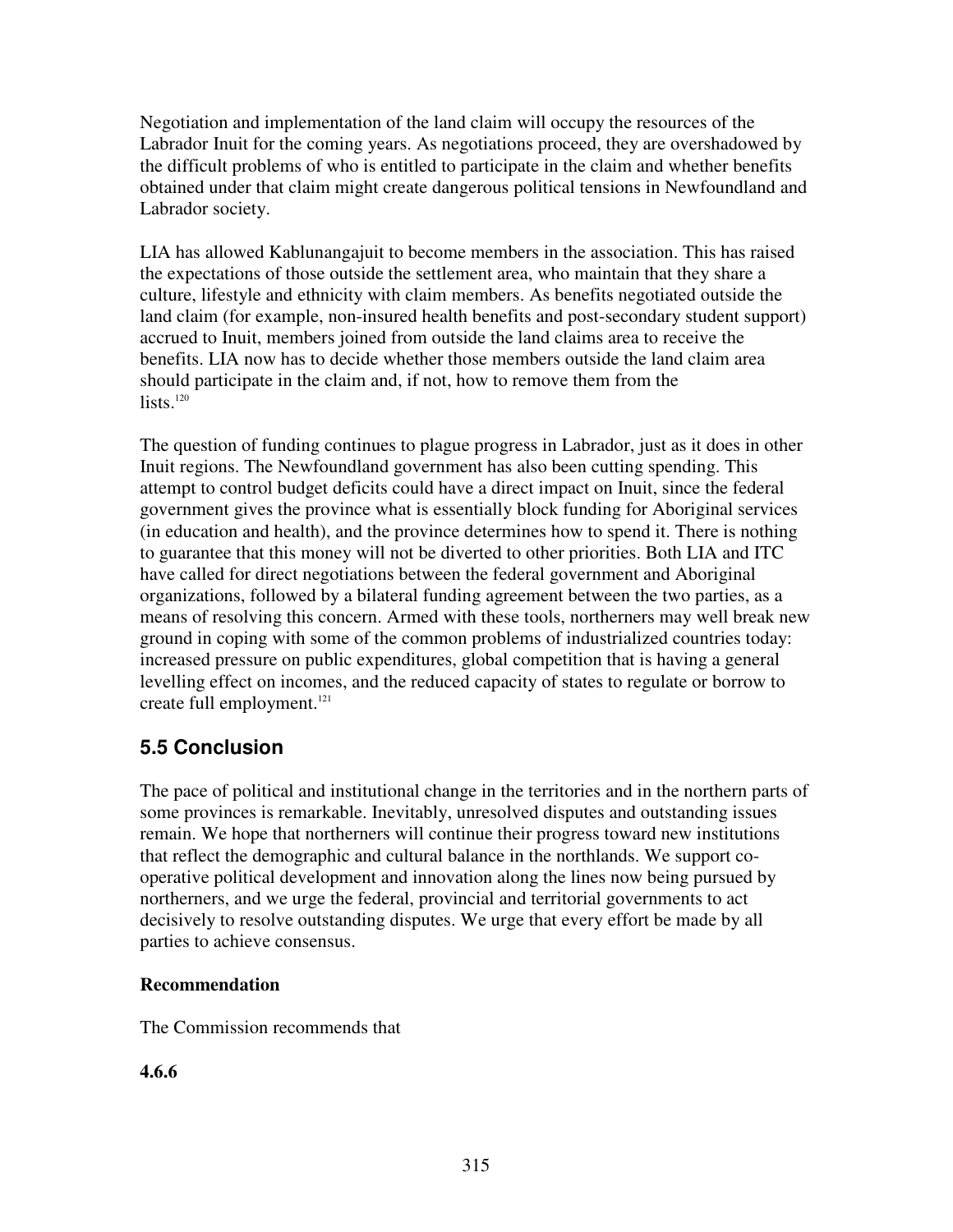Negotiation and implementation of the land claim will occupy the resources of the Labrador Inuit for the coming years. As negotiations proceed, they are overshadowed by the difficult problems of who is entitled to participate in the claim and whether benefits obtained under that claim might create dangerous political tensions in Newfoundland and Labrador society.

LIA has allowed Kablunangajuit to become members in the association. This has raised the expectations of those outside the settlement area, who maintain that they share a culture, lifestyle and ethnicity with claim members. As benefits negotiated outside the land claim (for example, non-insured health benefits and post-secondary student support) accrued to Inuit, members joined from outside the land claims area to receive the benefits. LIA now has to decide whether those members outside the land claim area should participate in the claim and, if not, how to remove them from the lists.[120]

The question of funding continues to plague progress in Labrador, just as it does in other Inuit regions. The Newfoundland government has also been cutting spending. This attempt to control budget deficits could have a direct impact on Inuit, since the federal government gives the province what is essentially block funding for Aboriginal services (in education and health), and the province determines how to spend it. There is nothing to guarantee that this money will not be diverted to other priorities. Both LIA and ITC have called for direct negotiations between the federal government and Aboriginal organizations, followed by a bilateral funding agreement between the two parties, as a means of resolving this concern. Armed with these tools, northerners may well break new ground in coping with some of the common problems of industrialized countries today: increased pressure on public expenditures, global competition that is having a general levelling effect on incomes, and the reduced capacity of states to regulate or borrow to create full employment.[121]

## 5.5 Conclusion

The pace of political and institutional change in the territories and in the northern parts of some provinces is remarkable. Inevitably, unresolved disputes and outstanding issues remain. We hope that northerners will continue their progress toward new institutions that reflect the demographic and cultural balance in the northlands. We support co-operative political development and innovation along the lines now being pursued by northerners, and we urge the federal, provincial and territorial governments to act decisively to resolve outstanding disputes. We urge that every effort be made by all parties to achieve consensus.

**Recommendation**

The Commission recommends that

**4.6.6**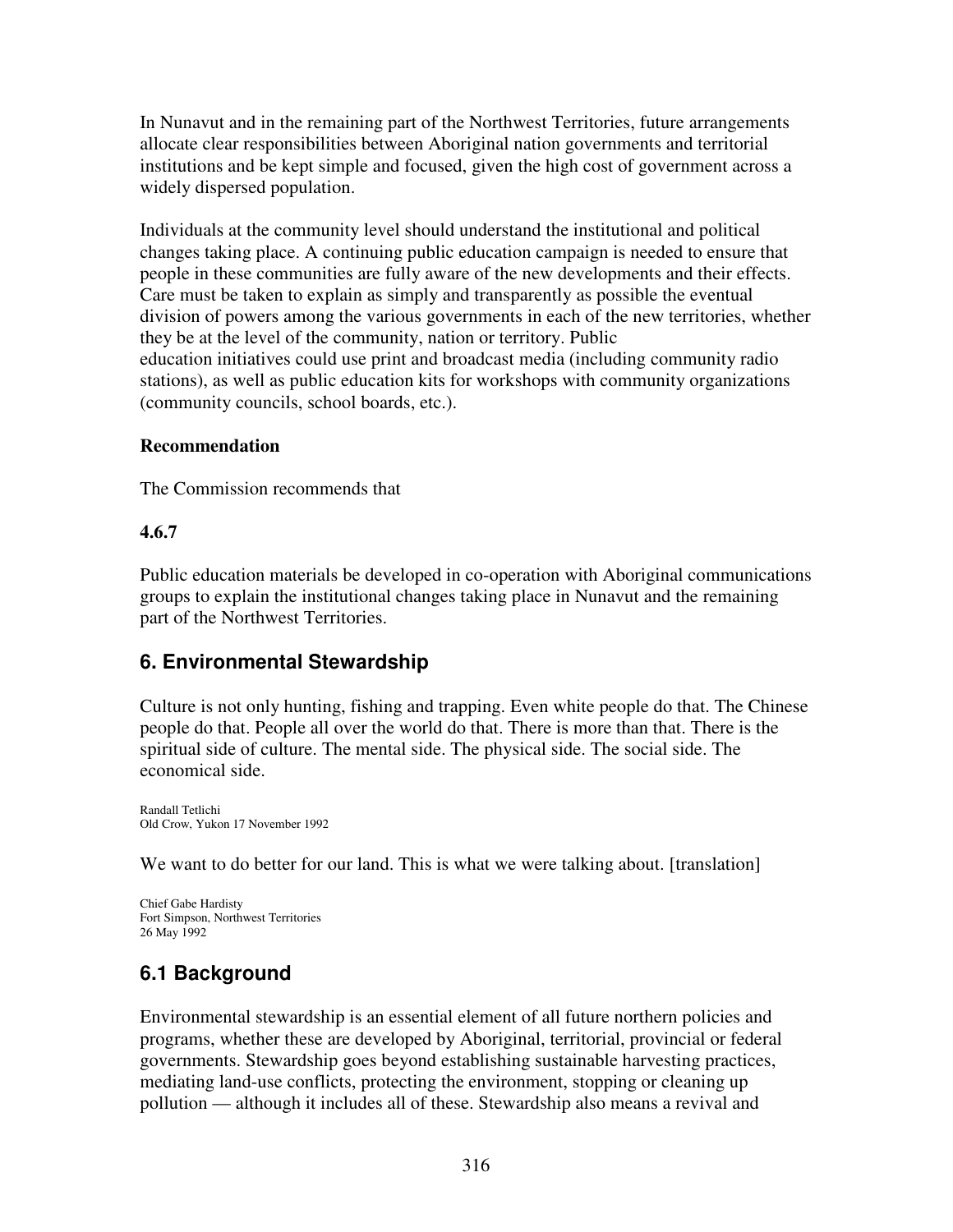In Nunavut and in the remaining part of the Northwest Territories, future arrangements allocate clear responsibilities between Aboriginal nation governments and territorial institutions and be kept simple and focused, given the high cost of government across a widely dispersed population.

Individuals at the community level should understand the institutional and political changes taking place. A continuing public education campaign is needed to ensure that people in these communities are fully aware of the new developments and their effects. Care must be taken to explain as simply and transparently as possible the eventual division of powers among the various governments in each of the new territories, whether they be at the level of the community, nation or territory. Public education initiatives could use print and broadcast media (including community radio stations), as well as public education kits for workshops with community organizations (community councils, school boards, etc.).

**Recommendation**

The Commission recommends that

**4.6.7**

Public education materials be developed in co-operation with Aboriginal communications groups to explain the institutional changes taking place in Nunavut and the remaining part of the Northwest Territories.

## 6. Environmental Stewardship

Culture is not only hunting, fishing and trapping. Even white people do that. The Chinese people do that. People all over the world do that. There is more than that. There is the spiritual side of culture. The mental side. The physical side. The social side. The economical side.

Randall Tetlichi
Old Crow, Yukon 17 November 1992

We want to do better for our land. This is what we were talking about. [translation]

Chief Gabe Hardisty
Fort Simpson, Northwest Territories
26 May 1992

## 6.1 Background

Environmental stewardship is an essential element of all future northern policies and programs, whether these are developed by Aboriginal, territorial, provincial or federal governments. Stewardship goes beyond establishing sustainable harvesting practices, mediating land-use conflicts, protecting the environment, stopping or cleaning up pollution — although it includes all of these. Stewardship also means a revival and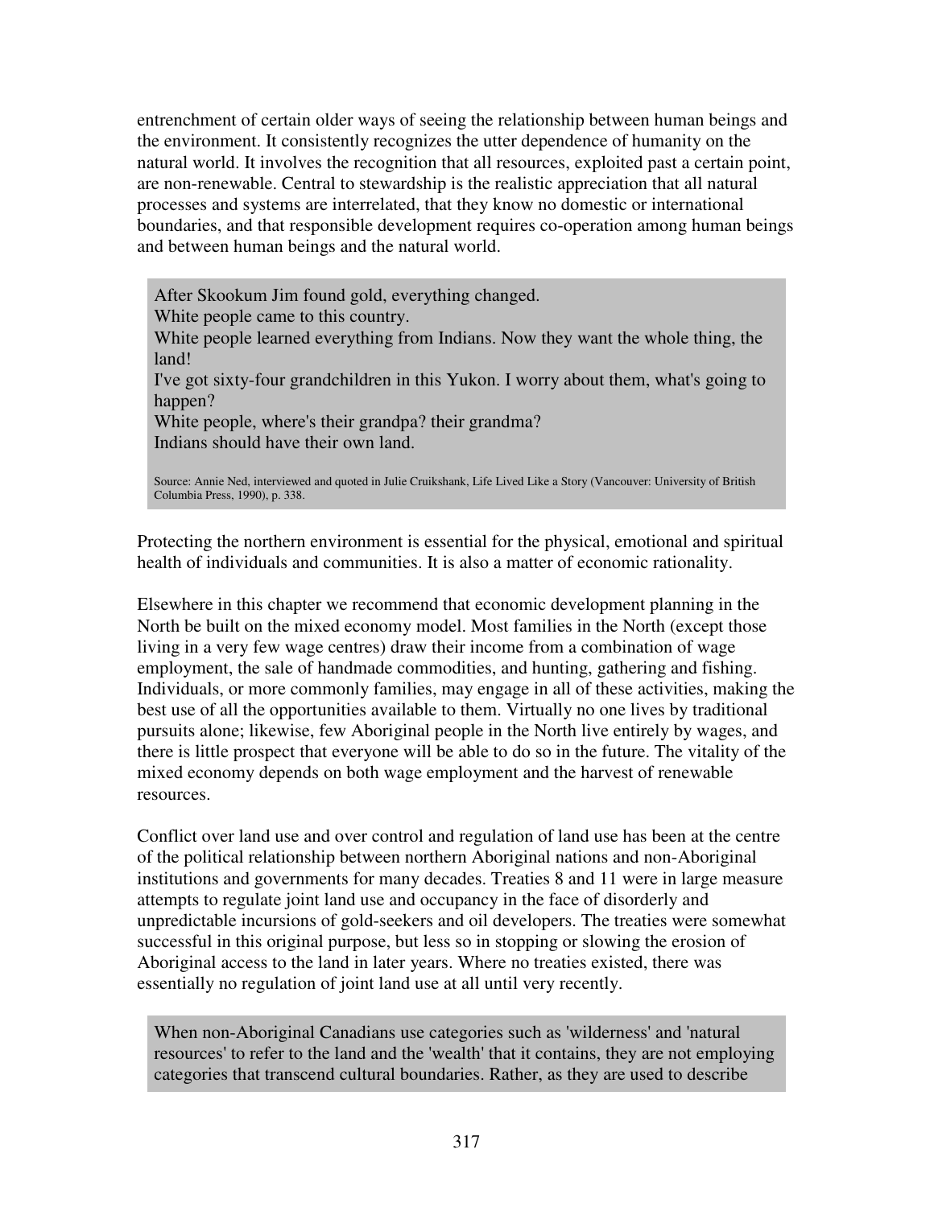entrenchment of certain older ways of seeing the relationship between human beings and the environment. It consistently recognizes the utter dependence of humanity on the natural world. It involves the recognition that all resources, exploited past a certain point, are non-renewable. Central to stewardship is the realistic appreciation that all natural processes and systems are interrelated, that they know no domestic or international boundaries, and that responsible development requires co-operation among human beings and between human beings and the natural world.

> After Skookum Jim found gold, everything changed.
> White people came to this country.
> White people learned everything from Indians. Now they want the whole thing, the land!
> I've got sixty-four grandchildren in this Yukon. I worry about them, what's going to happen?
> White people, where's their grandpa? their grandma?
> Indians should have their own land.
>
> Source: Annie Ned, interviewed and quoted in Julie Cruikshank, Life Lived Like a Story (Vancouver: University of British Columbia Press, 1990), p. 338.

Protecting the northern environment is essential for the physical, emotional and spiritual health of individuals and communities. It is also a matter of economic rationality.

Elsewhere in this chapter we recommend that economic development planning in the North be built on the mixed economy model. Most families in the North (except those living in a very few wage centres) draw their income from a combination of wage employment, the sale of handmade commodities, and hunting, gathering and fishing. Individuals, or more commonly families, may engage in all of these activities, making the best use of all the opportunities available to them. Virtually no one lives by traditional pursuits alone; likewise, few Aboriginal people in the North live entirely by wages, and there is little prospect that everyone will be able to do so in the future. The vitality of the mixed economy depends on both wage employment and the harvest of renewable resources.

Conflict over land use and over control and regulation of land use has been at the centre of the political relationship between northern Aboriginal nations and non-Aboriginal institutions and governments for many decades. Treaties 8 and 11 were in large measure attempts to regulate joint land use and occupancy in the face of disorderly and unpredictable incursions of gold-seekers and oil developers. The treaties were somewhat successful in this original purpose, but less so in stopping or slowing the erosion of Aboriginal access to the land in later years. Where no treaties existed, there was essentially no regulation of joint land use at all until very recently.

> When non-Aboriginal Canadians use categories such as 'wilderness' and 'natural resources' to refer to the land and the 'wealth' that it contains, they are not employing categories that transcend cultural boundaries. Rather, as they are used to describe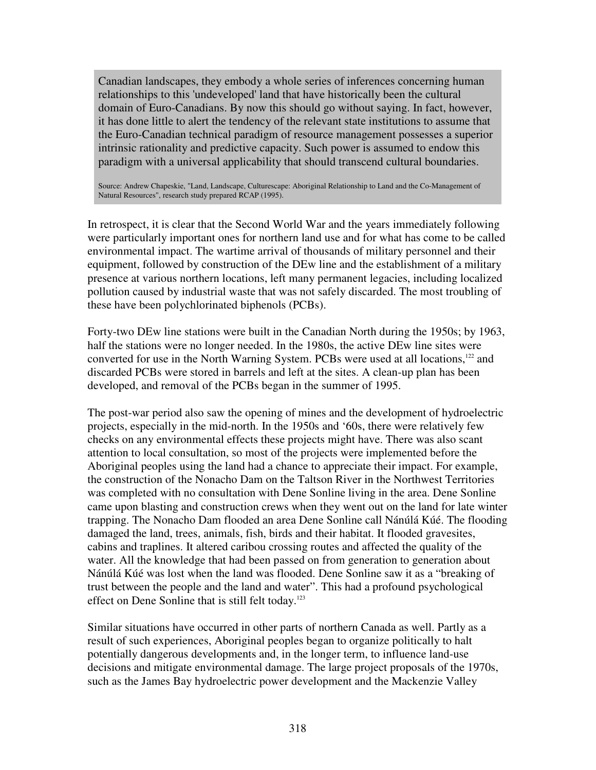> Canadian landscapes, they embody a whole series of inferences concerning human relationships to this 'undeveloped' land that have historically been the cultural domain of Euro-Canadians. By now this should go without saying. In fact, however, it has done little to alert the tendency of the relevant state institutions to assume that the Euro-Canadian technical paradigm of resource management possesses a superior intrinsic rationality and predictive capacity. Such power is assumed to endow this paradigm with a universal applicability that should transcend cultural boundaries.
>
> Source: Andrew Chapeskie, "Land, Landscape, Culturescape: Aboriginal Relationship to Land and the Co-Management of Natural Resources", research study prepared RCAP (1995).

In retrospect, it is clear that the Second World War and the years immediately following were particularly important ones for northern land use and for what has come to be called environmental impact. The wartime arrival of thousands of military personnel and their equipment, followed by construction of the DEw line and the establishment of a military presence at various northern locations, left many permanent legacies, including localized pollution caused by industrial waste that was not safely discarded. The most troubling of these have been polychlorinated biphenols (PCBs).

Forty-two DEw line stations were built in the Canadian North during the 1950s; by 1963, half the stations were no longer needed. In the 1980s, the active DEw line sites were converted for use in the North Warning System. PCBs were used at all locations,[122] and discarded PCBs were stored in barrels and left at the sites. A clean-up plan has been developed, and removal of the PCBs began in the summer of 1995.

The post-war period also saw the opening of mines and the development of hydroelectric projects, especially in the mid-north. In the 1950s and '60s, there were relatively few checks on any environmental effects these projects might have. There was also scant attention to local consultation, so most of the projects were implemented before the Aboriginal peoples using the land had a chance to appreciate their impact. For example, the construction of the Nonacho Dam on the Taltson River in the Northwest Territories was completed with no consultation with Dene Sonline living in the area. Dene Sonline came upon blasting and construction crews when they went out on the land for late winter trapping. The Nonacho Dam flooded an area Dene Sonline call Nánúlá Kúé. The flooding damaged the land, trees, animals, fish, birds and their habitat. It flooded gravesites, cabins and traplines. It altered caribou crossing routes and affected the quality of the water. All the knowledge that had been passed on from generation to generation about Nánúlá Kúé was lost when the land was flooded. Dene Sonline saw it as a "breaking of trust between the people and the land and water". This had a profound psychological effect on Dene Sonline that is still felt today.[123]

Similar situations have occurred in other parts of northern Canada as well. Partly as a result of such experiences, Aboriginal peoples began to organize politically to halt potentially dangerous developments and, in the longer term, to influence land-use decisions and mitigate environmental damage. The large project proposals of the 1970s, such as the James Bay hydroelectric power development and the Mackenzie Valley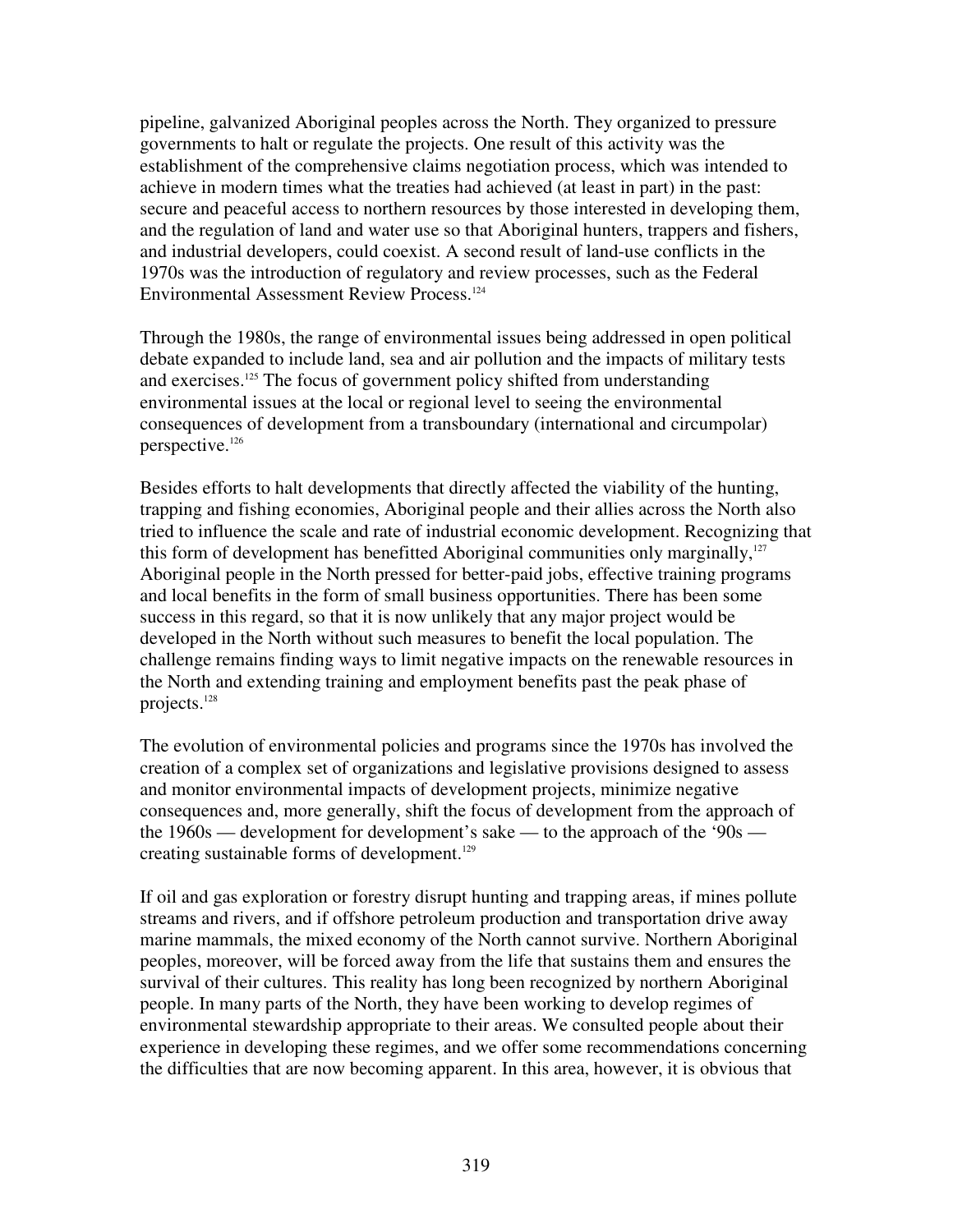pipeline, galvanized Aboriginal peoples across the North. They organized to pressure governments to halt or regulate the projects. One result of this activity was the establishment of the comprehensive claims negotiation process, which was intended to achieve in modern times what the treaties had achieved (at least in part) in the past: secure and peaceful access to northern resources by those interested in developing them, and the regulation of land and water use so that Aboriginal hunters, trappers and fishers, and industrial developers, could coexist. A second result of land-use conflicts in the 1970s was the introduction of regulatory and review processes, such as the Federal Environmental Assessment Review Process.[124]

Through the 1980s, the range of environmental issues being addressed in open political debate expanded to include land, sea and air pollution and the impacts of military tests and exercises.[125] The focus of government policy shifted from understanding environmental issues at the local or regional level to seeing the environmental consequences of development from a transboundary (international and circumpolar) perspective.[126]

Besides efforts to halt developments that directly affected the viability of the hunting, trapping and fishing economies, Aboriginal people and their allies across the North also tried to influence the scale and rate of industrial economic development. Recognizing that this form of development has benefitted Aboriginal communities only marginally,[127] Aboriginal people in the North pressed for better-paid jobs, effective training programs and local benefits in the form of small business opportunities. There has been some success in this regard, so that it is now unlikely that any major project would be developed in the North without such measures to benefit the local population. The challenge remains finding ways to limit negative impacts on the renewable resources in the North and extending training and employment benefits past the peak phase of projects.[128]

The evolution of environmental policies and programs since the 1970s has involved the creation of a complex set of organizations and legislative provisions designed to assess and monitor environmental impacts of development projects, minimize negative consequences and, more generally, shift the focus of development from the approach of the 1960s — development for development's sake — to the approach of the '90s — creating sustainable forms of development.[129]

If oil and gas exploration or forestry disrupt hunting and trapping areas, if mines pollute streams and rivers, and if offshore petroleum production and transportation drive away marine mammals, the mixed economy of the North cannot survive. Northern Aboriginal peoples, moreover, will be forced away from the life that sustains them and ensures the survival of their cultures. This reality has long been recognized by northern Aboriginal people. In many parts of the North, they have been working to develop regimes of environmental stewardship appropriate to their areas. We consulted people about their experience in developing these regimes, and we offer some recommendations concerning the difficulties that are now becoming apparent. In this area, however, it is obvious that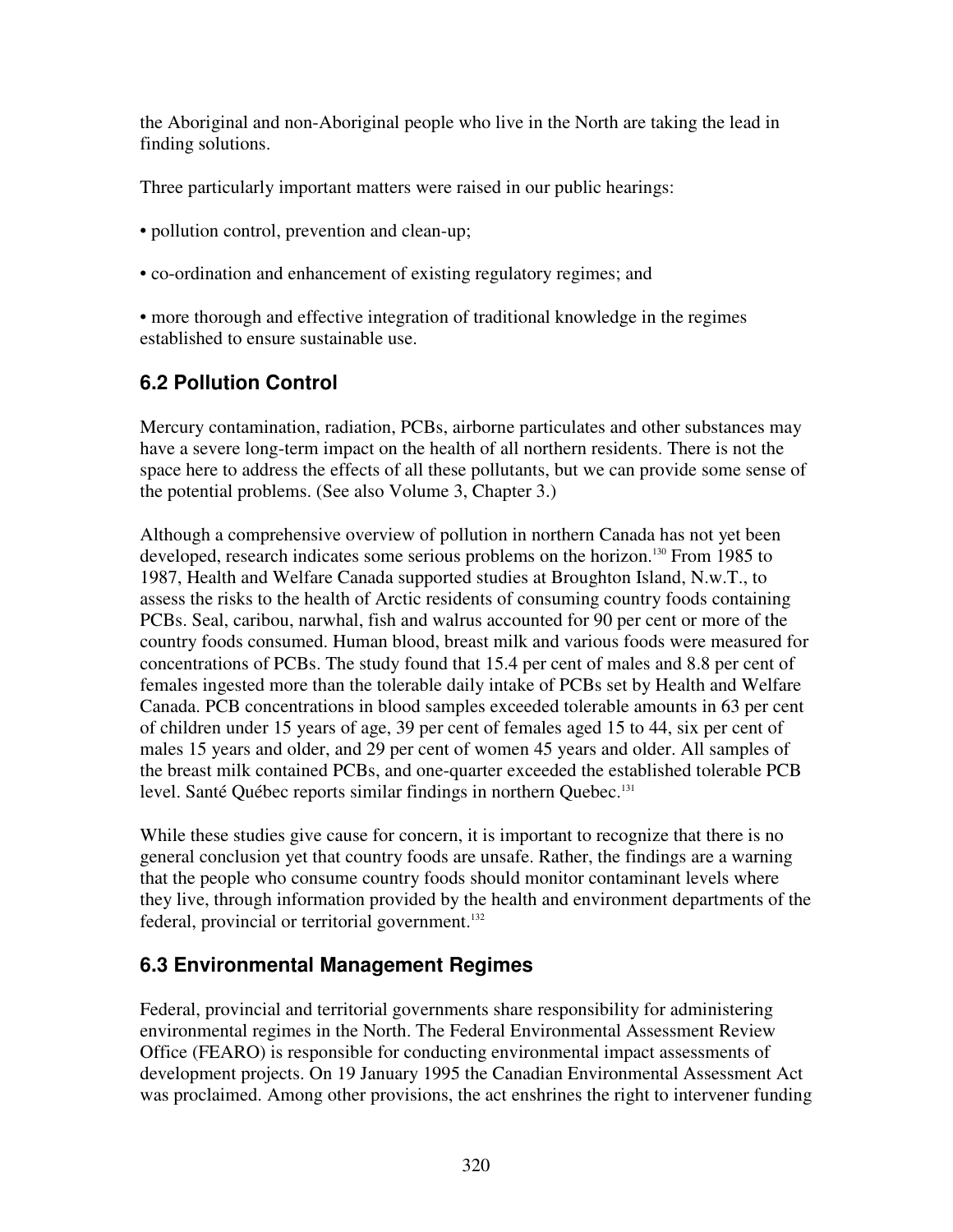the Aboriginal and non-Aboriginal people who live in the North are taking the lead in finding solutions.

Three particularly important matters were raised in our public hearings:

- pollution control, prevention and clean-up;
- co-ordination and enhancement of existing regulatory regimes; and
- more thorough and effective integration of traditional knowledge in the regimes established to ensure sustainable use.

## 6.2 Pollution Control

Mercury contamination, radiation, PCBs, airborne particulates and other substances may have a severe long-term impact on the health of all northern residents. There is not the space here to address the effects of all these pollutants, but we can provide some sense of the potential problems. (See also Volume 3, Chapter 3.)

Although a comprehensive overview of pollution in northern Canada has not yet been developed, research indicates some serious problems on the horizon.[130] From 1985 to 1987, Health and Welfare Canada supported studies at Broughton Island, N.w.T., to assess the risks to the health of Arctic residents of consuming country foods containing PCBs. Seal, caribou, narwhal, fish and walrus accounted for 90 per cent or more of the country foods consumed. Human blood, breast milk and various foods were measured for concentrations of PCBs. The study found that 15.4 per cent of males and 8.8 per cent of females ingested more than the tolerable daily intake of PCBs set by Health and Welfare Canada. PCB concentrations in blood samples exceeded tolerable amounts in 63 per cent of children under 15 years of age, 39 per cent of females aged 15 to 44, six per cent of males 15 years and older, and 29 per cent of women 45 years and older. All samples of the breast milk contained PCBs, and one-quarter exceeded the established tolerable PCB level. Santé Québec reports similar findings in northern Quebec.[131]

While these studies give cause for concern, it is important to recognize that there is no general conclusion yet that country foods are unsafe. Rather, the findings are a warning that the people who consume country foods should monitor contaminant levels where they live, through information provided by the health and environment departments of the federal, provincial or territorial government.[132]

## 6.3 Environmental Management Regimes

Federal, provincial and territorial governments share responsibility for administering environmental regimes in the North. The Federal Environmental Assessment Review Office (FEARO) is responsible for conducting environmental impact assessments of development projects. On 19 January 1995 the Canadian Environmental Assessment Act was proclaimed. Among other provisions, the act enshrines the right to intervener funding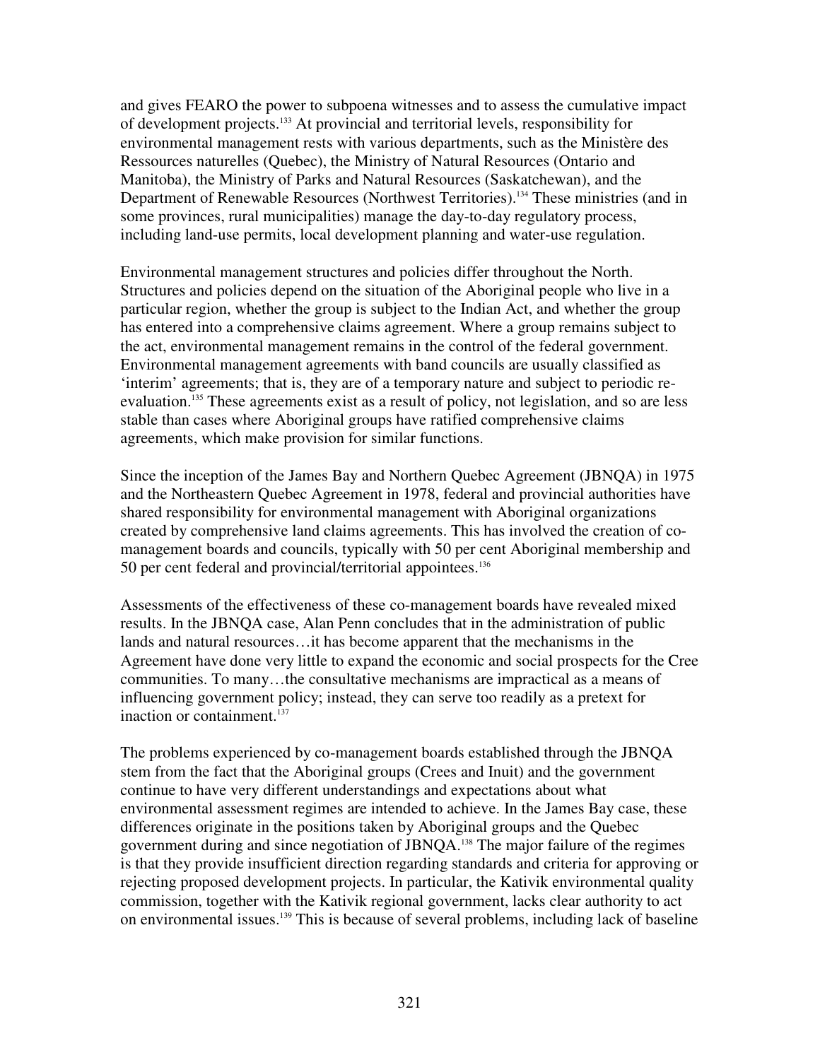and gives FEARO the power to subpoena witnesses and to assess the cumulative impact of development projects.[133] At provincial and territorial levels, responsibility for environmental management rests with various departments, such as the Ministère des Ressources naturelles (Quebec), the Ministry of Natural Resources (Ontario and Manitoba), the Ministry of Parks and Natural Resources (Saskatchewan), and the Department of Renewable Resources (Northwest Territories).[134] These ministries (and in some provinces, rural municipalities) manage the day-to-day regulatory process, including land-use permits, local development planning and water-use regulation.

Environmental management structures and policies differ throughout the North. Structures and policies depend on the situation of the Aboriginal people who live in a particular region, whether the group is subject to the Indian Act, and whether the group has entered into a comprehensive claims agreement. Where a group remains subject to the act, environmental management remains in the control of the federal government. Environmental management agreements with band councils are usually classified as 'interim' agreements; that is, they are of a temporary nature and subject to periodic re-evaluation.[135] These agreements exist as a result of policy, not legislation, and so are less stable than cases where Aboriginal groups have ratified comprehensive claims agreements, which make provision for similar functions.

Since the inception of the James Bay and Northern Quebec Agreement (JBNQA) in 1975 and the Northeastern Quebec Agreement in 1978, federal and provincial authorities have shared responsibility for environmental management with Aboriginal organizations created by comprehensive land claims agreements. This has involved the creation of co-management boards and councils, typically with 50 per cent Aboriginal membership and 50 per cent federal and provincial/territorial appointees.[136]

Assessments of the effectiveness of these co-management boards have revealed mixed results. In the JBNQA case, Alan Penn concludes that in the administration of public lands and natural resources…it has become apparent that the mechanisms in the Agreement have done very little to expand the economic and social prospects for the Cree communities. To many…the consultative mechanisms are impractical as a means of influencing government policy; instead, they can serve too readily as a pretext for inaction or containment.[137]

The problems experienced by co-management boards established through the JBNQA stem from the fact that the Aboriginal groups (Crees and Inuit) and the government continue to have very different understandings and expectations about what environmental assessment regimes are intended to achieve. In the James Bay case, these differences originate in the positions taken by Aboriginal groups and the Quebec government during and since negotiation of JBNQA.[138] The major failure of the regimes is that they provide insufficient direction regarding standards and criteria for approving or rejecting proposed development projects. In particular, the Kativik environmental quality commission, together with the Kativik regional government, lacks clear authority to act on environmental issues.[139] This is because of several problems, including lack of baseline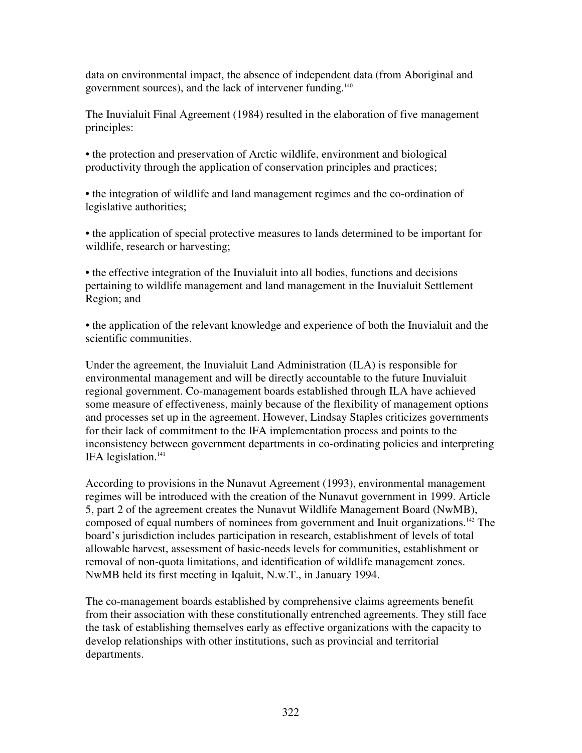data on environmental impact, the absence of independent data (from Aboriginal and government sources), and the lack of intervener funding.[140]

The Inuvialuit Final Agreement (1984) resulted in the elaboration of five management principles:

- the protection and preservation of Arctic wildlife, environment and biological productivity through the application of conservation principles and practices;

- the integration of wildlife and land management regimes and the co-ordination of legislative authorities;

- the application of special protective measures to lands determined to be important for wildlife, research or harvesting;

- the effective integration of the Inuvialuit into all bodies, functions and decisions pertaining to wildlife management and land management in the Inuvialuit Settlement Region; and

- the application of the relevant knowledge and experience of both the Inuvialuit and the scientific communities.

Under the agreement, the Inuvialuit Land Administration (ILA) is responsible for environmental management and will be directly accountable to the future Inuvialuit regional government. Co-management boards established through ILA have achieved some measure of effectiveness, mainly because of the flexibility of management options and processes set up in the agreement. However, Lindsay Staples criticizes governments for their lack of commitment to the IFA implementation process and points to the inconsistency between government departments in co-ordinating policies and interpreting IFA legislation.[141]

According to provisions in the Nunavut Agreement (1993), environmental management regimes will be introduced with the creation of the Nunavut government in 1999. Article 5, part 2 of the agreement creates the Nunavut Wildlife Management Board (NwMB), composed of equal numbers of nominees from government and Inuit organizations.[142] The board's jurisdiction includes participation in research, establishment of levels of total allowable harvest, assessment of basic-needs levels for communities, establishment or removal of non-quota limitations, and identification of wildlife management zones. NwMB held its first meeting in Iqaluit, N.w.T., in January 1994.

The co-management boards established by comprehensive claims agreements benefit from their association with these constitutionally entrenched agreements. They still face the task of establishing themselves early as effective organizations with the capacity to develop relationships with other institutions, such as provincial and territorial departments.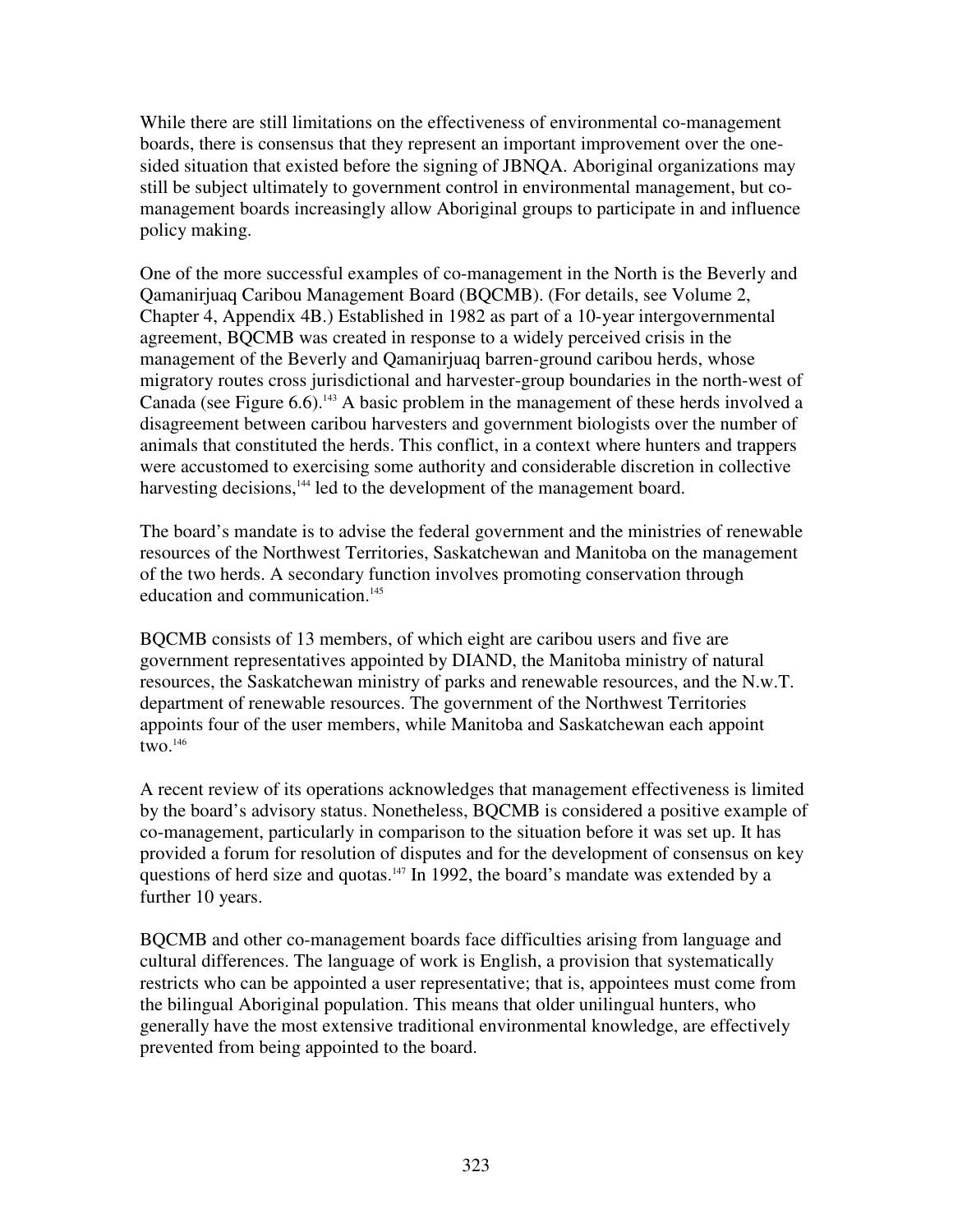While there are still limitations on the effectiveness of environmental co-management boards, there is consensus that they represent an important improvement over the one-sided situation that existed before the signing of JBNQA. Aboriginal organizations may still be subject ultimately to government control in environmental management, but co-management boards increasingly allow Aboriginal groups to participate in and influence policy making.

One of the more successful examples of co-management in the North is the Beverly and Qamanirjuaq Caribou Management Board (BQCMB). (For details, see Volume 2, Chapter 4, Appendix 4B.) Established in 1982 as part of a 10-year intergovernmental agreement, BQCMB was created in response to a widely perceived crisis in the management of the Beverly and Qamanirjuaq barren-ground caribou herds, whose migratory routes cross jurisdictional and harvester-group boundaries in the north-west of Canada (see Figure 6.6).[143] A basic problem in the management of these herds involved a disagreement between caribou harvesters and government biologists over the number of animals that constituted the herds. This conflict, in a context where hunters and trappers were accustomed to exercising some authority and considerable discretion in collective harvesting decisions,[144] led to the development of the management board.

The board's mandate is to advise the federal government and the ministries of renewable resources of the Northwest Territories, Saskatchewan and Manitoba on the management of the two herds. A secondary function involves promoting conservation through education and communication.[145]

BQCMB consists of 13 members, of which eight are caribou users and five are government representatives appointed by DIAND, the Manitoba ministry of natural resources, the Saskatchewan ministry of parks and renewable resources, and the N.w.T. department of renewable resources. The government of the Northwest Territories appoints four of the user members, while Manitoba and Saskatchewan each appoint two.[146]

A recent review of its operations acknowledges that management effectiveness is limited by the board's advisory status. Nonetheless, BQCMB is considered a positive example of co-management, particularly in comparison to the situation before it was set up. It has provided a forum for resolution of disputes and for the development of consensus on key questions of herd size and quotas.[147] In 1992, the board's mandate was extended by a further 10 years.

BQCMB and other co-management boards face difficulties arising from language and cultural differences. The language of work is English, a provision that systematically restricts who can be appointed a user representative; that is, appointees must come from the bilingual Aboriginal population. This means that older unilingual hunters, who generally have the most extensive traditional environmental knowledge, are effectively prevented from being appointed to the board.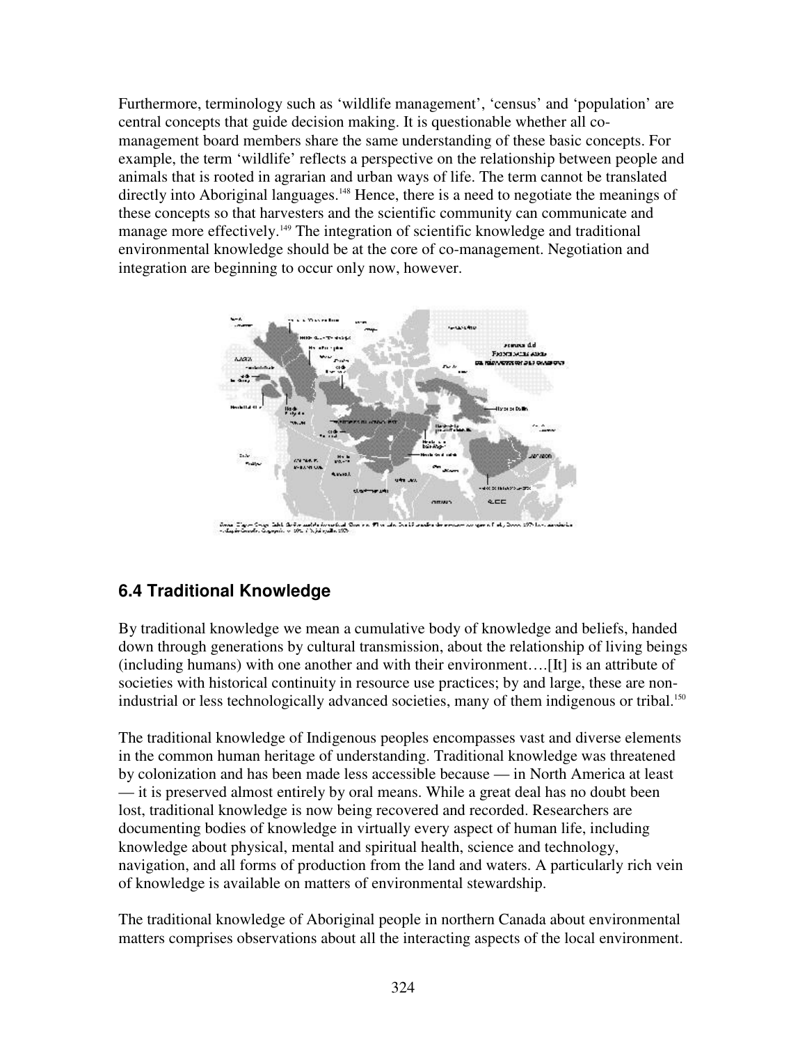Furthermore, terminology such as 'wildlife management', 'census' and 'population' are central concepts that guide decision making. It is questionable whether all co-management board members share the same understanding of these basic concepts. For example, the term 'wildlife' reflects a perspective on the relationship between people and animals that is rooted in agrarian and urban ways of life. The term cannot be translated directly into Aboriginal languages.[148] Hence, there is a need to negotiate the meanings of these concepts so that harvesters and the scientific community can communicate and manage more effectively.[149] The integration of scientific knowledge and traditional environmental knowledge should be at the core of co-management. Negotiation and integration are beginning to occur only now, however.

## 6.4 Traditional Knowledge

By traditional knowledge we mean a cumulative body of knowledge and beliefs, handed down through generations by cultural transmission, about the relationship of living beings (including humans) with one another and with their environment….[It] is an attribute of societies with historical continuity in resource use practices; by and large, these are non-industrial or less technologically advanced societies, many of them indigenous or tribal.[150]

The traditional knowledge of Indigenous peoples encompasses vast and diverse elements in the common human heritage of understanding. Traditional knowledge was threatened by colonization and has been made less accessible because — in North America at least — it is preserved almost entirely by oral means. While a great deal has no doubt been lost, traditional knowledge is now being recovered and recorded. Researchers are documenting bodies of knowledge in virtually every aspect of human life, including knowledge about physical, mental and spiritual health, science and technology, navigation, and all forms of production from the land and waters. A particularly rich vein of knowledge is available on matters of environmental stewardship.

The traditional knowledge of Aboriginal people in northern Canada about environmental matters comprises observations about all the interacting aspects of the local environment.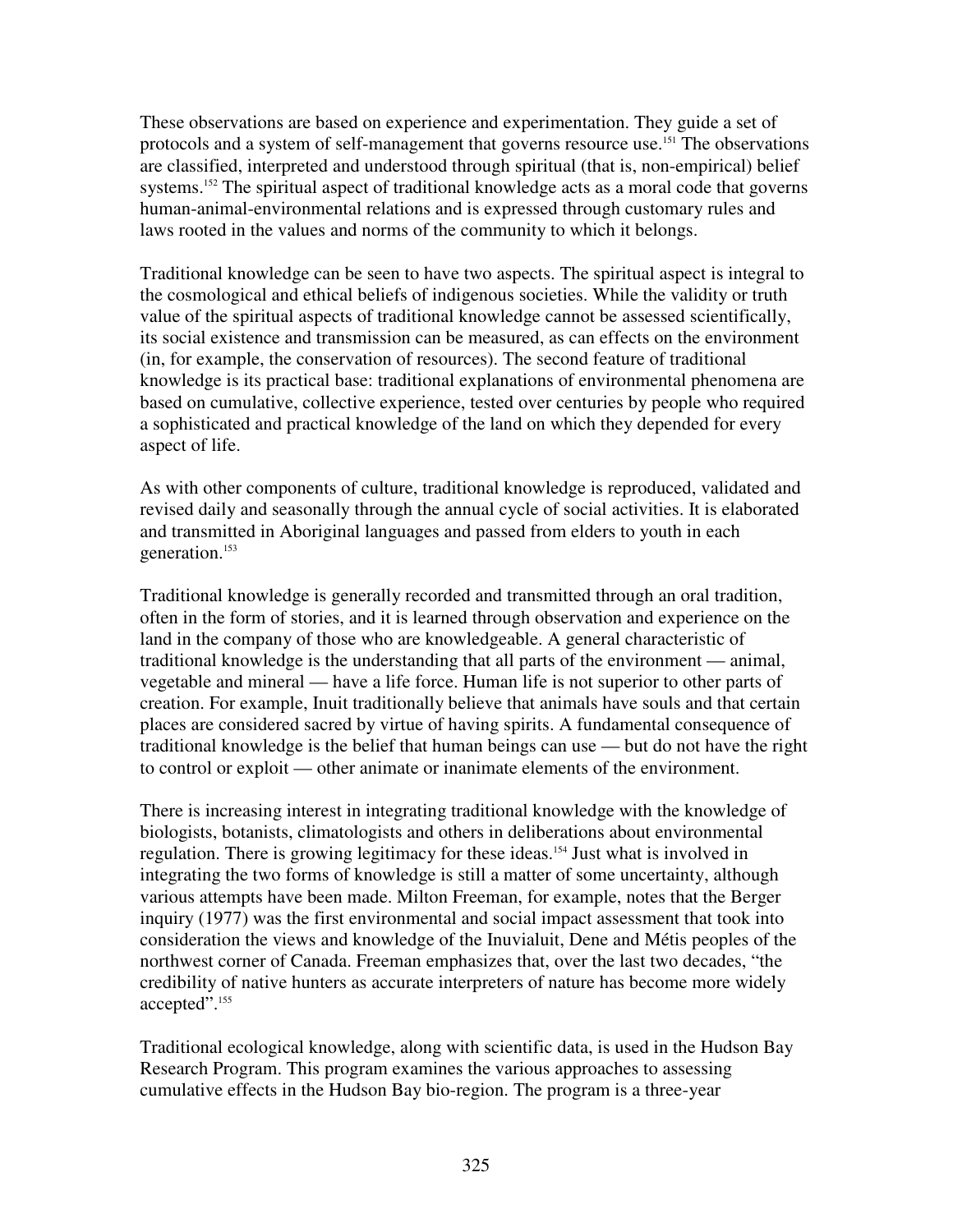These observations are based on experience and experimentation. They guide a set of protocols and a system of self-management that governs resource use.[151] The observations are classified, interpreted and understood through spiritual (that is, non-empirical) belief systems.[152] The spiritual aspect of traditional knowledge acts as a moral code that governs human-animal-environmental relations and is expressed through customary rules and laws rooted in the values and norms of the community to which it belongs.

Traditional knowledge can be seen to have two aspects. The spiritual aspect is integral to the cosmological and ethical beliefs of indigenous societies. While the validity or truth value of the spiritual aspects of traditional knowledge cannot be assessed scientifically, its social existence and transmission can be measured, as can effects on the environment (in, for example, the conservation of resources). The second feature of traditional knowledge is its practical base: traditional explanations of environmental phenomena are based on cumulative, collective experience, tested over centuries by people who required a sophisticated and practical knowledge of the land on which they depended for every aspect of life.

As with other components of culture, traditional knowledge is reproduced, validated and revised daily and seasonally through the annual cycle of social activities. It is elaborated and transmitted in Aboriginal languages and passed from elders to youth in each generation.[153]

Traditional knowledge is generally recorded and transmitted through an oral tradition, often in the form of stories, and it is learned through observation and experience on the land in the company of those who are knowledgeable. A general characteristic of traditional knowledge is the understanding that all parts of the environment — animal, vegetable and mineral — have a life force. Human life is not superior to other parts of creation. For example, Inuit traditionally believe that animals have souls and that certain places are considered sacred by virtue of having spirits. A fundamental consequence of traditional knowledge is the belief that human beings can use — but do not have the right to control or exploit — other animate or inanimate elements of the environment.

There is increasing interest in integrating traditional knowledge with the knowledge of biologists, botanists, climatologists and others in deliberations about environmental regulation. There is growing legitimacy for these ideas.[154] Just what is involved in integrating the two forms of knowledge is still a matter of some uncertainty, although various attempts have been made. Milton Freeman, for example, notes that the Berger inquiry (1977) was the first environmental and social impact assessment that took into consideration the views and knowledge of the Inuvialuit, Dene and Métis peoples of the northwest corner of Canada. Freeman emphasizes that, over the last two decades, "the credibility of native hunters as accurate interpreters of nature has become more widely accepted".[155]

Traditional ecological knowledge, along with scientific data, is used in the Hudson Bay Research Program. This program examines the various approaches to assessing cumulative effects in the Hudson Bay bio-region. The program is a three-year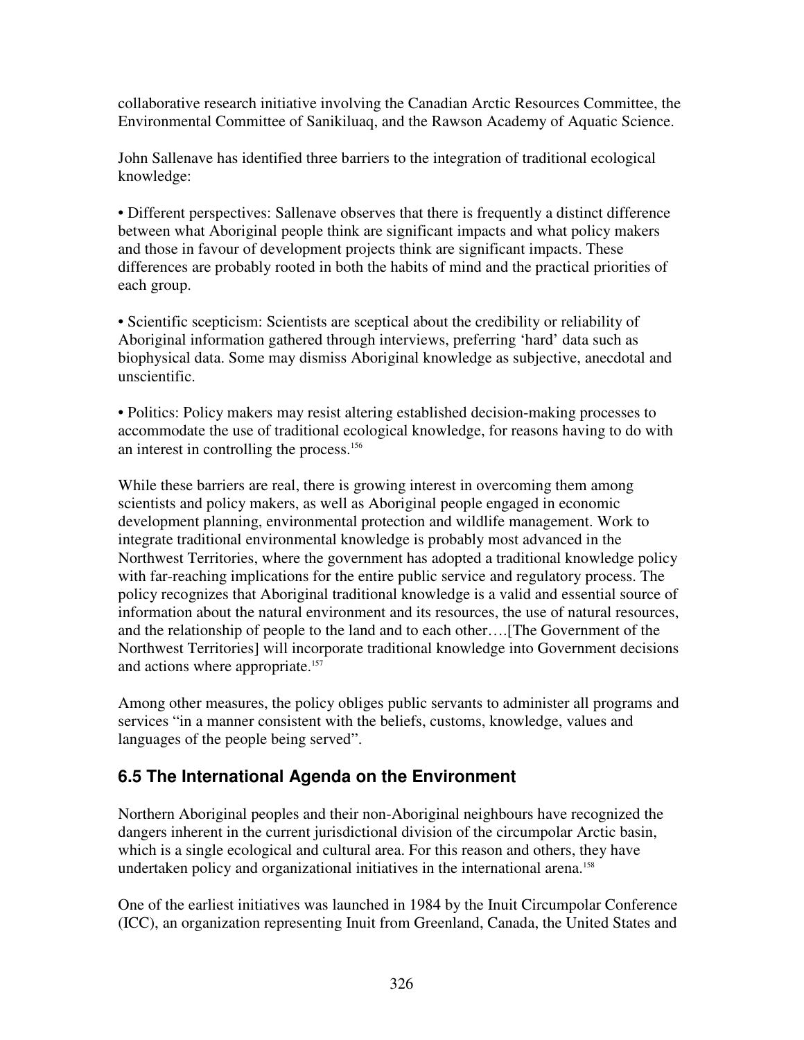collaborative research initiative involving the Canadian Arctic Resources Committee, the Environmental Committee of Sanikiluaq, and the Rawson Academy of Aquatic Science.

John Sallenave has identified three barriers to the integration of traditional ecological knowledge:

- Different perspectives: Sallenave observes that there is frequently a distinct difference between what Aboriginal people think are significant impacts and what policy makers and those in favour of development projects think are significant impacts. These differences are probably rooted in both the habits of mind and the practical priorities of each group.

- Scientific scepticism: Scientists are sceptical about the credibility or reliability of Aboriginal information gathered through interviews, preferring 'hard' data such as biophysical data. Some may dismiss Aboriginal knowledge as subjective, anecdotal and unscientific.

- Politics: Policy makers may resist altering established decision-making processes to accommodate the use of traditional ecological knowledge, for reasons having to do with an interest in controlling the process.[156]

While these barriers are real, there is growing interest in overcoming them among scientists and policy makers, as well as Aboriginal people engaged in economic development planning, environmental protection and wildlife management. Work to integrate traditional environmental knowledge is probably most advanced in the Northwest Territories, where the government has adopted a traditional knowledge policy with far-reaching implications for the entire public service and regulatory process. The policy recognizes that Aboriginal traditional knowledge is a valid and essential source of information about the natural environment and its resources, the use of natural resources, and the relationship of people to the land and to each other….[The Government of the Northwest Territories] will incorporate traditional knowledge into Government decisions and actions where appropriate.[157]

Among other measures, the policy obliges public servants to administer all programs and services "in a manner consistent with the beliefs, customs, knowledge, values and languages of the people being served".

## 6.5 The International Agenda on the Environment

Northern Aboriginal peoples and their non-Aboriginal neighbours have recognized the dangers inherent in the current jurisdictional division of the circumpolar Arctic basin, which is a single ecological and cultural area. For this reason and others, they have undertaken policy and organizational initiatives in the international arena.[158]

One of the earliest initiatives was launched in 1984 by the Inuit Circumpolar Conference (ICC), an organization representing Inuit from Greenland, Canada, the United States and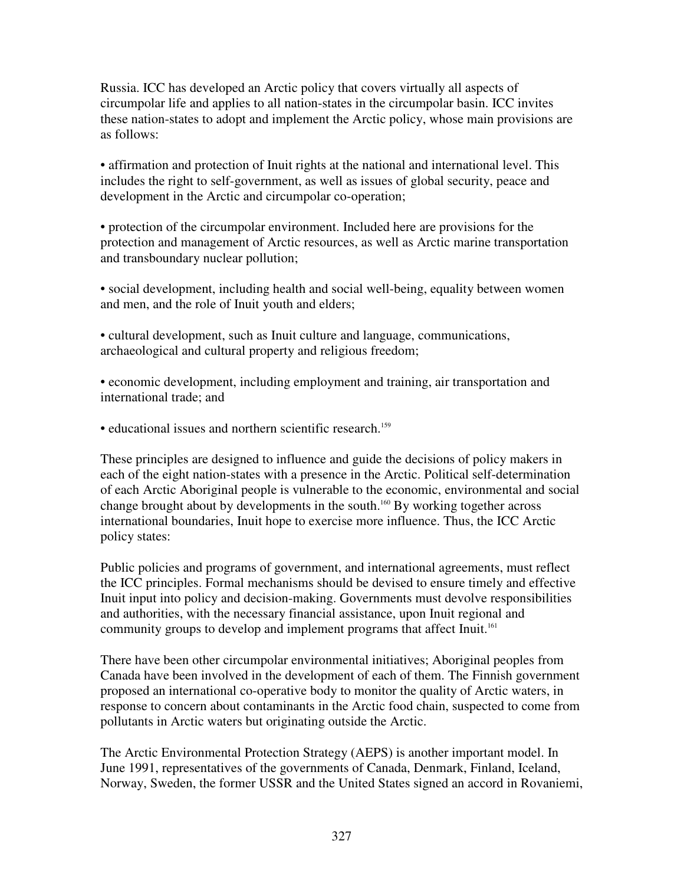Russia. ICC has developed an Arctic policy that covers virtually all aspects of circumpolar life and applies to all nation-states in the circumpolar basin. ICC invites these nation-states to adopt and implement the Arctic policy, whose main provisions are as follows:

- affirmation and protection of Inuit rights at the national and international level. This includes the right to self-government, as well as issues of global security, peace and development in the Arctic and circumpolar co-operation;

- protection of the circumpolar environment. Included here are provisions for the protection and management of Arctic resources, as well as Arctic marine transportation and transboundary nuclear pollution;

- social development, including health and social well-being, equality between women and men, and the role of Inuit youth and elders;

- cultural development, such as Inuit culture and language, communications, archaeological and cultural property and religious freedom;

- economic development, including employment and training, air transportation and international trade; and

- educational issues and northern scientific research.[159]

These principles are designed to influence and guide the decisions of policy makers in each of the eight nation-states with a presence in the Arctic. Political self-determination of each Arctic Aboriginal people is vulnerable to the economic, environmental and social change brought about by developments in the south.[160] By working together across international boundaries, Inuit hope to exercise more influence. Thus, the ICC Arctic policy states:

Public policies and programs of government, and international agreements, must reflect the ICC principles. Formal mechanisms should be devised to ensure timely and effective Inuit input into policy and decision-making. Governments must devolve responsibilities and authorities, with the necessary financial assistance, upon Inuit regional and community groups to develop and implement programs that affect Inuit.[161]

There have been other circumpolar environmental initiatives; Aboriginal peoples from Canada have been involved in the development of each of them. The Finnish government proposed an international co-operative body to monitor the quality of Arctic waters, in response to concern about contaminants in the Arctic food chain, suspected to come from pollutants in Arctic waters but originating outside the Arctic.

The Arctic Environmental Protection Strategy (AEPS) is another important model. In June 1991, representatives of the governments of Canada, Denmark, Finland, Iceland, Norway, Sweden, the former USSR and the United States signed an accord in Rovaniemi,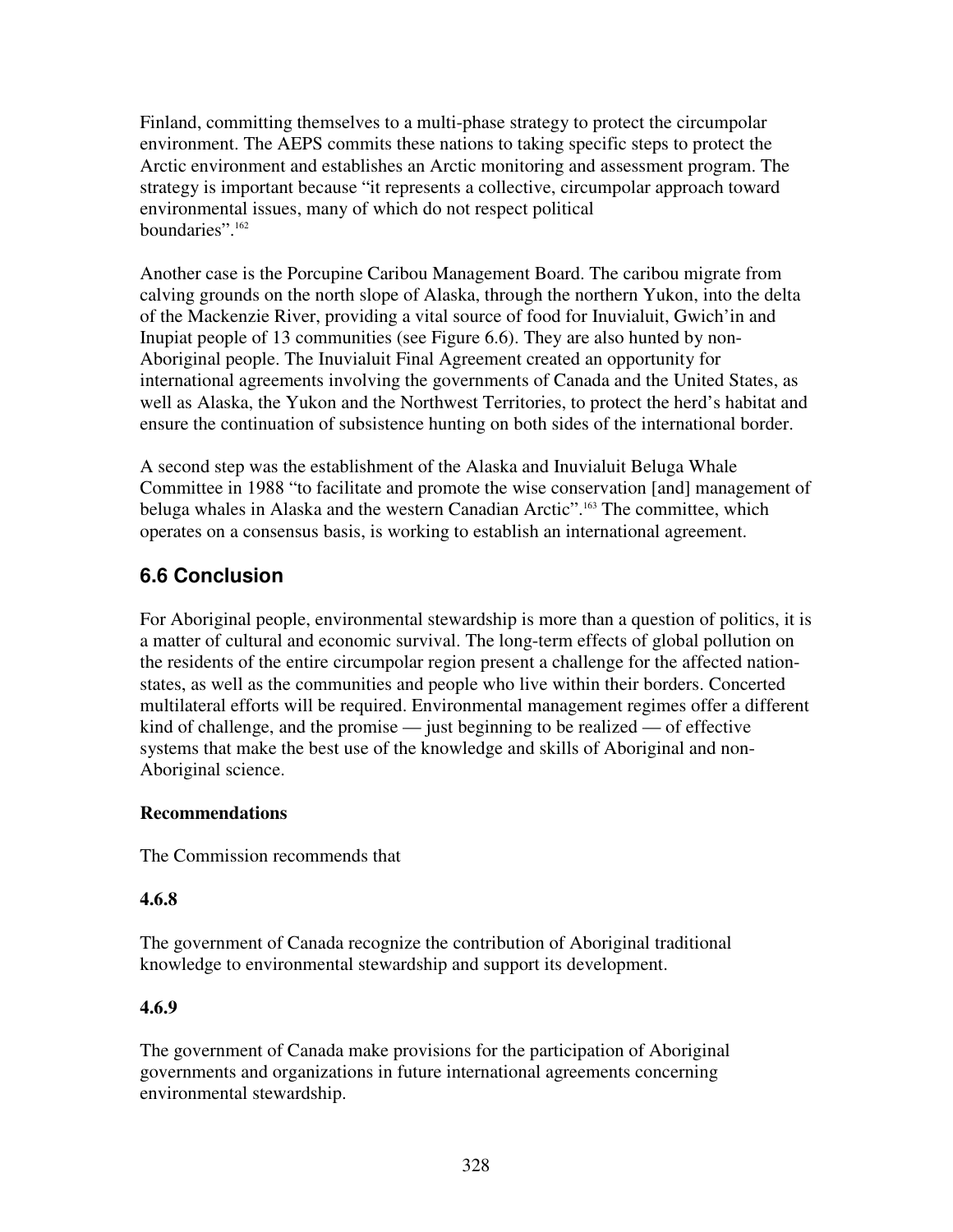Finland, committing themselves to a multi-phase strategy to protect the circumpolar environment. The AEPS commits these nations to taking specific steps to protect the Arctic environment and establishes an Arctic monitoring and assessment program. The strategy is important because "it represents a collective, circumpolar approach toward environmental issues, many of which do not respect political boundaries".[162]

Another case is the Porcupine Caribou Management Board. The caribou migrate from calving grounds on the north slope of Alaska, through the northern Yukon, into the delta of the Mackenzie River, providing a vital source of food for Inuvialuit, Gwich'in and Inupiat people of 13 communities (see Figure 6.6). They are also hunted by non-Aboriginal people. The Inuvialuit Final Agreement created an opportunity for international agreements involving the governments of Canada and the United States, as well as Alaska, the Yukon and the Northwest Territories, to protect the herd's habitat and ensure the continuation of subsistence hunting on both sides of the international border.

A second step was the establishment of the Alaska and Inuvialuit Beluga Whale Committee in 1988 "to facilitate and promote the wise conservation [and] management of beluga whales in Alaska and the western Canadian Arctic".[163] The committee, which operates on a consensus basis, is working to establish an international agreement.

## 6.6 Conclusion

For Aboriginal people, environmental stewardship is more than a question of politics, it is a matter of cultural and economic survival. The long-term effects of global pollution on the residents of the entire circumpolar region present a challenge for the affected nation-states, as well as the communities and people who live within their borders. Concerted multilateral efforts will be required. Environmental management regimes offer a different kind of challenge, and the promise — just beginning to be realized — of effective systems that make the best use of the knowledge and skills of Aboriginal and non-Aboriginal science.

**Recommendations**

The Commission recommends that

**4.6.8**

The government of Canada recognize the contribution of Aboriginal traditional knowledge to environmental stewardship and support its development.

**4.6.9**

The government of Canada make provisions for the participation of Aboriginal governments and organizations in future international agreements concerning environmental stewardship.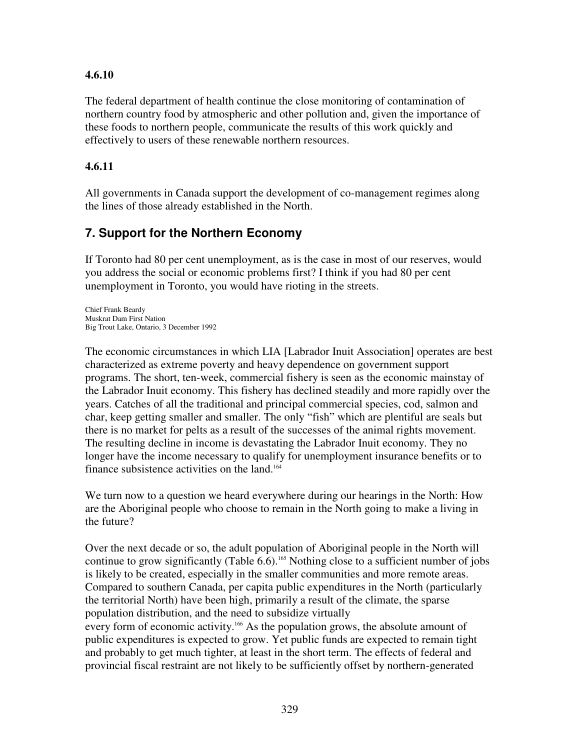**4.6.10**

The federal department of health continue the close monitoring of contamination of northern country food by atmospheric and other pollution and, given the importance of these foods to northern people, communicate the results of this work quickly and effectively to users of these renewable northern resources.

**4.6.11**

All governments in Canada support the development of co-management regimes along the lines of those already established in the North.

## 7. Support for the Northern Economy

If Toronto had 80 per cent unemployment, as is the case in most of our reserves, would you address the social or economic problems first? I think if you had 80 per cent unemployment in Toronto, you would have rioting in the streets.

Chief Frank Beardy
Muskrat Dam First Nation
Big Trout Lake, Ontario, 3 December 1992

The economic circumstances in which LIA [Labrador Inuit Association] operates are best characterized as extreme poverty and heavy dependence on government support programs. The short, ten-week, commercial fishery is seen as the economic mainstay of the Labrador Inuit economy. This fishery has declined steadily and more rapidly over the years. Catches of all the traditional and principal commercial species, cod, salmon and char, keep getting smaller and smaller. The only "fish" which are plentiful are seals but there is no market for pelts as a result of the successes of the animal rights movement. The resulting decline in income is devastating the Labrador Inuit economy. They no longer have the income necessary to qualify for unemployment insurance benefits or to finance subsistence activities on the land.[164]

We turn now to a question we heard everywhere during our hearings in the North: How are the Aboriginal people who choose to remain in the North going to make a living in the future?

Over the next decade or so, the adult population of Aboriginal people in the North will continue to grow significantly (Table 6.6).[165] Nothing close to a sufficient number of jobs is likely to be created, especially in the smaller communities and more remote areas. Compared to southern Canada, per capita public expenditures in the North (particularly the territorial North) have been high, primarily a result of the climate, the sparse population distribution, and the need to subsidize virtually every form of economic activity.[166] As the population grows, the absolute amount of public expenditures is expected to grow. Yet public funds are expected to remain tight and probably to get much tighter, at least in the short term. The effects of federal and provincial fiscal restraint are not likely to be sufficiently offset by northern-generated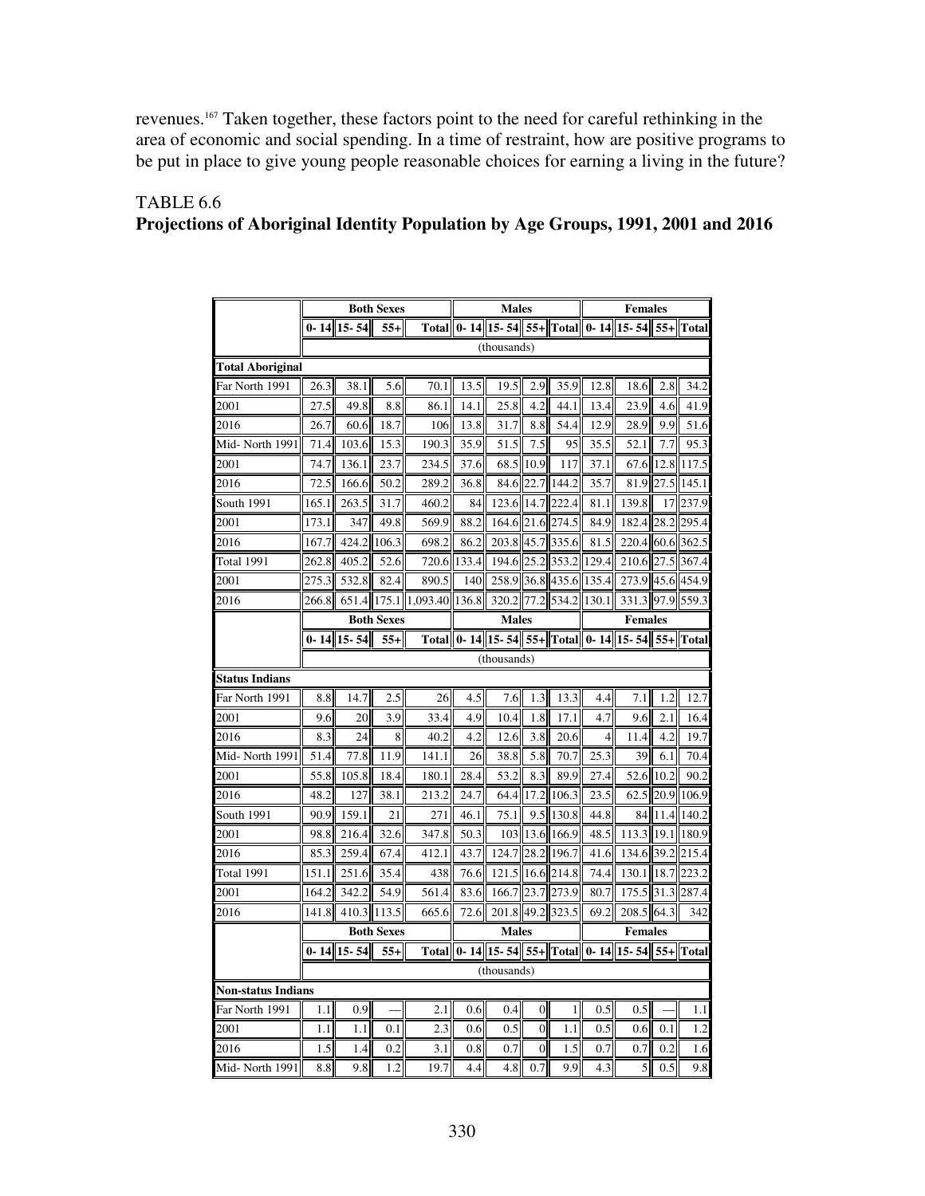revenues.[167] Taken together, these factors point to the need for careful rethinking in the area of economic and social spending. In a time of restraint, how are positive programs to be put in place to give young people reasonable choices for earning a living in the future?

TABLE 6.6
**Projections of Aboriginal Identity Population by Age Groups, 1991, 2001 and 2016**

| | Both Sexes | | | | Males | | | | Females | | | |
|---|---|---|---|---|---|---|---|---|---|---|---|---|
| | 0- 14 | 15- 54 | 55+ | Total | 0- 14 | 15- 54 | 55+ | Total | 0- 14 | 15- 54 | 55+ | Total |
| | (thousands) | | | | | | | | | | | |
| **Total Aboriginal** | | | | | | | | | | | | |
| Far North 1991 | 26.3 | 38.1 | 5.6 | 70.1 | 13.5 | 19.5 | 2.9 | 35.9 | 12.8 | 18.6 | 2.8 | 34.2 |
| 2001 | 27.5 | 49.8 | 8.8 | 86.1 | 14.1 | 25.8 | 4.2 | 44.1 | 13.4 | 23.9 | 4.6 | 41.9 |
| 2016 | 26.7 | 60.6 | 18.7 | 106 | 13.8 | 31.7 | 8.8 | 54.4 | 12.9 | 28.9 | 9.9 | 51.6 |
| Mid- North 1991 | 71.4 | 103.6 | 15.3 | 190.3 | 35.9 | 51.5 | 7.5 | 95 | 35.5 | 52.1 | 7.7 | 95.3 |
| 2001 | 74.7 | 136.1 | 23.7 | 234.5 | 37.6 | 68.5 | 10.9 | 117 | 37.1 | 67.6 | 12.8 | 117.5 |
| 2016 | 72.5 | 166.6 | 50.2 | 289.2 | 36.8 | 84.6 | 22.7 | 144.2 | 35.7 | 81.9 | 27.5 | 145.1 |
| South 1991 | 165.1 | 263.5 | 31.7 | 460.2 | 84 | 123.6 | 14.7 | 222.4 | 81.1 | 139.8 | 17 | 237.9 |
| 2001 | 173.1 | 347 | 49.8 | 569.9 | 88.2 | 164.6 | 21.6 | 274.5 | 84.9 | 182.4 | 28.2 | 295.4 |
| 2016 | 167.7 | 424.2 | 106.3 | 698.2 | 86.2 | 203.8 | 45.7 | 335.6 | 81.5 | 220.4 | 60.6 | 362.5 |
| Total 1991 | 262.8 | 405.2 | 52.6 | 720.6 | 133.4 | 194.6 | 25.2 | 353.2 | 129.4 | 210.6 | 27.5 | 367.4 |
| 2001 | 275.3 | 532.8 | 82.4 | 890.5 | 140 | 258.9 | 36.8 | 435.6 | 135.4 | 273.9 | 45.6 | 454.9 |
| 2016 | 266.8 | 651.4 | 175.1 | 1,093.40 | 136.8 | 320.2 | 77.2 | 534.2 | 130.1 | 331.3 | 97.9 | 559.3 |
| | **Both Sexes** | | | | **Males** | | | | **Females** | | | |
| | 0- 14 | 15- 54 | 55+ | Total | 0- 14 | 15- 54 | 55+ | Total | 0- 14 | 15- 54 | 55+ | Total |
| | (thousands) | | | | | | | | | | | |
| **Status Indians** | | | | | | | | | | | | |
| Far North 1991 | 8.8 | 14.7 | 2.5 | 26 | 4.5 | 7.6 | 1.3 | 13.3 | 4.4 | 7.1 | 1.2 | 12.7 |
| 2001 | 9.6 | 20 | 3.9 | 33.4 | 4.9 | 10.4 | 1.8 | 17.1 | 4.7 | 9.6 | 2.1 | 16.4 |
| 2016 | 8.3 | 24 | 8 | 40.2 | 4.2 | 12.6 | 3.8 | 20.6 | 4 | 11.4 | 4.2 | 19.7 |
| Mid- North 1991 | 51.4 | 77.8 | 11.9 | 141.1 | 26 | 38.8 | 5.8 | 70.7 | 25.3 | 39 | 6.1 | 70.4 |
| 2001 | 55.8 | 105.8 | 18.4 | 180.1 | 28.4 | 53.2 | 8.3 | 89.9 | 27.4 | 52.6 | 10.2 | 90.2 |
| 2016 | 48.2 | 127 | 38.1 | 213.2 | 24.7 | 64.4 | 17.2 | 106.3 | 23.5 | 62.5 | 20.9 | 106.9 |
| South 1991 | 90.9 | 159.1 | 21 | 271 | 46.1 | 75.1 | 9.5 | 130.8 | 44.8 | 84 | 11.4 | 140.2 |
| 2001 | 98.8 | 216.4 | 32.6 | 347.8 | 50.3 | 103 | 13.6 | 166.9 | 48.5 | 113.3 | 19.1 | 180.9 |
| 2016 | 85.3 | 259.4 | 67.4 | 412.1 | 43.7 | 124.7 | 28.2 | 196.7 | 41.6 | 134.6 | 39.2 | 215.4 |
| Total 1991 | 151.1 | 251.6 | 35.4 | 438 | 76.6 | 121.5 | 16.6 | 214.8 | 74.4 | 130.1 | 18.7 | 223.2 |
| 2001 | 164.2 | 342.2 | 54.9 | 561.4 | 83.6 | 166.7 | 23.7 | 273.9 | 80.7 | 175.5 | 31.3 | 287.4 |
| 2016 | 141.8 | 410.3 | 113.5 | 665.6 | 72.6 | 201.8 | 49.2 | 323.5 | 69.2 | 208.5 | 64.3 | 342 |
| | **Both Sexes** | | | | **Males** | | | | **Females** | | | |
| | 0- 14 | 15- 54 | 55+ | Total | 0- 14 | 15- 54 | 55+ | Total | 0- 14 | 15- 54 | 55+ | Total |
| | (thousands) | | | | | | | | | | | |
| **Non-status Indians** | | | | | | | | | | | | |
| Far North 1991 | 1.1 | 0.9 | — | 2.1 | 0.6 | 0.4 | 0 | 1 | 0.5 | 0.5 | — | 1.1 |
| 2001 | 1.1 | 1.1 | 0.1 | 2.3 | 0.6 | 0.5 | 0 | 1.1 | 0.5 | 0.6 | 0.1 | 1.2 |
| 2016 | 1.5 | 1.4 | 0.2 | 3.1 | 0.8 | 0.7 | 0 | 1.5 | 0.7 | 0.7 | 0.2 | 1.6 |
| Mid- North 1991 | 8.8 | 9.8 | 1.2 | 19.7 | 4.4 | 4.8 | 0.7 | 9.9 | 4.3 | 5 | 0.5 | 9.8 |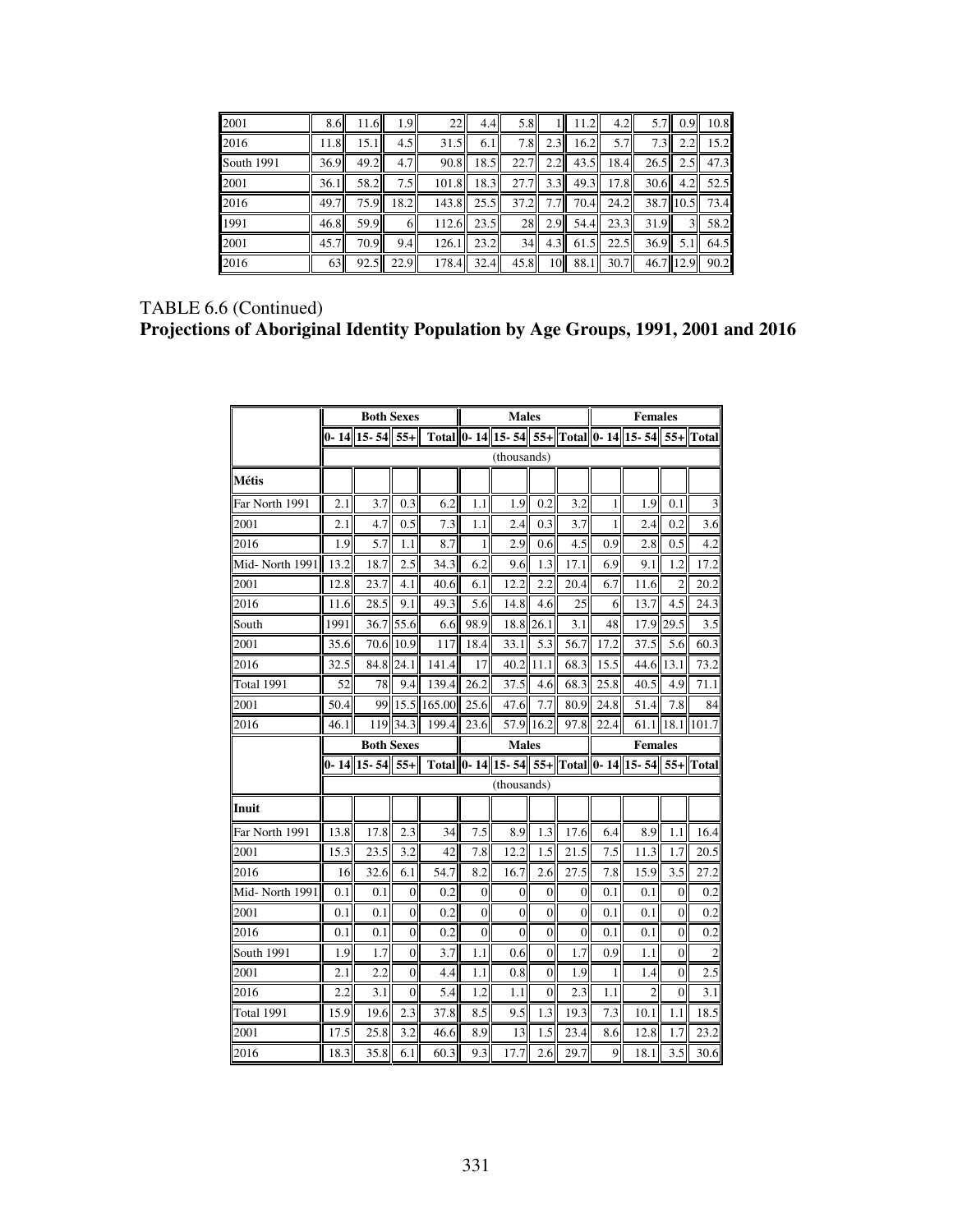| | | | | | | | | | | | | |
|---|---|---|---|---|---|---|---|---|---|---|---|---|
| 2001 | 8.6 | 11.6 | 1.9 | 22 | 4.4 | 5.8 | 1 | 11.2 | 4.2 | 5.7 | 0.9 | 10.8 |
| 2016 | 11.8 | 15.1 | 4.5 | 31.5 | 6.1 | 7.8 | 2.3 | 16.2 | 5.7 | 7.3 | 2.2 | 15.2 |
| South 1991 | 36.9 | 49.2 | 4.7 | 90.8 | 18.5 | 22.7 | 2.2 | 43.5 | 18.4 | 26.5 | 2.5 | 47.3 |
| 2001 | 36.1 | 58.2 | 7.5 | 101.8 | 18.3 | 27.7 | 3.3 | 49.3 | 17.8 | 30.6 | 4.2 | 52.5 |
| 2016 | 49.7 | 75.9 | 18.2 | 143.8 | 25.5 | 37.2 | 7.7 | 70.4 | 24.2 | 38.7 | 10.5 | 73.4 |
| 1991 | 46.8 | 59.9 | 6 | 112.6 | 23.5 | 28 | 2.9 | 54.4 | 23.3 | 31.9 | 3 | 58.2 |
| 2001 | 45.7 | 70.9 | 9.4 | 126.1 | 23.2 | 34 | 4.3 | 61.5 | 22.5 | 36.9 | 5.1 | 64.5 |
| 2016 | 63 | 92.5 | 22.9 | 178.4 | 32.4 | 45.8 | 10 | 88.1 | 30.7 | 46.7 | 12.9 | 90.2 |

TABLE 6.6 (Continued)

**Projections of Aboriginal Identity Population by Age Groups, 1991, 2001 and 2016**

| | Both Sexes | | | | Males | | | | Females | | | |
|---|---|---|---|---|---|---|---|---|---|---|---|---|
| | 0- 14 | 15- 54 | 55+ | Total | 0- 14 | 15- 54 | 55+ | Total | 0- 14 | 15- 54 | 55+ | Total |
| | (thousands) | | | | | | | | | | | |
| **Métis** | | | | | | | | | | | | |
| Far North 1991 | 2.1 | 3.7 | 0.3 | 6.2 | 1.1 | 1.9 | 0.2 | 3.2 | 1 | 1.9 | 0.1 | 3 |
| 2001 | 2.1 | 4.7 | 0.5 | 7.3 | 1.1 | 2.4 | 0.3 | 3.7 | 1 | 2.4 | 0.2 | 3.6 |
| 2016 | 1.9 | 5.7 | 1.1 | 8.7 | 1 | 2.9 | 0.6 | 4.5 | 0.9 | 2.8 | 0.5 | 4.2 |
| Mid- North 1991 | 13.2 | 18.7 | 2.5 | 34.3 | 6.2 | 9.6 | 1.3 | 17.1 | 6.9 | 9.1 | 1.2 | 17.2 |
| 2001 | 12.8 | 23.7 | 4.1 | 40.6 | 6.1 | 12.2 | 2.2 | 20.4 | 6.7 | 11.6 | 2 | 20.2 |
| 2016 | 11.6 | 28.5 | 9.1 | 49.3 | 5.6 | 14.8 | 4.6 | 25 | 6 | 13.7 | 4.5 | 24.3 |
| South | 1991 | 36.7 | 55.6 | 6.6 | 98.9 | 18.8 | 26.1 | 3.1 | 48 | 17.9 | 29.5 | 3.5 |
| 2001 | 35.6 | 70.6 | 10.9 | 117 | 18.4 | 33.1 | 5.3 | 56.7 | 17.2 | 37.5 | 5.6 | 60.3 |
| 2016 | 32.5 | 84.8 | 24.1 | 141.4 | 17 | 40.2 | 11.1 | 68.3 | 15.5 | 44.6 | 13.1 | 73.2 |
| Total 1991 | 52 | 78 | 9.4 | 139.4 | 26.2 | 37.5 | 4.6 | 68.3 | 25.8 | 40.5 | 4.9 | 71.1 |
| 2001 | 50.4 | 99 | 15.5 | 165.00 | 25.6 | 47.6 | 7.7 | 80.9 | 24.8 | 51.4 | 7.8 | 84 |
| 2016 | 46.1 | 119 | 34.3 | 199.4 | 23.6 | 57.9 | 16.2 | 97.8 | 22.4 | 61.1 | 18.1 | 101.7 |
| | **Both Sexes** | | | | **Males** | | | | **Females** | | | |
| | **0- 14** | **15- 54** | **55+** | **Total** | **0- 14** | **15- 54** | **55+** | **Total** | **0- 14** | **15- 54** | **55+** | **Total** |
| | (thousands) | | | | | | | | | | | |
| **Inuit** | | | | | | | | | | | | |
| Far North 1991 | 13.8 | 17.8 | 2.3 | 34 | 7.5 | 8.9 | 1.3 | 17.6 | 6.4 | 8.9 | 1.1 | 16.4 |
| 2001 | 15.3 | 23.5 | 3.2 | 42 | 7.8 | 12.2 | 1.5 | 21.5 | 7.5 | 11.3 | 1.7 | 20.5 |
| 2016 | 16 | 32.6 | 6.1 | 54.7 | 8.2 | 16.7 | 2.6 | 27.5 | 7.8 | 15.9 | 3.5 | 27.2 |
| Mid- North 1991 | 0.1 | 0.1 | 0 | 0.2 | 0 | 0 | 0 | 0 | 0.1 | 0.1 | 0 | 0.2 |
| 2001 | 0.1 | 0.1 | 0 | 0.2 | 0 | 0 | 0 | 0 | 0.1 | 0.1 | 0 | 0.2 |
| 2016 | 0.1 | 0.1 | 0 | 0.2 | 0 | 0 | 0 | 0 | 0.1 | 0.1 | 0 | 0.2 |
| South 1991 | 1.9 | 1.7 | 0 | 3.7 | 1.1 | 0.6 | 0 | 1.7 | 0.9 | 1.1 | 0 | 2 |
| 2001 | 2.1 | 2.2 | 0 | 4.4 | 1.1 | 0.8 | 0 | 1.9 | 1 | 1.4 | 0 | 2.5 |
| 2016 | 2.2 | 3.1 | 0 | 5.4 | 1.2 | 1.1 | 0 | 2.3 | 1.1 | 2 | 0 | 3.1 |
| Total 1991 | 15.9 | 19.6 | 2.3 | 37.8 | 8.5 | 9.5 | 1.3 | 19.3 | 7.3 | 10.1 | 1.1 | 18.5 |
| 2001 | 17.5 | 25.8 | 3.2 | 46.6 | 8.9 | 13 | 1.5 | 23.4 | 8.6 | 12.8 | 1.7 | 23.2 |
| 2016 | 18.3 | 35.8 | 6.1 | 60.3 | 9.3 | 17.7 | 2.6 | 29.7 | 9 | 18.1 | 3.5 | 30.6 |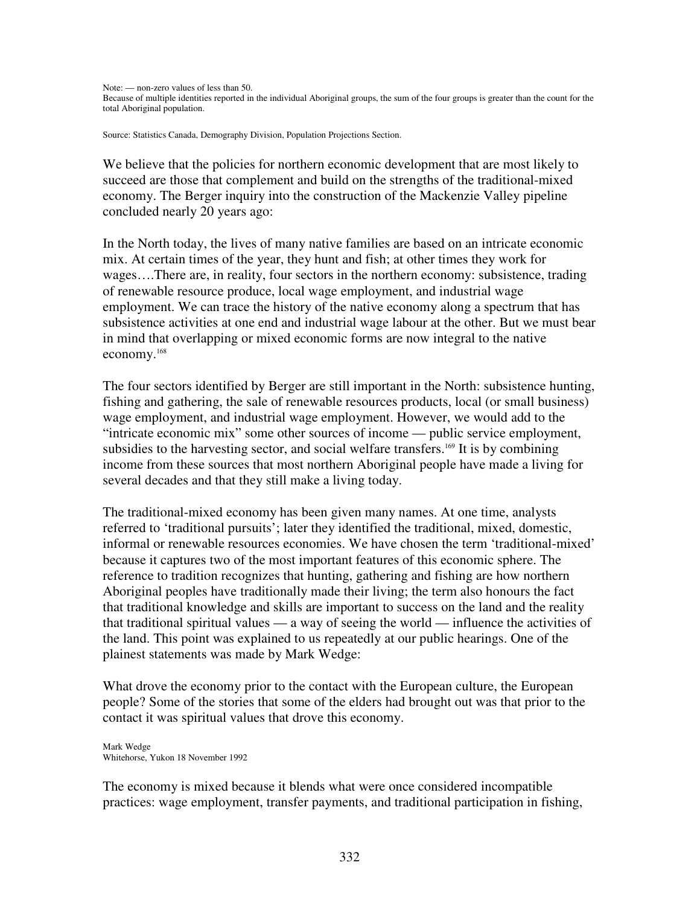Note: — non-zero values of less than 50.
Because of multiple identities reported in the individual Aboriginal groups, the sum of the four groups is greater than the count for the total Aboriginal population.

Source: Statistics Canada, Demography Division, Population Projections Section.

We believe that the policies for northern economic development that are most likely to succeed are those that complement and build on the strengths of the traditional-mixed economy. The Berger inquiry into the construction of the Mackenzie Valley pipeline concluded nearly 20 years ago:

In the North today, the lives of many native families are based on an intricate economic mix. At certain times of the year, they hunt and fish; at other times they work for wages….There are, in reality, four sectors in the northern economy: subsistence, trading of renewable resource produce, local wage employment, and industrial wage employment. We can trace the history of the native economy along a spectrum that has subsistence activities at one end and industrial wage labour at the other. But we must bear in mind that overlapping or mixed economic forms are now integral to the native economy.[168]

The four sectors identified by Berger are still important in the North: subsistence hunting, fishing and gathering, the sale of renewable resources products, local (or small business) wage employment, and industrial wage employment. However, we would add to the "intricate economic mix" some other sources of income — public service employment, subsidies to the harvesting sector, and social welfare transfers.[169] It is by combining income from these sources that most northern Aboriginal people have made a living for several decades and that they still make a living today.

The traditional-mixed economy has been given many names. At one time, analysts referred to 'traditional pursuits'; later they identified the traditional, mixed, domestic, informal or renewable resources economies. We have chosen the term 'traditional-mixed' because it captures two of the most important features of this economic sphere. The reference to tradition recognizes that hunting, gathering and fishing are how northern Aboriginal peoples have traditionally made their living; the term also honours the fact that traditional knowledge and skills are important to success on the land and the reality that traditional spiritual values — a way of seeing the world — influence the activities of the land. This point was explained to us repeatedly at our public hearings. One of the plainest statements was made by Mark Wedge:

What drove the economy prior to the contact with the European culture, the European people? Some of the stories that some of the elders had brought out was that prior to the contact it was spiritual values that drove this economy.

Mark Wedge
Whitehorse, Yukon 18 November 1992

The economy is mixed because it blends what were once considered incompatible practices: wage employment, transfer payments, and traditional participation in fishing,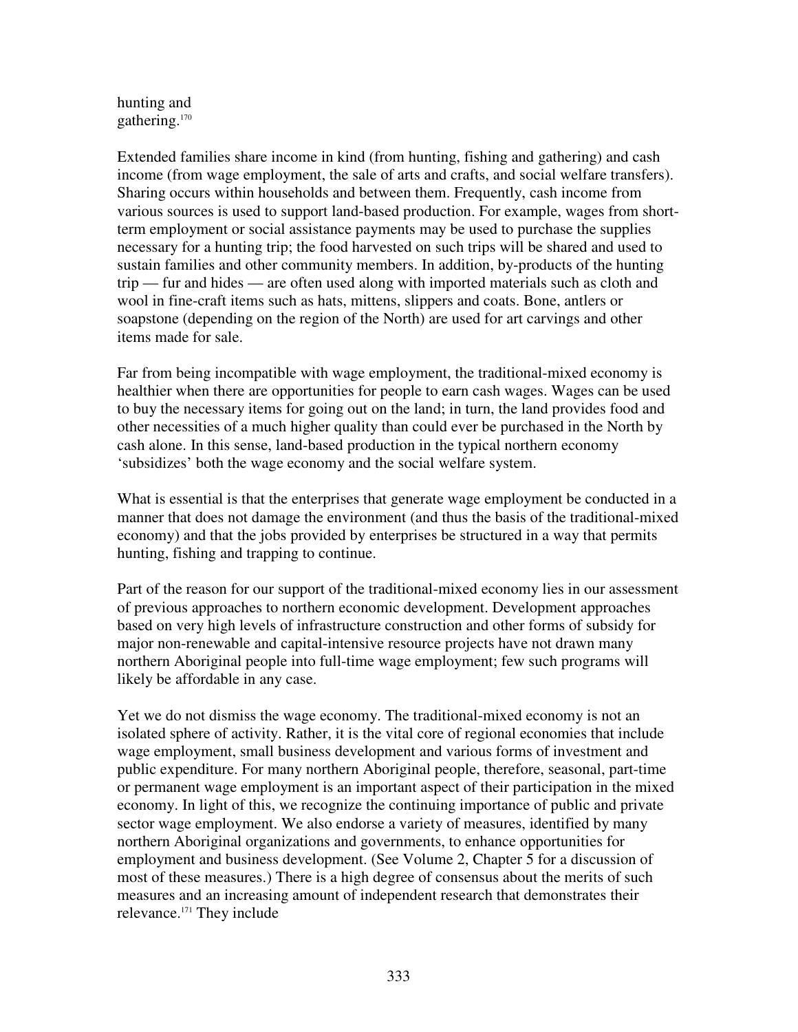hunting and gathering.[170]

Extended families share income in kind (from hunting, fishing and gathering) and cash income (from wage employment, the sale of arts and crafts, and social welfare transfers). Sharing occurs within households and between them. Frequently, cash income from various sources is used to support land-based production. For example, wages from short-term employment or social assistance payments may be used to purchase the supplies necessary for a hunting trip; the food harvested on such trips will be shared and used to sustain families and other community members. In addition, by-products of the hunting trip — fur and hides — are often used along with imported materials such as cloth and wool in fine-craft items such as hats, mittens, slippers and coats. Bone, antlers or soapstone (depending on the region of the North) are used for art carvings and other items made for sale.

Far from being incompatible with wage employment, the traditional-mixed economy is healthier when there are opportunities for people to earn cash wages. Wages can be used to buy the necessary items for going out on the land; in turn, the land provides food and other necessities of a much higher quality than could ever be purchased in the North by cash alone. In this sense, land-based production in the typical northern economy 'subsidizes' both the wage economy and the social welfare system.

What is essential is that the enterprises that generate wage employment be conducted in a manner that does not damage the environment (and thus the basis of the traditional-mixed economy) and that the jobs provided by enterprises be structured in a way that permits hunting, fishing and trapping to continue.

Part of the reason for our support of the traditional-mixed economy lies in our assessment of previous approaches to northern economic development. Development approaches based on very high levels of infrastructure construction and other forms of subsidy for major non-renewable and capital-intensive resource projects have not drawn many northern Aboriginal people into full-time wage employment; few such programs will likely be affordable in any case.

Yet we do not dismiss the wage economy. The traditional-mixed economy is not an isolated sphere of activity. Rather, it is the vital core of regional economies that include wage employment, small business development and various forms of investment and public expenditure. For many northern Aboriginal people, therefore, seasonal, part-time or permanent wage employment is an important aspect of their participation in the mixed economy. In light of this, we recognize the continuing importance of public and private sector wage employment. We also endorse a variety of measures, identified by many northern Aboriginal organizations and governments, to enhance opportunities for employment and business development. (See Volume 2, Chapter 5 for a discussion of most of these measures.) There is a high degree of consensus about the merits of such measures and an increasing amount of independent research that demonstrates their relevance.[171] They include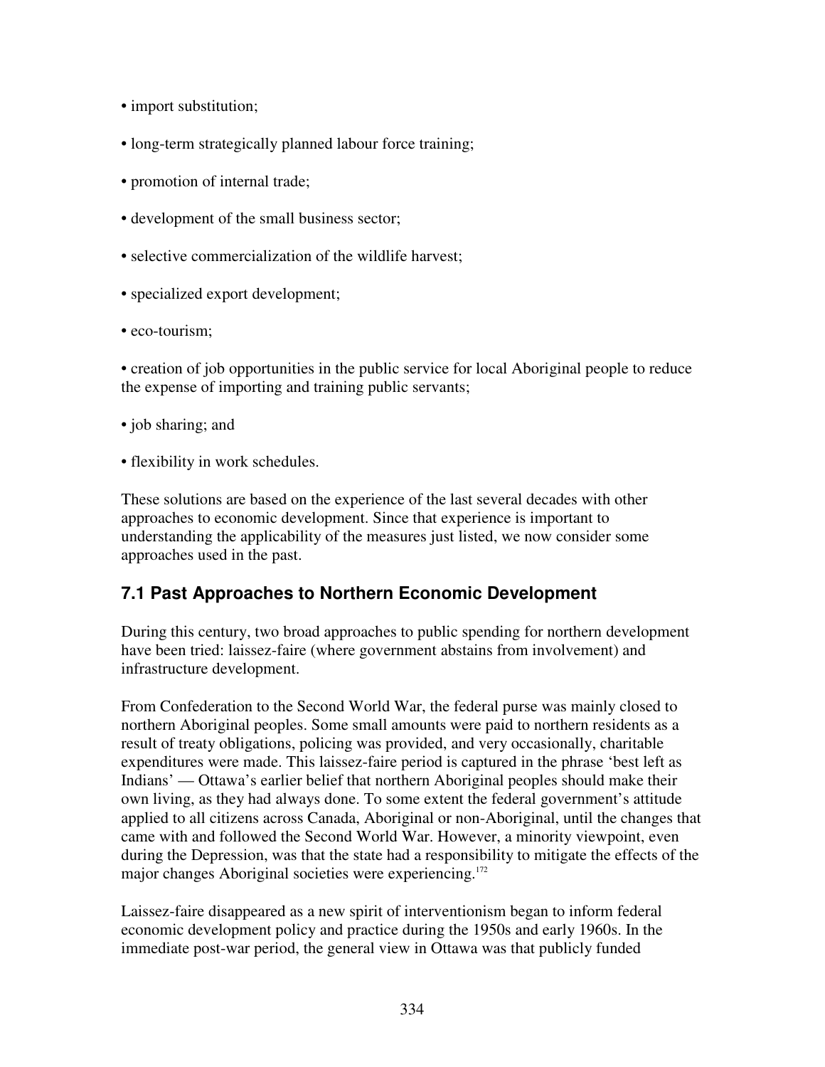- import substitution;
- long-term strategically planned labour force training;
- promotion of internal trade;
- development of the small business sector;
- selective commercialization of the wildlife harvest;
- specialized export development;
- eco-tourism;
- creation of job opportunities in the public service for local Aboriginal people to reduce the expense of importing and training public servants;
- job sharing; and
- flexibility in work schedules.

These solutions are based on the experience of the last several decades with other approaches to economic development. Since that experience is important to understanding the applicability of the measures just listed, we now consider some approaches used in the past.

## 7.1 Past Approaches to Northern Economic Development

During this century, two broad approaches to public spending for northern development have been tried: laissez-faire (where government abstains from involvement) and infrastructure development.

From Confederation to the Second World War, the federal purse was mainly closed to northern Aboriginal peoples. Some small amounts were paid to northern residents as a result of treaty obligations, policing was provided, and very occasionally, charitable expenditures were made. This laissez-faire period is captured in the phrase 'best left as Indians' — Ottawa's earlier belief that northern Aboriginal peoples should make their own living, as they had always done. To some extent the federal government's attitude applied to all citizens across Canada, Aboriginal or non-Aboriginal, until the changes that came with and followed the Second World War. However, a minority viewpoint, even during the Depression, was that the state had a responsibility to mitigate the effects of the major changes Aboriginal societies were experiencing.[172]

Laissez-faire disappeared as a new spirit of interventionism began to inform federal economic development policy and practice during the 1950s and early 1960s. In the immediate post-war period, the general view in Ottawa was that publicly funded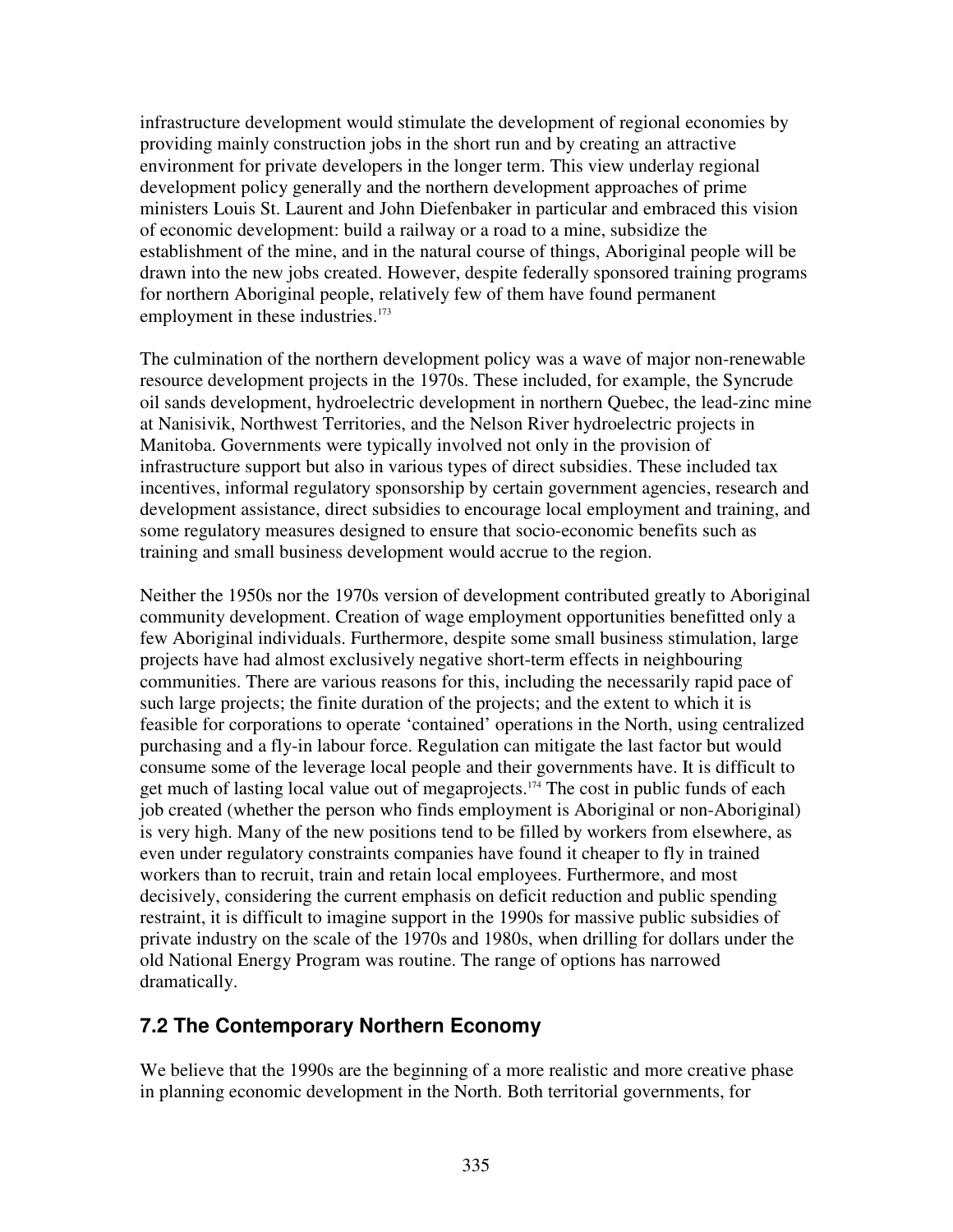infrastructure development would stimulate the development of regional economies by providing mainly construction jobs in the short run and by creating an attractive environment for private developers in the longer term. This view underlay regional development policy generally and the northern development approaches of prime ministers Louis St. Laurent and John Diefenbaker in particular and embraced this vision of economic development: build a railway or a road to a mine, subsidize the establishment of the mine, and in the natural course of things, Aboriginal people will be drawn into the new jobs created. However, despite federally sponsored training programs for northern Aboriginal people, relatively few of them have found permanent employment in these industries.[173]

The culmination of the northern development policy was a wave of major non-renewable resource development projects in the 1970s. These included, for example, the Syncrude oil sands development, hydroelectric development in northern Quebec, the lead-zinc mine at Nanisivik, Northwest Territories, and the Nelson River hydroelectric projects in Manitoba. Governments were typically involved not only in the provision of infrastructure support but also in various types of direct subsidies. These included tax incentives, informal regulatory sponsorship by certain government agencies, research and development assistance, direct subsidies to encourage local employment and training, and some regulatory measures designed to ensure that socio-economic benefits such as training and small business development would accrue to the region.

Neither the 1950s nor the 1970s version of development contributed greatly to Aboriginal community development. Creation of wage employment opportunities benefitted only a few Aboriginal individuals. Furthermore, despite some small business stimulation, large projects have had almost exclusively negative short-term effects in neighbouring communities. There are various reasons for this, including the necessarily rapid pace of such large projects; the finite duration of the projects; and the extent to which it is feasible for corporations to operate 'contained' operations in the North, using centralized purchasing and a fly-in labour force. Regulation can mitigate the last factor but would consume some of the leverage local people and their governments have. It is difficult to get much of lasting local value out of megaprojects.[174] The cost in public funds of each job created (whether the person who finds employment is Aboriginal or non-Aboriginal) is very high. Many of the new positions tend to be filled by workers from elsewhere, as even under regulatory constraints companies have found it cheaper to fly in trained workers than to recruit, train and retain local employees. Furthermore, and most decisively, considering the current emphasis on deficit reduction and public spending restraint, it is difficult to imagine support in the 1990s for massive public subsidies of private industry on the scale of the 1970s and 1980s, when drilling for dollars under the old National Energy Program was routine. The range of options has narrowed dramatically.

## 7.2 The Contemporary Northern Economy

We believe that the 1990s are the beginning of a more realistic and more creative phase in planning economic development in the North. Both territorial governments, for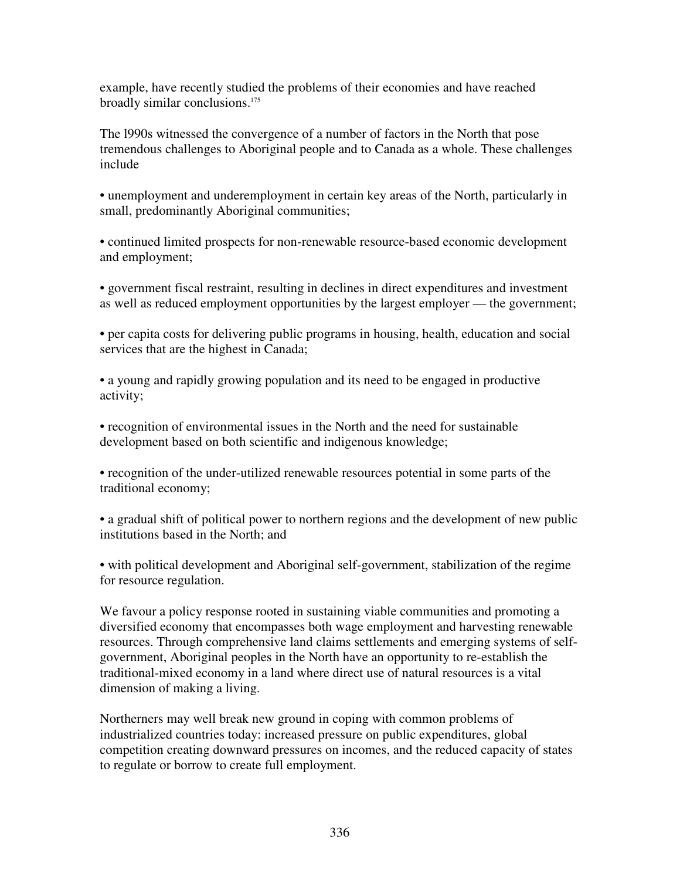example, have recently studied the problems of their economies and have reached broadly similar conclusions.[175]

The l990s witnessed the convergence of a number of factors in the North that pose tremendous challenges to Aboriginal people and to Canada as a whole. These challenges include

- unemployment and underemployment in certain key areas of the North, particularly in small, predominantly Aboriginal communities;

- continued limited prospects for non-renewable resource-based economic development and employment;

- government fiscal restraint, resulting in declines in direct expenditures and investment as well as reduced employment opportunities by the largest employer — the government;

- per capita costs for delivering public programs in housing, health, education and social services that are the highest in Canada;

- a young and rapidly growing population and its need to be engaged in productive activity;

- recognition of environmental issues in the North and the need for sustainable development based on both scientific and indigenous knowledge;

- recognition of the under-utilized renewable resources potential in some parts of the traditional economy;

- a gradual shift of political power to northern regions and the development of new public institutions based in the North; and

- with political development and Aboriginal self-government, stabilization of the regime for resource regulation.

We favour a policy response rooted in sustaining viable communities and promoting a diversified economy that encompasses both wage employment and harvesting renewable resources. Through comprehensive land claims settlements and emerging systems of self-government, Aboriginal peoples in the North have an opportunity to re-establish the traditional-mixed economy in a land where direct use of natural resources is a vital dimension of making a living.

Northerners may well break new ground in coping with common problems of industrialized countries today: increased pressure on public expenditures, global competition creating downward pressures on incomes, and the reduced capacity of states to regulate or borrow to create full employment.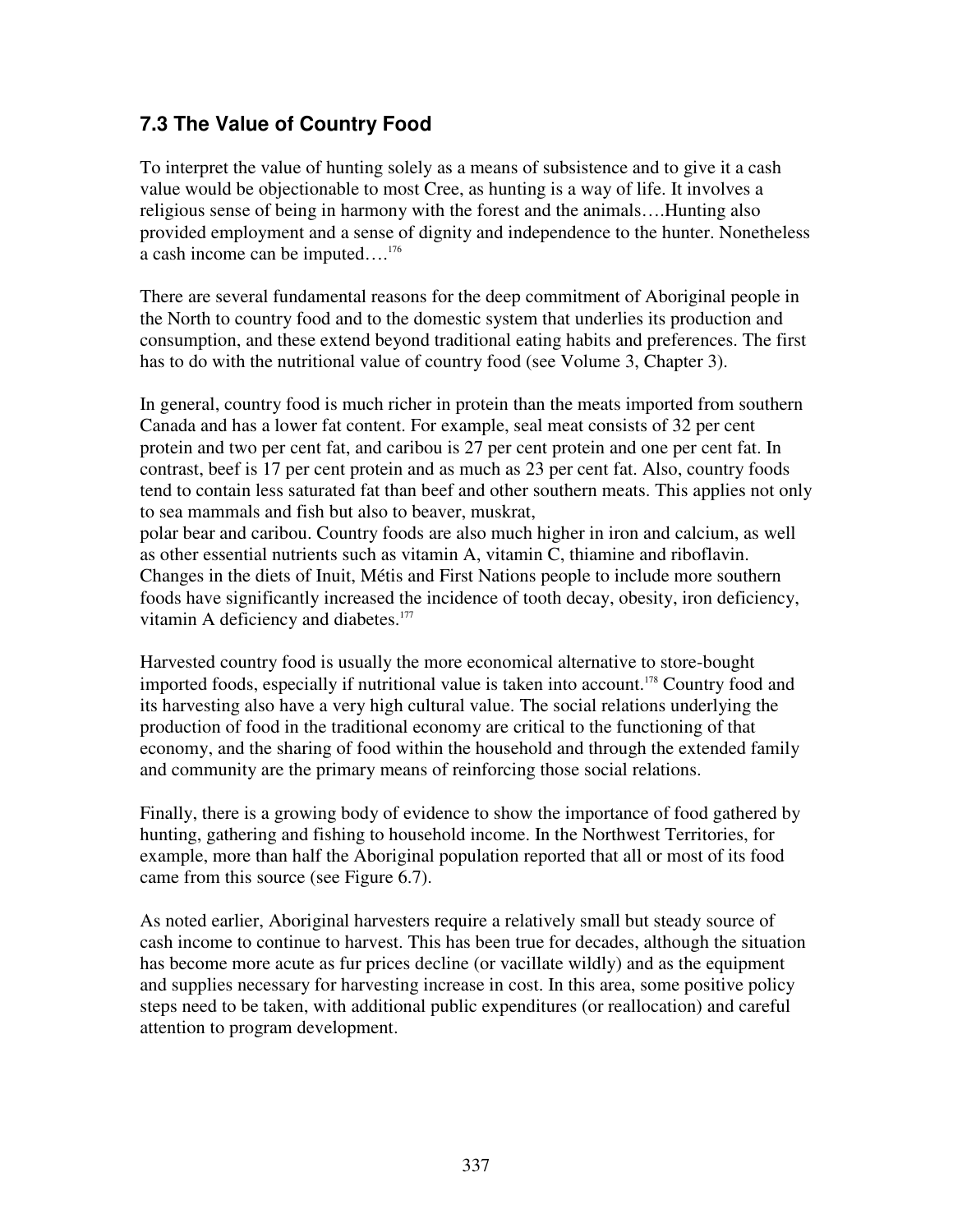## 7.3 The Value of Country Food

To interpret the value of hunting solely as a means of subsistence and to give it a cash value would be objectionable to most Cree, as hunting is a way of life. It involves a religious sense of being in harmony with the forest and the animals….Hunting also provided employment and a sense of dignity and independence to the hunter. Nonetheless a cash income can be imputed….[176]

There are several fundamental reasons for the deep commitment of Aboriginal people in the North to country food and to the domestic system that underlies its production and consumption, and these extend beyond traditional eating habits and preferences. The first has to do with the nutritional value of country food (see Volume 3, Chapter 3).

In general, country food is much richer in protein than the meats imported from southern Canada and has a lower fat content. For example, seal meat consists of 32 per cent protein and two per cent fat, and caribou is 27 per cent protein and one per cent fat. In contrast, beef is 17 per cent protein and as much as 23 per cent fat. Also, country foods tend to contain less saturated fat than beef and other southern meats. This applies not only to sea mammals and fish but also to beaver, muskrat, polar bear and caribou. Country foods are also much higher in iron and calcium, as well as other essential nutrients such as vitamin A, vitamin C, thiamine and riboflavin. Changes in the diets of Inuit, Métis and First Nations people to include more southern foods have significantly increased the incidence of tooth decay, obesity, iron deficiency, vitamin A deficiency and diabetes.[177]

Harvested country food is usually the more economical alternative to store-bought imported foods, especially if nutritional value is taken into account.[178] Country food and its harvesting also have a very high cultural value. The social relations underlying the production of food in the traditional economy are critical to the functioning of that economy, and the sharing of food within the household and through the extended family and community are the primary means of reinforcing those social relations.

Finally, there is a growing body of evidence to show the importance of food gathered by hunting, gathering and fishing to household income. In the Northwest Territories, for example, more than half the Aboriginal population reported that all or most of its food came from this source (see Figure 6.7).

As noted earlier, Aboriginal harvesters require a relatively small but steady source of cash income to continue to harvest. This has been true for decades, although the situation has become more acute as fur prices decline (or vacillate wildly) and as the equipment and supplies necessary for harvesting increase in cost. In this area, some positive policy steps need to be taken, with additional public expenditures (or reallocation) and careful attention to program development.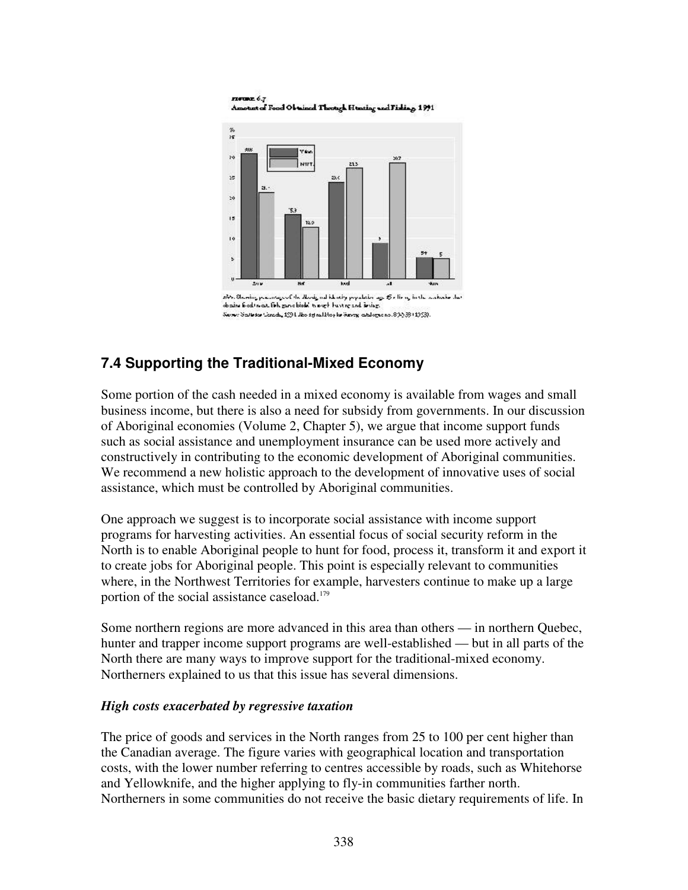## 7.4 Supporting the Traditional-Mixed Economy

Some portion of the cash needed in a mixed economy is available from wages and small business income, but there is also a need for subsidy from governments. In our discussion of Aboriginal economies (Volume 2, Chapter 5), we argue that income support funds such as social assistance and unemployment insurance can be used more actively and constructively in contributing to the economic development of Aboriginal communities. We recommend a new holistic approach to the development of innovative uses of social assistance, which must be controlled by Aboriginal communities.

One approach we suggest is to incorporate social assistance with income support programs for harvesting activities. An essential focus of social security reform in the North is to enable Aboriginal people to hunt for food, process it, transform it and export it to create jobs for Aboriginal people. This point is especially relevant to communities where, in the Northwest Territories for example, harvesters continue to make up a large portion of the social assistance caseload.[179]

Some northern regions are more advanced in this area than others — in northern Quebec, hunter and trapper income support programs are well-established — but in all parts of the North there are many ways to improve support for the traditional-mixed economy. Northerners explained to us that this issue has several dimensions.

### *High costs exacerbated by regressive taxation*

The price of goods and services in the North ranges from 25 to 100 per cent higher than the Canadian average. The figure varies with geographical location and transportation costs, with the lower number referring to centres accessible by roads, such as Whitehorse and Yellowknife, and the higher applying to fly-in communities farther north. Northerners in some communities do not receive the basic dietary requirements of life. In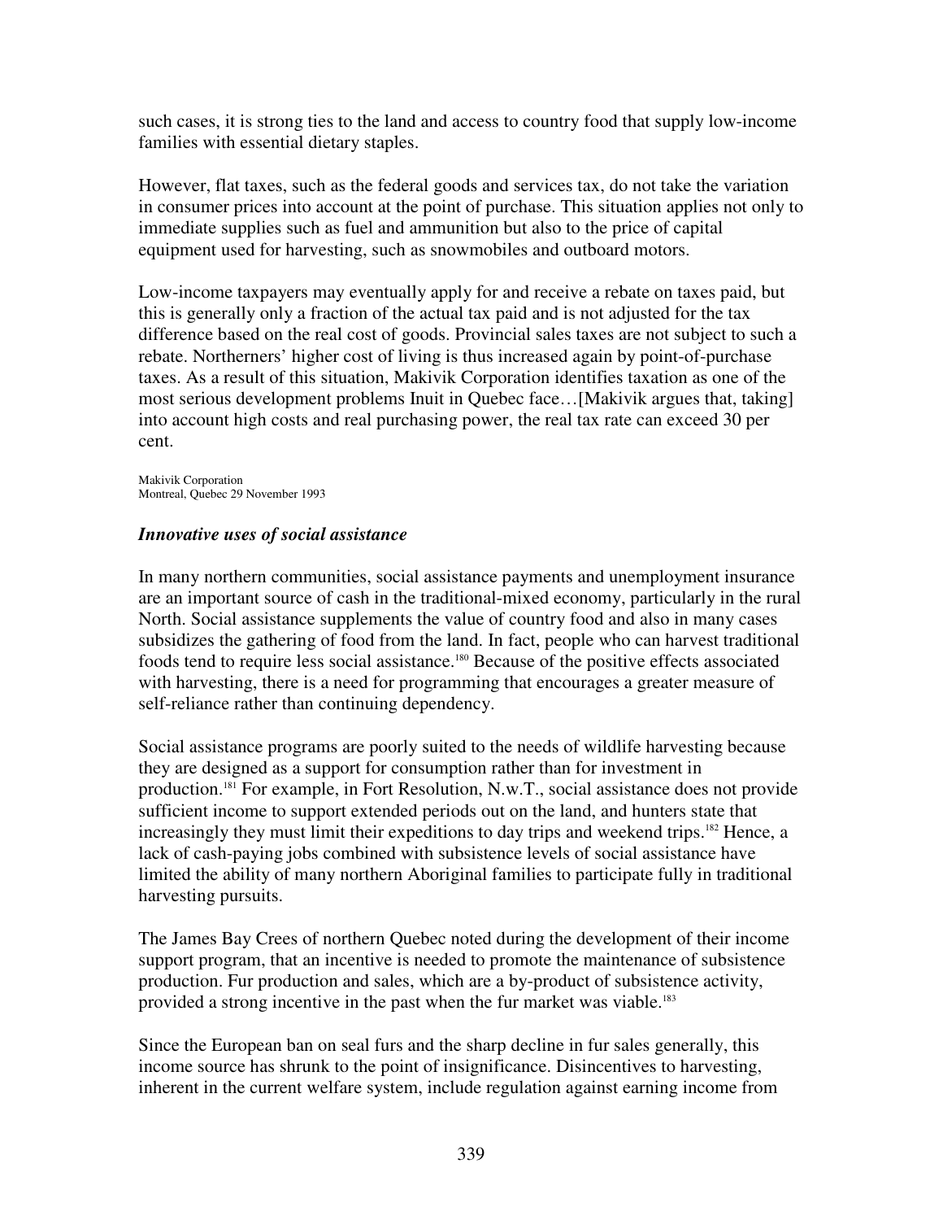such cases, it is strong ties to the land and access to country food that supply low-income families with essential dietary staples.

However, flat taxes, such as the federal goods and services tax, do not take the variation in consumer prices into account at the point of purchase. This situation applies not only to immediate supplies such as fuel and ammunition but also to the price of capital equipment used for harvesting, such as snowmobiles and outboard motors.

Low-income taxpayers may eventually apply for and receive a rebate on taxes paid, but this is generally only a fraction of the actual tax paid and is not adjusted for the tax difference based on the real cost of goods. Provincial sales taxes are not subject to such a rebate. Northerners' higher cost of living is thus increased again by point-of-purchase taxes. As a result of this situation, Makivik Corporation identifies taxation as one of the most serious development problems Inuit in Quebec face…[Makivik argues that, taking] into account high costs and real purchasing power, the real tax rate can exceed 30 per cent.

Makivik Corporation
Montreal, Quebec 29 November 1993

### *Innovative uses of social assistance*

In many northern communities, social assistance payments and unemployment insurance are an important source of cash in the traditional-mixed economy, particularly in the rural North. Social assistance supplements the value of country food and also in many cases subsidizes the gathering of food from the land. In fact, people who can harvest traditional foods tend to require less social assistance.[180] Because of the positive effects associated with harvesting, there is a need for programming that encourages a greater measure of self-reliance rather than continuing dependency.

Social assistance programs are poorly suited to the needs of wildlife harvesting because they are designed as a support for consumption rather than for investment in production.[181] For example, in Fort Resolution, N.w.T., social assistance does not provide sufficient income to support extended periods out on the land, and hunters state that increasingly they must limit their expeditions to day trips and weekend trips.[182] Hence, a lack of cash-paying jobs combined with subsistence levels of social assistance have limited the ability of many northern Aboriginal families to participate fully in traditional harvesting pursuits.

The James Bay Crees of northern Quebec noted during the development of their income support program, that an incentive is needed to promote the maintenance of subsistence production. Fur production and sales, which are a by-product of subsistence activity, provided a strong incentive in the past when the fur market was viable.[183]

Since the European ban on seal furs and the sharp decline in fur sales generally, this income source has shrunk to the point of insignificance. Disincentives to harvesting, inherent in the current welfare system, include regulation against earning income from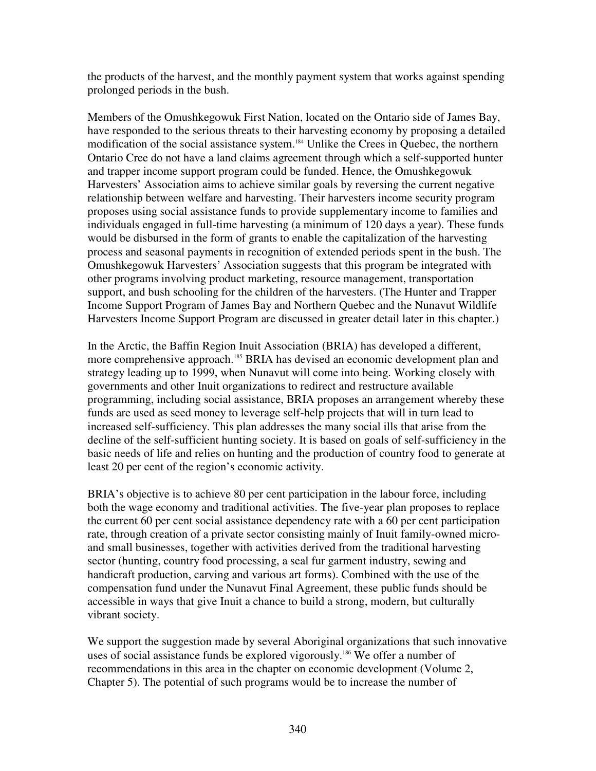the products of the harvest, and the monthly payment system that works against spending prolonged periods in the bush.

Members of the Omushkegowuk First Nation, located on the Ontario side of James Bay, have responded to the serious threats to their harvesting economy by proposing a detailed modification of the social assistance system.[184] Unlike the Crees in Quebec, the northern Ontario Cree do not have a land claims agreement through which a self-supported hunter and trapper income support program could be funded. Hence, the Omushkegowuk Harvesters' Association aims to achieve similar goals by reversing the current negative relationship between welfare and harvesting. Their harvesters income security program proposes using social assistance funds to provide supplementary income to families and individuals engaged in full-time harvesting (a minimum of 120 days a year). These funds would be disbursed in the form of grants to enable the capitalization of the harvesting process and seasonal payments in recognition of extended periods spent in the bush. The Omushkegowuk Harvesters' Association suggests that this program be integrated with other programs involving product marketing, resource management, transportation support, and bush schooling for the children of the harvesters. (The Hunter and Trapper Income Support Program of James Bay and Northern Quebec and the Nunavut Wildlife Harvesters Income Support Program are discussed in greater detail later in this chapter.)

In the Arctic, the Baffin Region Inuit Association (BRIA) has developed a different, more comprehensive approach.[185] BRIA has devised an economic development plan and strategy leading up to 1999, when Nunavut will come into being. Working closely with governments and other Inuit organizations to redirect and restructure available programming, including social assistance, BRIA proposes an arrangement whereby these funds are used as seed money to leverage self-help projects that will in turn lead to increased self-sufficiency. This plan addresses the many social ills that arise from the decline of the self-sufficient hunting society. It is based on goals of self-sufficiency in the basic needs of life and relies on hunting and the production of country food to generate at least 20 per cent of the region's economic activity.

BRIA's objective is to achieve 80 per cent participation in the labour force, including both the wage economy and traditional activities. The five-year plan proposes to replace the current 60 per cent social assistance dependency rate with a 60 per cent participation rate, through creation of a private sector consisting mainly of Inuit family-owned micro- and small businesses, together with activities derived from the traditional harvesting sector (hunting, country food processing, a seal fur garment industry, sewing and handicraft production, carving and various art forms). Combined with the use of the compensation fund under the Nunavut Final Agreement, these public funds should be accessible in ways that give Inuit a chance to build a strong, modern, but culturally vibrant society.

We support the suggestion made by several Aboriginal organizations that such innovative uses of social assistance funds be explored vigorously.[186] We offer a number of recommendations in this area in the chapter on economic development (Volume 2, Chapter 5). The potential of such programs would be to increase the number of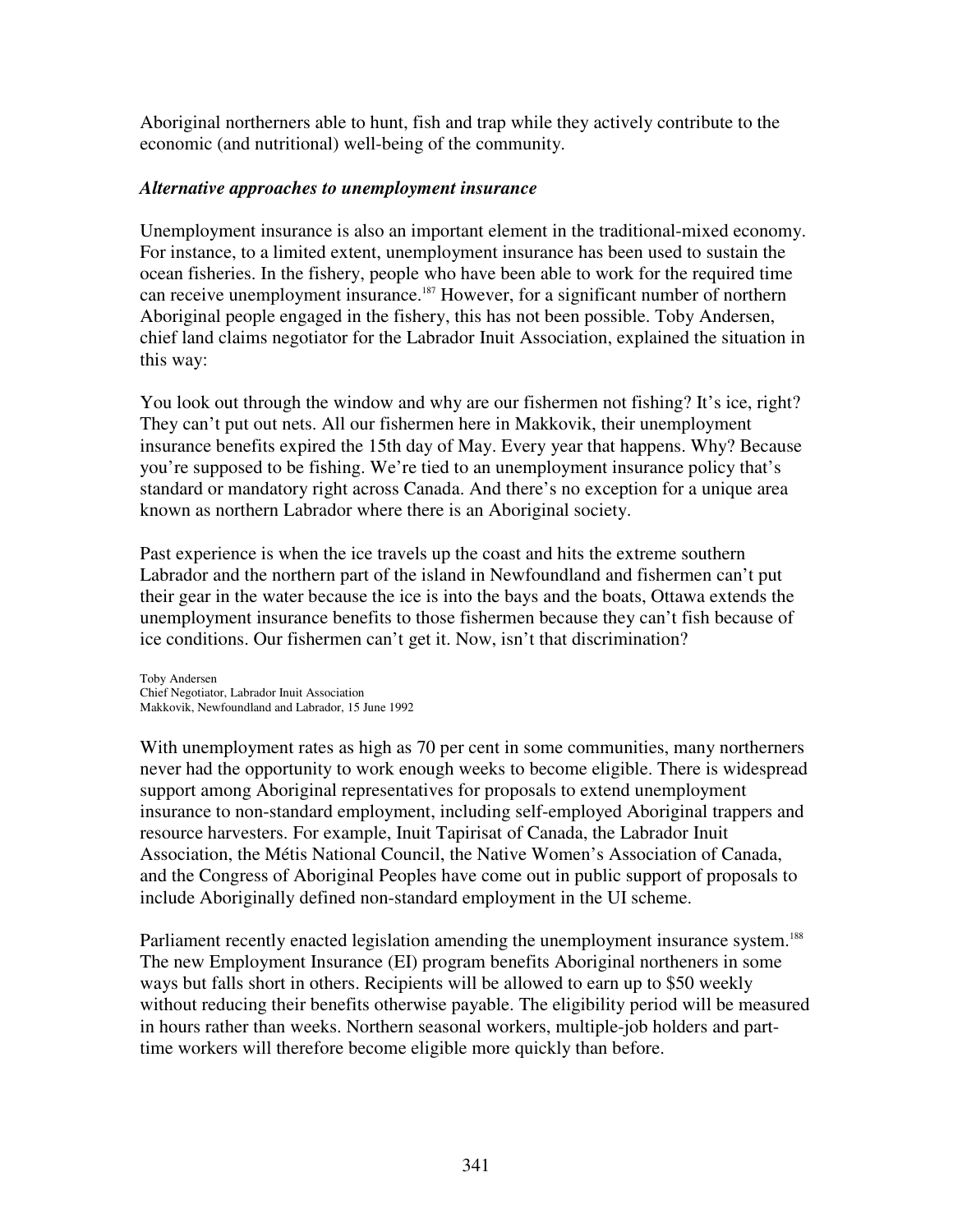Aboriginal northerners able to hunt, fish and trap while they actively contribute to the economic (and nutritional) well-being of the community.

### *Alternative approaches to unemployment insurance*

Unemployment insurance is also an important element in the traditional-mixed economy. For instance, to a limited extent, unemployment insurance has been used to sustain the ocean fisheries. In the fishery, people who have been able to work for the required time can receive unemployment insurance.[187] However, for a significant number of northern Aboriginal people engaged in the fishery, this has not been possible. Toby Andersen, chief land claims negotiator for the Labrador Inuit Association, explained the situation in this way:

You look out through the window and why are our fishermen not fishing? It's ice, right? They can't put out nets. All our fishermen here in Makkovik, their unemployment insurance benefits expired the 15th day of May. Every year that happens. Why? Because you're supposed to be fishing. We're tied to an unemployment insurance policy that's standard or mandatory right across Canada. And there's no exception for a unique area known as northern Labrador where there is an Aboriginal society.

Past experience is when the ice travels up the coast and hits the extreme southern Labrador and the northern part of the island in Newfoundland and fishermen can't put their gear in the water because the ice is into the bays and the boats, Ottawa extends the unemployment insurance benefits to those fishermen because they can't fish because of ice conditions. Our fishermen can't get it. Now, isn't that discrimination?

Toby Andersen
Chief Negotiator, Labrador Inuit Association
Makkovik, Newfoundland and Labrador, 15 June 1992

With unemployment rates as high as 70 per cent in some communities, many northerners never had the opportunity to work enough weeks to become eligible. There is widespread support among Aboriginal representatives for proposals to extend unemployment insurance to non-standard employment, including self-employed Aboriginal trappers and resource harvesters. For example, Inuit Tapirisat of Canada, the Labrador Inuit Association, the Métis National Council, the Native Women's Association of Canada, and the Congress of Aboriginal Peoples have come out in public support of proposals to include Aboriginally defined non-standard employment in the UI scheme.

Parliament recently enacted legislation amending the unemployment insurance system.[188] The new Employment Insurance (EI) program benefits Aboriginal northeners in some ways but falls short in others. Recipients will be allowed to earn up to $50 weekly without reducing their benefits otherwise payable. The eligibility period will be measured in hours rather than weeks. Northern seasonal workers, multiple-job holders and part-time workers will therefore become eligible more quickly than before.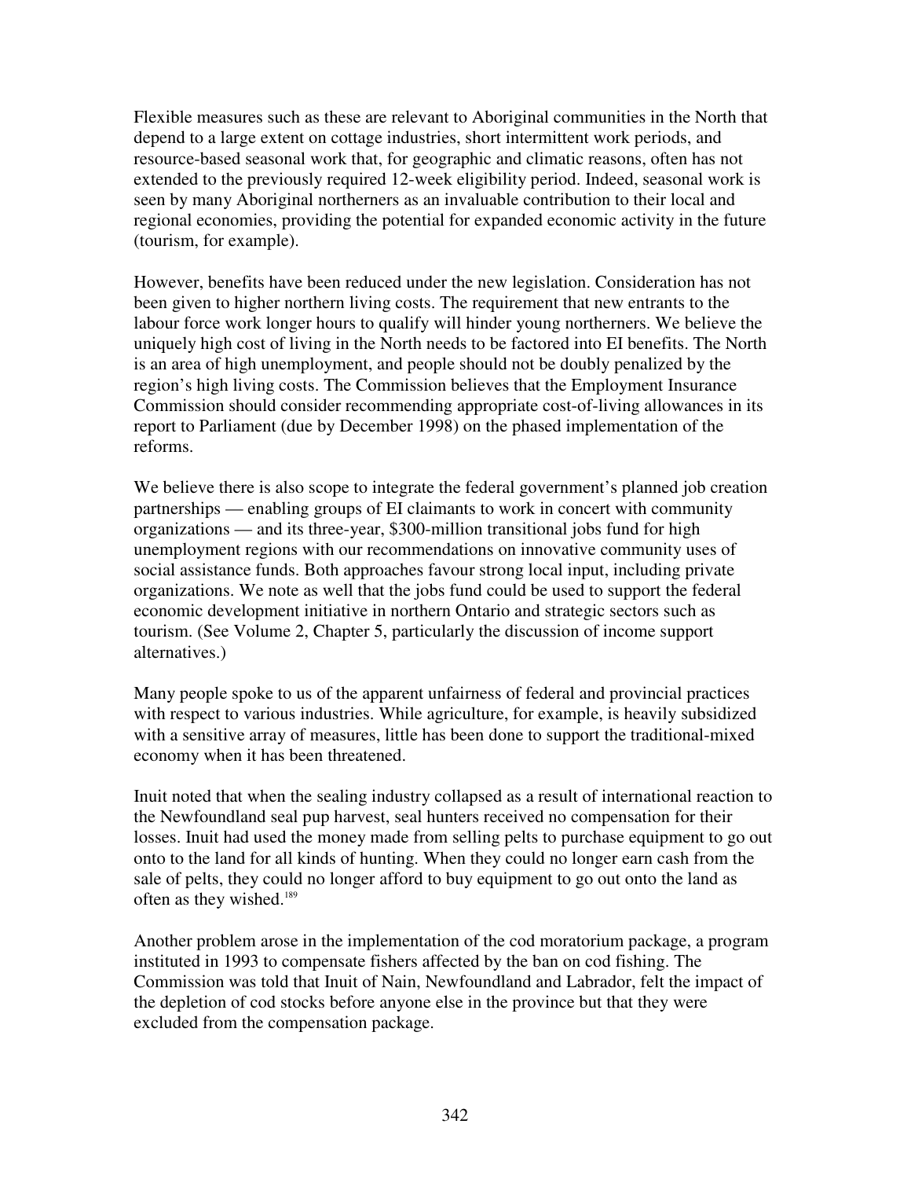Flexible measures such as these are relevant to Aboriginal communities in the North that depend to a large extent on cottage industries, short intermittent work periods, and resource-based seasonal work that, for geographic and climatic reasons, often has not extended to the previously required 12-week eligibility period. Indeed, seasonal work is seen by many Aboriginal northerners as an invaluable contribution to their local and regional economies, providing the potential for expanded economic activity in the future (tourism, for example).

However, benefits have been reduced under the new legislation. Consideration has not been given to higher northern living costs. The requirement that new entrants to the labour force work longer hours to qualify will hinder young northerners. We believe the uniquely high cost of living in the North needs to be factored into EI benefits. The North is an area of high unemployment, and people should not be doubly penalized by the region's high living costs. The Commission believes that the Employment Insurance Commission should consider recommending appropriate cost-of-living allowances in its report to Parliament (due by December 1998) on the phased implementation of the reforms.

We believe there is also scope to integrate the federal government's planned job creation partnerships — enabling groups of EI claimants to work in concert with community organizations — and its three-year, $300-million transitional jobs fund for high unemployment regions with our recommendations on innovative community uses of social assistance funds. Both approaches favour strong local input, including private organizations. We note as well that the jobs fund could be used to support the federal economic development initiative in northern Ontario and strategic sectors such as tourism. (See Volume 2, Chapter 5, particularly the discussion of income support alternatives.)

Many people spoke to us of the apparent unfairness of federal and provincial practices with respect to various industries. While agriculture, for example, is heavily subsidized with a sensitive array of measures, little has been done to support the traditional-mixed economy when it has been threatened.

Inuit noted that when the sealing industry collapsed as a result of international reaction to the Newfoundland seal pup harvest, seal hunters received no compensation for their losses. Inuit had used the money made from selling pelts to purchase equipment to go out onto to the land for all kinds of hunting. When they could no longer earn cash from the sale of pelts, they could no longer afford to buy equipment to go out onto the land as often as they wished.[189]

Another problem arose in the implementation of the cod moratorium package, a program instituted in 1993 to compensate fishers affected by the ban on cod fishing. The Commission was told that Inuit of Nain, Newfoundland and Labrador, felt the impact of the depletion of cod stocks before anyone else in the province but that they were excluded from the compensation package.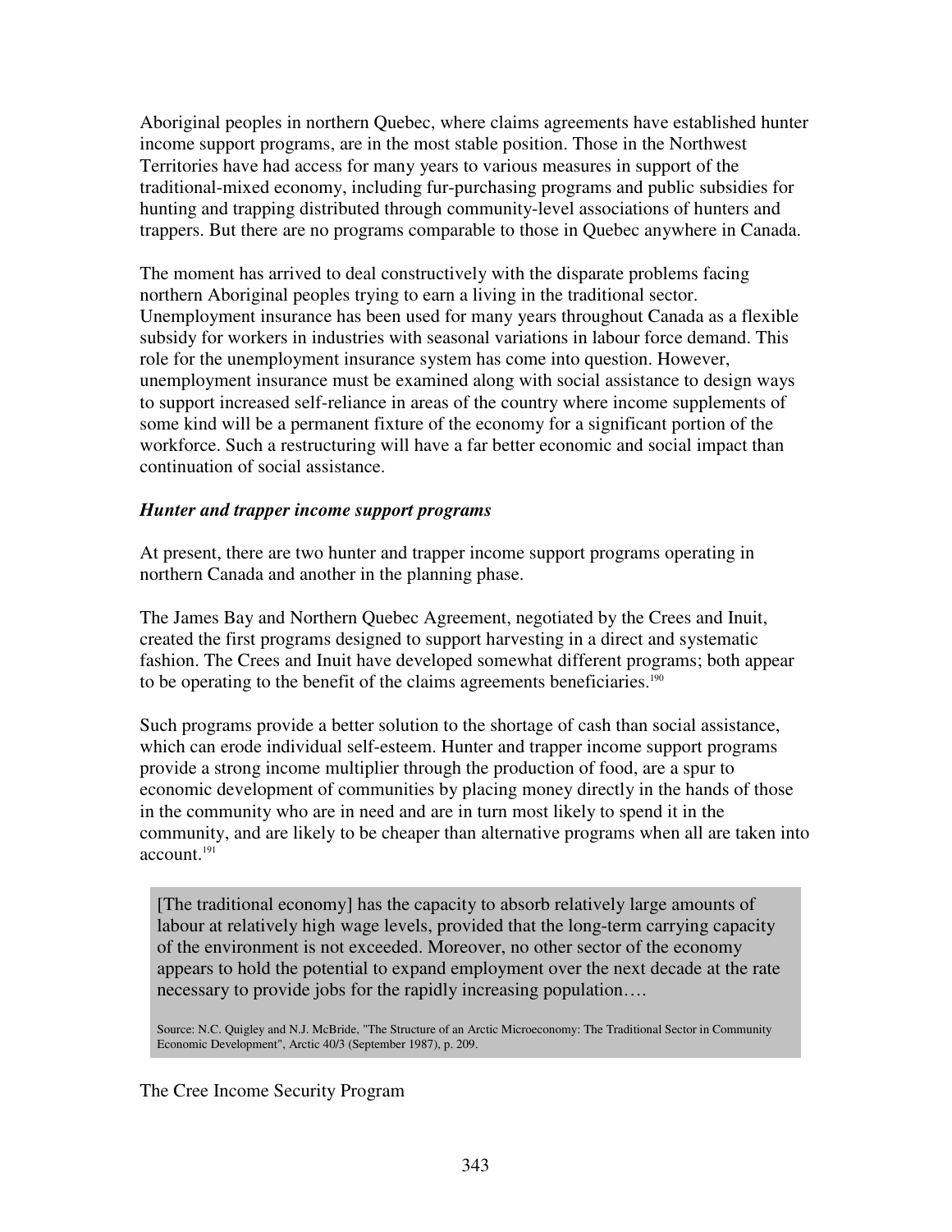Aboriginal peoples in northern Quebec, where claims agreements have established hunter income support programs, are in the most stable position. Those in the Northwest Territories have had access for many years to various measures in support of the traditional-mixed economy, including fur-purchasing programs and public subsidies for hunting and trapping distributed through community-level associations of hunters and trappers. But there are no programs comparable to those in Quebec anywhere in Canada.

The moment has arrived to deal constructively with the disparate problems facing northern Aboriginal peoples trying to earn a living in the traditional sector. Unemployment insurance has been used for many years throughout Canada as a flexible subsidy for workers in industries with seasonal variations in labour force demand. This role for the unemployment insurance system has come into question. However, unemployment insurance must be examined along with social assistance to design ways to support increased self-reliance in areas of the country where income supplements of some kind will be a permanent fixture of the economy for a significant portion of the workforce. Such a restructuring will have a far better economic and social impact than continuation of social assistance.

### *Hunter and trapper income support programs*

At present, there are two hunter and trapper income support programs operating in northern Canada and another in the planning phase.

The James Bay and Northern Quebec Agreement, negotiated by the Crees and Inuit, created the first programs designed to support harvesting in a direct and systematic fashion. The Crees and Inuit have developed somewhat different programs; both appear to be operating to the benefit of the claims agreements beneficiaries.[190]

Such programs provide a better solution to the shortage of cash than social assistance, which can erode individual self-esteem. Hunter and trapper income support programs provide a strong income multiplier through the production of food, are a spur to economic development of communities by placing money directly in the hands of those in the community who are in need and are in turn most likely to spend it in the community, and are likely to be cheaper than alternative programs when all are taken into account.[191]

> [The traditional economy] has the capacity to absorb relatively large amounts of labour at relatively high wage levels, provided that the long-term carrying capacity of the environment is not exceeded. Moreover, no other sector of the economy appears to hold the potential to expand employment over the next decade at the rate necessary to provide jobs for the rapidly increasing population….
>
> Source: N.C. Quigley and N.J. McBride, "The Structure of an Arctic Microeconomy: The Traditional Sector in Community Economic Development", Arctic 40/3 (September 1987), p. 209.

The Cree Income Security Program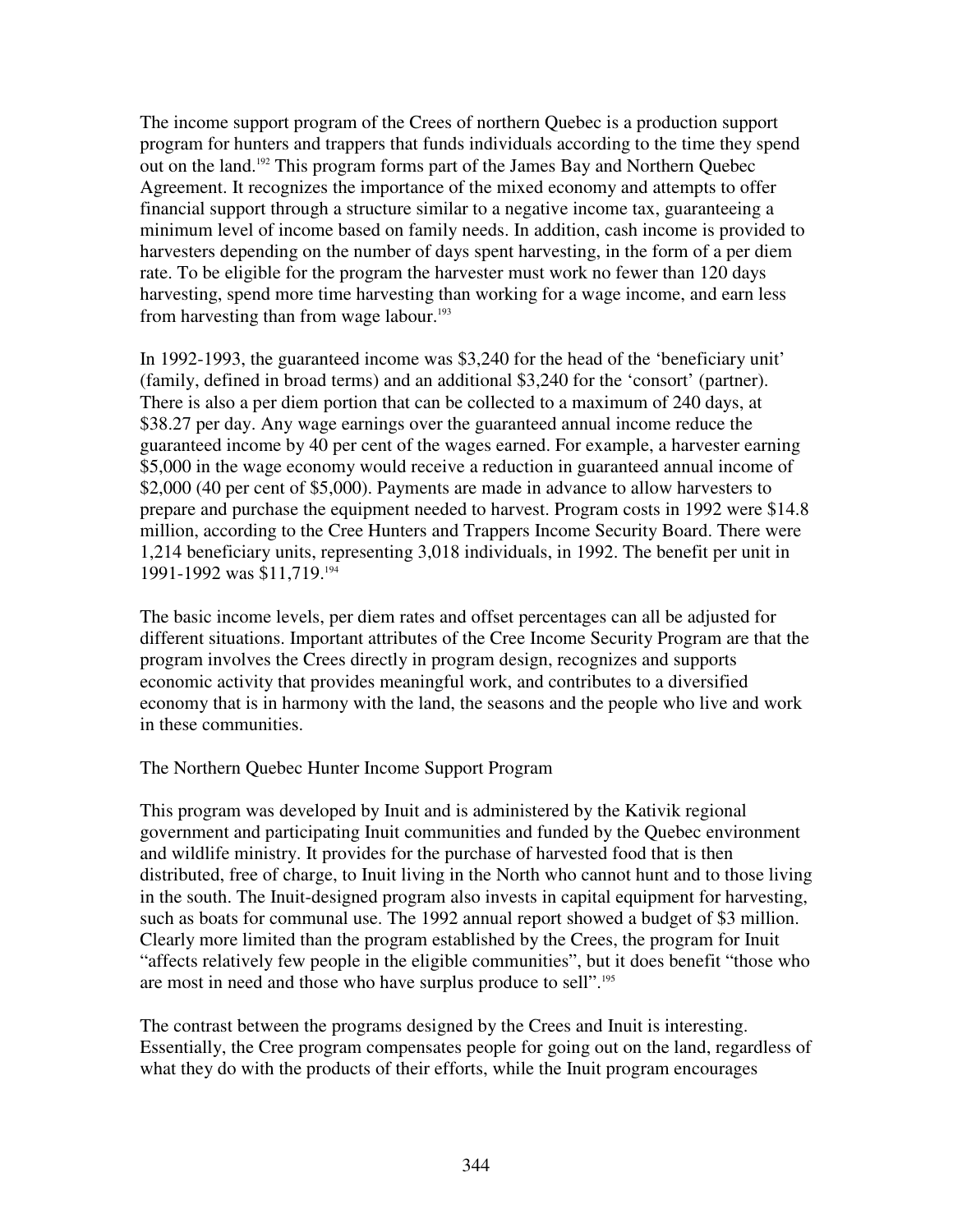The income support program of the Crees of northern Quebec is a production support program for hunters and trappers that funds individuals according to the time they spend out on the land.[192] This program forms part of the James Bay and Northern Quebec Agreement. It recognizes the importance of the mixed economy and attempts to offer financial support through a structure similar to a negative income tax, guaranteeing a minimum level of income based on family needs. In addition, cash income is provided to harvesters depending on the number of days spent harvesting, in the form of a per diem rate. To be eligible for the program the harvester must work no fewer than 120 days harvesting, spend more time harvesting than working for a wage income, and earn less from harvesting than from wage labour.[193]

In 1992-1993, the guaranteed income was $3,240 for the head of the 'beneficiary unit' (family, defined in broad terms) and an additional $3,240 for the 'consort' (partner). There is also a per diem portion that can be collected to a maximum of 240 days, at $38.27 per day. Any wage earnings over the guaranteed annual income reduce the guaranteed income by 40 per cent of the wages earned. For example, a harvester earning $5,000 in the wage economy would receive a reduction in guaranteed annual income of $2,000 (40 per cent of $5,000). Payments are made in advance to allow harvesters to prepare and purchase the equipment needed to harvest. Program costs in 1992 were $14.8 million, according to the Cree Hunters and Trappers Income Security Board. There were 1,214 beneficiary units, representing 3,018 individuals, in 1992. The benefit per unit in 1991-1992 was $11,719.[194]

The basic income levels, per diem rates and offset percentages can all be adjusted for different situations. Important attributes of the Cree Income Security Program are that the program involves the Crees directly in program design, recognizes and supports economic activity that provides meaningful work, and contributes to a diversified economy that is in harmony with the land, the seasons and the people who live and work in these communities.

### The Northern Quebec Hunter Income Support Program

This program was developed by Inuit and is administered by the Kativik regional government and participating Inuit communities and funded by the Quebec environment and wildlife ministry. It provides for the purchase of harvested food that is then distributed, free of charge, to Inuit living in the North who cannot hunt and to those living in the south. The Inuit-designed program also invests in capital equipment for harvesting, such as boats for communal use. The 1992 annual report showed a budget of $3 million. Clearly more limited than the program established by the Crees, the program for Inuit "affects relatively few people in the eligible communities", but it does benefit "those who are most in need and those who have surplus produce to sell".[195]

The contrast between the programs designed by the Crees and Inuit is interesting. Essentially, the Cree program compensates people for going out on the land, regardless of what they do with the products of their efforts, while the Inuit program encourages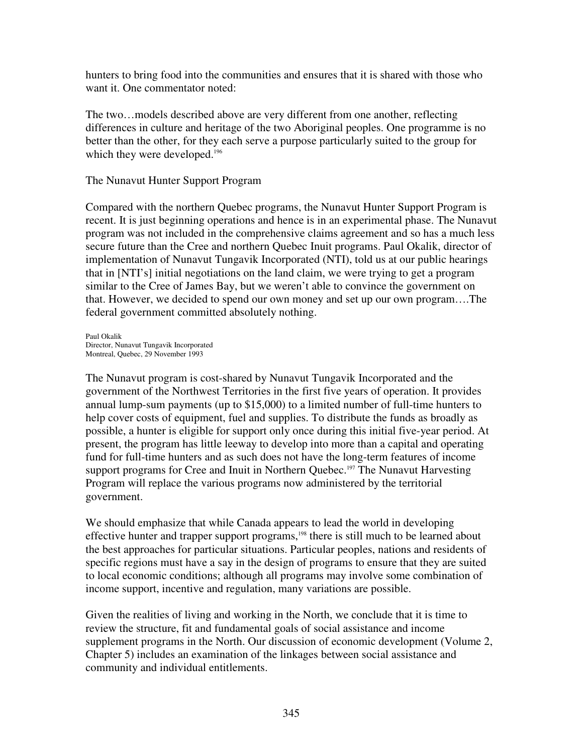hunters to bring food into the communities and ensures that it is shared with those who want it. One commentator noted:

The two…models described above are very different from one another, reflecting differences in culture and heritage of the two Aboriginal peoples. One programme is no better than the other, for they each serve a purpose particularly suited to the group for which they were developed.[196]

### The Nunavut Hunter Support Program

Compared with the northern Quebec programs, the Nunavut Hunter Support Program is recent. It is just beginning operations and hence is in an experimental phase. The Nunavut program was not included in the comprehensive claims agreement and so has a much less secure future than the Cree and northern Quebec Inuit programs. Paul Okalik, director of implementation of Nunavut Tungavik Incorporated (NTI), told us at our public hearings that in [NTI's] initial negotiations on the land claim, we were trying to get a program similar to the Cree of James Bay, but we weren't able to convince the government on that. However, we decided to spend our own money and set up our own program….The federal government committed absolutely nothing.

Paul Okalik
Director, Nunavut Tungavik Incorporated
Montreal, Quebec, 29 November 1993

The Nunavut program is cost-shared by Nunavut Tungavik Incorporated and the government of the Northwest Territories in the first five years of operation. It provides annual lump-sum payments (up to $15,000) to a limited number of full-time hunters to help cover costs of equipment, fuel and supplies. To distribute the funds as broadly as possible, a hunter is eligible for support only once during this initial five-year period. At present, the program has little leeway to develop into more than a capital and operating fund for full-time hunters and as such does not have the long-term features of income support programs for Cree and Inuit in Northern Quebec.[197] The Nunavut Harvesting Program will replace the various programs now administered by the territorial government.

We should emphasize that while Canada appears to lead the world in developing effective hunter and trapper support programs,[198] there is still much to be learned about the best approaches for particular situations. Particular peoples, nations and residents of specific regions must have a say in the design of programs to ensure that they are suited to local economic conditions; although all programs may involve some combination of income support, incentive and regulation, many variations are possible.

Given the realities of living and working in the North, we conclude that it is time to review the structure, fit and fundamental goals of social assistance and income supplement programs in the North. Our discussion of economic development (Volume 2, Chapter 5) includes an examination of the linkages between social assistance and community and individual entitlements.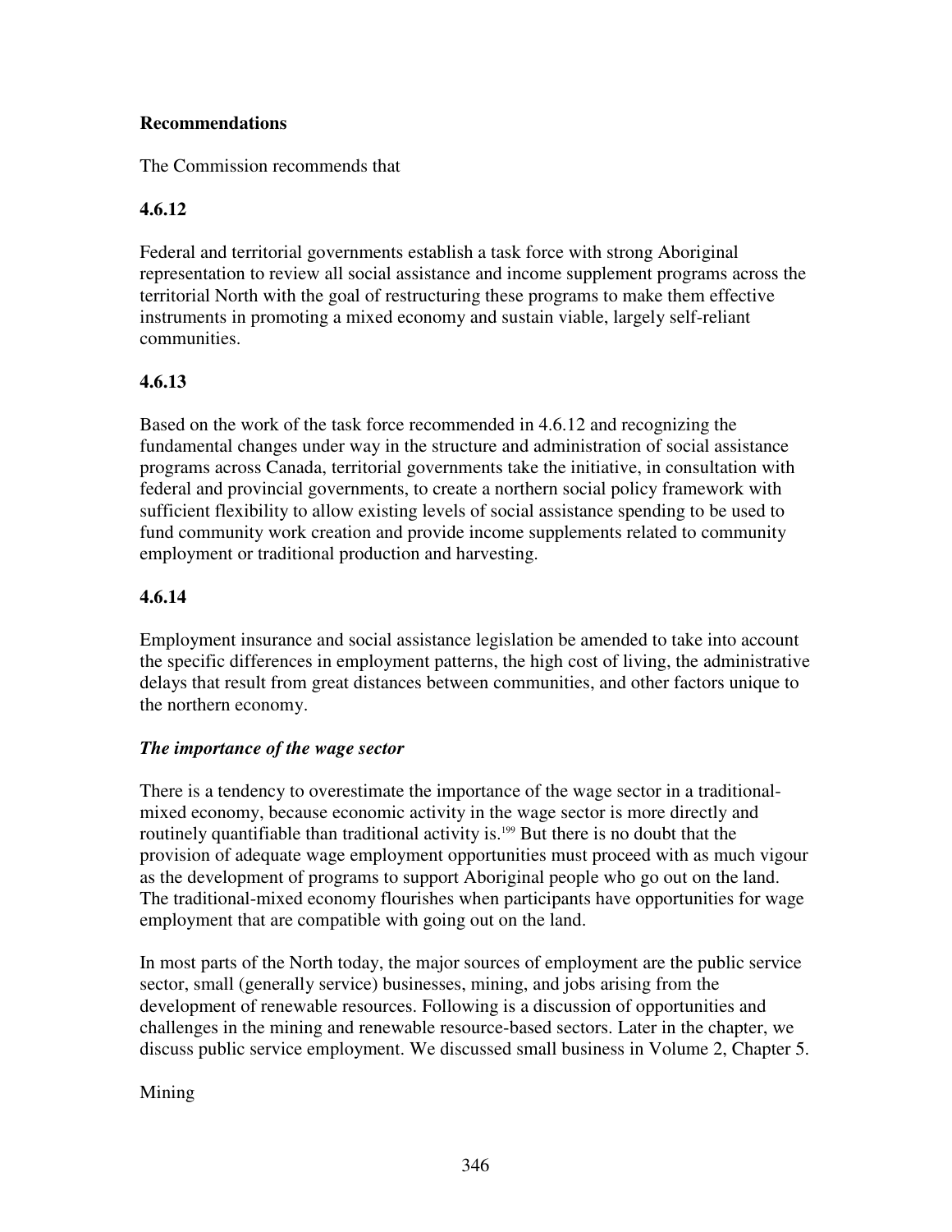**Recommendations**

The Commission recommends that

**4.6.12**

Federal and territorial governments establish a task force with strong Aboriginal representation to review all social assistance and income supplement programs across the territorial North with the goal of restructuring these programs to make them effective instruments in promoting a mixed economy and sustain viable, largely self-reliant communities.

**4.6.13**

Based on the work of the task force recommended in 4.6.12 and recognizing the fundamental changes under way in the structure and administration of social assistance programs across Canada, territorial governments take the initiative, in consultation with federal and provincial governments, to create a northern social policy framework with sufficient flexibility to allow existing levels of social assistance spending to be used to fund community work creation and provide income supplements related to community employment or traditional production and harvesting.

**4.6.14**

Employment insurance and social assistance legislation be amended to take into account the specific differences in employment patterns, the high cost of living, the administrative delays that result from great distances between communities, and other factors unique to the northern economy.

***The importance of the wage sector***

There is a tendency to overestimate the importance of the wage sector in a traditional-mixed economy, because economic activity in the wage sector is more directly and routinely quantifiable than traditional activity is.[199] But there is no doubt that the provision of adequate wage employment opportunities must proceed with as much vigour as the development of programs to support Aboriginal people who go out on the land. The traditional-mixed economy flourishes when participants have opportunities for wage employment that are compatible with going out on the land.

In most parts of the North today, the major sources of employment are the public service sector, small (generally service) businesses, mining, and jobs arising from the development of renewable resources. Following is a discussion of opportunities and challenges in the mining and renewable resource-based sectors. Later in the chapter, we discuss public service employment. We discussed small business in Volume 2, Chapter 5.

Mining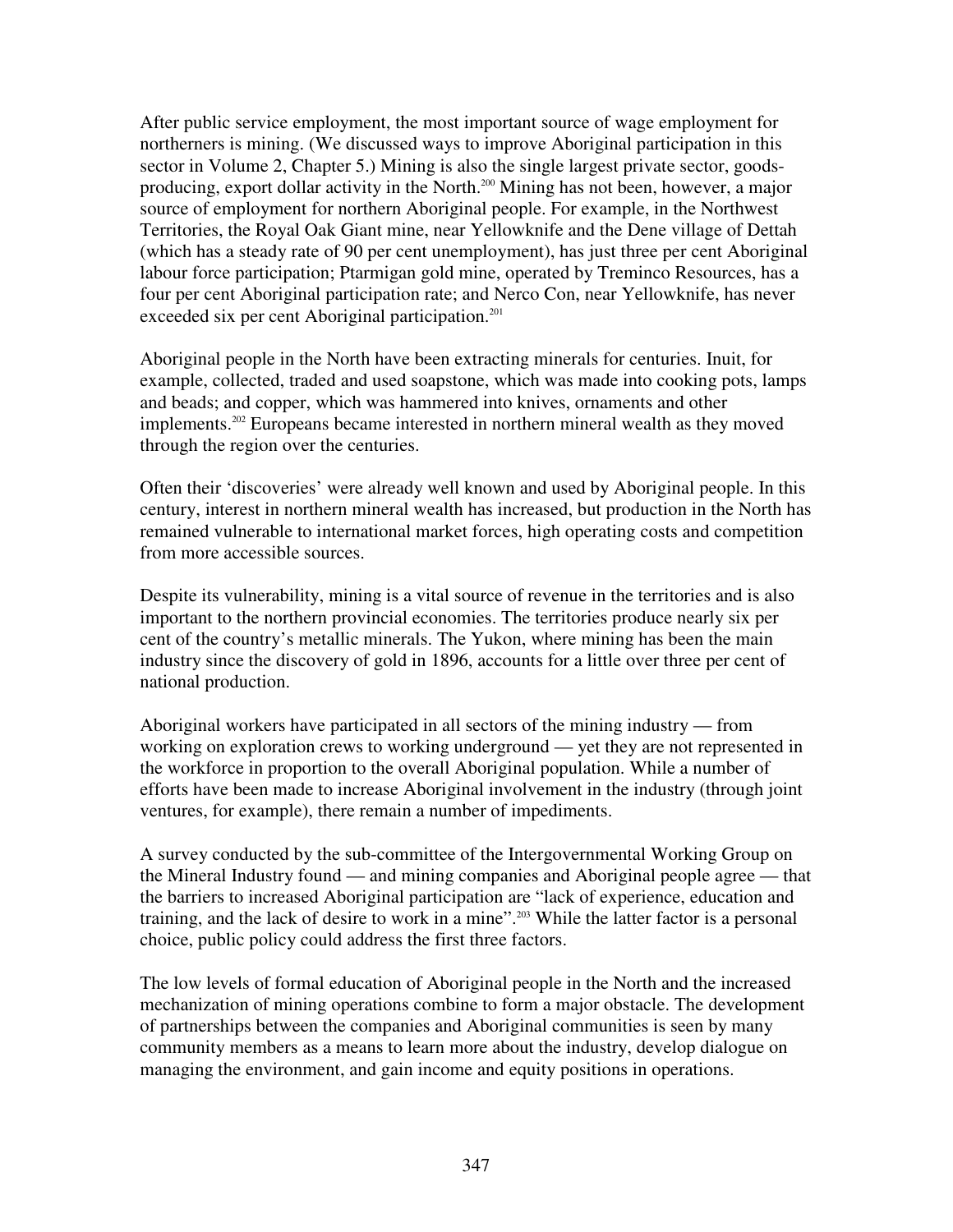After public service employment, the most important source of wage employment for northerners is mining. (We discussed ways to improve Aboriginal participation in this sector in Volume 2, Chapter 5.) Mining is also the single largest private sector, goods-producing, export dollar activity in the North.[200] Mining has not been, however, a major source of employment for northern Aboriginal people. For example, in the Northwest Territories, the Royal Oak Giant mine, near Yellowknife and the Dene village of Dettah (which has a steady rate of 90 per cent unemployment), has just three per cent Aboriginal labour force participation; Ptarmigan gold mine, operated by Treminco Resources, has a four per cent Aboriginal participation rate; and Nerco Con, near Yellowknife, has never exceeded six per cent Aboriginal participation.[201]

Aboriginal people in the North have been extracting minerals for centuries. Inuit, for example, collected, traded and used soapstone, which was made into cooking pots, lamps and beads; and copper, which was hammered into knives, ornaments and other implements.[202] Europeans became interested in northern mineral wealth as they moved through the region over the centuries.

Often their 'discoveries' were already well known and used by Aboriginal people. In this century, interest in northern mineral wealth has increased, but production in the North has remained vulnerable to international market forces, high operating costs and competition from more accessible sources.

Despite its vulnerability, mining is a vital source of revenue in the territories and is also important to the northern provincial economies. The territories produce nearly six per cent of the country's metallic minerals. The Yukon, where mining has been the main industry since the discovery of gold in 1896, accounts for a little over three per cent of national production.

Aboriginal workers have participated in all sectors of the mining industry — from working on exploration crews to working underground — yet they are not represented in the workforce in proportion to the overall Aboriginal population. While a number of efforts have been made to increase Aboriginal involvement in the industry (through joint ventures, for example), there remain a number of impediments.

A survey conducted by the sub-committee of the Intergovernmental Working Group on the Mineral Industry found — and mining companies and Aboriginal people agree — that the barriers to increased Aboriginal participation are "lack of experience, education and training, and the lack of desire to work in a mine".[203] While the latter factor is a personal choice, public policy could address the first three factors.

The low levels of formal education of Aboriginal people in the North and the increased mechanization of mining operations combine to form a major obstacle. The development of partnerships between the companies and Aboriginal communities is seen by many community members as a means to learn more about the industry, develop dialogue on managing the environment, and gain income and equity positions in operations.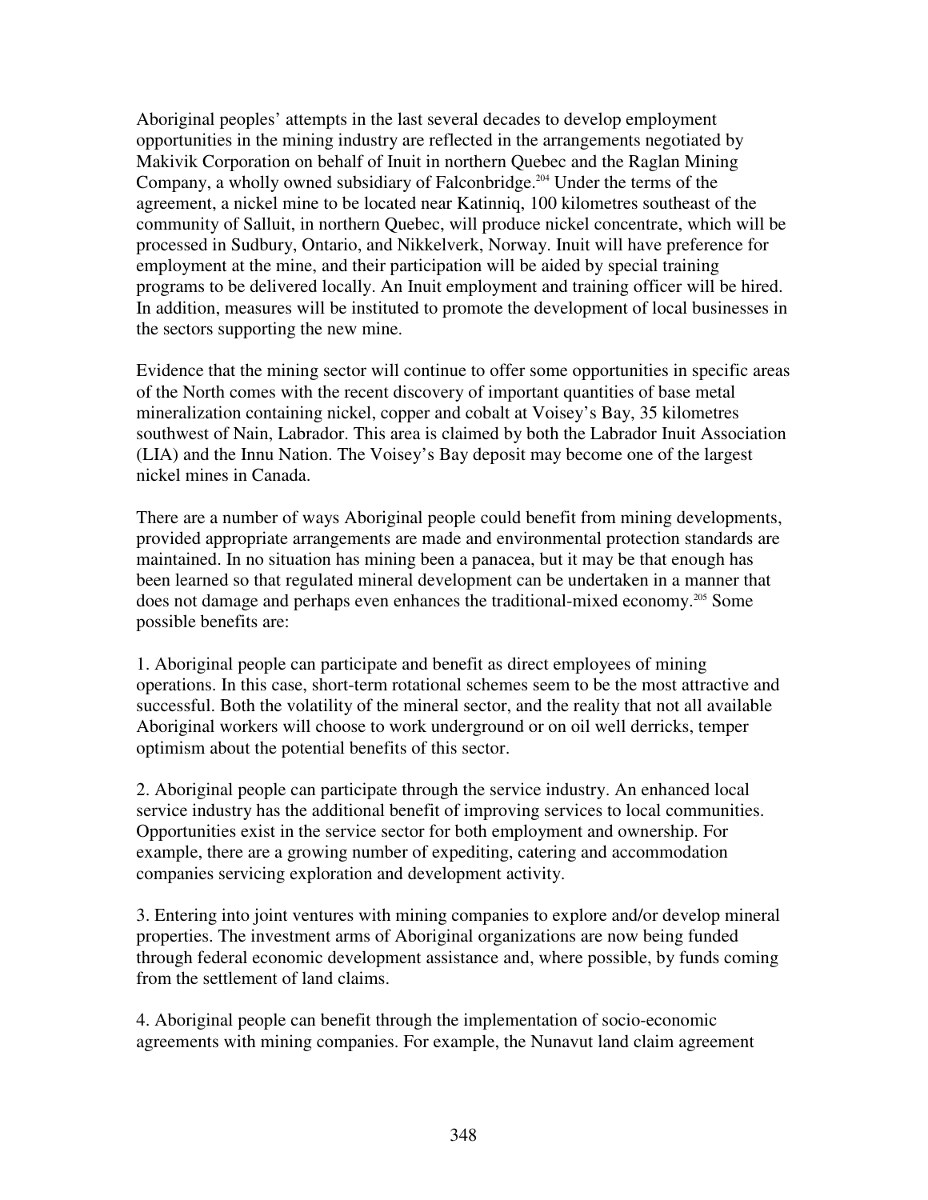Aboriginal peoples' attempts in the last several decades to develop employment opportunities in the mining industry are reflected in the arrangements negotiated by Makivik Corporation on behalf of Inuit in northern Quebec and the Raglan Mining Company, a wholly owned subsidiary of Falconbridge.[204] Under the terms of the agreement, a nickel mine to be located near Katinniq, 100 kilometres southeast of the community of Salluit, in northern Quebec, will produce nickel concentrate, which will be processed in Sudbury, Ontario, and Nikkelverk, Norway. Inuit will have preference for employment at the mine, and their participation will be aided by special training programs to be delivered locally. An Inuit employment and training officer will be hired. In addition, measures will be instituted to promote the development of local businesses in the sectors supporting the new mine.

Evidence that the mining sector will continue to offer some opportunities in specific areas of the North comes with the recent discovery of important quantities of base metal mineralization containing nickel, copper and cobalt at Voisey's Bay, 35 kilometres southwest of Nain, Labrador. This area is claimed by both the Labrador Inuit Association (LIA) and the Innu Nation. The Voisey's Bay deposit may become one of the largest nickel mines in Canada.

There are a number of ways Aboriginal people could benefit from mining developments, provided appropriate arrangements are made and environmental protection standards are maintained. In no situation has mining been a panacea, but it may be that enough has been learned so that regulated mineral development can be undertaken in a manner that does not damage and perhaps even enhances the traditional-mixed economy.[205] Some possible benefits are:

1. Aboriginal people can participate and benefit as direct employees of mining operations. In this case, short-term rotational schemes seem to be the most attractive and successful. Both the volatility of the mineral sector, and the reality that not all available Aboriginal workers will choose to work underground or on oil well derricks, temper optimism about the potential benefits of this sector.

2. Aboriginal people can participate through the service industry. An enhanced local service industry has the additional benefit of improving services to local communities. Opportunities exist in the service sector for both employment and ownership. For example, there are a growing number of expediting, catering and accommodation companies servicing exploration and development activity.

3. Entering into joint ventures with mining companies to explore and/or develop mineral properties. The investment arms of Aboriginal organizations are now being funded through federal economic development assistance and, where possible, by funds coming from the settlement of land claims.

4. Aboriginal people can benefit through the implementation of socio-economic agreements with mining companies. For example, the Nunavut land claim agreement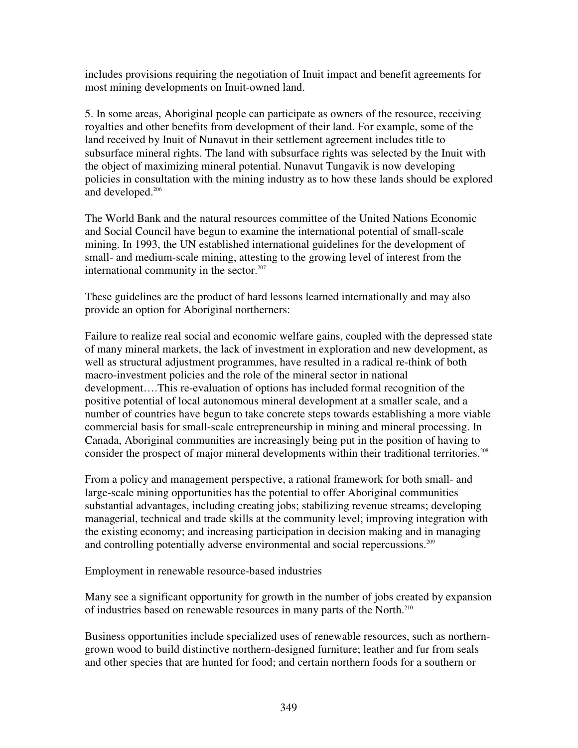includes provisions requiring the negotiation of Inuit impact and benefit agreements for most mining developments on Inuit-owned land.

5. In some areas, Aboriginal people can participate as owners of the resource, receiving royalties and other benefits from development of their land. For example, some of the land received by Inuit of Nunavut in their settlement agreement includes title to subsurface mineral rights. The land with subsurface rights was selected by the Inuit with the object of maximizing mineral potential. Nunavut Tungavik is now developing policies in consultation with the mining industry as to how these lands should be explored and developed.[206]

The World Bank and the natural resources committee of the United Nations Economic and Social Council have begun to examine the international potential of small-scale mining. In 1993, the UN established international guidelines for the development of small- and medium-scale mining, attesting to the growing level of interest from the international community in the sector.[207]

These guidelines are the product of hard lessons learned internationally and may also provide an option for Aboriginal northerners:

Failure to realize real social and economic welfare gains, coupled with the depressed state of many mineral markets, the lack of investment in exploration and new development, as well as structural adjustment programmes, have resulted in a radical re-think of both macro-investment policies and the role of the mineral sector in national development….This re-evaluation of options has included formal recognition of the positive potential of local autonomous mineral development at a smaller scale, and a number of countries have begun to take concrete steps towards establishing a more viable commercial basis for small-scale entrepreneurship in mining and mineral processing. In Canada, Aboriginal communities are increasingly being put in the position of having to consider the prospect of major mineral developments within their traditional territories.[208]

From a policy and management perspective, a rational framework for both small- and large-scale mining opportunities has the potential to offer Aboriginal communities substantial advantages, including creating jobs; stabilizing revenue streams; developing managerial, technical and trade skills at the community level; improving integration with the existing economy; and increasing participation in decision making and in managing and controlling potentially adverse environmental and social repercussions.[209]

Employment in renewable resource-based industries

Many see a significant opportunity for growth in the number of jobs created by expansion of industries based on renewable resources in many parts of the North.[210]

Business opportunities include specialized uses of renewable resources, such as northern-grown wood to build distinctive northern-designed furniture; leather and fur from seals and other species that are hunted for food; and certain northern foods for a southern or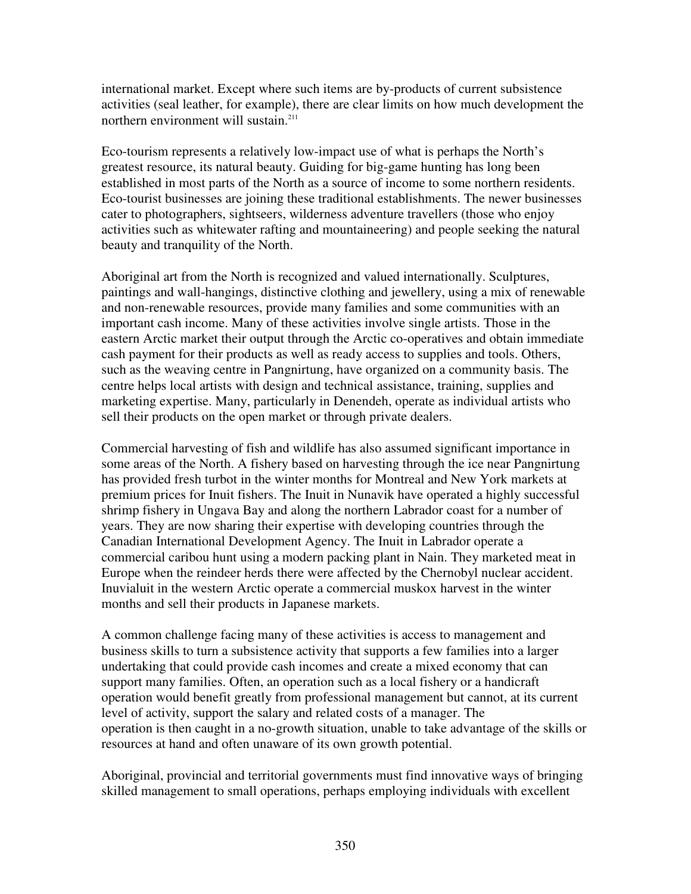international market. Except where such items are by-products of current subsistence activities (seal leather, for example), there are clear limits on how much development the northern environment will sustain.[211]

Eco-tourism represents a relatively low-impact use of what is perhaps the North's greatest resource, its natural beauty. Guiding for big-game hunting has long been established in most parts of the North as a source of income to some northern residents. Eco-tourist businesses are joining these traditional establishments. The newer businesses cater to photographers, sightseers, wilderness adventure travellers (those who enjoy activities such as whitewater rafting and mountaineering) and people seeking the natural beauty and tranquility of the North.

Aboriginal art from the North is recognized and valued internationally. Sculptures, paintings and wall-hangings, distinctive clothing and jewellery, using a mix of renewable and non-renewable resources, provide many families and some communities with an important cash income. Many of these activities involve single artists. Those in the eastern Arctic market their output through the Arctic co-operatives and obtain immediate cash payment for their products as well as ready access to supplies and tools. Others, such as the weaving centre in Pangnirtung, have organized on a community basis. The centre helps local artists with design and technical assistance, training, supplies and marketing expertise. Many, particularly in Denendeh, operate as individual artists who sell their products on the open market or through private dealers.

Commercial harvesting of fish and wildlife has also assumed significant importance in some areas of the North. A fishery based on harvesting through the ice near Pangnirtung has provided fresh turbot in the winter months for Montreal and New York markets at premium prices for Inuit fishers. The Inuit in Nunavik have operated a highly successful shrimp fishery in Ungava Bay and along the northern Labrador coast for a number of years. They are now sharing their expertise with developing countries through the Canadian International Development Agency. The Inuit in Labrador operate a commercial caribou hunt using a modern packing plant in Nain. They marketed meat in Europe when the reindeer herds there were affected by the Chernobyl nuclear accident. Inuvialuit in the western Arctic operate a commercial muskox harvest in the winter months and sell their products in Japanese markets.

A common challenge facing many of these activities is access to management and business skills to turn a subsistence activity that supports a few families into a larger undertaking that could provide cash incomes and create a mixed economy that can support many families. Often, an operation such as a local fishery or a handicraft operation would benefit greatly from professional management but cannot, at its current level of activity, support the salary and related costs of a manager. The operation is then caught in a no-growth situation, unable to take advantage of the skills or resources at hand and often unaware of its own growth potential.

Aboriginal, provincial and territorial governments must find innovative ways of bringing skilled management to small operations, perhaps employing individuals with excellent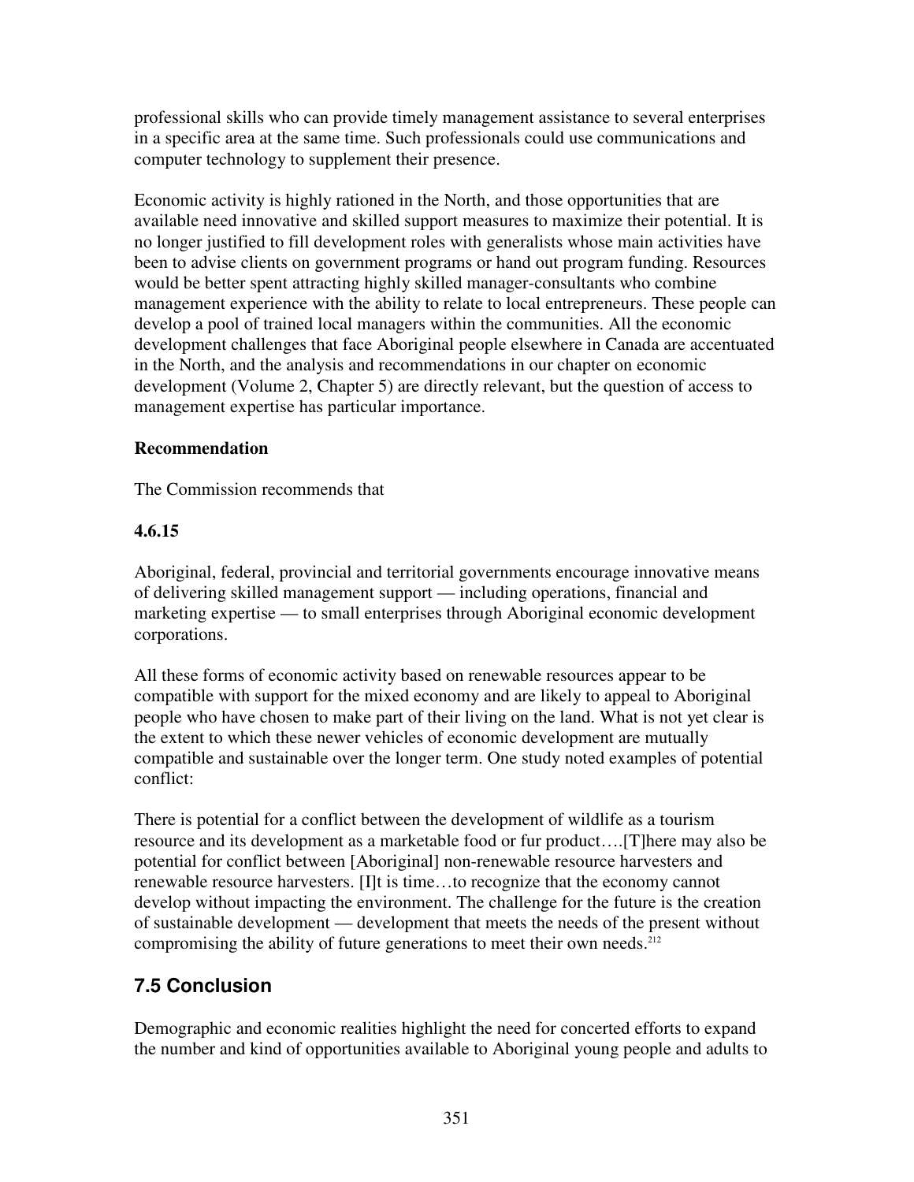professional skills who can provide timely management assistance to several enterprises in a specific area at the same time. Such professionals could use communications and computer technology to supplement their presence.

Economic activity is highly rationed in the North, and those opportunities that are available need innovative and skilled support measures to maximize their potential. It is no longer justified to fill development roles with generalists whose main activities have been to advise clients on government programs or hand out program funding. Resources would be better spent attracting highly skilled manager-consultants who combine management experience with the ability to relate to local entrepreneurs. These people can develop a pool of trained local managers within the communities. All the economic development challenges that face Aboriginal people elsewhere in Canada are accentuated in the North, and the analysis and recommendations in our chapter on economic development (Volume 2, Chapter 5) are directly relevant, but the question of access to management expertise has particular importance.

**Recommendation**

The Commission recommends that

**4.6.15**

Aboriginal, federal, provincial and territorial governments encourage innovative means of delivering skilled management support — including operations, financial and marketing expertise — to small enterprises through Aboriginal economic development corporations.

All these forms of economic activity based on renewable resources appear to be compatible with support for the mixed economy and are likely to appeal to Aboriginal people who have chosen to make part of their living on the land. What is not yet clear is the extent to which these newer vehicles of economic development are mutually compatible and sustainable over the longer term. One study noted examples of potential conflict:

There is potential for a conflict between the development of wildlife as a tourism resource and its development as a marketable food or fur product….[T]here may also be potential for conflict between [Aboriginal] non-renewable resource harvesters and renewable resource harvesters. [I]t is time…to recognize that the economy cannot develop without impacting the environment. The challenge for the future is the creation of sustainable development — development that meets the needs of the present without compromising the ability of future generations to meet their own needs.[212]

## 7.5 Conclusion

Demographic and economic realities highlight the need for concerted efforts to expand the number and kind of opportunities available to Aboriginal young people and adults to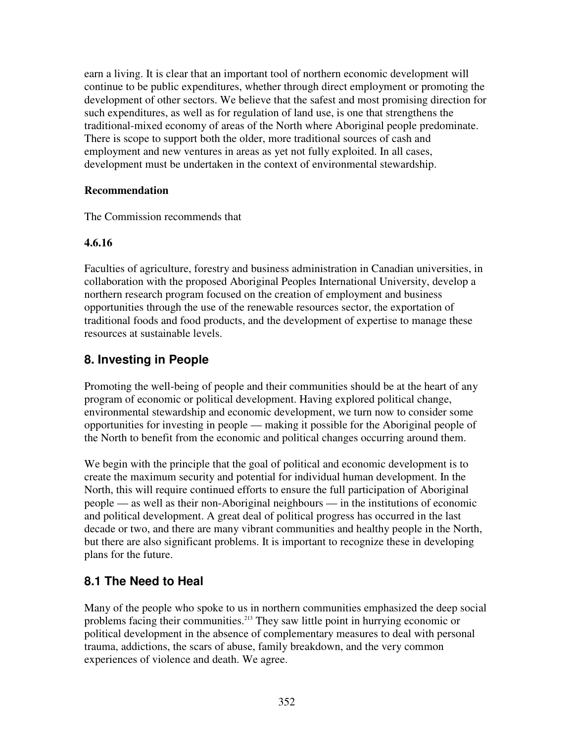earn a living. It is clear that an important tool of northern economic development will continue to be public expenditures, whether through direct employment or promoting the development of other sectors. We believe that the safest and most promising direction for such expenditures, as well as for regulation of land use, is one that strengthens the traditional-mixed economy of areas of the North where Aboriginal people predominate. There is scope to support both the older, more traditional sources of cash and employment and new ventures in areas as yet not fully exploited. In all cases, development must be undertaken in the context of environmental stewardship.

**Recommendation**

The Commission recommends that

**4.6.16**

Faculties of agriculture, forestry and business administration in Canadian universities, in collaboration with the proposed Aboriginal Peoples International University, develop a northern research program focused on the creation of employment and business opportunities through the use of the renewable resources sector, the exportation of traditional foods and food products, and the development of expertise to manage these resources at sustainable levels.

## 8. Investing in People

Promoting the well-being of people and their communities should be at the heart of any program of economic or political development. Having explored political change, environmental stewardship and economic development, we turn now to consider some opportunities for investing in people — making it possible for the Aboriginal people of the North to benefit from the economic and political changes occurring around them.

We begin with the principle that the goal of political and economic development is to create the maximum security and potential for individual human development. In the North, this will require continued efforts to ensure the full participation of Aboriginal people — as well as their non-Aboriginal neighbours — in the institutions of economic and political development. A great deal of political progress has occurred in the last decade or two, and there are many vibrant communities and healthy people in the North, but there are also significant problems. It is important to recognize these in developing plans for the future.

## 8.1 The Need to Heal

Many of the people who spoke to us in northern communities emphasized the deep social problems facing their communities.[213] They saw little point in hurrying economic or political development in the absence of complementary measures to deal with personal trauma, addictions, the scars of abuse, family breakdown, and the very common experiences of violence and death. We agree.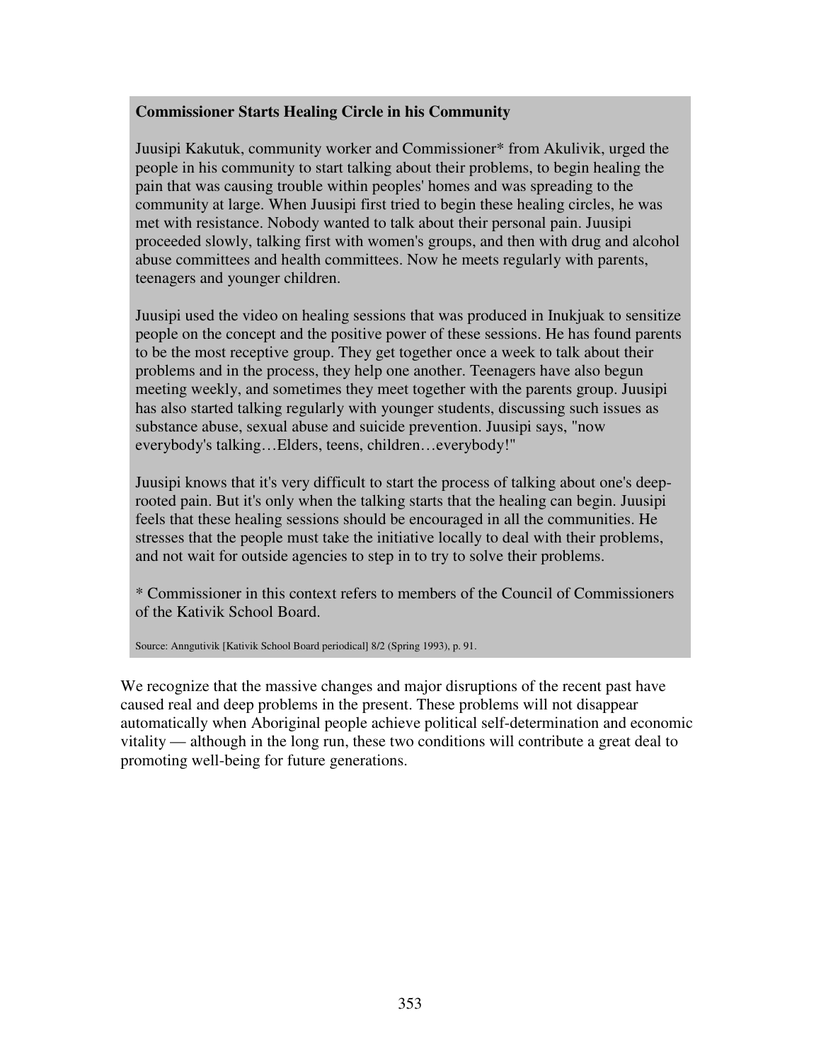**Commissioner Starts Healing Circle in his Community**

Juusipi Kakutuk, community worker and Commissioner* from Akulivik, urged the people in his community to start talking about their problems, to begin healing the pain that was causing trouble within peoples' homes and was spreading to the community at large. When Juusipi first tried to begin these healing circles, he was met with resistance. Nobody wanted to talk about their personal pain. Juusipi proceeded slowly, talking first with women's groups, and then with drug and alcohol abuse committees and health committees. Now he meets regularly with parents, teenagers and younger children.

Juusipi used the video on healing sessions that was produced in Inukjuak to sensitize people on the concept and the positive power of these sessions. He has found parents to be the most receptive group. They get together once a week to talk about their problems and in the process, they help one another. Teenagers have also begun meeting weekly, and sometimes they meet together with the parents group. Juusipi has also started talking regularly with younger students, discussing such issues as substance abuse, sexual abuse and suicide prevention. Juusipi says, "now everybody's talking…Elders, teens, children…everybody!"

Juusipi knows that it's very difficult to start the process of talking about one's deep-rooted pain. But it's only when the talking starts that the healing can begin. Juusipi feels that these healing sessions should be encouraged in all the communities. He stresses that the people must take the initiative locally to deal with their problems, and not wait for outside agencies to step in to try to solve their problems.

* Commissioner in this context refers to members of the Council of Commissioners of the Kativik School Board.

Source: Anngutivik [Kativik School Board periodical] 8/2 (Spring 1993), p. 91.

We recognize that the massive changes and major disruptions of the recent past have caused real and deep problems in the present. These problems will not disappear automatically when Aboriginal people achieve political self-determination and economic vitality — although in the long run, these two conditions will contribute a great deal to promoting well-being for future generations.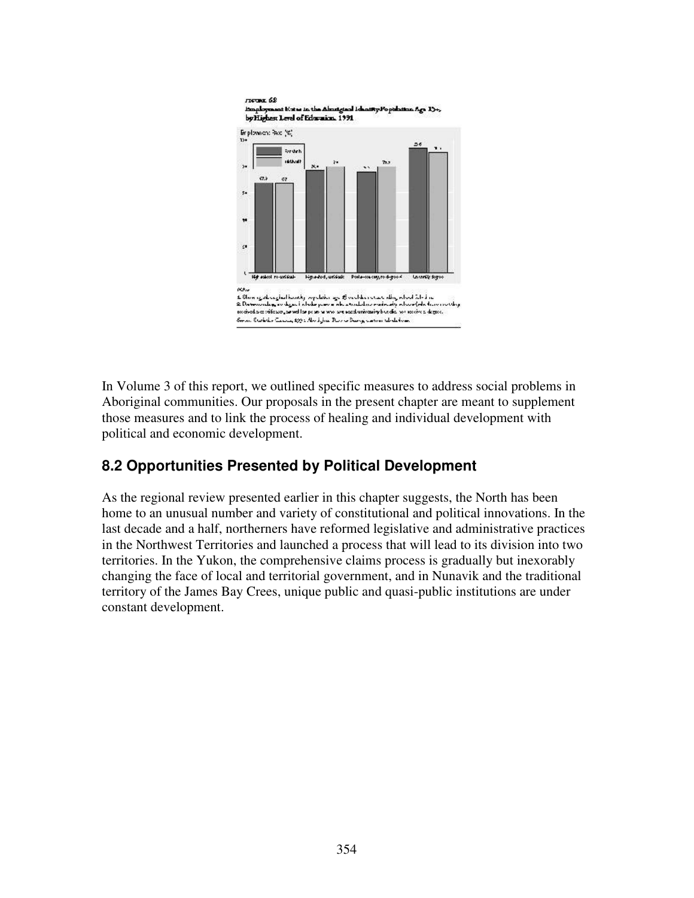FIGURE 6.8
Employment Rates in the Aboriginal Identity Population Age 15+, by Highest Level of Education, 1991

In Volume 3 of this report, we outlined specific measures to address social problems in Aboriginal communities. Our proposals in the present chapter are meant to supplement those measures and to link the process of healing and individual development with political and economic development.

## 8.2 Opportunities Presented by Political Development

As the regional review presented earlier in this chapter suggests, the North has been home to an unusual number and variety of constitutional and political innovations. In the last decade and a half, northerners have reformed legislative and administrative practices in the Northwest Territories and launched a process that will lead to its division into two territories. In the Yukon, the comprehensive claims process is gradually but inexorably changing the face of local and territorial government, and in Nunavik and the traditional territory of the James Bay Crees, unique public and quasi-public institutions are under constant development.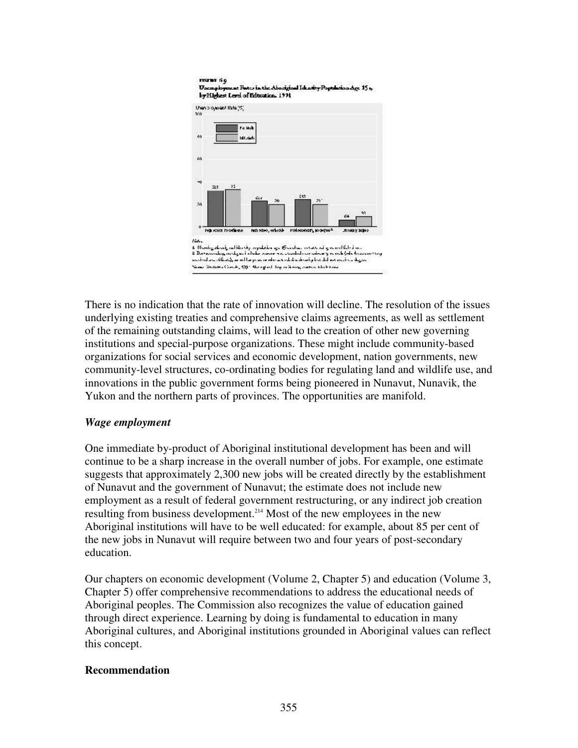FIGURE 6.9

Unemployment Rates in the Aboriginal Identity Population Age 15+, by Highest Level of Education, 1991

There is no indication that the rate of innovation will decline. The resolution of the issues underlying existing treaties and comprehensive claims agreements, as well as settlement of the remaining outstanding claims, will lead to the creation of other new governing institutions and special-purpose organizations. These might include community-based organizations for social services and economic development, nation governments, new community-level structures, co-ordinating bodies for regulating land and wildlife use, and innovations in the public government forms being pioneered in Nunavut, Nunavik, the Yukon and the northern parts of provinces. The opportunities are manifold.

### *Wage employment*

One immediate by-product of Aboriginal institutional development has been and will continue to be a sharp increase in the overall number of jobs. For example, one estimate suggests that approximately 2,300 new jobs will be created directly by the establishment of Nunavut and the government of Nunavut; the estimate does not include new employment as a result of federal government restructuring, or any indirect job creation resulting from business development.[214] Most of the new employees in the new Aboriginal institutions will have to be well educated: for example, about 85 per cent of the new jobs in Nunavut will require between two and four years of post-secondary education.

Our chapters on economic development (Volume 2, Chapter 5) and education (Volume 3, Chapter 5) offer comprehensive recommendations to address the educational needs of Aboriginal peoples. The Commission also recognizes the value of education gained through direct experience. Learning by doing is fundamental to education in many Aboriginal cultures, and Aboriginal institutions grounded in Aboriginal values can reflect this concept.

### Recommendation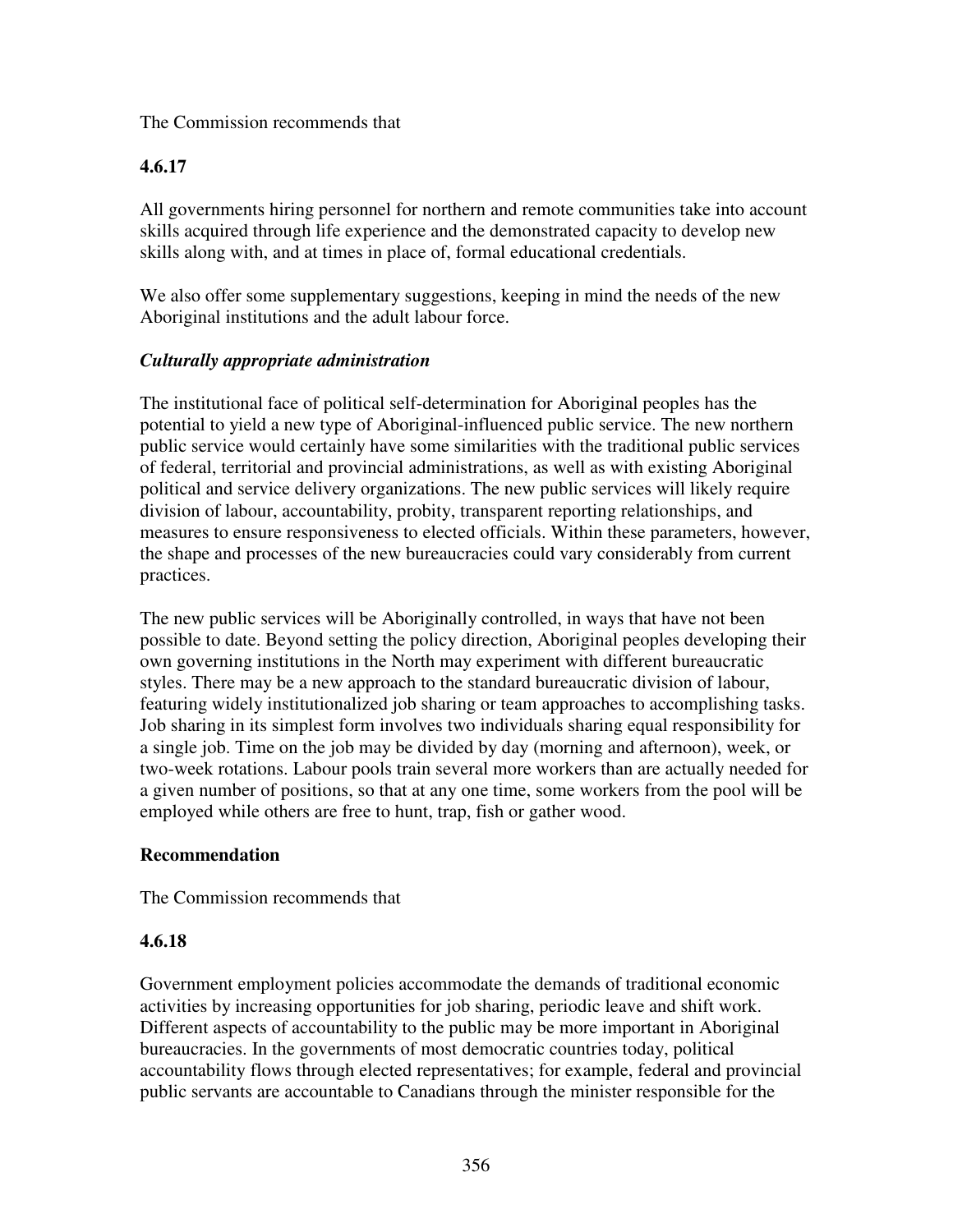The Commission recommends that

**4.6.17**

All governments hiring personnel for northern and remote communities take into account skills acquired through life experience and the demonstrated capacity to develop new skills along with, and at times in place of, formal educational credentials.

We also offer some supplementary suggestions, keeping in mind the needs of the new Aboriginal institutions and the adult labour force.

***Culturally appropriate administration***

The institutional face of political self-determination for Aboriginal peoples has the potential to yield a new type of Aboriginal-influenced public service. The new northern public service would certainly have some similarities with the traditional public services of federal, territorial and provincial administrations, as well as with existing Aboriginal political and service delivery organizations. The new public services will likely require division of labour, accountability, probity, transparent reporting relationships, and measures to ensure responsiveness to elected officials. Within these parameters, however, the shape and processes of the new bureaucracies could vary considerably from current practices.

The new public services will be Aboriginally controlled, in ways that have not been possible to date. Beyond setting the policy direction, Aboriginal peoples developing their own governing institutions in the North may experiment with different bureaucratic styles. There may be a new approach to the standard bureaucratic division of labour, featuring widely institutionalized job sharing or team approaches to accomplishing tasks. Job sharing in its simplest form involves two individuals sharing equal responsibility for a single job. Time on the job may be divided by day (morning and afternoon), week, or two-week rotations. Labour pools train several more workers than are actually needed for a given number of positions, so that at any one time, some workers from the pool will be employed while others are free to hunt, trap, fish or gather wood.

**Recommendation**

The Commission recommends that

**4.6.18**

Government employment policies accommodate the demands of traditional economic activities by increasing opportunities for job sharing, periodic leave and shift work. Different aspects of accountability to the public may be more important in Aboriginal bureaucracies. In the governments of most democratic countries today, political accountability flows through elected representatives; for example, federal and provincial public servants are accountable to Canadians through the minister responsible for the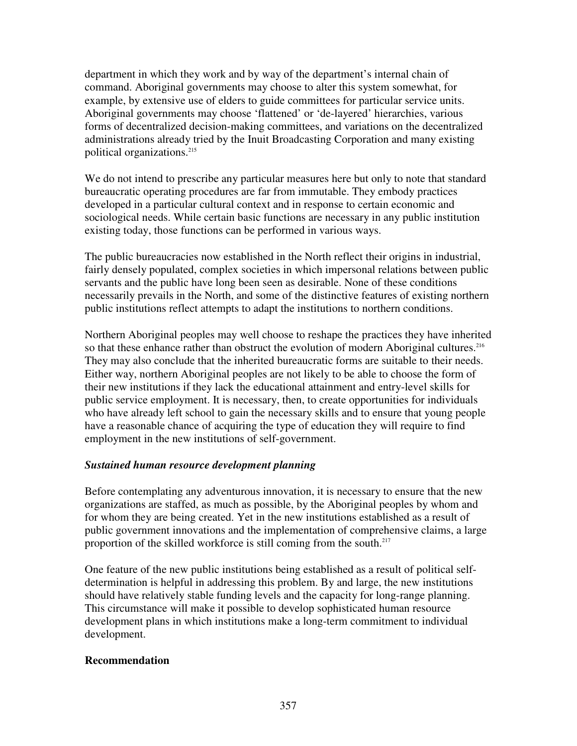department in which they work and by way of the department's internal chain of command. Aboriginal governments may choose to alter this system somewhat, for example, by extensive use of elders to guide committees for particular service units. Aboriginal governments may choose 'flattened' or 'de-layered' hierarchies, various forms of decentralized decision-making committees, and variations on the decentralized administrations already tried by the Inuit Broadcasting Corporation and many existing political organizations.[215]

We do not intend to prescribe any particular measures here but only to note that standard bureaucratic operating procedures are far from immutable. They embody practices developed in a particular cultural context and in response to certain economic and sociological needs. While certain basic functions are necessary in any public institution existing today, those functions can be performed in various ways.

The public bureaucracies now established in the North reflect their origins in industrial, fairly densely populated, complex societies in which impersonal relations between public servants and the public have long been seen as desirable. None of these conditions necessarily prevails in the North, and some of the distinctive features of existing northern public institutions reflect attempts to adapt the institutions to northern conditions.

Northern Aboriginal peoples may well choose to reshape the practices they have inherited so that these enhance rather than obstruct the evolution of modern Aboriginal cultures.[216] They may also conclude that the inherited bureaucratic forms are suitable to their needs. Either way, northern Aboriginal peoples are not likely to be able to choose the form of their new institutions if they lack the educational attainment and entry-level skills for public service employment. It is necessary, then, to create opportunities for individuals who have already left school to gain the necessary skills and to ensure that young people have a reasonable chance of acquiring the type of education they will require to find employment in the new institutions of self-government.

### *Sustained human resource development planning*

Before contemplating any adventurous innovation, it is necessary to ensure that the new organizations are staffed, as much as possible, by the Aboriginal peoples by whom and for whom they are being created. Yet in the new institutions established as a result of public government innovations and the implementation of comprehensive claims, a large proportion of the skilled workforce is still coming from the south.[217]

One feature of the new public institutions being established as a result of political self-determination is helpful in addressing this problem. By and large, the new institutions should have relatively stable funding levels and the capacity for long-range planning. This circumstance will make it possible to develop sophisticated human resource development plans in which institutions make a long-term commitment to individual development.

**Recommendation**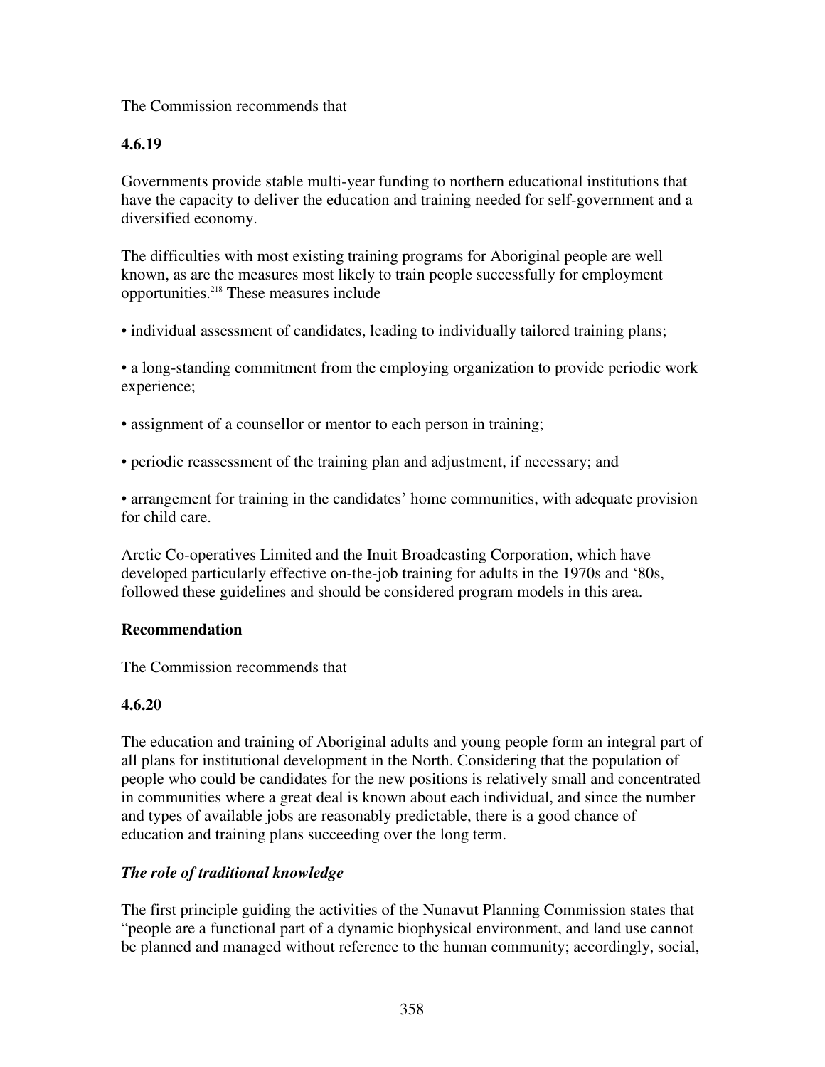The Commission recommends that

**4.6.19**

Governments provide stable multi-year funding to northern educational institutions that have the capacity to deliver the education and training needed for self-government and a diversified economy.

The difficulties with most existing training programs for Aboriginal people are well known, as are the measures most likely to train people successfully for employment opportunities.[218] These measures include

- individual assessment of candidates, leading to individually tailored training plans;
- a long-standing commitment from the employing organization to provide periodic work experience;
- assignment of a counsellor or mentor to each person in training;
- periodic reassessment of the training plan and adjustment, if necessary; and
- arrangement for training in the candidates' home communities, with adequate provision for child care.

Arctic Co-operatives Limited and the Inuit Broadcasting Corporation, which have developed particularly effective on-the-job training for adults in the 1970s and '80s, followed these guidelines and should be considered program models in this area.

**Recommendation**

The Commission recommends that

**4.6.20**

The education and training of Aboriginal adults and young people form an integral part of all plans for institutional development in the North. Considering that the population of people who could be candidates for the new positions is relatively small and concentrated in communities where a great deal is known about each individual, and since the number and types of available jobs are reasonably predictable, there is a good chance of education and training plans succeeding over the long term.

***The role of traditional knowledge***

The first principle guiding the activities of the Nunavut Planning Commission states that "people are a functional part of a dynamic biophysical environment, and land use cannot be planned and managed without reference to the human community; accordingly, social,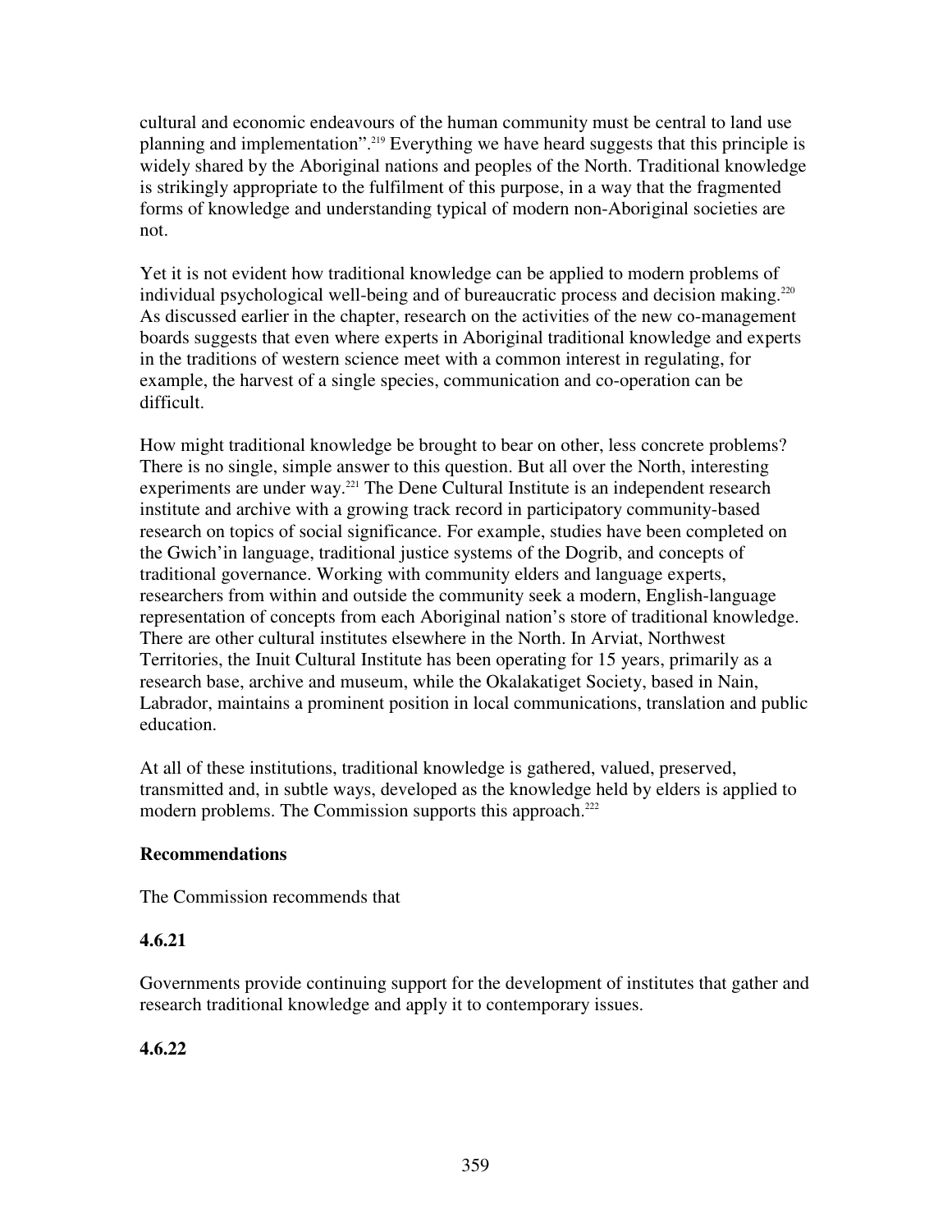cultural and economic endeavours of the human community must be central to land use planning and implementation".[219] Everything we have heard suggests that this principle is widely shared by the Aboriginal nations and peoples of the North. Traditional knowledge is strikingly appropriate to the fulfilment of this purpose, in a way that the fragmented forms of knowledge and understanding typical of modern non-Aboriginal societies are not.

Yet it is not evident how traditional knowledge can be applied to modern problems of individual psychological well-being and of bureaucratic process and decision making.[220] As discussed earlier in the chapter, research on the activities of the new co-management boards suggests that even where experts in Aboriginal traditional knowledge and experts in the traditions of western science meet with a common interest in regulating, for example, the harvest of a single species, communication and co-operation can be difficult.

How might traditional knowledge be brought to bear on other, less concrete problems? There is no single, simple answer to this question. But all over the North, interesting experiments are under way.[221] The Dene Cultural Institute is an independent research institute and archive with a growing track record in participatory community-based research on topics of social significance. For example, studies have been completed on the Gwich'in language, traditional justice systems of the Dogrib, and concepts of traditional governance. Working with community elders and language experts, researchers from within and outside the community seek a modern, English-language representation of concepts from each Aboriginal nation's store of traditional knowledge. There are other cultural institutes elsewhere in the North. In Arviat, Northwest Territories, the Inuit Cultural Institute has been operating for 15 years, primarily as a research base, archive and museum, while the Okalakatiget Society, based in Nain, Labrador, maintains a prominent position in local communications, translation and public education.

At all of these institutions, traditional knowledge is gathered, valued, preserved, transmitted and, in subtle ways, developed as the knowledge held by elders is applied to modern problems. The Commission supports this approach.[222]

**Recommendations**

The Commission recommends that

**4.6.21**

Governments provide continuing support for the development of institutes that gather and research traditional knowledge and apply it to contemporary issues.

**4.6.22**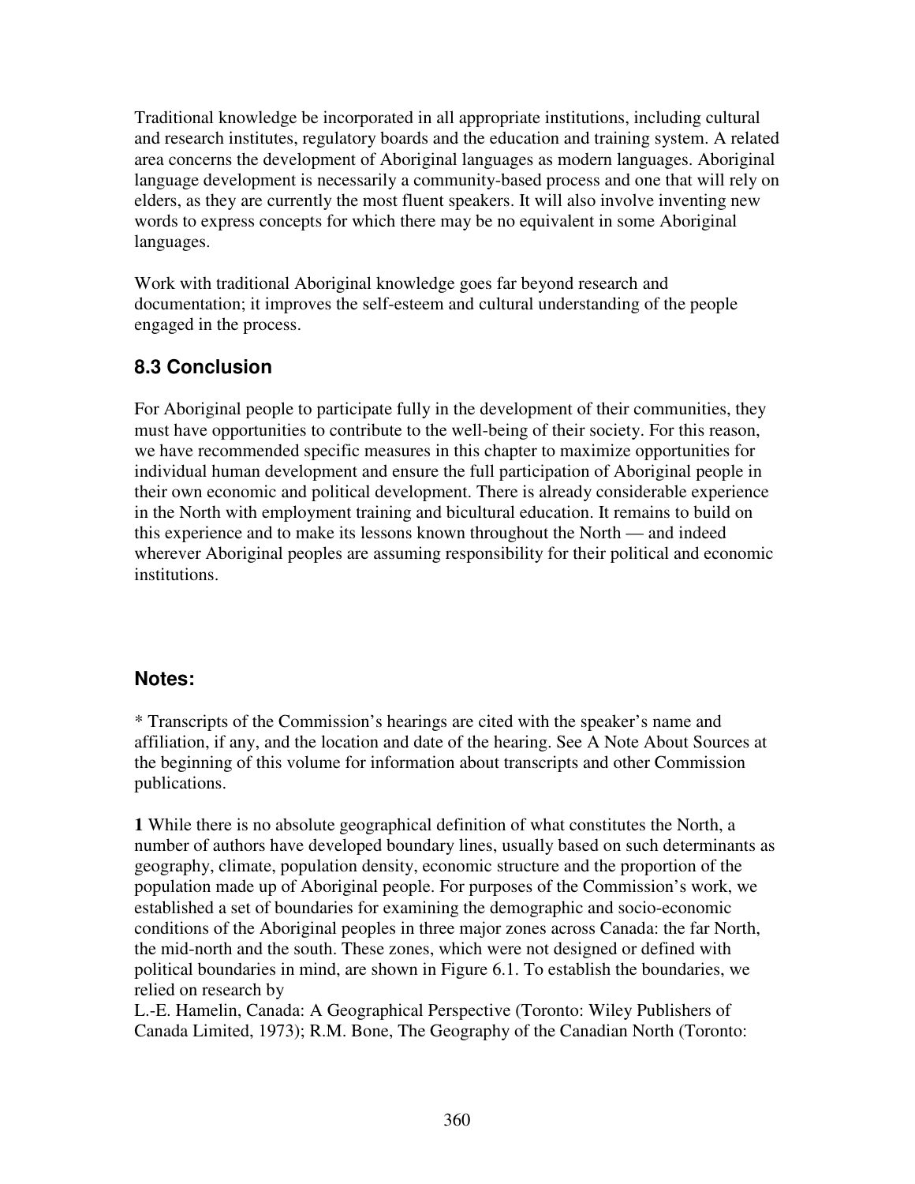Traditional knowledge be incorporated in all appropriate institutions, including cultural and research institutes, regulatory boards and the education and training system. A related area concerns the development of Aboriginal languages as modern languages. Aboriginal language development is necessarily a community-based process and one that will rely on elders, as they are currently the most fluent speakers. It will also involve inventing new words to express concepts for which there may be no equivalent in some Aboriginal languages.

Work with traditional Aboriginal knowledge goes far beyond research and documentation; it improves the self-esteem and cultural understanding of the people engaged in the process.

## 8.3 Conclusion

For Aboriginal people to participate fully in the development of their communities, they must have opportunities to contribute to the well-being of their society. For this reason, we have recommended specific measures in this chapter to maximize opportunities for individual human development and ensure the full participation of Aboriginal people in their own economic and political development. There is already considerable experience in the North with employment training and bicultural education. It remains to build on this experience and to make its lessons known throughout the North — and indeed wherever Aboriginal peoples are assuming responsibility for their political and economic institutions.

## Notes:

* Transcripts of the Commission's hearings are cited with the speaker's name and affiliation, if any, and the location and date of the hearing. See A Note About Sources at the beginning of this volume for information about transcripts and other Commission publications.

**1** While there is no absolute geographical definition of what constitutes the North, a number of authors have developed boundary lines, usually based on such determinants as geography, climate, population density, economic structure and the proportion of the population made up of Aboriginal people. For purposes of the Commission's work, we established a set of boundaries for examining the demographic and socio-economic conditions of the Aboriginal peoples in three major zones across Canada: the far North, the mid-north and the south. These zones, which were not designed or defined with political boundaries in mind, are shown in Figure 6.1. To establish the boundaries, we relied on research by L.-E. Hamelin, Canada: A Geographical Perspective (Toronto: Wiley Publishers of Canada Limited, 1973); R.M. Bone, The Geography of the Canadian North (Toronto: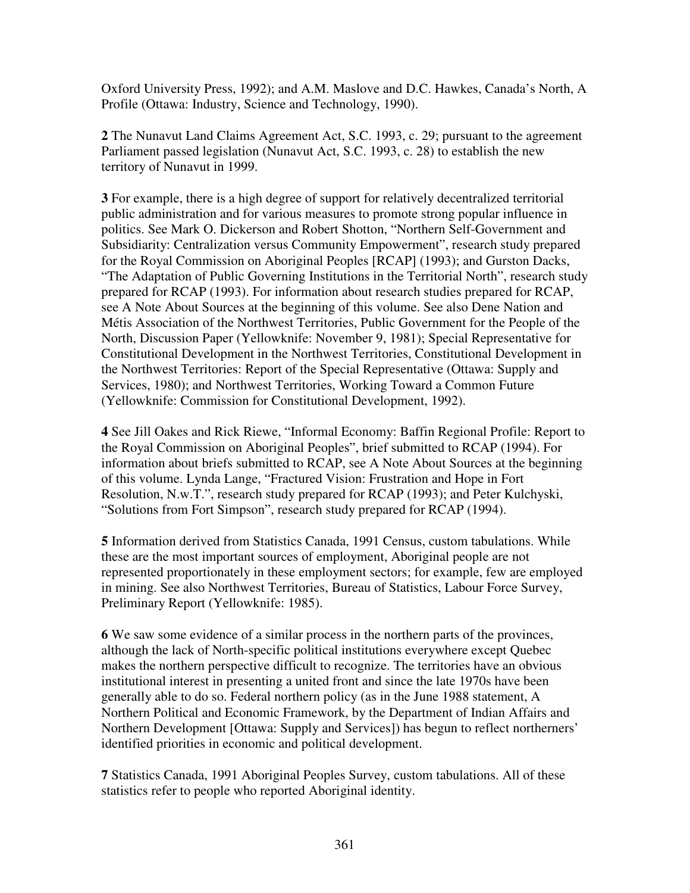Oxford University Press, 1992); and A.M. Maslove and D.C. Hawkes, Canada's North, A Profile (Ottawa: Industry, Science and Technology, 1990).

**2** The Nunavut Land Claims Agreement Act, S.C. 1993, c. 29; pursuant to the agreement Parliament passed legislation (Nunavut Act, S.C. 1993, c. 28) to establish the new territory of Nunavut in 1999.

**3** For example, there is a high degree of support for relatively decentralized territorial public administration and for various measures to promote strong popular influence in politics. See Mark O. Dickerson and Robert Shotton, "Northern Self-Government and Subsidiarity: Centralization versus Community Empowerment", research study prepared for the Royal Commission on Aboriginal Peoples [RCAP] (1993); and Gurston Dacks, "The Adaptation of Public Governing Institutions in the Territorial North", research study prepared for RCAP (1993). For information about research studies prepared for RCAP, see A Note About Sources at the beginning of this volume. See also Dene Nation and Métis Association of the Northwest Territories, Public Government for the People of the North, Discussion Paper (Yellowknife: November 9, 1981); Special Representative for Constitutional Development in the Northwest Territories, Constitutional Development in the Northwest Territories: Report of the Special Representative (Ottawa: Supply and Services, 1980); and Northwest Territories, Working Toward a Common Future (Yellowknife: Commission for Constitutional Development, 1992).

**4** See Jill Oakes and Rick Riewe, "Informal Economy: Baffin Regional Profile: Report to the Royal Commission on Aboriginal Peoples", brief submitted to RCAP (1994). For information about briefs submitted to RCAP, see A Note About Sources at the beginning of this volume. Lynda Lange, "Fractured Vision: Frustration and Hope in Fort Resolution, N.w.T.", research study prepared for RCAP (1993); and Peter Kulchyski, "Solutions from Fort Simpson", research study prepared for RCAP (1994).

**5** Information derived from Statistics Canada, 1991 Census, custom tabulations. While these are the most important sources of employment, Aboriginal people are not represented proportionately in these employment sectors; for example, few are employed in mining. See also Northwest Territories, Bureau of Statistics, Labour Force Survey, Preliminary Report (Yellowknife: 1985).

**6** We saw some evidence of a similar process in the northern parts of the provinces, although the lack of North-specific political institutions everywhere except Quebec makes the northern perspective difficult to recognize. The territories have an obvious institutional interest in presenting a united front and since the late 1970s have been generally able to do so. Federal northern policy (as in the June 1988 statement, A Northern Political and Economic Framework, by the Department of Indian Affairs and Northern Development [Ottawa: Supply and Services]) has begun to reflect northerners' identified priorities in economic and political development.

**7** Statistics Canada, 1991 Aboriginal Peoples Survey, custom tabulations. All of these statistics refer to people who reported Aboriginal identity.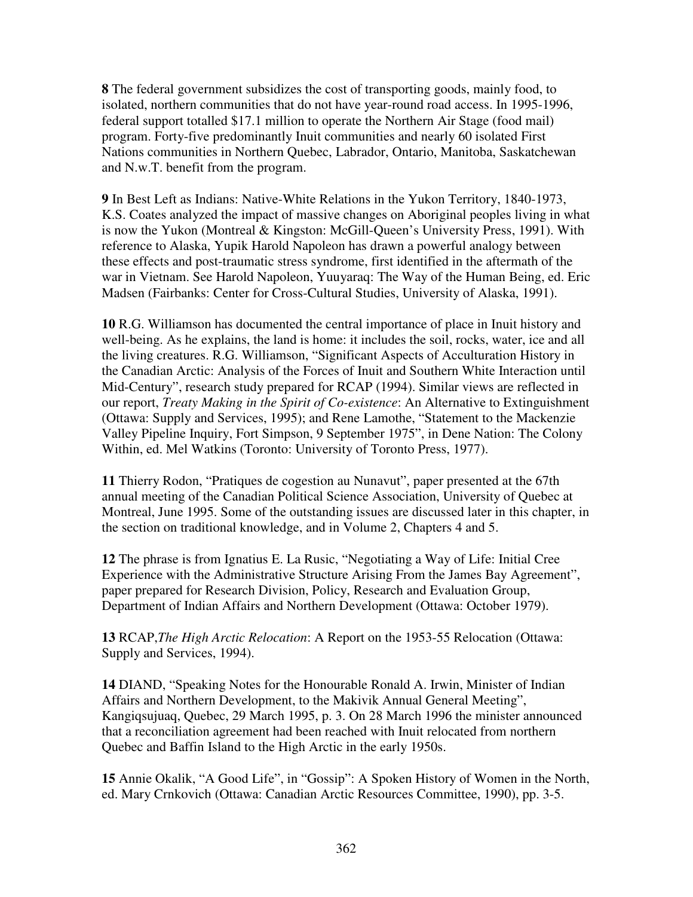**8** The federal government subsidizes the cost of transporting goods, mainly food, to isolated, northern communities that do not have year-round road access. In 1995-1996, federal support totalled $17.1 million to operate the Northern Air Stage (food mail) program. Forty-five predominantly Inuit communities and nearly 60 isolated First Nations communities in Northern Quebec, Labrador, Ontario, Manitoba, Saskatchewan and N.w.T. benefit from the program.

**9** In Best Left as Indians: Native-White Relations in the Yukon Territory, 1840-1973, K.S. Coates analyzed the impact of massive changes on Aboriginal peoples living in what is now the Yukon (Montreal & Kingston: McGill-Queen's University Press, 1991). With reference to Alaska, Yupik Harold Napoleon has drawn a powerful analogy between these effects and post-traumatic stress syndrome, first identified in the aftermath of the war in Vietnam. See Harold Napoleon, Yuuyaraq: The Way of the Human Being, ed. Eric Madsen (Fairbanks: Center for Cross-Cultural Studies, University of Alaska, 1991).

**10** R.G. Williamson has documented the central importance of place in Inuit history and well-being. As he explains, the land is home: it includes the soil, rocks, water, ice and all the living creatures. R.G. Williamson, "Significant Aspects of Acculturation History in the Canadian Arctic: Analysis of the Forces of Inuit and Southern White Interaction until Mid-Century", research study prepared for RCAP (1994). Similar views are reflected in our report, *Treaty Making in the Spirit of Co-existence*: An Alternative to Extinguishment (Ottawa: Supply and Services, 1995); and Rene Lamothe, "Statement to the Mackenzie Valley Pipeline Inquiry, Fort Simpson, 9 September 1975", in Dene Nation: The Colony Within, ed. Mel Watkins (Toronto: University of Toronto Press, 1977).

**11** Thierry Rodon, "Pratiques de cogestion au Nunavut", paper presented at the 67th annual meeting of the Canadian Political Science Association, University of Quebec at Montreal, June 1995. Some of the outstanding issues are discussed later in this chapter, in the section on traditional knowledge, and in Volume 2, Chapters 4 and 5.

**12** The phrase is from Ignatius E. La Rusic, "Negotiating a Way of Life: Initial Cree Experience with the Administrative Structure Arising From the James Bay Agreement", paper prepared for Research Division, Policy, Research and Evaluation Group, Department of Indian Affairs and Northern Development (Ottawa: October 1979).

**13** RCAP,*The High Arctic Relocation*: A Report on the 1953-55 Relocation (Ottawa: Supply and Services, 1994).

**14** DIAND, "Speaking Notes for the Honourable Ronald A. Irwin, Minister of Indian Affairs and Northern Development, to the Makivik Annual General Meeting", Kangiqsujuaq, Quebec, 29 March 1995, p. 3. On 28 March 1996 the minister announced that a reconciliation agreement had been reached with Inuit relocated from northern Quebec and Baffin Island to the High Arctic in the early 1950s.

**15** Annie Okalik, "A Good Life", in "Gossip": A Spoken History of Women in the North, ed. Mary Crnkovich (Ottawa: Canadian Arctic Resources Committee, 1990), pp. 3-5.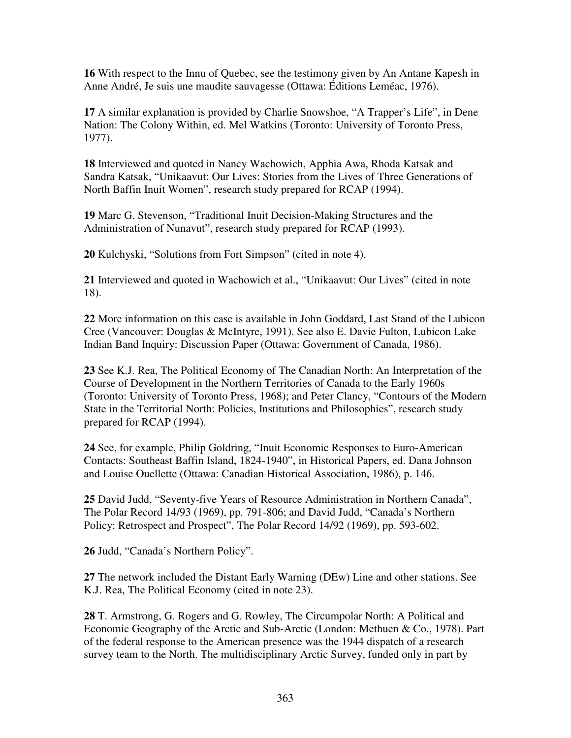**16** With respect to the Innu of Quebec, see the testimony given by An Antane Kapesh in Anne André, Je suis une maudite sauvagesse (Ottawa: Éditions Leméac, 1976).

**17** A similar explanation is provided by Charlie Snowshoe, “A Trapper’s Life”, in Dene Nation: The Colony Within, ed. Mel Watkins (Toronto: University of Toronto Press, 1977).

**18** Interviewed and quoted in Nancy Wachowich, Apphia Awa, Rhoda Katsak and Sandra Katsak, “Unikaavut: Our Lives: Stories from the Lives of Three Generations of North Baffin Inuit Women”, research study prepared for RCAP (1994).

**19** Marc G. Stevenson, “Traditional Inuit Decision-Making Structures and the Administration of Nunavut”, research study prepared for RCAP (1993).

**20** Kulchyski, “Solutions from Fort Simpson” (cited in note 4).

**21** Interviewed and quoted in Wachowich et al., “Unikaavut: Our Lives” (cited in note 18).

**22** More information on this case is available in John Goddard, Last Stand of the Lubicon Cree (Vancouver: Douglas & McIntyre, 1991). See also E. Davie Fulton, Lubicon Lake Indian Band Inquiry: Discussion Paper (Ottawa: Government of Canada, 1986).

**23** See K.J. Rea, The Political Economy of The Canadian North: An Interpretation of the Course of Development in the Northern Territories of Canada to the Early 1960s (Toronto: University of Toronto Press, 1968); and Peter Clancy, “Contours of the Modern State in the Territorial North: Policies, Institutions and Philosophies”, research study prepared for RCAP (1994).

**24** See, for example, Philip Goldring, “Inuit Economic Responses to Euro-American Contacts: Southeast Baffin Island, 1824-1940”, in Historical Papers, ed. Dana Johnson and Louise Ouellette (Ottawa: Canadian Historical Association, 1986), p. 146.

**25** David Judd, “Seventy-five Years of Resource Administration in Northern Canada”, The Polar Record 14/93 (1969), pp. 791-806; and David Judd, “Canada’s Northern Policy: Retrospect and Prospect”, The Polar Record 14/92 (1969), pp. 593-602.

**26** Judd, “Canada’s Northern Policy”.

**27** The network included the Distant Early Warning (DEw) Line and other stations. See K.J. Rea, The Political Economy (cited in note 23).

**28** T. Armstrong, G. Rogers and G. Rowley, The Circumpolar North: A Political and Economic Geography of the Arctic and Sub-Arctic (London: Methuen & Co., 1978). Part of the federal response to the American presence was the 1944 dispatch of a research survey team to the North. The multidisciplinary Arctic Survey, funded only in part by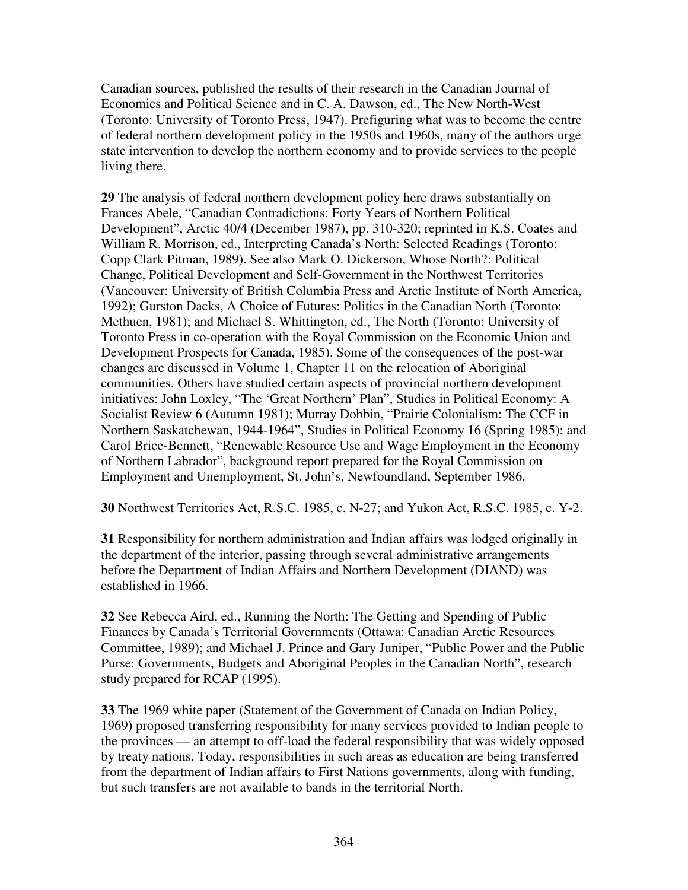Canadian sources, published the results of their research in the Canadian Journal of Economics and Political Science and in C. A. Dawson, ed., The New North-West (Toronto: University of Toronto Press, 1947). Prefiguring what was to become the centre of federal northern development policy in the 1950s and 1960s, many of the authors urge state intervention to develop the northern economy and to provide services to the people living there.

**29** The analysis of federal northern development policy here draws substantially on Frances Abele, "Canadian Contradictions: Forty Years of Northern Political Development", Arctic 40/4 (December 1987), pp. 310-320; reprinted in K.S. Coates and William R. Morrison, ed., Interpreting Canada's North: Selected Readings (Toronto: Copp Clark Pitman, 1989). See also Mark O. Dickerson, Whose North?: Political Change, Political Development and Self-Government in the Northwest Territories (Vancouver: University of British Columbia Press and Arctic Institute of North America, 1992); Gurston Dacks, A Choice of Futures: Politics in the Canadian North (Toronto: Methuen, 1981); and Michael S. Whittington, ed., The North (Toronto: University of Toronto Press in co-operation with the Royal Commission on the Economic Union and Development Prospects for Canada, 1985). Some of the consequences of the post-war changes are discussed in Volume 1, Chapter 11 on the relocation of Aboriginal communities. Others have studied certain aspects of provincial northern development initiatives: John Loxley, "The 'Great Northern' Plan", Studies in Political Economy: A Socialist Review 6 (Autumn 1981); Murray Dobbin, "Prairie Colonialism: The CCF in Northern Saskatchewan, 1944-1964", Studies in Political Economy 16 (Spring 1985); and Carol Brice-Bennett, "Renewable Resource Use and Wage Employment in the Economy of Northern Labrador", background report prepared for the Royal Commission on Employment and Unemployment, St. John's, Newfoundland, September 1986.

**30** Northwest Territories Act, R.S.C. 1985, c. N-27; and Yukon Act, R.S.C. 1985, c. Y-2.

**31** Responsibility for northern administration and Indian affairs was lodged originally in the department of the interior, passing through several administrative arrangements before the Department of Indian Affairs and Northern Development (DIAND) was established in 1966.

**32** See Rebecca Aird, ed., Running the North: The Getting and Spending of Public Finances by Canada's Territorial Governments (Ottawa: Canadian Arctic Resources Committee, 1989); and Michael J. Prince and Gary Juniper, "Public Power and the Public Purse: Governments, Budgets and Aboriginal Peoples in the Canadian North", research study prepared for RCAP (1995).

**33** The 1969 white paper (Statement of the Government of Canada on Indian Policy, 1969) proposed transferring responsibility for many services provided to Indian people to the provinces — an attempt to off-load the federal responsibility that was widely opposed by treaty nations. Today, responsibilities in such areas as education are being transferred from the department of Indian affairs to First Nations governments, along with funding, but such transfers are not available to bands in the territorial North.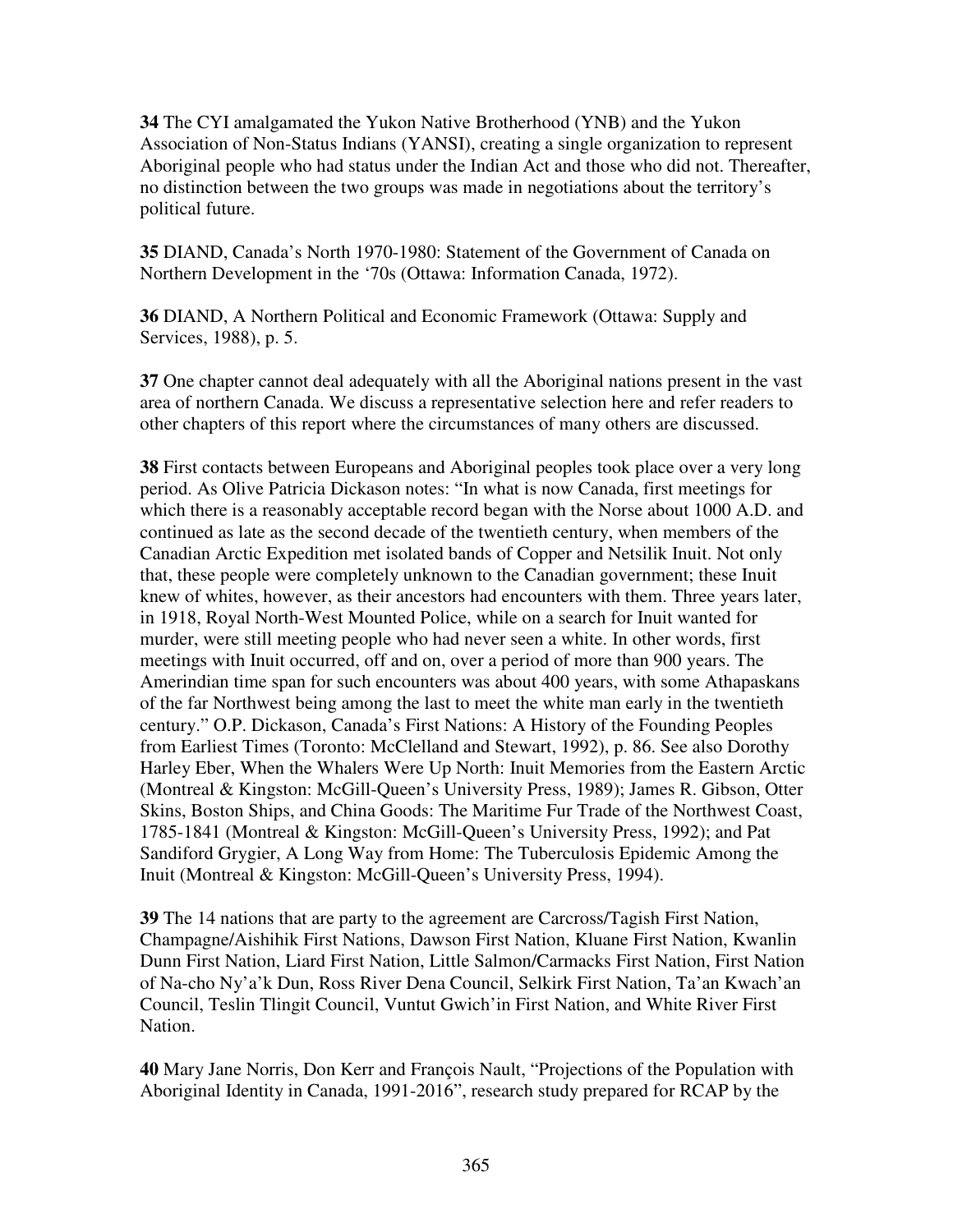**34** The CYI amalgamated the Yukon Native Brotherhood (YNB) and the Yukon Association of Non-Status Indians (YANSI), creating a single organization to represent Aboriginal people who had status under the Indian Act and those who did not. Thereafter, no distinction between the two groups was made in negotiations about the territory's political future.

**35** DIAND, Canada's North 1970-1980: Statement of the Government of Canada on Northern Development in the '70s (Ottawa: Information Canada, 1972).

**36** DIAND, A Northern Political and Economic Framework (Ottawa: Supply and Services, 1988), p. 5.

**37** One chapter cannot deal adequately with all the Aboriginal nations present in the vast area of northern Canada. We discuss a representative selection here and refer readers to other chapters of this report where the circumstances of many others are discussed.

**38** First contacts between Europeans and Aboriginal peoples took place over a very long period. As Olive Patricia Dickason notes: "In what is now Canada, first meetings for which there is a reasonably acceptable record began with the Norse about 1000 A.D. and continued as late as the second decade of the twentieth century, when members of the Canadian Arctic Expedition met isolated bands of Copper and Netsilik Inuit. Not only that, these people were completely unknown to the Canadian government; these Inuit knew of whites, however, as their ancestors had encounters with them. Three years later, in 1918, Royal North-West Mounted Police, while on a search for Inuit wanted for murder, were still meeting people who had never seen a white. In other words, first meetings with Inuit occurred, off and on, over a period of more than 900 years. The Amerindian time span for such encounters was about 400 years, with some Athapaskans of the far Northwest being among the last to meet the white man early in the twentieth century." O.P. Dickason, Canada's First Nations: A History of the Founding Peoples from Earliest Times (Toronto: McClelland and Stewart, 1992), p. 86. See also Dorothy Harley Eber, When the Whalers Were Up North: Inuit Memories from the Eastern Arctic (Montreal & Kingston: McGill-Queen's University Press, 1989); James R. Gibson, Otter Skins, Boston Ships, and China Goods: The Maritime Fur Trade of the Northwest Coast, 1785-1841 (Montreal & Kingston: McGill-Queen's University Press, 1992); and Pat Sandiford Grygier, A Long Way from Home: The Tuberculosis Epidemic Among the Inuit (Montreal & Kingston: McGill-Queen's University Press, 1994).

**39** The 14 nations that are party to the agreement are Carcross/Tagish First Nation, Champagne/Aishihik First Nations, Dawson First Nation, Kluane First Nation, Kwanlin Dunn First Nation, Liard First Nation, Little Salmon/Carmacks First Nation, First Nation of Na-cho Ny'a'k Dun, Ross River Dena Council, Selkirk First Nation, Ta'an Kwach'an Council, Teslin Tlingit Council, Vuntut Gwich'in First Nation, and White River First Nation.

**40** Mary Jane Norris, Don Kerr and François Nault, "Projections of the Population with Aboriginal Identity in Canada, 1991-2016", research study prepared for RCAP by the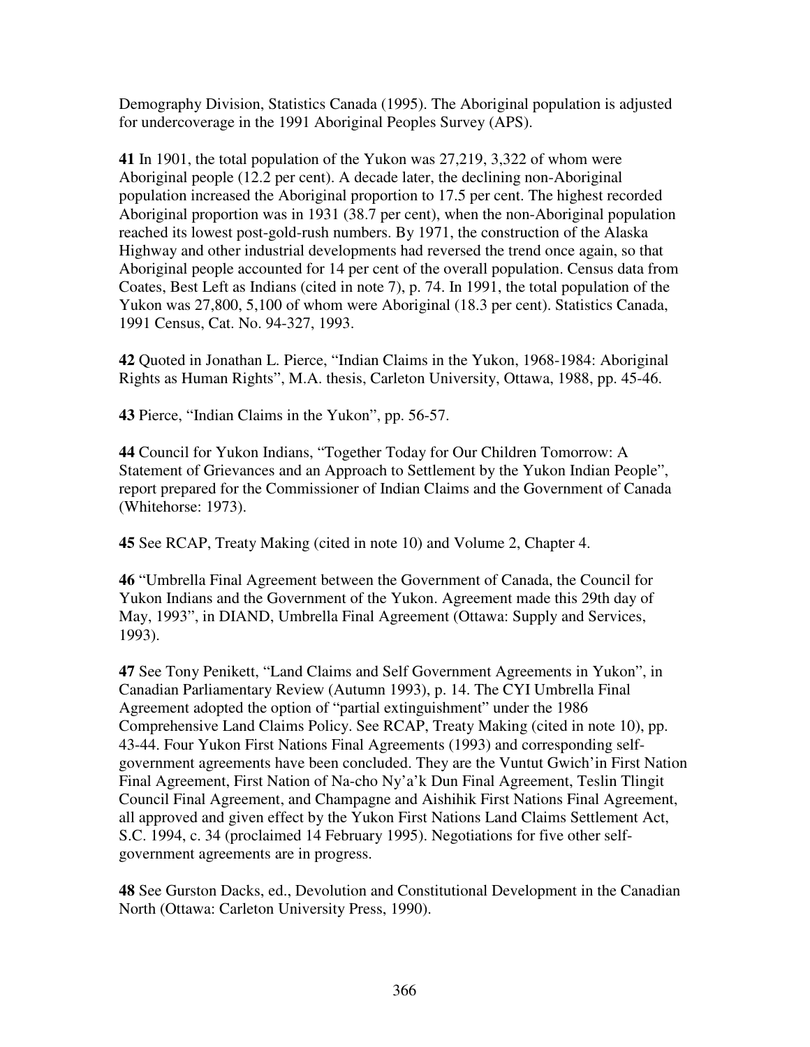Demography Division, Statistics Canada (1995). The Aboriginal population is adjusted for undercoverage in the 1991 Aboriginal Peoples Survey (APS).

**41** In 1901, the total population of the Yukon was 27,219, 3,322 of whom were Aboriginal people (12.2 per cent). A decade later, the declining non-Aboriginal population increased the Aboriginal proportion to 17.5 per cent. The highest recorded Aboriginal proportion was in 1931 (38.7 per cent), when the non-Aboriginal population reached its lowest post-gold-rush numbers. By 1971, the construction of the Alaska Highway and other industrial developments had reversed the trend once again, so that Aboriginal people accounted for 14 per cent of the overall population. Census data from Coates, Best Left as Indians (cited in note 7), p. 74. In 1991, the total population of the Yukon was 27,800, 5,100 of whom were Aboriginal (18.3 per cent). Statistics Canada, 1991 Census, Cat. No. 94-327, 1993.

**42** Quoted in Jonathan L. Pierce, "Indian Claims in the Yukon, 1968-1984: Aboriginal Rights as Human Rights", M.A. thesis, Carleton University, Ottawa, 1988, pp. 45-46.

**43** Pierce, "Indian Claims in the Yukon", pp. 56-57.

**44** Council for Yukon Indians, "Together Today for Our Children Tomorrow: A Statement of Grievances and an Approach to Settlement by the Yukon Indian People", report prepared for the Commissioner of Indian Claims and the Government of Canada (Whitehorse: 1973).

**45** See RCAP, Treaty Making (cited in note 10) and Volume 2, Chapter 4.

**46** "Umbrella Final Agreement between the Government of Canada, the Council for Yukon Indians and the Government of the Yukon. Agreement made this 29th day of May, 1993", in DIAND, Umbrella Final Agreement (Ottawa: Supply and Services, 1993).

**47** See Tony Penikett, "Land Claims and Self Government Agreements in Yukon", in Canadian Parliamentary Review (Autumn 1993), p. 14. The CYI Umbrella Final Agreement adopted the option of "partial extinguishment" under the 1986 Comprehensive Land Claims Policy. See RCAP, Treaty Making (cited in note 10), pp. 43-44. Four Yukon First Nations Final Agreements (1993) and corresponding self-government agreements have been concluded. They are the Vuntut Gwich'in First Nation Final Agreement, First Nation of Na-cho Ny'a'k Dun Final Agreement, Teslin Tlingit Council Final Agreement, and Champagne and Aishihik First Nations Final Agreement, all approved and given effect by the Yukon First Nations Land Claims Settlement Act, S.C. 1994, c. 34 (proclaimed 14 February 1995). Negotiations for five other self-government agreements are in progress.

**48** See Gurston Dacks, ed., Devolution and Constitutional Development in the Canadian North (Ottawa: Carleton University Press, 1990).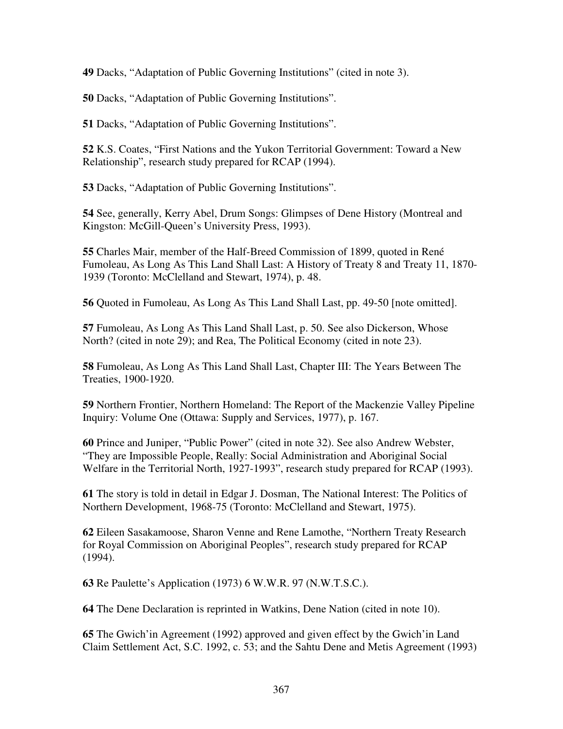**49** Dacks, "Adaptation of Public Governing Institutions" (cited in note 3).

**50** Dacks, "Adaptation of Public Governing Institutions".

**51** Dacks, "Adaptation of Public Governing Institutions".

**52** K.S. Coates, "First Nations and the Yukon Territorial Government: Toward a New Relationship", research study prepared for RCAP (1994).

**53** Dacks, "Adaptation of Public Governing Institutions".

**54** See, generally, Kerry Abel, Drum Songs: Glimpses of Dene History (Montreal and Kingston: McGill-Queen's University Press, 1993).

**55** Charles Mair, member of the Half-Breed Commission of 1899, quoted in René Fumoleau, As Long As This Land Shall Last: A History of Treaty 8 and Treaty 11, 1870-1939 (Toronto: McClelland and Stewart, 1974), p. 48.

**56** Quoted in Fumoleau, As Long As This Land Shall Last, pp. 49-50 [note omitted].

**57** Fumoleau, As Long As This Land Shall Last, p. 50. See also Dickerson, Whose North? (cited in note 29); and Rea, The Political Economy (cited in note 23).

**58** Fumoleau, As Long As This Land Shall Last, Chapter III: The Years Between The Treaties, 1900-1920.

**59** Northern Frontier, Northern Homeland: The Report of the Mackenzie Valley Pipeline Inquiry: Volume One (Ottawa: Supply and Services, 1977), p. 167.

**60** Prince and Juniper, "Public Power" (cited in note 32). See also Andrew Webster, "They are Impossible People, Really: Social Administration and Aboriginal Social Welfare in the Territorial North, 1927-1993", research study prepared for RCAP (1993).

**61** The story is told in detail in Edgar J. Dosman, The National Interest: The Politics of Northern Development, 1968-75 (Toronto: McClelland and Stewart, 1975).

**62** Eileen Sasakamoose, Sharon Venne and Rene Lamothe, "Northern Treaty Research for Royal Commission on Aboriginal Peoples", research study prepared for RCAP (1994).

**63** Re Paulette's Application (1973) 6 W.W.R. 97 (N.W.T.S.C.).

**64** The Dene Declaration is reprinted in Watkins, Dene Nation (cited in note 10).

**65** The Gwich'in Agreement (1992) approved and given effect by the Gwich'in Land Claim Settlement Act, S.C. 1992, c. 53; and the Sahtu Dene and Metis Agreement (1993)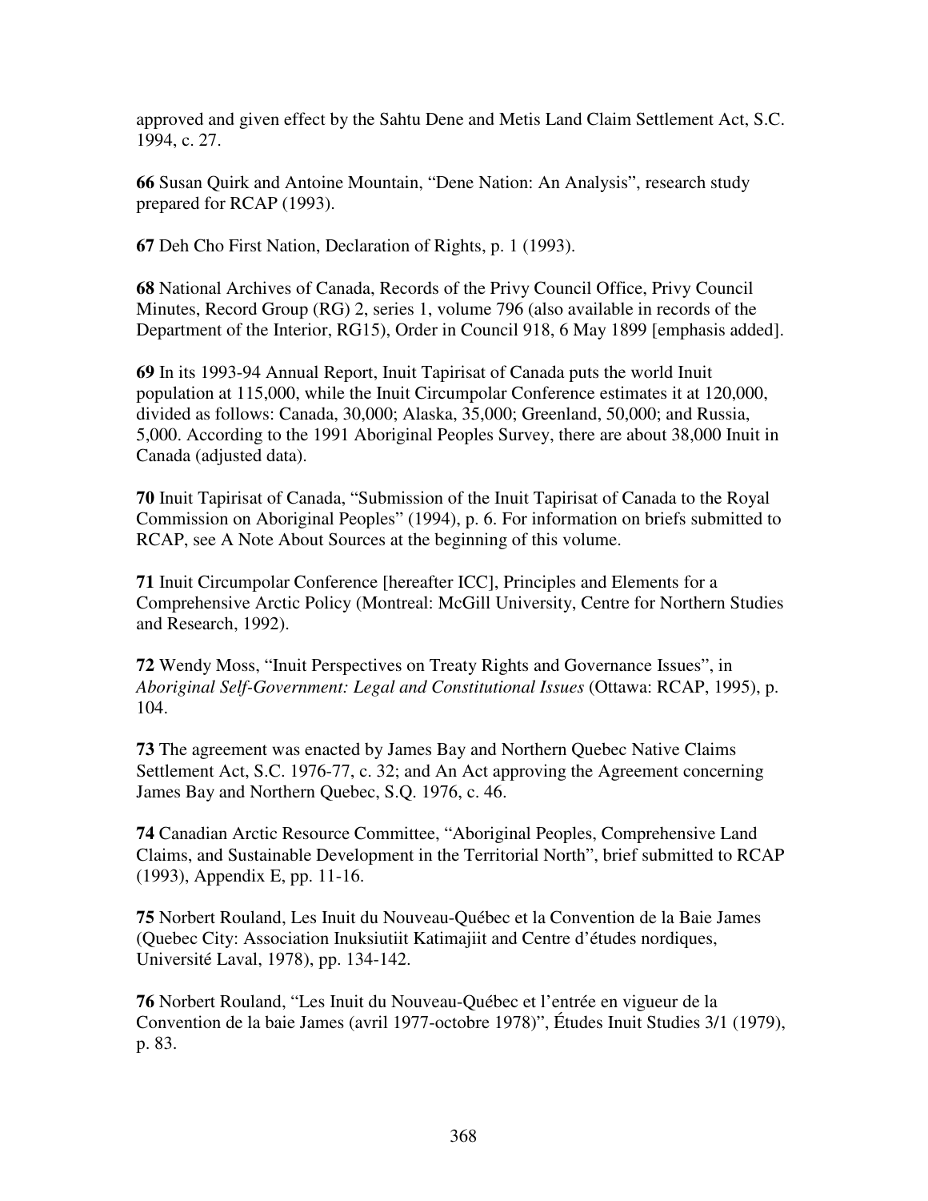approved and given effect by the Sahtu Dene and Metis Land Claim Settlement Act, S.C. 1994, c. 27.

**66** Susan Quirk and Antoine Mountain, “Dene Nation: An Analysis”, research study prepared for RCAP (1993).

**67** Deh Cho First Nation, Declaration of Rights, p. 1 (1993).

**68** National Archives of Canada, Records of the Privy Council Office, Privy Council Minutes, Record Group (RG) 2, series 1, volume 796 (also available in records of the Department of the Interior, RG15), Order in Council 918, 6 May 1899 [emphasis added].

**69** In its 1993-94 Annual Report, Inuit Tapirisat of Canada puts the world Inuit population at 115,000, while the Inuit Circumpolar Conference estimates it at 120,000, divided as follows: Canada, 30,000; Alaska, 35,000; Greenland, 50,000; and Russia, 5,000. According to the 1991 Aboriginal Peoples Survey, there are about 38,000 Inuit in Canada (adjusted data).

**70** Inuit Tapirisat of Canada, “Submission of the Inuit Tapirisat of Canada to the Royal Commission on Aboriginal Peoples” (1994), p. 6. For information on briefs submitted to RCAP, see A Note About Sources at the beginning of this volume.

**71** Inuit Circumpolar Conference [hereafter ICC], Principles and Elements for a Comprehensive Arctic Policy (Montreal: McGill University, Centre for Northern Studies and Research, 1992).

**72** Wendy Moss, “Inuit Perspectives on Treaty Rights and Governance Issues”, in *Aboriginal Self-Government: Legal and Constitutional Issues* (Ottawa: RCAP, 1995), p. 104.

**73** The agreement was enacted by James Bay and Northern Quebec Native Claims Settlement Act, S.C. 1976-77, c. 32; and An Act approving the Agreement concerning James Bay and Northern Quebec, S.Q. 1976, c. 46.

**74** Canadian Arctic Resource Committee, “Aboriginal Peoples, Comprehensive Land Claims, and Sustainable Development in the Territorial North”, brief submitted to RCAP (1993), Appendix E, pp. 11-16.

**75** Norbert Rouland, Les Inuit du Nouveau-Québec et la Convention de la Baie James (Quebec City: Association Inuksiutiit Katimajiit and Centre d’études nordiques, Université Laval, 1978), pp. 134-142.

**76** Norbert Rouland, “Les Inuit du Nouveau-Québec et l’entrée en vigueur de la Convention de la baie James (avril 1977-octobre 1978)”, Études Inuit Studies 3/1 (1979), p. 83.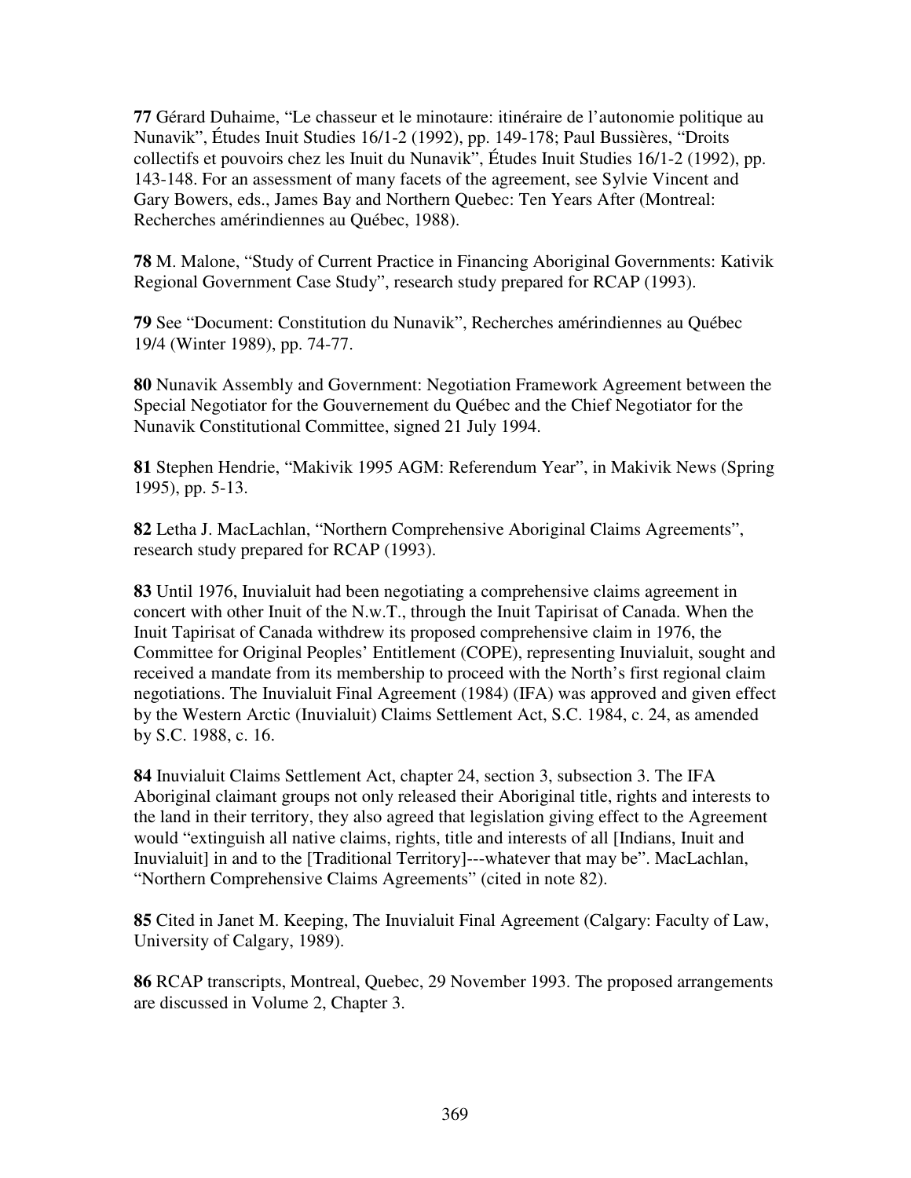**77** Gérard Duhaime, "Le chasseur et le minotaure: itinéraire de l'autonomie politique au Nunavik", Études Inuit Studies 16/1-2 (1992), pp. 149-178; Paul Bussières, "Droits collectifs et pouvoirs chez les Inuit du Nunavik", Études Inuit Studies 16/1-2 (1992), pp. 143-148. For an assessment of many facets of the agreement, see Sylvie Vincent and Gary Bowers, eds., James Bay and Northern Quebec: Ten Years After (Montreal: Recherches amérindiennes au Québec, 1988).

**78** M. Malone, "Study of Current Practice in Financing Aboriginal Governments: Kativik Regional Government Case Study", research study prepared for RCAP (1993).

**79** See "Document: Constitution du Nunavik", Recherches amérindiennes au Québec 19/4 (Winter 1989), pp. 74-77.

**80** Nunavik Assembly and Government: Negotiation Framework Agreement between the Special Negotiator for the Gouvernement du Québec and the Chief Negotiator for the Nunavik Constitutional Committee, signed 21 July 1994.

**81** Stephen Hendrie, "Makivik 1995 AGM: Referendum Year", in Makivik News (Spring 1995), pp. 5-13.

**82** Letha J. MacLachlan, "Northern Comprehensive Aboriginal Claims Agreements", research study prepared for RCAP (1993).

**83** Until 1976, Inuvialuit had been negotiating a comprehensive claims agreement in concert with other Inuit of the N.w.T., through the Inuit Tapirisat of Canada. When the Inuit Tapirisat of Canada withdrew its proposed comprehensive claim in 1976, the Committee for Original Peoples' Entitlement (COPE), representing Inuvialuit, sought and received a mandate from its membership to proceed with the North's first regional claim negotiations. The Inuvialuit Final Agreement (1984) (IFA) was approved and given effect by the Western Arctic (Inuvialuit) Claims Settlement Act, S.C. 1984, c. 24, as amended by S.C. 1988, c. 16.

**84** Inuvialuit Claims Settlement Act, chapter 24, section 3, subsection 3. The IFA Aboriginal claimant groups not only released their Aboriginal title, rights and interests to the land in their territory, they also agreed that legislation giving effect to the Agreement would "extinguish all native claims, rights, title and interests of all [Indians, Inuit and Inuvialuit] in and to the [Traditional Territory]---whatever that may be". MacLachlan, "Northern Comprehensive Claims Agreements" (cited in note 82).

**85** Cited in Janet M. Keeping, The Inuvialuit Final Agreement (Calgary: Faculty of Law, University of Calgary, 1989).

**86** RCAP transcripts, Montreal, Quebec, 29 November 1993. The proposed arrangements are discussed in Volume 2, Chapter 3.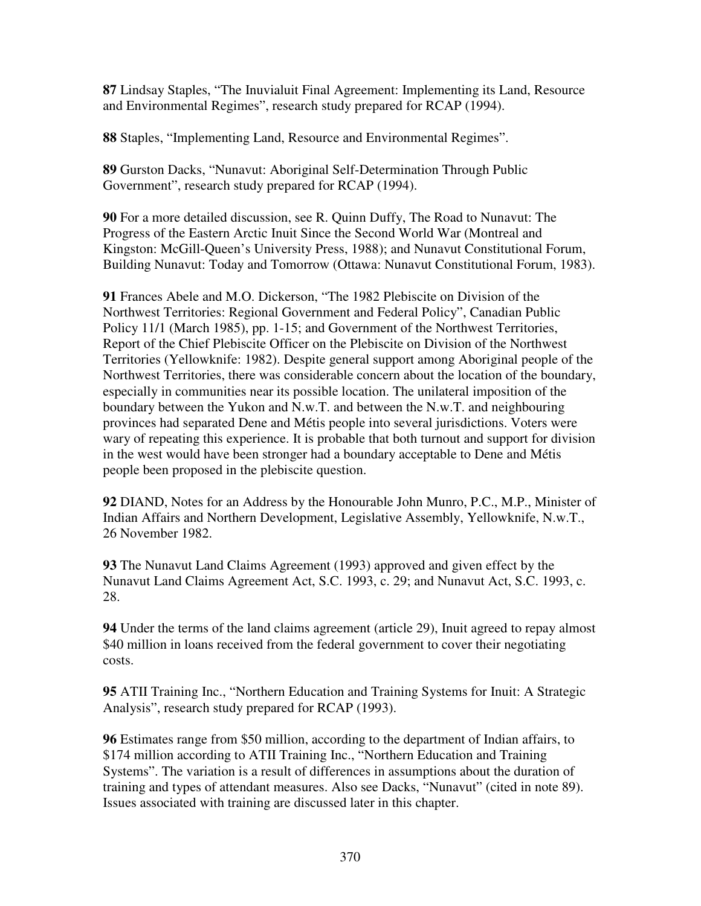**87** Lindsay Staples, "The Inuvialuit Final Agreement: Implementing its Land, Resource and Environmental Regimes", research study prepared for RCAP (1994).

**88** Staples, "Implementing Land, Resource and Environmental Regimes".

**89** Gurston Dacks, "Nunavut: Aboriginal Self-Determination Through Public Government", research study prepared for RCAP (1994).

**90** For a more detailed discussion, see R. Quinn Duffy, The Road to Nunavut: The Progress of the Eastern Arctic Inuit Since the Second World War (Montreal and Kingston: McGill-Queen's University Press, 1988); and Nunavut Constitutional Forum, Building Nunavut: Today and Tomorrow (Ottawa: Nunavut Constitutional Forum, 1983).

**91** Frances Abele and M.O. Dickerson, "The 1982 Plebiscite on Division of the Northwest Territories: Regional Government and Federal Policy", Canadian Public Policy 11/1 (March 1985), pp. 1-15; and Government of the Northwest Territories, Report of the Chief Plebiscite Officer on the Plebiscite on Division of the Northwest Territories (Yellowknife: 1982). Despite general support among Aboriginal people of the Northwest Territories, there was considerable concern about the location of the boundary, especially in communities near its possible location. The unilateral imposition of the boundary between the Yukon and N.w.T. and between the N.w.T. and neighbouring provinces had separated Dene and Métis people into several jurisdictions. Voters were wary of repeating this experience. It is probable that both turnout and support for division in the west would have been stronger had a boundary acceptable to Dene and Métis people been proposed in the plebiscite question.

**92** DIAND, Notes for an Address by the Honourable John Munro, P.C., M.P., Minister of Indian Affairs and Northern Development, Legislative Assembly, Yellowknife, N.w.T., 26 November 1982.

**93** The Nunavut Land Claims Agreement (1993) approved and given effect by the Nunavut Land Claims Agreement Act, S.C. 1993, c. 29; and Nunavut Act, S.C. 1993, c. 28.

**94** Under the terms of the land claims agreement (article 29), Inuit agreed to repay almost $40 million in loans received from the federal government to cover their negotiating costs.

**95** ATII Training Inc., "Northern Education and Training Systems for Inuit: A Strategic Analysis", research study prepared for RCAP (1993).

**96** Estimates range from $50 million, according to the department of Indian affairs, to $174 million according to ATII Training Inc., "Northern Education and Training Systems". The variation is a result of differences in assumptions about the duration of training and types of attendant measures. Also see Dacks, "Nunavut" (cited in note 89). Issues associated with training are discussed later in this chapter.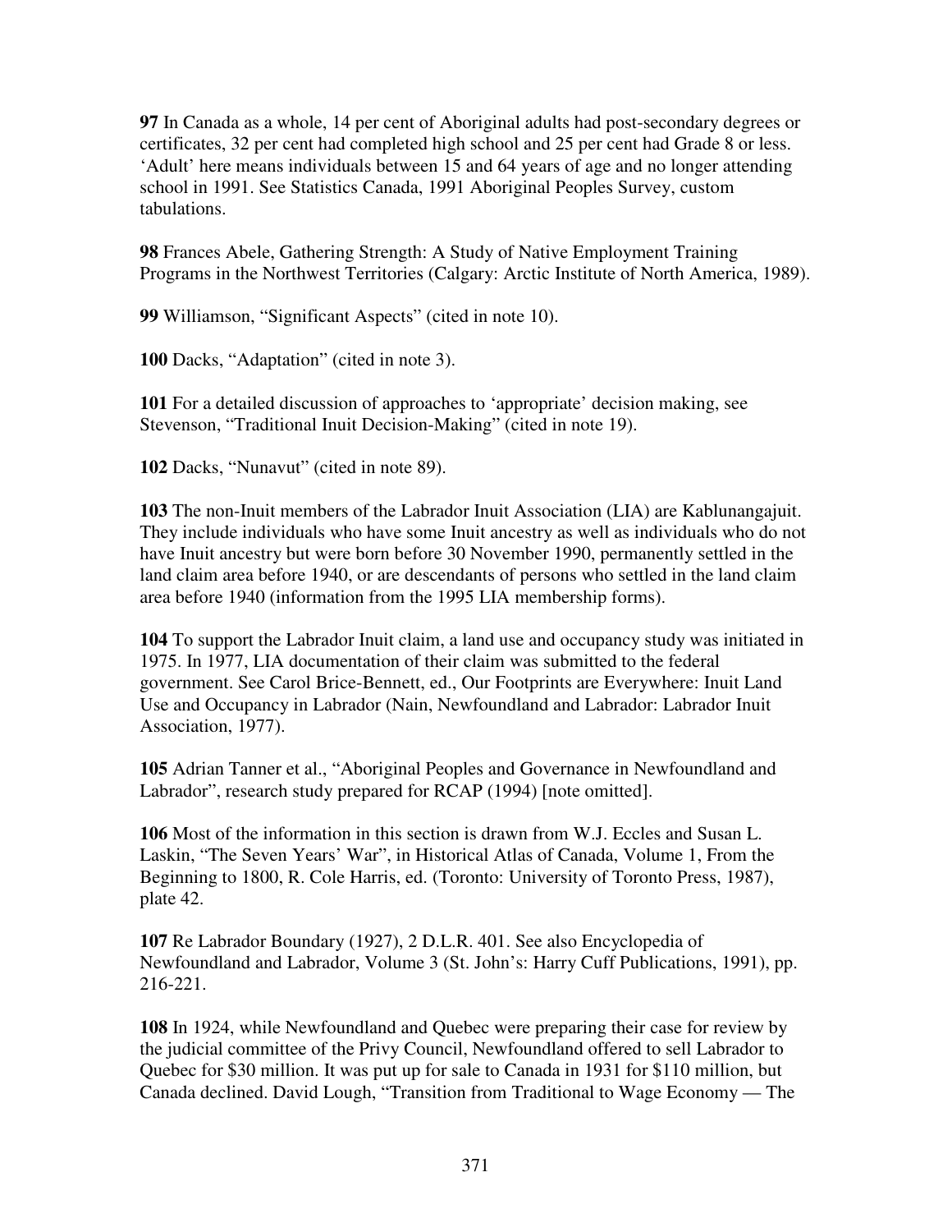**97** In Canada as a whole, 14 per cent of Aboriginal adults had post-secondary degrees or certificates, 32 per cent had completed high school and 25 per cent had Grade 8 or less. 'Adult' here means individuals between 15 and 64 years of age and no longer attending school in 1991. See Statistics Canada, 1991 Aboriginal Peoples Survey, custom tabulations.

**98** Frances Abele, Gathering Strength: A Study of Native Employment Training Programs in the Northwest Territories (Calgary: Arctic Institute of North America, 1989).

**99** Williamson, "Significant Aspects" (cited in note 10).

**100** Dacks, "Adaptation" (cited in note 3).

**101** For a detailed discussion of approaches to 'appropriate' decision making, see Stevenson, "Traditional Inuit Decision-Making" (cited in note 19).

**102** Dacks, "Nunavut" (cited in note 89).

**103** The non-Inuit members of the Labrador Inuit Association (LIA) are Kablunangajuit. They include individuals who have some Inuit ancestry as well as individuals who do not have Inuit ancestry but were born before 30 November 1990, permanently settled in the land claim area before 1940, or are descendants of persons who settled in the land claim area before 1940 (information from the 1995 LIA membership forms).

**104** To support the Labrador Inuit claim, a land use and occupancy study was initiated in 1975. In 1977, LIA documentation of their claim was submitted to the federal government. See Carol Brice-Bennett, ed., Our Footprints are Everywhere: Inuit Land Use and Occupancy in Labrador (Nain, Newfoundland and Labrador: Labrador Inuit Association, 1977).

**105** Adrian Tanner et al., "Aboriginal Peoples and Governance in Newfoundland and Labrador", research study prepared for RCAP (1994) [note omitted].

**106** Most of the information in this section is drawn from W.J. Eccles and Susan L. Laskin, "The Seven Years' War", in Historical Atlas of Canada, Volume 1, From the Beginning to 1800, R. Cole Harris, ed. (Toronto: University of Toronto Press, 1987), plate 42.

**107** Re Labrador Boundary (1927), 2 D.L.R. 401. See also Encyclopedia of Newfoundland and Labrador, Volume 3 (St. John's: Harry Cuff Publications, 1991), pp. 216-221.

**108** In 1924, while Newfoundland and Quebec were preparing their case for review by the judicial committee of the Privy Council, Newfoundland offered to sell Labrador to Quebec for $30 million. It was put up for sale to Canada in 1931 for $110 million, but Canada declined. David Lough, "Transition from Traditional to Wage Economy — The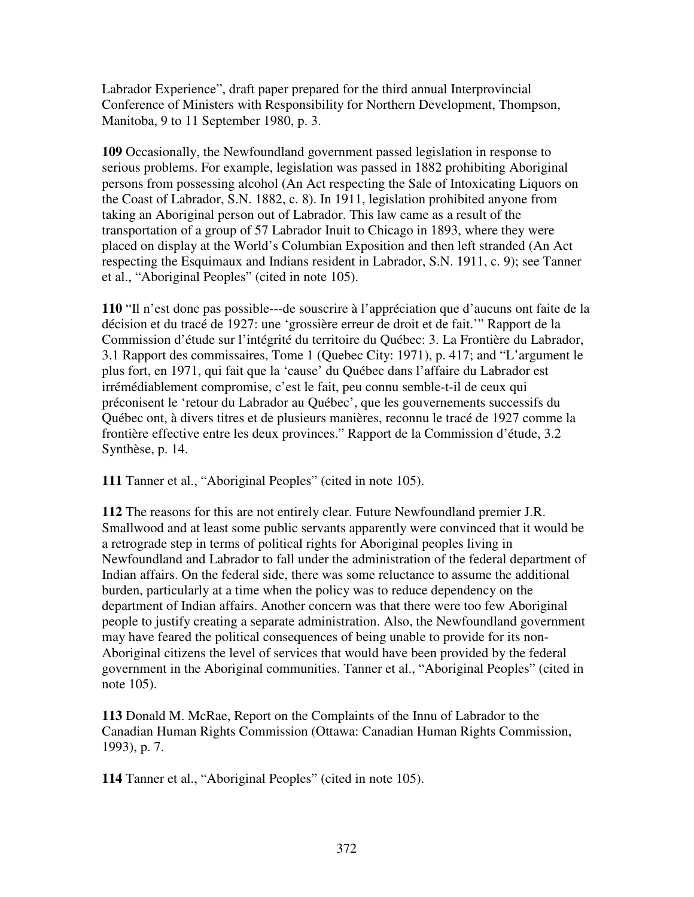Labrador Experience", draft paper prepared for the third annual Interprovincial Conference of Ministers with Responsibility for Northern Development, Thompson, Manitoba, 9 to 11 September 1980, p. 3.

**109** Occasionally, the Newfoundland government passed legislation in response to serious problems. For example, legislation was passed in 1882 prohibiting Aboriginal persons from possessing alcohol (An Act respecting the Sale of Intoxicating Liquors on the Coast of Labrador, S.N. 1882, c. 8). In 1911, legislation prohibited anyone from taking an Aboriginal person out of Labrador. This law came as a result of the transportation of a group of 57 Labrador Inuit to Chicago in 1893, where they were placed on display at the World's Columbian Exposition and then left stranded (An Act respecting the Esquimaux and Indians resident in Labrador, S.N. 1911, c. 9); see Tanner et al., "Aboriginal Peoples" (cited in note 105).

**110** "Il n'est donc pas possible---de souscrire à l'appréciation que d'aucuns ont faite de la décision et du tracé de 1927: une 'grossière erreur de droit et de fait.'" Rapport de la Commission d'étude sur l'intégrité du territoire du Québec: 3. La Frontière du Labrador, 3.1 Rapport des commissaires, Tome 1 (Quebec City: 1971), p. 417; and "L'argument le plus fort, en 1971, qui fait que la 'cause' du Québec dans l'affaire du Labrador est irrémédiablement compromise, c'est le fait, peu connu semble-t-il de ceux qui préconisent le 'retour du Labrador au Québec', que les gouvernements successifs du Québec ont, à divers titres et de plusieurs manières, reconnu le tracé de 1927 comme la frontière effective entre les deux provinces." Rapport de la Commission d'étude, 3.2 Synthèse, p. 14.

**111** Tanner et al., "Aboriginal Peoples" (cited in note 105).

**112** The reasons for this are not entirely clear. Future Newfoundland premier J.R. Smallwood and at least some public servants apparently were convinced that it would be a retrograde step in terms of political rights for Aboriginal peoples living in Newfoundland and Labrador to fall under the administration of the federal department of Indian affairs. On the federal side, there was some reluctance to assume the additional burden, particularly at a time when the policy was to reduce dependency on the department of Indian affairs. Another concern was that there were too few Aboriginal people to justify creating a separate administration. Also, the Newfoundland government may have feared the political consequences of being unable to provide for its non-Aboriginal citizens the level of services that would have been provided by the federal government in the Aboriginal communities. Tanner et al., "Aboriginal Peoples" (cited in note 105).

**113** Donald M. McRae, Report on the Complaints of the Innu of Labrador to the Canadian Human Rights Commission (Ottawa: Canadian Human Rights Commission, 1993), p. 7.

**114** Tanner et al., "Aboriginal Peoples" (cited in note 105).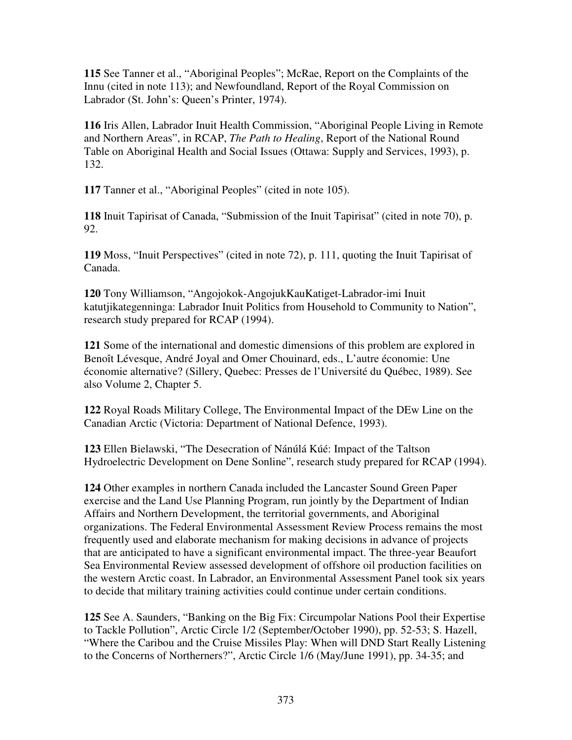**115** See Tanner et al., "Aboriginal Peoples"; McRae, Report on the Complaints of the Innu (cited in note 113); and Newfoundland, Report of the Royal Commission on Labrador (St. John's: Queen's Printer, 1974).

**116** Iris Allen, Labrador Inuit Health Commission, "Aboriginal People Living in Remote and Northern Areas", in RCAP, *The Path to Healing*, Report of the National Round Table on Aboriginal Health and Social Issues (Ottawa: Supply and Services, 1993), p. 132.

**117** Tanner et al., "Aboriginal Peoples" (cited in note 105).

**118** Inuit Tapirisat of Canada, "Submission of the Inuit Tapirisat" (cited in note 70), p. 92.

**119** Moss, "Inuit Perspectives" (cited in note 72), p. 111, quoting the Inuit Tapirisat of Canada.

**120** Tony Williamson, "Angojokok-AngojukKauKatiget-Labrador-imi Inuit katutjikategenninga: Labrador Inuit Politics from Household to Community to Nation", research study prepared for RCAP (1994).

**121** Some of the international and domestic dimensions of this problem are explored in Benoît Lévesque, André Joyal and Omer Chouinard, eds., L'autre économie: Une économie alternative? (Sillery, Quebec: Presses de l'Université du Québec, 1989). See also Volume 2, Chapter 5.

**122** Royal Roads Military College, The Environmental Impact of the DEw Line on the Canadian Arctic (Victoria: Department of National Defence, 1993).

**123** Ellen Bielawski, "The Desecration of Nánúlá Kúé: Impact of the Taltson Hydroelectric Development on Dene Sonline", research study prepared for RCAP (1994).

**124** Other examples in northern Canada included the Lancaster Sound Green Paper exercise and the Land Use Planning Program, run jointly by the Department of Indian Affairs and Northern Development, the territorial governments, and Aboriginal organizations. The Federal Environmental Assessment Review Process remains the most frequently used and elaborate mechanism for making decisions in advance of projects that are anticipated to have a significant environmental impact. The three-year Beaufort Sea Environmental Review assessed development of offshore oil production facilities on the western Arctic coast. In Labrador, an Environmental Assessment Panel took six years to decide that military training activities could continue under certain conditions.

**125** See A. Saunders, "Banking on the Big Fix: Circumpolar Nations Pool their Expertise to Tackle Pollution", Arctic Circle 1/2 (September/October 1990), pp. 52-53; S. Hazell, "Where the Caribou and the Cruise Missiles Play: When will DND Start Really Listening to the Concerns of Northerners?", Arctic Circle 1/6 (May/June 1991), pp. 34-35; and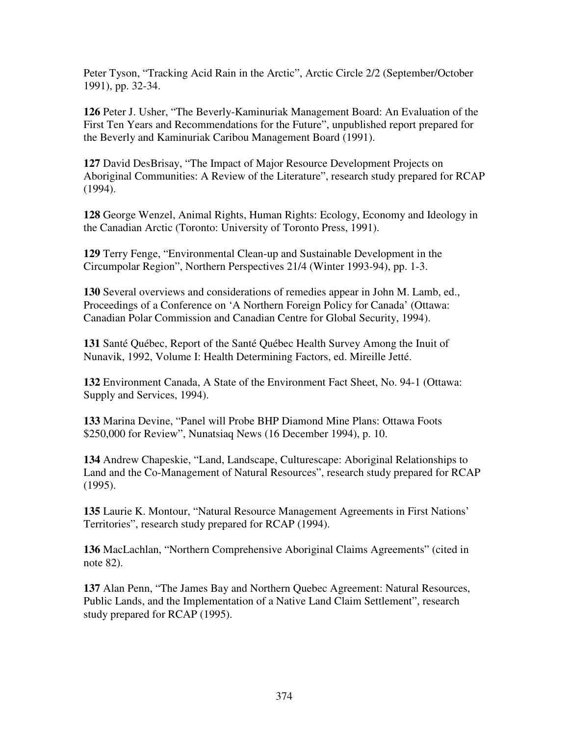Peter Tyson, “Tracking Acid Rain in the Arctic”, Arctic Circle 2/2 (September/October 1991), pp. 32-34.

**126** Peter J. Usher, “The Beverly-Kaminuriak Management Board: An Evaluation of the First Ten Years and Recommendations for the Future”, unpublished report prepared for the Beverly and Kaminuriak Caribou Management Board (1991).

**127** David DesBrisay, “The Impact of Major Resource Development Projects on Aboriginal Communities: A Review of the Literature”, research study prepared for RCAP (1994).

**128** George Wenzel, Animal Rights, Human Rights: Ecology, Economy and Ideology in the Canadian Arctic (Toronto: University of Toronto Press, 1991).

**129** Terry Fenge, “Environmental Clean-up and Sustainable Development in the Circumpolar Region”, Northern Perspectives 21/4 (Winter 1993-94), pp. 1-3.

**130** Several overviews and considerations of remedies appear in John M. Lamb, ed., Proceedings of a Conference on ‘A Northern Foreign Policy for Canada’ (Ottawa: Canadian Polar Commission and Canadian Centre for Global Security, 1994).

**131** Santé Québec, Report of the Santé Québec Health Survey Among the Inuit of Nunavik, 1992, Volume I: Health Determining Factors, ed. Mireille Jetté.

**132** Environment Canada, A State of the Environment Fact Sheet, No. 94-1 (Ottawa: Supply and Services, 1994).

**133** Marina Devine, “Panel will Probe BHP Diamond Mine Plans: Ottawa Foots $250,000 for Review”, Nunatsiaq News (16 December 1994), p. 10.

**134** Andrew Chapeskie, “Land, Landscape, Culturescape: Aboriginal Relationships to Land and the Co-Management of Natural Resources”, research study prepared for RCAP (1995).

**135** Laurie K. Montour, “Natural Resource Management Agreements in First Nations’ Territories”, research study prepared for RCAP (1994).

**136** MacLachlan, “Northern Comprehensive Aboriginal Claims Agreements” (cited in note 82).

**137** Alan Penn, “The James Bay and Northern Quebec Agreement: Natural Resources, Public Lands, and the Implementation of a Native Land Claim Settlement”, research study prepared for RCAP (1995).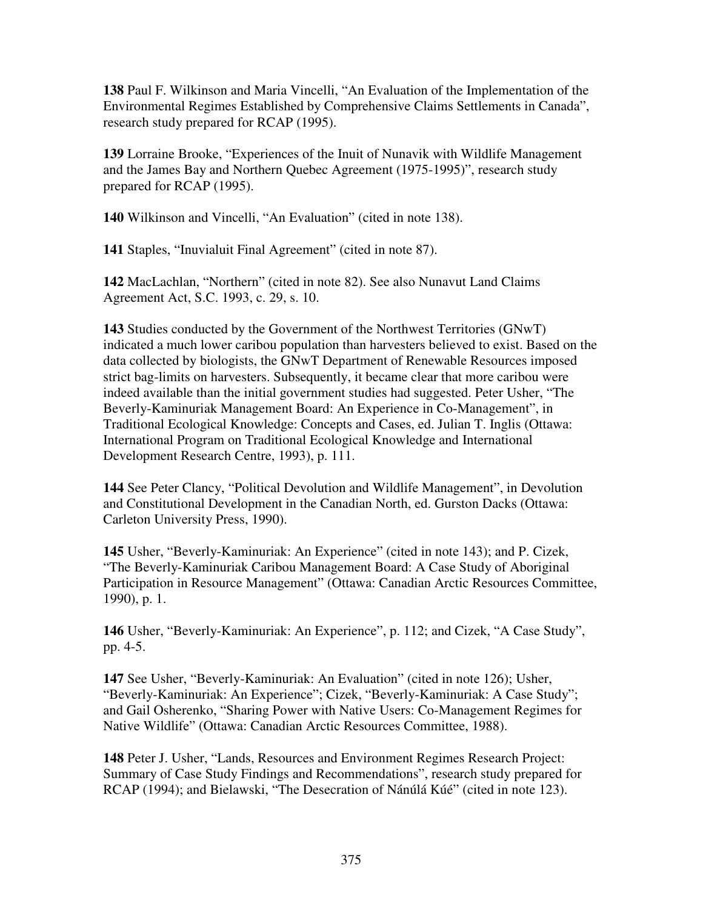**138** Paul F. Wilkinson and Maria Vincelli, "An Evaluation of the Implementation of the Environmental Regimes Established by Comprehensive Claims Settlements in Canada", research study prepared for RCAP (1995).

**139** Lorraine Brooke, "Experiences of the Inuit of Nunavik with Wildlife Management and the James Bay and Northern Quebec Agreement (1975-1995)", research study prepared for RCAP (1995).

**140** Wilkinson and Vincelli, "An Evaluation" (cited in note 138).

**141** Staples, "Inuvialuit Final Agreement" (cited in note 87).

**142** MacLachlan, "Northern" (cited in note 82). See also Nunavut Land Claims Agreement Act, S.C. 1993, c. 29, s. 10.

**143** Studies conducted by the Government of the Northwest Territories (GNwT) indicated a much lower caribou population than harvesters believed to exist. Based on the data collected by biologists, the GNwT Department of Renewable Resources imposed strict bag-limits on harvesters. Subsequently, it became clear that more caribou were indeed available than the initial government studies had suggested. Peter Usher, "The Beverly-Kaminuriak Management Board: An Experience in Co-Management", in Traditional Ecological Knowledge: Concepts and Cases, ed. Julian T. Inglis (Ottawa: International Program on Traditional Ecological Knowledge and International Development Research Centre, 1993), p. 111.

**144** See Peter Clancy, "Political Devolution and Wildlife Management", in Devolution and Constitutional Development in the Canadian North, ed. Gurston Dacks (Ottawa: Carleton University Press, 1990).

**145** Usher, "Beverly-Kaminuriak: An Experience" (cited in note 143); and P. Cizek, "The Beverly-Kaminuriak Caribou Management Board: A Case Study of Aboriginal Participation in Resource Management" (Ottawa: Canadian Arctic Resources Committee, 1990), p. 1.

**146** Usher, "Beverly-Kaminuriak: An Experience", p. 112; and Cizek, "A Case Study", pp. 4-5.

**147** See Usher, "Beverly-Kaminuriak: An Evaluation" (cited in note 126); Usher, "Beverly-Kaminuriak: An Experience"; Cizek, "Beverly-Kaminuriak: A Case Study"; and Gail Osherenko, "Sharing Power with Native Users: Co-Management Regimes for Native Wildlife" (Ottawa: Canadian Arctic Resources Committee, 1988).

**148** Peter J. Usher, "Lands, Resources and Environment Regimes Research Project: Summary of Case Study Findings and Recommendations", research study prepared for RCAP (1994); and Bielawski, "The Desecration of Nánúlá Kúé" (cited in note 123).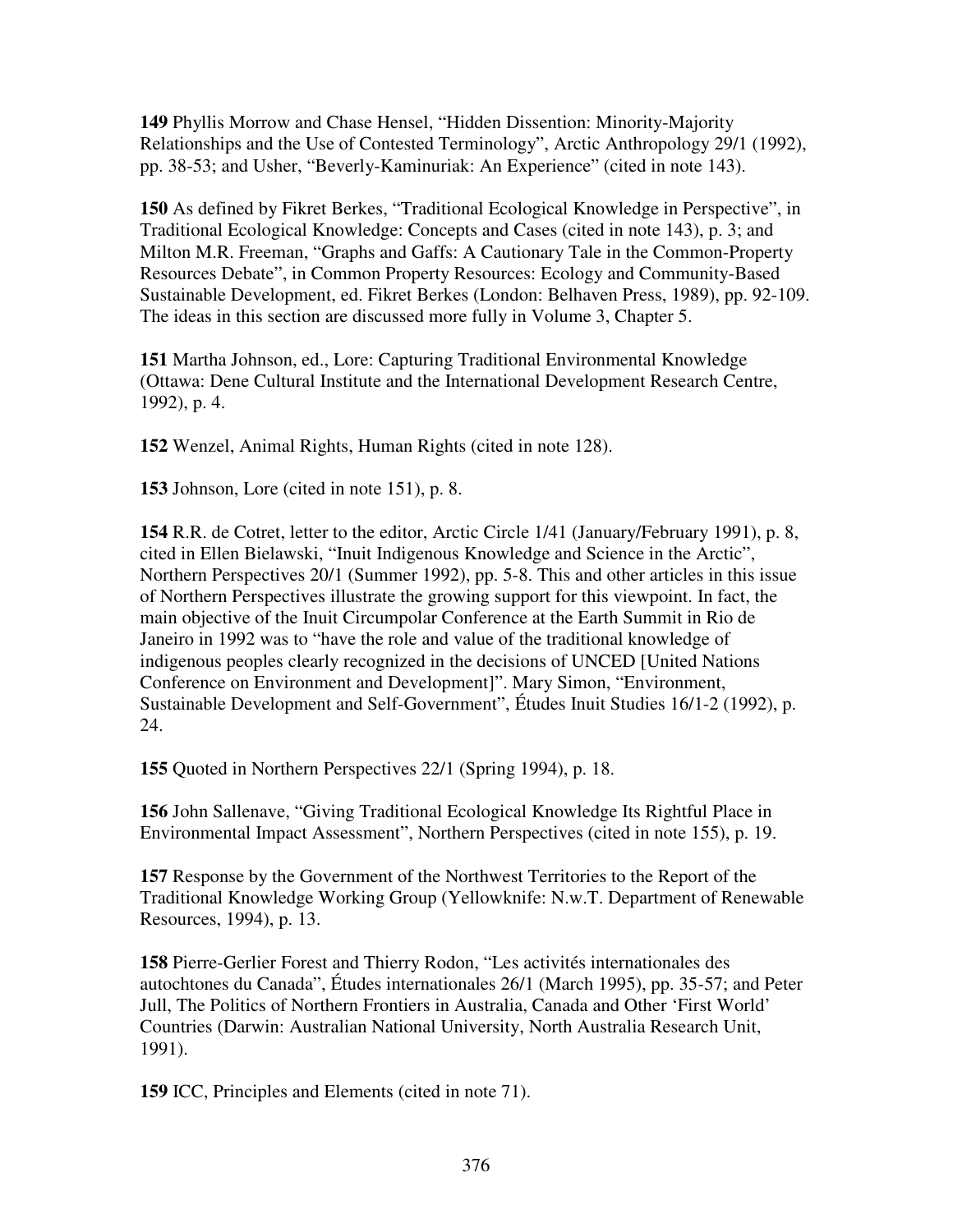**149** Phyllis Morrow and Chase Hensel, "Hidden Dissention: Minority-Majority Relationships and the Use of Contested Terminology", Arctic Anthropology 29/1 (1992), pp. 38-53; and Usher, "Beverly-Kaminuriak: An Experience" (cited in note 143).

**150** As defined by Fikret Berkes, "Traditional Ecological Knowledge in Perspective", in Traditional Ecological Knowledge: Concepts and Cases (cited in note 143), p. 3; and Milton M.R. Freeman, "Graphs and Gaffs: A Cautionary Tale in the Common-Property Resources Debate", in Common Property Resources: Ecology and Community-Based Sustainable Development, ed. Fikret Berkes (London: Belhaven Press, 1989), pp. 92-109. The ideas in this section are discussed more fully in Volume 3, Chapter 5.

**151** Martha Johnson, ed., Lore: Capturing Traditional Environmental Knowledge (Ottawa: Dene Cultural Institute and the International Development Research Centre, 1992), p. 4.

**152** Wenzel, Animal Rights, Human Rights (cited in note 128).

**153** Johnson, Lore (cited in note 151), p. 8.

**154** R.R. de Cotret, letter to the editor, Arctic Circle 1/41 (January/February 1991), p. 8, cited in Ellen Bielawski, "Inuit Indigenous Knowledge and Science in the Arctic", Northern Perspectives 20/1 (Summer 1992), pp. 5-8. This and other articles in this issue of Northern Perspectives illustrate the growing support for this viewpoint. In fact, the main objective of the Inuit Circumpolar Conference at the Earth Summit in Rio de Janeiro in 1992 was to "have the role and value of the traditional knowledge of indigenous peoples clearly recognized in the decisions of UNCED [United Nations Conference on Environment and Development]". Mary Simon, "Environment, Sustainable Development and Self-Government", Études Inuit Studies 16/1-2 (1992), p. 24.

**155** Quoted in Northern Perspectives 22/1 (Spring 1994), p. 18.

**156** John Sallenave, "Giving Traditional Ecological Knowledge Its Rightful Place in Environmental Impact Assessment", Northern Perspectives (cited in note 155), p. 19.

**157** Response by the Government of the Northwest Territories to the Report of the Traditional Knowledge Working Group (Yellowknife: N.w.T. Department of Renewable Resources, 1994), p. 13.

**158** Pierre-Gerlier Forest and Thierry Rodon, "Les activités internationales des autochtones du Canada", Études internationales 26/1 (March 1995), pp. 35-57; and Peter Jull, The Politics of Northern Frontiers in Australia, Canada and Other 'First World' Countries (Darwin: Australian National University, North Australia Research Unit, 1991).

**159** ICC, Principles and Elements (cited in note 71).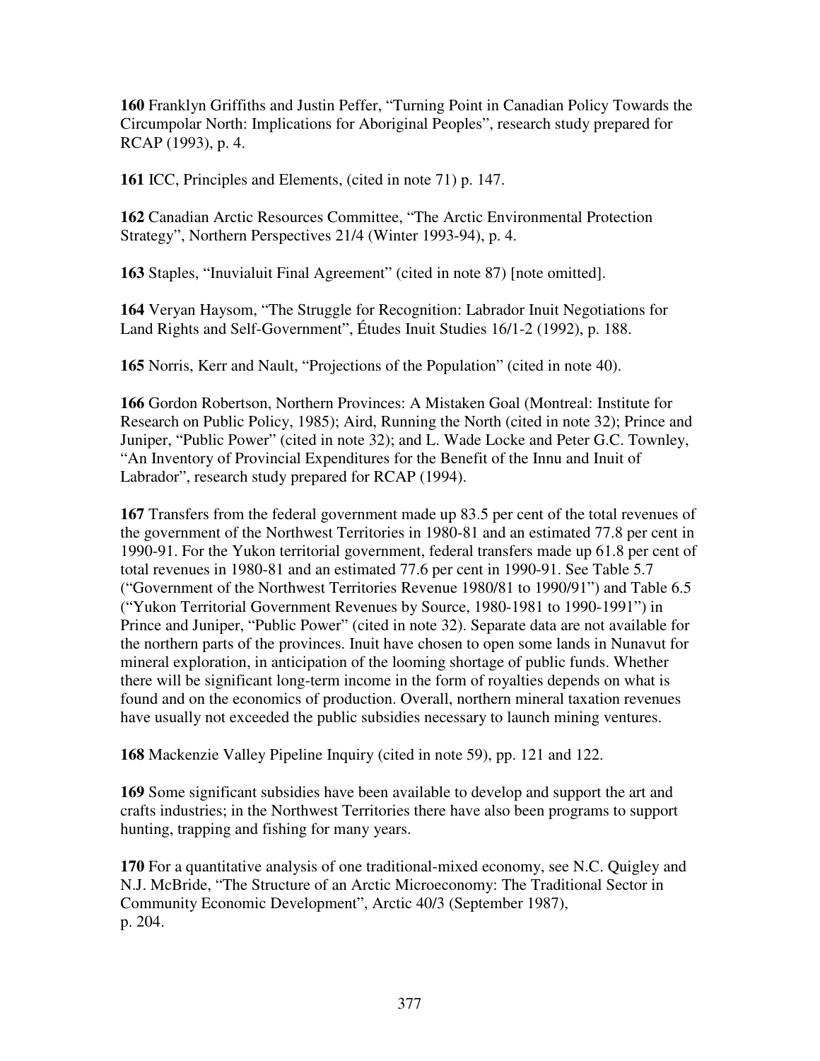**160** Franklyn Griffiths and Justin Peffer, "Turning Point in Canadian Policy Towards the Circumpolar North: Implications for Aboriginal Peoples", research study prepared for RCAP (1993), p. 4.

**161** ICC, Principles and Elements, (cited in note 71) p. 147.

**162** Canadian Arctic Resources Committee, "The Arctic Environmental Protection Strategy", Northern Perspectives 21/4 (Winter 1993-94), p. 4.

**163** Staples, "Inuvialuit Final Agreement" (cited in note 87) [note omitted].

**164** Veryan Haysom, "The Struggle for Recognition: Labrador Inuit Negotiations for Land Rights and Self-Government", Études Inuit Studies 16/1-2 (1992), p. 188.

**165** Norris, Kerr and Nault, "Projections of the Population" (cited in note 40).

**166** Gordon Robertson, Northern Provinces: A Mistaken Goal (Montreal: Institute for Research on Public Policy, 1985); Aird, Running the North (cited in note 32); Prince and Juniper, "Public Power" (cited in note 32); and L. Wade Locke and Peter G.C. Townley, "An Inventory of Provincial Expenditures for the Benefit of the Innu and Inuit of Labrador", research study prepared for RCAP (1994).

**167** Transfers from the federal government made up 83.5 per cent of the total revenues of the government of the Northwest Territories in 1980-81 and an estimated 77.8 per cent in 1990-91. For the Yukon territorial government, federal transfers made up 61.8 per cent of total revenues in 1980-81 and an estimated 77.6 per cent in 1990-91. See Table 5.7 ("Government of the Northwest Territories Revenue 1980/81 to 1990/91") and Table 6.5 ("Yukon Territorial Government Revenues by Source, 1980-1981 to 1990-1991") in Prince and Juniper, "Public Power" (cited in note 32). Separate data are not available for the northern parts of the provinces. Inuit have chosen to open some lands in Nunavut for mineral exploration, in anticipation of the looming shortage of public funds. Whether there will be significant long-term income in the form of royalties depends on what is found and on the economics of production. Overall, northern mineral taxation revenues have usually not exceeded the public subsidies necessary to launch mining ventures.

**168** Mackenzie Valley Pipeline Inquiry (cited in note 59), pp. 121 and 122.

**169** Some significant subsidies have been available to develop and support the art and crafts industries; in the Northwest Territories there have also been programs to support hunting, trapping and fishing for many years.

**170** For a quantitative analysis of one traditional-mixed economy, see N.C. Quigley and N.J. McBride, "The Structure of an Arctic Microeconomy: The Traditional Sector in Community Economic Development", Arctic 40/3 (September 1987), p. 204.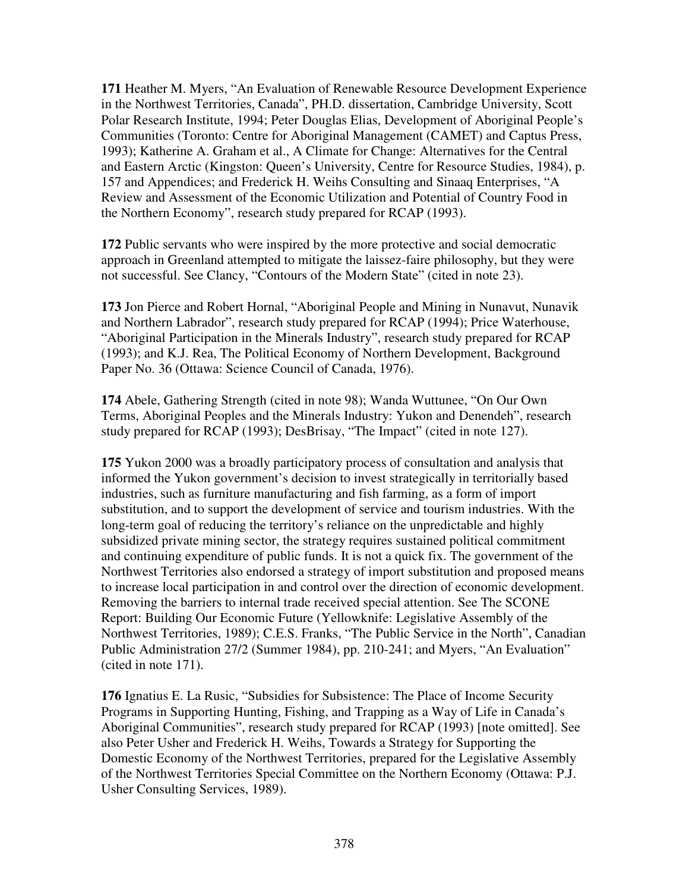**171** Heather M. Myers, "An Evaluation of Renewable Resource Development Experience in the Northwest Territories, Canada", PH.D. dissertation, Cambridge University, Scott Polar Research Institute, 1994; Peter Douglas Elias, Development of Aboriginal People's Communities (Toronto: Centre for Aboriginal Management (CAMET) and Captus Press, 1993); Katherine A. Graham et al., A Climate for Change: Alternatives for the Central and Eastern Arctic (Kingston: Queen's University, Centre for Resource Studies, 1984), p. 157 and Appendices; and Frederick H. Weihs Consulting and Sinaaq Enterprises, "A Review and Assessment of the Economic Utilization and Potential of Country Food in the Northern Economy", research study prepared for RCAP (1993).

**172** Public servants who were inspired by the more protective and social democratic approach in Greenland attempted to mitigate the laissez-faire philosophy, but they were not successful. See Clancy, "Contours of the Modern State" (cited in note 23).

**173** Jon Pierce and Robert Hornal, "Aboriginal People and Mining in Nunavut, Nunavik and Northern Labrador", research study prepared for RCAP (1994); Price Waterhouse, "Aboriginal Participation in the Minerals Industry", research study prepared for RCAP (1993); and K.J. Rea, The Political Economy of Northern Development, Background Paper No. 36 (Ottawa: Science Council of Canada, 1976).

**174** Abele, Gathering Strength (cited in note 98); Wanda Wuttunee, "On Our Own Terms, Aboriginal Peoples and the Minerals Industry: Yukon and Denendeh", research study prepared for RCAP (1993); DesBrisay, "The Impact" (cited in note 127).

**175** Yukon 2000 was a broadly participatory process of consultation and analysis that informed the Yukon government's decision to invest strategically in territorially based industries, such as furniture manufacturing and fish farming, as a form of import substitution, and to support the development of service and tourism industries. With the long-term goal of reducing the territory's reliance on the unpredictable and highly subsidized private mining sector, the strategy requires sustained political commitment and continuing expenditure of public funds. It is not a quick fix. The government of the Northwest Territories also endorsed a strategy of import substitution and proposed means to increase local participation in and control over the direction of economic development. Removing the barriers to internal trade received special attention. See The SCONE Report: Building Our Economic Future (Yellowknife: Legislative Assembly of the Northwest Territories, 1989); C.E.S. Franks, "The Public Service in the North", Canadian Public Administration 27/2 (Summer 1984), pp. 210-241; and Myers, "An Evaluation" (cited in note 171).

**176** Ignatius E. La Rusic, "Subsidies for Subsistence: The Place of Income Security Programs in Supporting Hunting, Fishing, and Trapping as a Way of Life in Canada's Aboriginal Communities", research study prepared for RCAP (1993) [note omitted]. See also Peter Usher and Frederick H. Weihs, Towards a Strategy for Supporting the Domestic Economy of the Northwest Territories, prepared for the Legislative Assembly of the Northwest Territories Special Committee on the Northern Economy (Ottawa: P.J. Usher Consulting Services, 1989).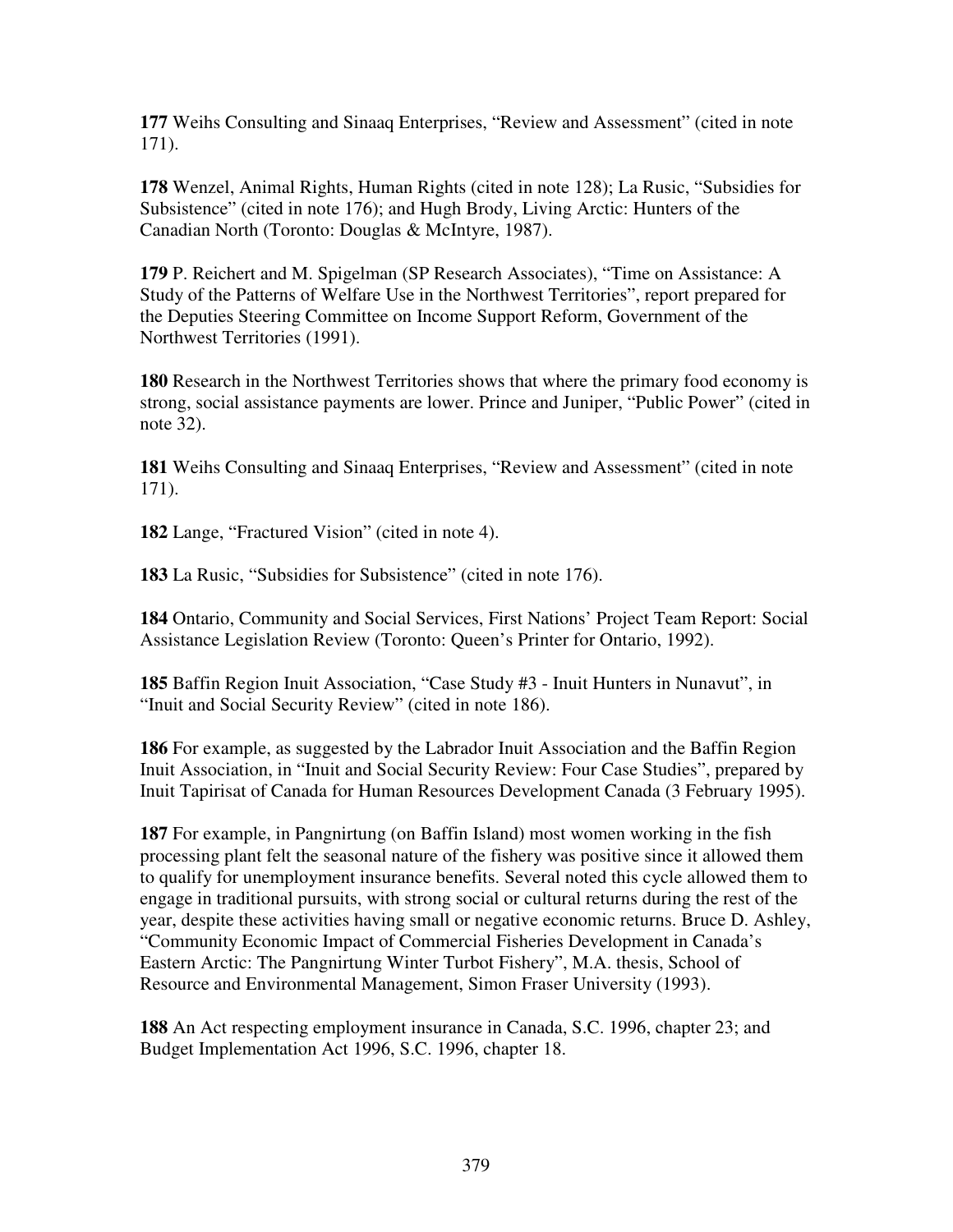**177** Weihs Consulting and Sinaaq Enterprises, "Review and Assessment" (cited in note 171).

**178** Wenzel, Animal Rights, Human Rights (cited in note 128); La Rusic, "Subsidies for Subsistence" (cited in note 176); and Hugh Brody, Living Arctic: Hunters of the Canadian North (Toronto: Douglas & McIntyre, 1987).

**179** P. Reichert and M. Spigelman (SP Research Associates), "Time on Assistance: A Study of the Patterns of Welfare Use in the Northwest Territories", report prepared for the Deputies Steering Committee on Income Support Reform, Government of the Northwest Territories (1991).

**180** Research in the Northwest Territories shows that where the primary food economy is strong, social assistance payments are lower. Prince and Juniper, "Public Power" (cited in note 32).

**181** Weihs Consulting and Sinaaq Enterprises, "Review and Assessment" (cited in note 171).

**182** Lange, "Fractured Vision" (cited in note 4).

**183** La Rusic, "Subsidies for Subsistence" (cited in note 176).

**184** Ontario, Community and Social Services, First Nations' Project Team Report: Social Assistance Legislation Review (Toronto: Queen's Printer for Ontario, 1992).

**185** Baffin Region Inuit Association, "Case Study #3 - Inuit Hunters in Nunavut", in "Inuit and Social Security Review" (cited in note 186).

**186** For example, as suggested by the Labrador Inuit Association and the Baffin Region Inuit Association, in "Inuit and Social Security Review: Four Case Studies", prepared by Inuit Tapirisat of Canada for Human Resources Development Canada (3 February 1995).

**187** For example, in Pangnirtung (on Baffin Island) most women working in the fish processing plant felt the seasonal nature of the fishery was positive since it allowed them to qualify for unemployment insurance benefits. Several noted this cycle allowed them to engage in traditional pursuits, with strong social or cultural returns during the rest of the year, despite these activities having small or negative economic returns. Bruce D. Ashley, "Community Economic Impact of Commercial Fisheries Development in Canada's Eastern Arctic: The Pangnirtung Winter Turbot Fishery", M.A. thesis, School of Resource and Environmental Management, Simon Fraser University (1993).

**188** An Act respecting employment insurance in Canada, S.C. 1996, chapter 23; and Budget Implementation Act 1996, S.C. 1996, chapter 18.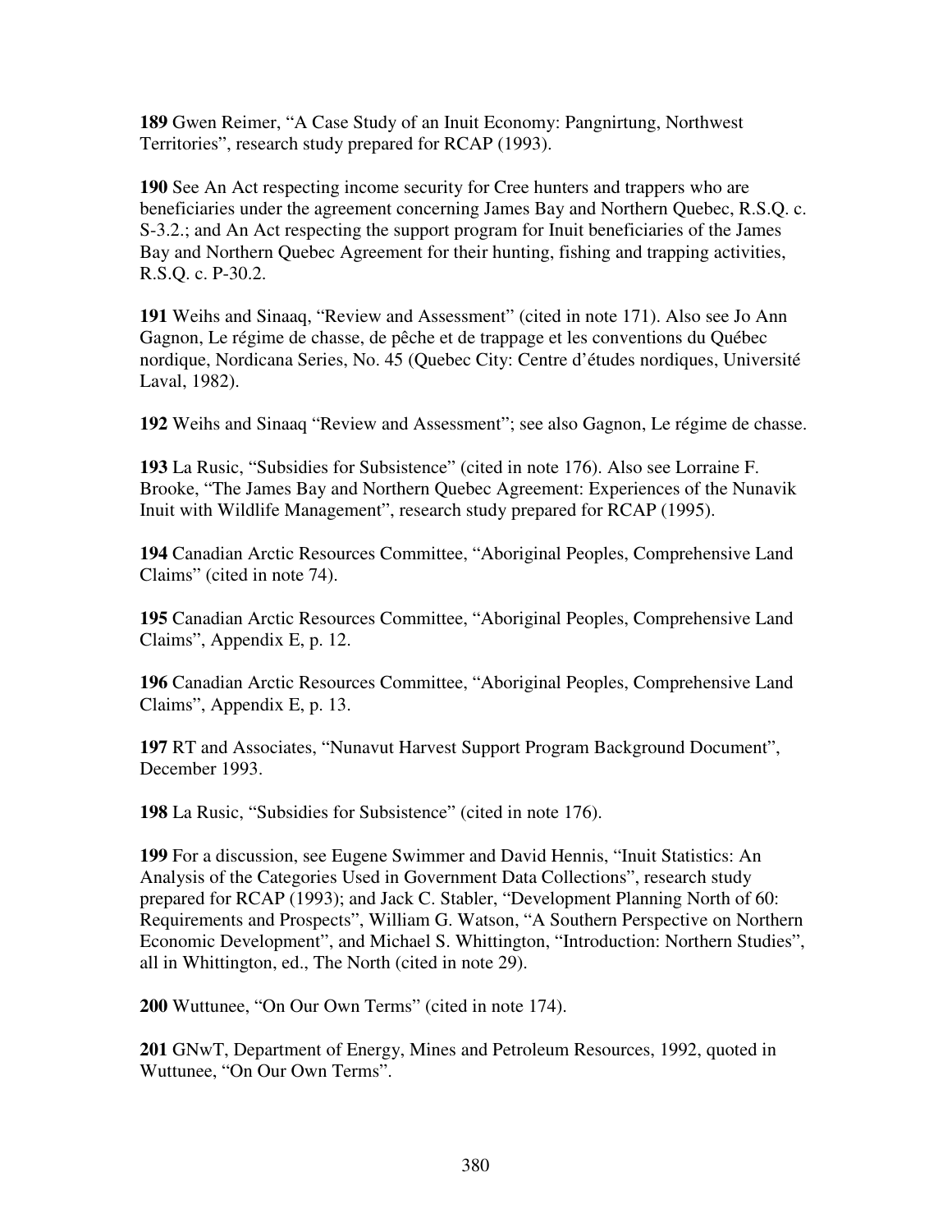**189** Gwen Reimer, “A Case Study of an Inuit Economy: Pangnirtung, Northwest Territories”, research study prepared for RCAP (1993).

**190** See An Act respecting income security for Cree hunters and trappers who are beneficiaries under the agreement concerning James Bay and Northern Quebec, R.S.Q. c. S-3.2.; and An Act respecting the support program for Inuit beneficiaries of the James Bay and Northern Quebec Agreement for their hunting, fishing and trapping activities, R.S.Q. c. P-30.2.

**191** Weihs and Sinaaq, “Review and Assessment” (cited in note 171). Also see Jo Ann Gagnon, Le régime de chasse, de pêche et de trappage et les conventions du Québec nordique, Nordicana Series, No. 45 (Quebec City: Centre d’études nordiques, Université Laval, 1982).

**192** Weihs and Sinaaq “Review and Assessment”; see also Gagnon, Le régime de chasse.

**193** La Rusic, “Subsidies for Subsistence” (cited in note 176). Also see Lorraine F. Brooke, “The James Bay and Northern Quebec Agreement: Experiences of the Nunavik Inuit with Wildlife Management”, research study prepared for RCAP (1995).

**194** Canadian Arctic Resources Committee, “Aboriginal Peoples, Comprehensive Land Claims” (cited in note 74).

**195** Canadian Arctic Resources Committee, “Aboriginal Peoples, Comprehensive Land Claims”, Appendix E, p. 12.

**196** Canadian Arctic Resources Committee, “Aboriginal Peoples, Comprehensive Land Claims”, Appendix E, p. 13.

**197** RT and Associates, “Nunavut Harvest Support Program Background Document”, December 1993.

**198** La Rusic, “Subsidies for Subsistence” (cited in note 176).

**199** For a discussion, see Eugene Swimmer and David Hennis, “Inuit Statistics: An Analysis of the Categories Used in Government Data Collections”, research study prepared for RCAP (1993); and Jack C. Stabler, “Development Planning North of 60: Requirements and Prospects”, William G. Watson, “A Southern Perspective on Northern Economic Development”, and Michael S. Whittington, “Introduction: Northern Studies”, all in Whittington, ed., The North (cited in note 29).

**200** Wuttunee, “On Our Own Terms” (cited in note 174).

**201** GNwT, Department of Energy, Mines and Petroleum Resources, 1992, quoted in Wuttunee, “On Our Own Terms”.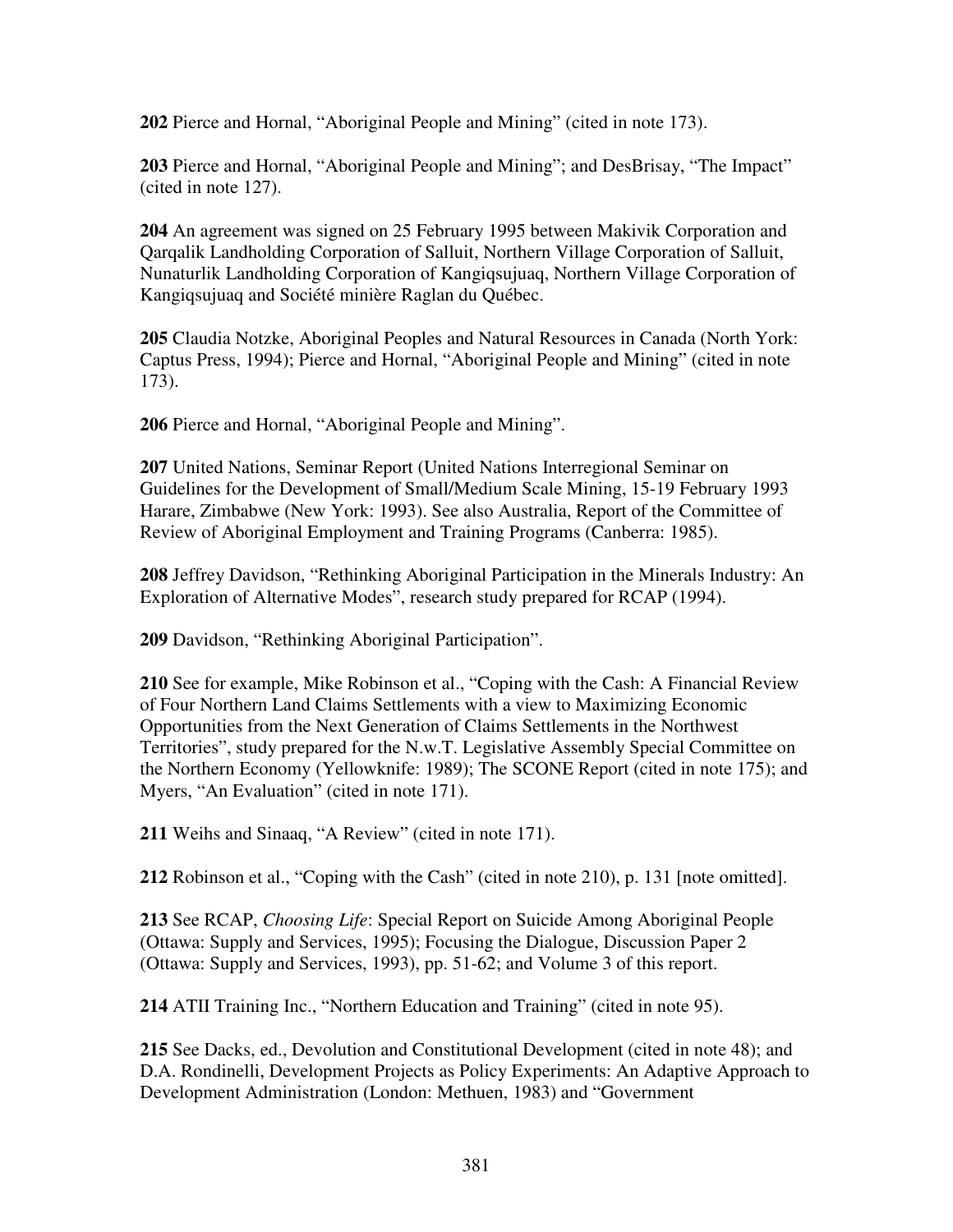**202** Pierce and Hornal, “Aboriginal People and Mining” (cited in note 173).

**203** Pierce and Hornal, “Aboriginal People and Mining”; and DesBrisay, “The Impact” (cited in note 127).

**204** An agreement was signed on 25 February 1995 between Makivik Corporation and Qarqalik Landholding Corporation of Salluit, Northern Village Corporation of Salluit, Nunaturlik Landholding Corporation of Kangiqsujuaq, Northern Village Corporation of Kangiqsujuaq and Société minière Raglan du Québec.

**205** Claudia Notzke, Aboriginal Peoples and Natural Resources in Canada (North York: Captus Press, 1994); Pierce and Hornal, “Aboriginal People and Mining” (cited in note 173).

**206** Pierce and Hornal, “Aboriginal People and Mining”.

**207** United Nations, Seminar Report (United Nations Interregional Seminar on Guidelines for the Development of Small/Medium Scale Mining, 15-19 February 1993 Harare, Zimbabwe (New York: 1993). See also Australia, Report of the Committee of Review of Aboriginal Employment and Training Programs (Canberra: 1985).

**208** Jeffrey Davidson, “Rethinking Aboriginal Participation in the Minerals Industry: An Exploration of Alternative Modes”, research study prepared for RCAP (1994).

**209** Davidson, “Rethinking Aboriginal Participation”.

**210** See for example, Mike Robinson et al., “Coping with the Cash: A Financial Review of Four Northern Land Claims Settlements with a view to Maximizing Economic Opportunities from the Next Generation of Claims Settlements in the Northwest Territories”, study prepared for the N.w.T. Legislative Assembly Special Committee on the Northern Economy (Yellowknife: 1989); The SCONE Report (cited in note 175); and Myers, “An Evaluation” (cited in note 171).

**211** Weihs and Sinaaq, “A Review” (cited in note 171).

**212** Robinson et al., “Coping with the Cash” (cited in note 210), p. 131 [note omitted].

**213** See RCAP, *Choosing Life*: Special Report on Suicide Among Aboriginal People (Ottawa: Supply and Services, 1995); Focusing the Dialogue, Discussion Paper 2 (Ottawa: Supply and Services, 1993), pp. 51-62; and Volume 3 of this report.

**214** ATII Training Inc., “Northern Education and Training” (cited in note 95).

**215** See Dacks, ed., Devolution and Constitutional Development (cited in note 48); and D.A. Rondinelli, Development Projects as Policy Experiments: An Adaptive Approach to Development Administration (London: Methuen, 1983) and “Government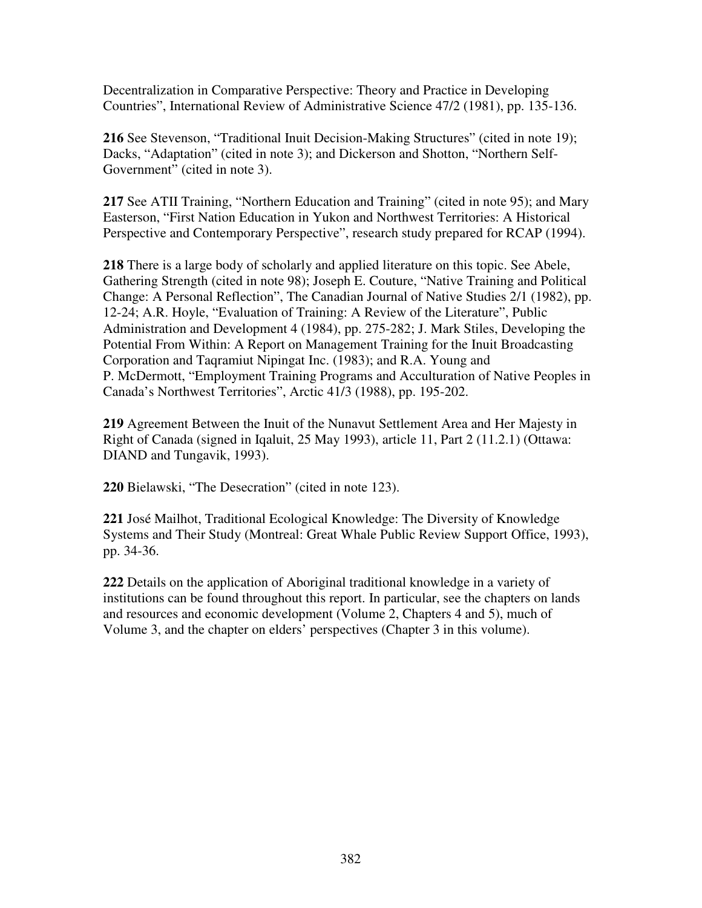Decentralization in Comparative Perspective: Theory and Practice in Developing Countries", International Review of Administrative Science 47/2 (1981), pp. 135-136.

**216** See Stevenson, "Traditional Inuit Decision-Making Structures" (cited in note 19); Dacks, "Adaptation" (cited in note 3); and Dickerson and Shotton, "Northern Self-Government" (cited in note 3).

**217** See ATII Training, "Northern Education and Training" (cited in note 95); and Mary Easterson, "First Nation Education in Yukon and Northwest Territories: A Historical Perspective and Contemporary Perspective", research study prepared for RCAP (1994).

**218** There is a large body of scholarly and applied literature on this topic. See Abele, Gathering Strength (cited in note 98); Joseph E. Couture, "Native Training and Political Change: A Personal Reflection", The Canadian Journal of Native Studies 2/1 (1982), pp. 12-24; A.R. Hoyle, "Evaluation of Training: A Review of the Literature", Public Administration and Development 4 (1984), pp. 275-282; J. Mark Stiles, Developing the Potential From Within: A Report on Management Training for the Inuit Broadcasting Corporation and Taqramiut Nipingat Inc. (1983); and R.A. Young and P. McDermott, "Employment Training Programs and Acculturation of Native Peoples in Canada's Northwest Territories", Arctic 41/3 (1988), pp. 195-202.

**219** Agreement Between the Inuit of the Nunavut Settlement Area and Her Majesty in Right of Canada (signed in Iqaluit, 25 May 1993), article 11, Part 2 (11.2.1) (Ottawa: DIAND and Tungavik, 1993).

**220** Bielawski, "The Desecration" (cited in note 123).

**221** José Mailhot, Traditional Ecological Knowledge: The Diversity of Knowledge Systems and Their Study (Montreal: Great Whale Public Review Support Office, 1993), pp. 34-36.

**222** Details on the application of Aboriginal traditional knowledge in a variety of institutions can be found throughout this report. In particular, see the chapters on lands and resources and economic development (Volume 2, Chapters 4 and 5), much of Volume 3, and the chapter on elders' perspectives (Chapter 3 in this volume).